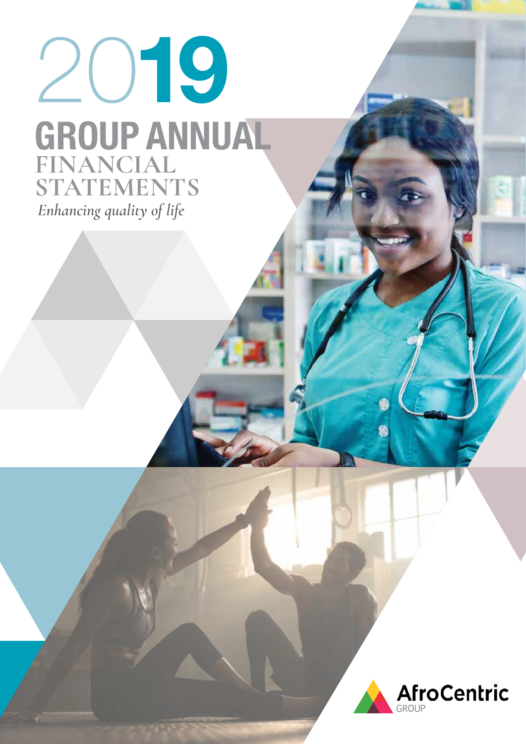# 2019

## GROUP ANNUAL FINANCIAL STATEMENTS

*Enhancing quality of life*

AfroCentric GROUP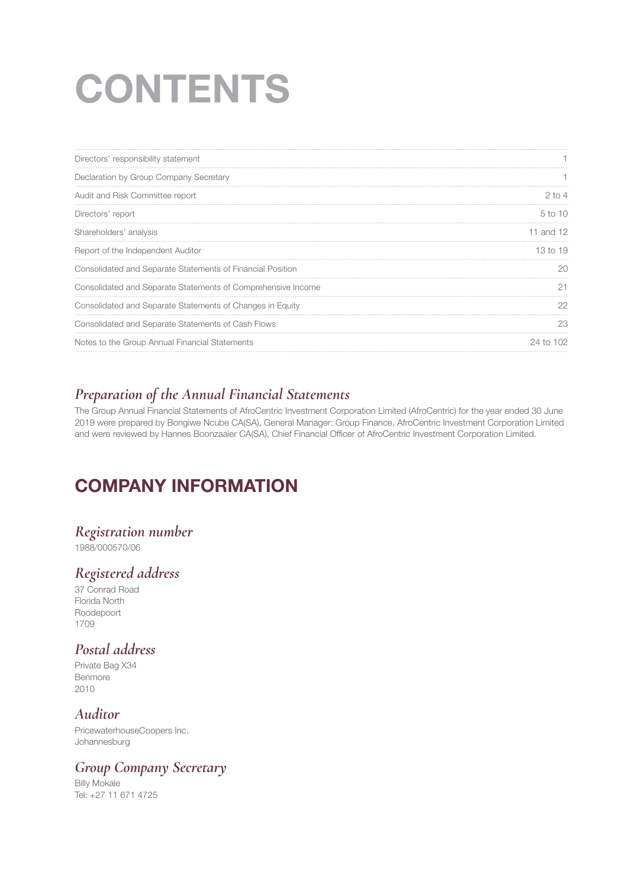# CONTENTS

| | |
|---|---|
| Directors' responsibility statement | 1 |
| Declaration by Group Company Secretary | 1 |
| Audit and Risk Committee report | 2 to 4 |
| Directors' report | 5 to 10 |
| Shareholders' analysis | 11 and 12 |
| Report of the Independent Auditor | 13 to 19 |
| Consolidated and Separate Statements of Financial Position | 20 |
| Consolidated and Separate Statements of Comprehensive Income | 21 |
| Consolidated and Separate Statements of Changes in Equity | 22 |
| Consolidated and Separate Statements of Cash Flows | 23 |
| Notes to the Group Annual Financial Statements | 24 to 102 |

### *Preparation of the Annual Financial Statements*

The Group Annual Financial Statements of AfroCentric Investment Corporation Limited (AfroCentric) for the year ended 30 June 2019 were prepared by Bongiwe Ncube CA(SA), General Manager: Group Finance, AfroCentric Investment Corporation Limited and were reviewed by Hannes Boonzaaier CA(SA), Chief Financial Officer of AfroCentric Investment Corporation Limited.

## COMPANY INFORMATION

### *Registration number*

1988/000570/06

### *Registered address*

37 Conrad Road
Florida North
Roodepoort
1709

### *Postal address*

Private Bag X34
Benmore
2010

### *Auditor*

PricewaterhouseCoopers Inc.
Johannesburg

### *Group Company Secretary*

Billy Mokale
Tel: +27 11 671 4725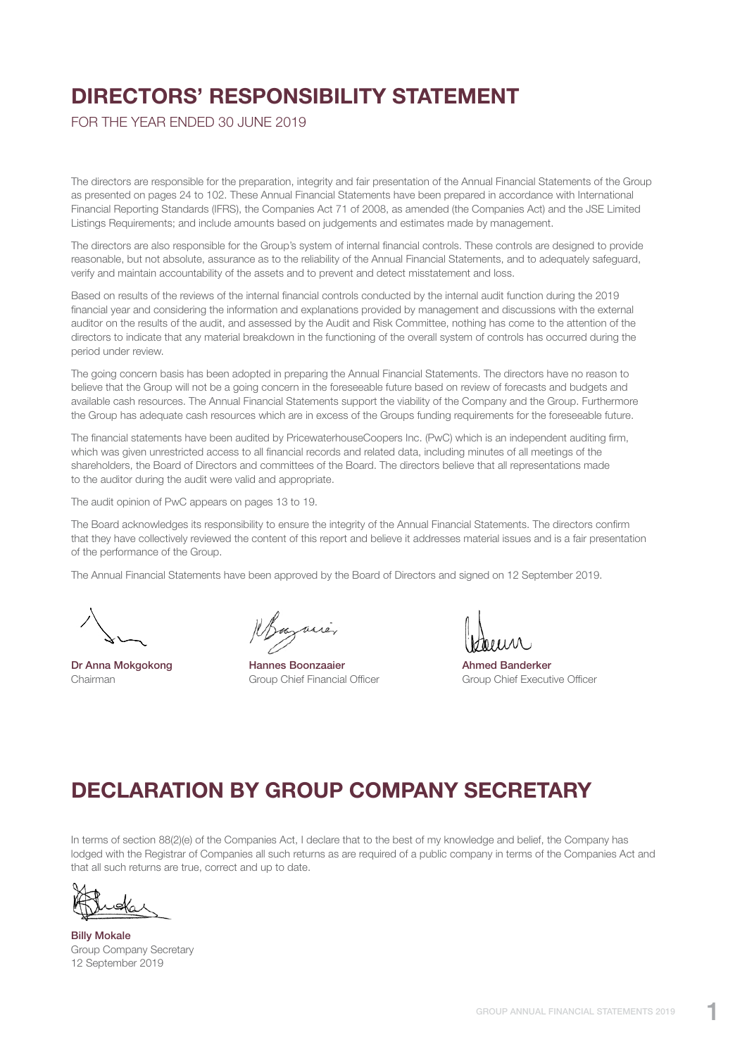# DIRECTORS' RESPONSIBILITY STATEMENT

FOR THE YEAR ENDED 30 JUNE 2019

The directors are responsible for the preparation, integrity and fair presentation of the Annual Financial Statements of the Group as presented on pages 24 to 102. These Annual Financial Statements have been prepared in accordance with International Financial Reporting Standards (IFRS), the Companies Act 71 of 2008, as amended (the Companies Act) and the JSE Limited Listings Requirements; and include amounts based on judgements and estimates made by management.

The directors are also responsible for the Group's system of internal financial controls. These controls are designed to provide reasonable, but not absolute, assurance as to the reliability of the Annual Financial Statements, and to adequately safeguard, verify and maintain accountability of the assets and to prevent and detect misstatement and loss.

Based on results of the reviews of the internal financial controls conducted by the internal audit function during the 2019 financial year and considering the information and explanations provided by management and discussions with the external auditor on the results of the audit, and assessed by the Audit and Risk Committee, nothing has come to the attention of the directors to indicate that any material breakdown in the functioning of the overall system of controls has occurred during the period under review.

The going concern basis has been adopted in preparing the Annual Financial Statements. The directors have no reason to believe that the Group will not be a going concern in the foreseeable future based on review of forecasts and budgets and available cash resources. The Annual Financial Statements support the viability of the Company and the Group. Furthermore the Group has adequate cash resources which are in excess of the Groups funding requirements for the foreseeable future.

The financial statements have been audited by PricewaterhouseCoopers Inc. (PwC) which is an independent auditing firm, which was given unrestricted access to all financial records and related data, including minutes of all meetings of the shareholders, the Board of Directors and committees of the Board. The directors believe that all representations made to the auditor during the audit were valid and appropriate.

The audit opinion of PwC appears on pages 13 to 19.

The Board acknowledges its responsibility to ensure the integrity of the Annual Financial Statements. The directors confirm that they have collectively reviewed the content of this report and believe it addresses material issues and is a fair presentation of the performance of the Group.

The Annual Financial Statements have been approved by the Board of Directors and signed on 12 September 2019.

**Dr Anna Mokgokong**
Chairman

**Hannes Boonzaaier**
Group Chief Financial Officer

**Ahmed Banderker**
Group Chief Executive Officer

# DECLARATION BY GROUP COMPANY SECRETARY

In terms of section 88(2)(e) of the Companies Act, I declare that to the best of my knowledge and belief, the Company has lodged with the Registrar of Companies all such returns as are required of a public company in terms of the Companies Act and that all such returns are true, correct and up to date.

**Billy Mokale**
Group Company Secretary
12 September 2019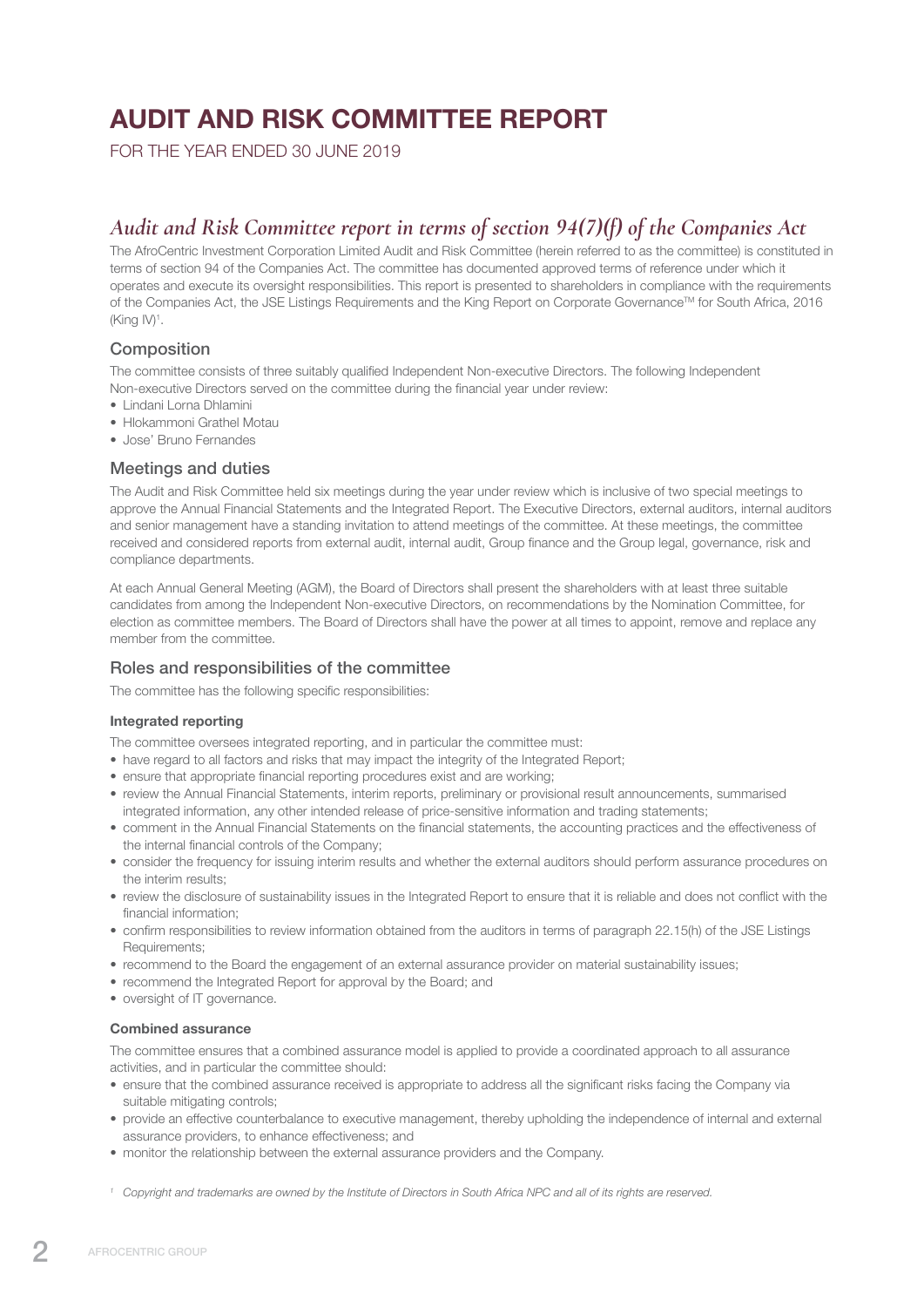# AUDIT AND RISK COMMITTEE REPORT

FOR THE YEAR ENDED 30 JUNE 2019

## *Audit and Risk Committee report in terms of section 94(7)(f) of the Companies Act*

The AfroCentric Investment Corporation Limited Audit and Risk Committee (herein referred to as the committee) is constituted in terms of section 94 of the Companies Act. The committee has documented approved terms of reference under which it operates and execute its oversight responsibilities. This report is presented to shareholders in compliance with the requirements of the Companies Act, the JSE Listings Requirements and the King Report on Corporate Governance™ for South Africa, 2016 (King IV)[1].

### Composition

The committee consists of three suitably qualified Independent Non-executive Directors. The following Independent Non-executive Directors served on the committee during the financial year under review:

- Lindani Lorna Dhlamini
- Hlokammoni Grathel Motau
- Jose' Bruno Fernandes

### Meetings and duties

The Audit and Risk Committee held six meetings during the year under review which is inclusive of two special meetings to approve the Annual Financial Statements and the Integrated Report. The Executive Directors, external auditors, internal auditors and senior management have a standing invitation to attend meetings of the committee. At these meetings, the committee received and considered reports from external audit, internal audit, Group finance and the Group legal, governance, risk and compliance departments.

At each Annual General Meeting (AGM), the Board of Directors shall present the shareholders with at least three suitable candidates from among the Independent Non-executive Directors, on recommendations by the Nomination Committee, for election as committee members. The Board of Directors shall have the power at all times to appoint, remove and replace any member from the committee.

### Roles and responsibilities of the committee

The committee has the following specific responsibilities:

#### Integrated reporting

The committee oversees integrated reporting, and in particular the committee must:

- have regard to all factors and risks that may impact the integrity of the Integrated Report;
- ensure that appropriate financial reporting procedures exist and are working;
- review the Annual Financial Statements, interim reports, preliminary or provisional result announcements, summarised integrated information, any other intended release of price-sensitive information and trading statements;
- comment in the Annual Financial Statements on the financial statements, the accounting practices and the effectiveness of the internal financial controls of the Company;
- consider the frequency for issuing interim results and whether the external auditors should perform assurance procedures on the interim results;
- review the disclosure of sustainability issues in the Integrated Report to ensure that it is reliable and does not conflict with the financial information;
- confirm responsibilities to review information obtained from the auditors in terms of paragraph 22.15(h) of the JSE Listings Requirements;
- recommend to the Board the engagement of an external assurance provider on material sustainability issues;
- recommend the Integrated Report for approval by the Board; and
- oversight of IT governance.

#### Combined assurance

The committee ensures that a combined assurance model is applied to provide a coordinated approach to all assurance activities, and in particular the committee should:

- ensure that the combined assurance received is appropriate to address all the significant risks facing the Company via suitable mitigating controls;
- provide an effective counterbalance to executive management, thereby upholding the independence of internal and external assurance providers, to enhance effectiveness; and
- monitor the relationship between the external assurance providers and the Company.

[1] *Copyright and trademarks are owned by the Institute of Directors in South Africa NPC and all of its rights are reserved.*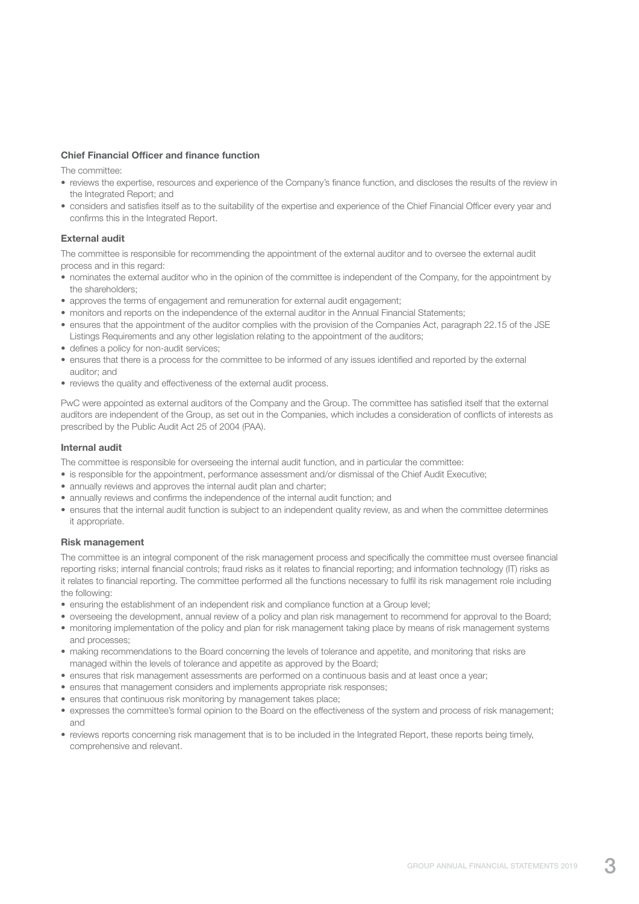### Chief Financial Officer and finance function

The committee:

- reviews the expertise, resources and experience of the Company's finance function, and discloses the results of the review in the Integrated Report; and
- considers and satisfies itself as to the suitability of the expertise and experience of the Chief Financial Officer every year and confirms this in the Integrated Report.

### External audit

The committee is responsible for recommending the appointment of the external auditor and to oversee the external audit process and in this regard:

- nominates the external auditor who in the opinion of the committee is independent of the Company, for the appointment by the shareholders;
- approves the terms of engagement and remuneration for external audit engagement;
- monitors and reports on the independence of the external auditor in the Annual Financial Statements;
- ensures that the appointment of the auditor complies with the provision of the Companies Act, paragraph 22.15 of the JSE Listings Requirements and any other legislation relating to the appointment of the auditors;
- defines a policy for non-audit services;
- ensures that there is a process for the committee to be informed of any issues identified and reported by the external auditor; and
- reviews the quality and effectiveness of the external audit process.

PwC were appointed as external auditors of the Company and the Group. The committee has satisfied itself that the external auditors are independent of the Group, as set out in the Companies, which includes a consideration of conflicts of interests as prescribed by the Public Audit Act 25 of 2004 (PAA).

### Internal audit

The committee is responsible for overseeing the internal audit function, and in particular the committee:

- is responsible for the appointment, performance assessment and/or dismissal of the Chief Audit Executive;
- annually reviews and approves the internal audit plan and charter;
- annually reviews and confirms the independence of the internal audit function; and
- ensures that the internal audit function is subject to an independent quality review, as and when the committee determines it appropriate.

### Risk management

The committee is an integral component of the risk management process and specifically the committee must oversee financial reporting risks; internal financial controls; fraud risks as it relates to financial reporting; and information technology (IT) risks as it relates to financial reporting. The committee performed all the functions necessary to fulfil its risk management role including the following:

- ensuring the establishment of an independent risk and compliance function at a Group level;
- overseeing the development, annual review of a policy and plan risk management to recommend for approval to the Board;
- monitoring implementation of the policy and plan for risk management taking place by means of risk management systems and processes;
- making recommendations to the Board concerning the levels of tolerance and appetite, and monitoring that risks are managed within the levels of tolerance and appetite as approved by the Board;
- ensures that risk management assessments are performed on a continuous basis and at least once a year;
- ensures that management considers and implements appropriate risk responses;
- ensures that continuous risk monitoring by management takes place;
- expresses the committee's formal opinion to the Board on the effectiveness of the system and process of risk management; and
- reviews reports concerning risk management that is to be included in the Integrated Report, these reports being timely, comprehensive and relevant.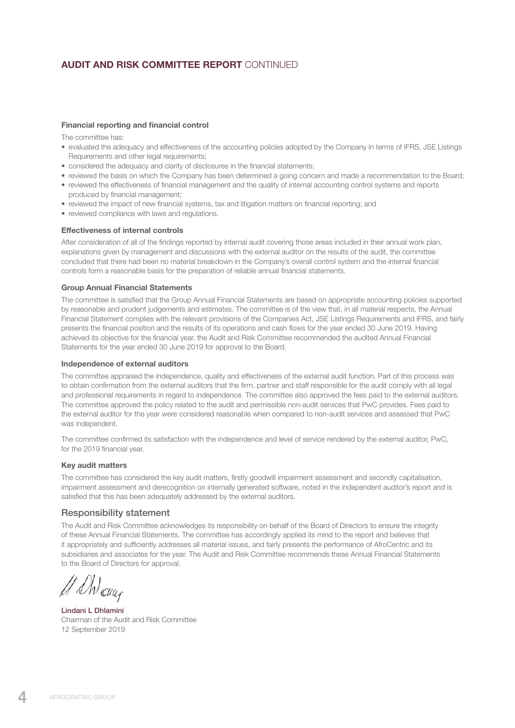## AUDIT AND RISK COMMITTEE REPORT CONTINUED

### Financial reporting and financial control

The committee has:

- evaluated the adequacy and effectiveness of the accounting policies adopted by the Company in terms of IFRS, JSE Listings Requirements and other legal requirements;
- considered the adequacy and clarity of disclosures in the financial statements;
- reviewed the basis on which the Company has been determined a going concern and made a recommendation to the Board;
- reviewed the effectiveness of financial management and the quality of internal accounting control systems and reports produced by financial management;
- reviewed the impact of new financial systems, tax and litigation matters on financial reporting; and
- reviewed compliance with laws and regulations.

### Effectiveness of internal controls

After consideration of all of the findings reported by internal audit covering those areas included in their annual work plan, explanations given by management and discussions with the external auditor on the results of the audit, the committee concluded that there had been no material breakdown in the Company's overall control system and the internal financial controls form a reasonable basis for the preparation of reliable annual financial statements.

### Group Annual Financial Statements

The committee is satisfied that the Group Annual Financial Statements are based on appropriate accounting policies supported by reasonable and prudent judgements and estimates. The committee is of the view that, in all material respects, the Annual Financial Statement complies with the relevant provisions of the Companies Act, JSE Listings Requirements and IFRS, and fairly presents the financial position and the results of its operations and cash flows for the year ended 30 June 2019. Having achieved its objective for the financial year, the Audit and Risk Committee recommended the audited Annual Financial Statements for the year ended 30 June 2019 for approval to the Board.

### Independence of external auditors

The committee appraised the independence, quality and effectiveness of the external audit function. Part of this process was to obtain confirmation from the external auditors that the firm, partner and staff responsible for the audit comply with all legal and professional requirements in regard to independence. The committee also approved the fees paid to the external auditors. The committee approved the policy related to the audit and permissible non-audit services that PwC provides. Fees paid to the external auditor for the year were considered reasonable when compared to non-audit services and assessed that PwC was independent.

The committee confirmed its satisfaction with the independence and level of service rendered by the external auditor, PwC, for the 2019 financial year.

### Key audit matters

The committee has considered the key audit matters, firstly goodwill impairment assessment and secondly capitalisation, impairment assessment and derecognition on internally generated software, noted in the independent auditor's report and is satisfied that this has been adequately addressed by the external auditors.

## Responsibility statement

The Audit and Risk Committee acknowledges its responsibility on behalf of the Board of Directors to ensure the integrity of these Annual Financial Statements. The committee has accordingly applied its mind to the report and believes that it appropriately and sufficiently addresses all material issues, and fairly presents the performance of AfroCentric and its subsidiaries and associates for the year. The Audit and Risk Committee recommends these Annual Financial Statements to the Board of Directors for approval.

**Lindani L Dhlamini**
Chairman of the Audit and Risk Committee
12 September 2019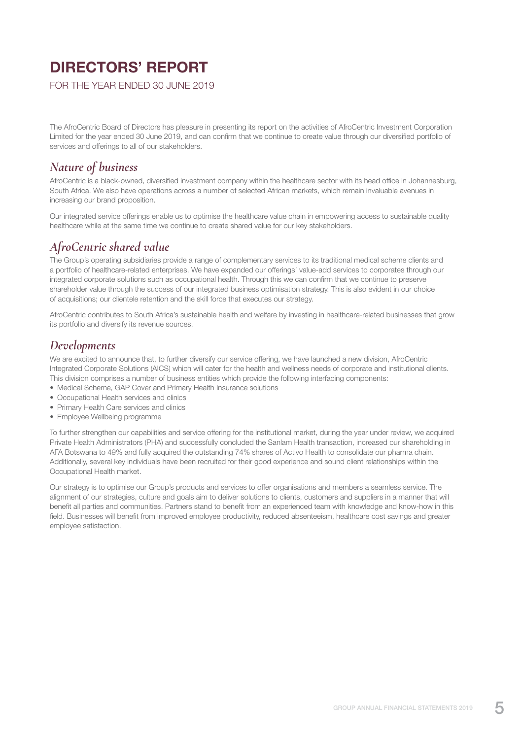# DIRECTORS' REPORT

FOR THE YEAR ENDED 30 JUNE 2019

The AfroCentric Board of Directors has pleasure in presenting its report on the activities of AfroCentric Investment Corporation Limited for the year ended 30 June 2019, and can confirm that we continue to create value through our diversified portfolio of services and offerings to all of our stakeholders.

## *Nature of business*

AfroCentric is a black-owned, diversified investment company within the healthcare sector with its head office in Johannesburg, South Africa. We also have operations across a number of selected African markets, which remain invaluable avenues in increasing our brand proposition.

Our integrated service offerings enable us to optimise the healthcare value chain in empowering access to sustainable quality healthcare while at the same time we continue to create shared value for our key stakeholders.

## *AfroCentric shared value*

The Group's operating subsidiaries provide a range of complementary services to its traditional medical scheme clients and a portfolio of healthcare-related enterprises. We have expanded our offerings' value-add services to corporates through our integrated corporate solutions such as occupational health. Through this we can confirm that we continue to preserve shareholder value through the success of our integrated business optimisation strategy. This is also evident in our choice of acquisitions; our clientele retention and the skill force that executes our strategy.

AfroCentric contributes to South Africa's sustainable health and welfare by investing in healthcare-related businesses that grow its portfolio and diversify its revenue sources.

## *Developments*

We are excited to announce that, to further diversify our service offering, we have launched a new division, AfroCentric Integrated Corporate Solutions (AICS) which will cater for the health and wellness needs of corporate and institutional clients. This division comprises a number of business entities which provide the following interfacing components:

- Medical Scheme, GAP Cover and Primary Health Insurance solutions
- Occupational Health services and clinics
- Primary Health Care services and clinics
- Employee Wellbeing programme

To further strengthen our capabilities and service offering for the institutional market, during the year under review, we acquired Private Health Administrators (PHA) and successfully concluded the Sanlam Health transaction, increased our shareholding in AFA Botswana to 49% and fully acquired the outstanding 74% shares of Activo Health to consolidate our pharma chain. Additionally, several key individuals have been recruited for their good experience and sound client relationships within the Occupational Health market.

Our strategy is to optimise our Group's products and services to offer organisations and members a seamless service. The alignment of our strategies, culture and goals aim to deliver solutions to clients, customers and suppliers in a manner that will benefit all parties and communities. Partners stand to benefit from an experienced team with knowledge and know-how in this field. Businesses will benefit from improved employee productivity, reduced absenteeism, healthcare cost savings and greater employee satisfaction.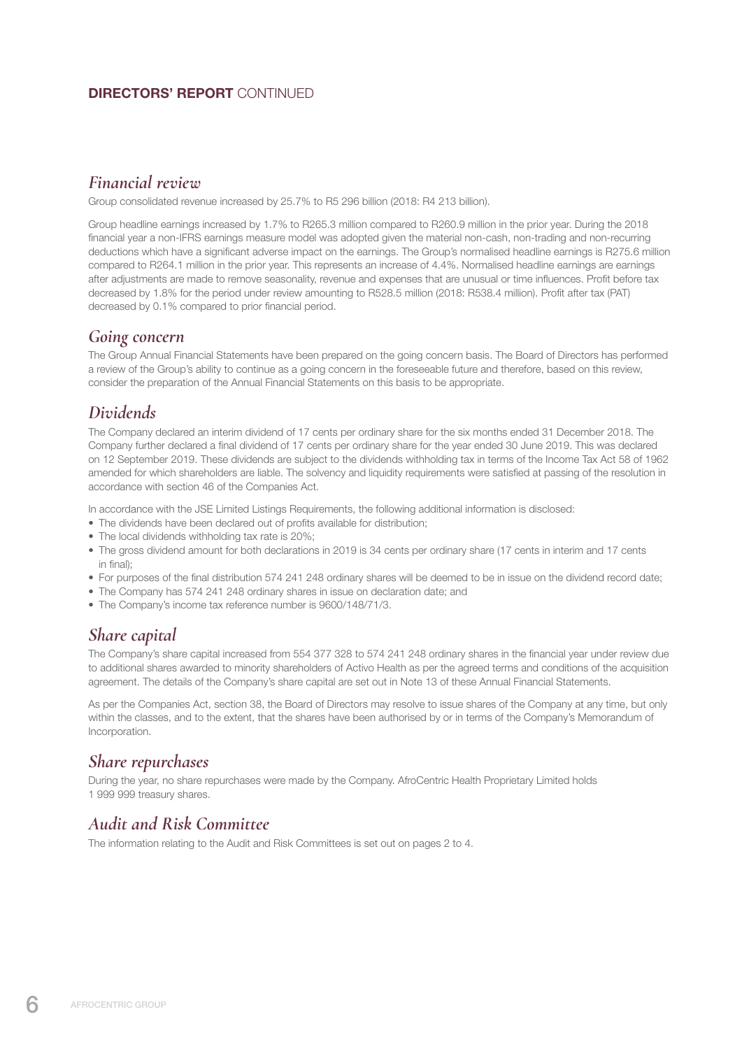# DIRECTORS' REPORT CONTINUED

## *Financial review*

Group consolidated revenue increased by 25.7% to R5 296 billion (2018: R4 213 billion).

Group headline earnings increased by 1.7% to R265.3 million compared to R260.9 million in the prior year. During the 2018 financial year a non-IFRS earnings measure model was adopted given the material non-cash, non-trading and non-recurring deductions which have a significant adverse impact on the earnings. The Group's normalised headline earnings is R275.6 million compared to R264.1 million in the prior year. This represents an increase of 4.4%. Normalised headline earnings are earnings after adjustments are made to remove seasonality, revenue and expenses that are unusual or time influences. Profit before tax decreased by 1.8% for the period under review amounting to R528.5 million (2018: R538.4 million). Profit after tax (PAT) decreased by 0.1% compared to prior financial period.

## *Going concern*

The Group Annual Financial Statements have been prepared on the going concern basis. The Board of Directors has performed a review of the Group's ability to continue as a going concern in the foreseeable future and therefore, based on this review, consider the preparation of the Annual Financial Statements on this basis to be appropriate.

## *Dividends*

The Company declared an interim dividend of 17 cents per ordinary share for the six months ended 31 December 2018. The Company further declared a final dividend of 17 cents per ordinary share for the year ended 30 June 2019. This was declared on 12 September 2019. These dividends are subject to the dividends withholding tax in terms of the Income Tax Act 58 of 1962 amended for which shareholders are liable. The solvency and liquidity requirements were satisfied at passing of the resolution in accordance with section 46 of the Companies Act.

In accordance with the JSE Limited Listings Requirements, the following additional information is disclosed:

- The dividends have been declared out of profits available for distribution;
- The local dividends withholding tax rate is 20%;
- The gross dividend amount for both declarations in 2019 is 34 cents per ordinary share (17 cents in interim and 17 cents in final);
- For purposes of the final distribution 574 241 248 ordinary shares will be deemed to be in issue on the dividend record date;
- The Company has 574 241 248 ordinary shares in issue on declaration date; and
- The Company's income tax reference number is 9600/148/71/3.

## *Share capital*

The Company's share capital increased from 554 377 328 to 574 241 248 ordinary shares in the financial year under review due to additional shares awarded to minority shareholders of Activo Health as per the agreed terms and conditions of the acquisition agreement. The details of the Company's share capital are set out in Note 13 of these Annual Financial Statements.

As per the Companies Act, section 38, the Board of Directors may resolve to issue shares of the Company at any time, but only within the classes, and to the extent, that the shares have been authorised by or in terms of the Company's Memorandum of Incorporation.

## *Share repurchases*

During the year, no share repurchases were made by the Company. AfroCentric Health Proprietary Limited holds 1 999 999 treasury shares.

## *Audit and Risk Committee*

The information relating to the Audit and Risk Committees is set out on pages 2 to 4.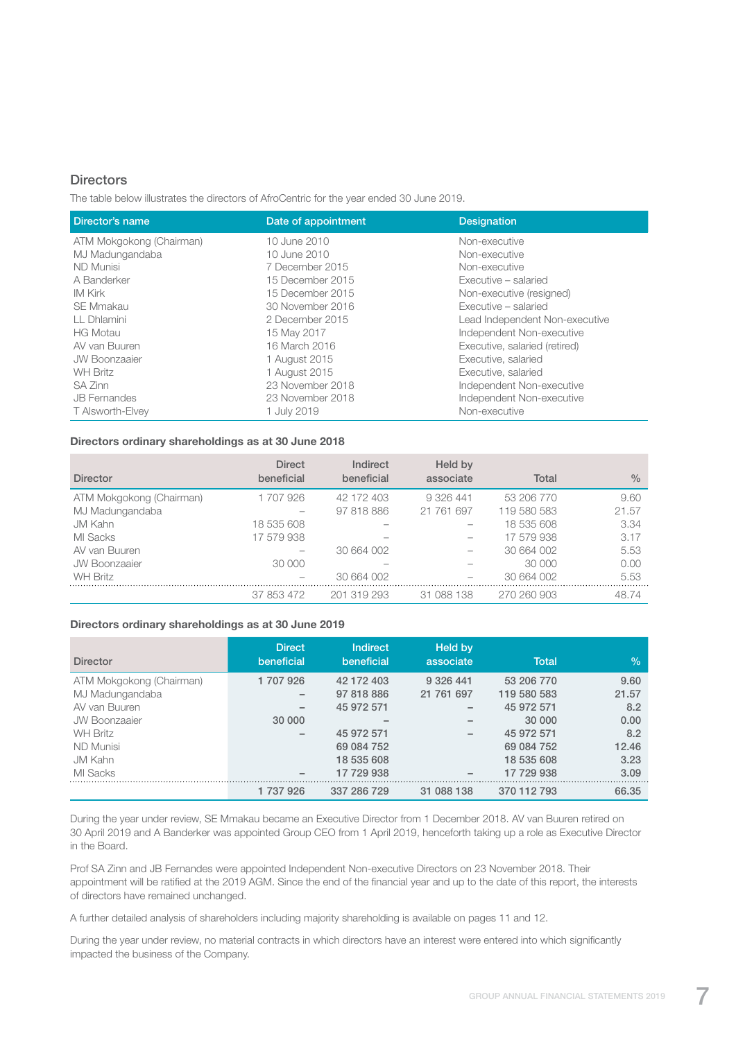## Directors

The table below illustrates the directors of AfroCentric for the year ended 30 June 2019.

| Director's name | Date of appointment | Designation |
|---|---|---|
| ATM Mokgokong (Chairman) | 10 June 2010 | Non-executive |
| MJ Madungandaba | 10 June 2010 | Non-executive |
| ND Munisi | 7 December 2015 | Non-executive |
| A Banderker | 15 December 2015 | Executive – salaried |
| IM Kirk | 15 December 2015 | Non-executive (resigned) |
| SE Mmakau | 30 November 2016 | Executive – salaried |
| LL Dhlamini | 2 December 2015 | Lead Independent Non-executive |
| HG Motau | 15 May 2017 | Independent Non-executive |
| AV van Buuren | 16 March 2016 | Executive, salaried (retired) |
| JW Boonzaaier | 1 August 2015 | Executive, salaried |
| WH Britz | 1 August 2015 | Executive, salaried |
| SA Zinn | 23 November 2018 | Independent Non-executive |
| JB Fernandes | 23 November 2018 | Independent Non-executive |
| T Alsworth-Elvey | 1 July 2019 | Non-executive |

### Directors ordinary shareholdings as at 30 June 2018

| Director | Direct beneficial | Indirect beneficial | Held by associate | Total | % |
|---|---|---|---|---|---|
| ATM Mokgokong (Chairman) | 1 707 926 | 42 172 403 | 9 326 441 | 53 206 770 | 9.60 |
| MJ Madungandaba | – | 97 818 886 | 21 761 697 | 119 580 583 | 21.57 |
| JM Kahn | 18 535 608 | – | – | 18 535 608 | 3.34 |
| MI Sacks | 17 579 938 | – | – | 17 579 938 | 3.17 |
| AV van Buuren | – | 30 664 002 | – | 30 664 002 | 5.53 |
| JW Boonzaaier | 30 000 | – | – | 30 000 | 0.00 |
| WH Britz | – | 30 664 002 | – | 30 664 002 | 5.53 |
| | 37 853 472 | 201 319 293 | 31 088 138 | 270 260 903 | 48.74 |

### Directors ordinary shareholdings as at 30 June 2019

| Director | Direct beneficial | Indirect beneficial | Held by associate | Total | % |
|---|---|---|---|---|---|
| ATM Mokgokong (Chairman) | 1 707 926 | 42 172 403 | 9 326 441 | 53 206 770 | 9.60 |
| MJ Madungandaba | – | 97 818 886 | 21 761 697 | 119 580 583 | 21.57 |
| AV van Buuren | – | 45 972 571 | – | 45 972 571 | 8.2 |
| JW Boonzaaier | 30 000 | – | – | 30 000 | 0.00 |
| WH Britz | – | 45 972 571 | – | 45 972 571 | 8.2 |
| ND Munisi | | 69 084 752 | | 69 084 752 | 12.46 |
| JM Kahn | | 18 535 608 | | 18 535 608 | 3.23 |
| MI Sacks | – | 17 729 938 | – | 17 729 938 | 3.09 |
| | 1 737 926 | 337 286 729 | 31 088 138 | 370 112 793 | 66.35 |

During the year under review, SE Mmakau became an Executive Director from 1 December 2018. AV van Buuren retired on 30 April 2019 and A Banderker was appointed Group CEO from 1 April 2019, henceforth taking up a role as Executive Director in the Board.

Prof SA Zinn and JB Fernandes were appointed Independent Non-executive Directors on 23 November 2018. Their appointment will be ratified at the 2019 AGM. Since the end of the financial year and up to the date of this report, the interests of directors have remained unchanged.

A further detailed analysis of shareholders including majority shareholding is available on pages 11 and 12.

During the year under review, no material contracts in which directors have an interest were entered into which significantly impacted the business of the Company.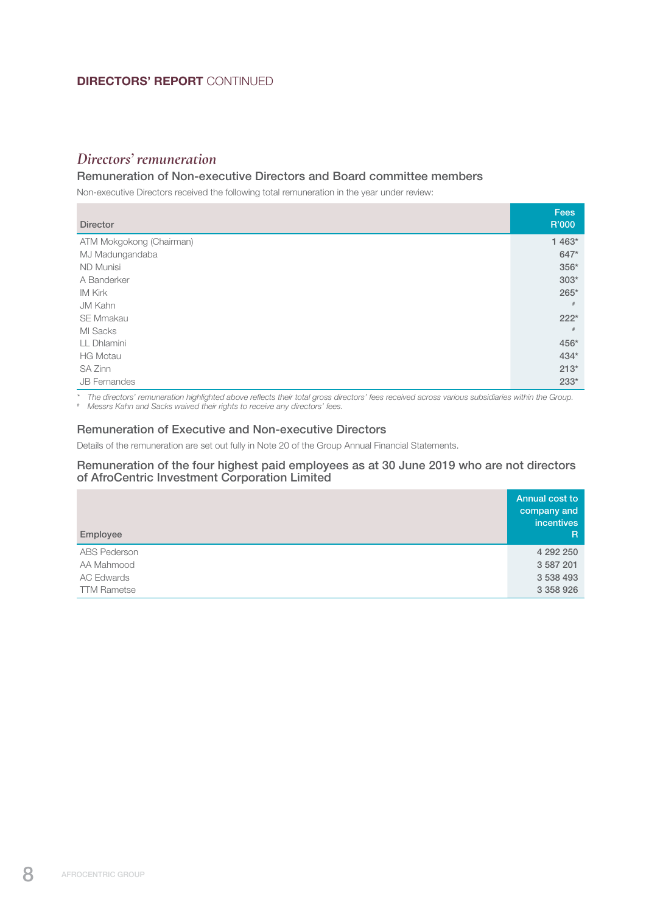## DIRECTORS' REPORT CONTINUED

### *Directors' remuneration*

#### Remuneration of Non-executive Directors and Board committee members

Non-executive Directors received the following total remuneration in the year under review:

| Director | Fees R'000 |
|---|---|
| ATM Mokgokong (Chairman) | 1 463* |
| MJ Madungandaba | 647* |
| ND Munisi | 356* |
| A Banderker | 303* |
| IM Kirk | 265* |
| JM Kahn | # |
| SE Mmakau | 222* |
| MI Sacks | # |
| LL Dhlamini | 456* |
| HG Motau | 434* |
| SA Zinn | 213* |
| JB Fernandes | 233* |

\* *The directors' remuneration highlighted above reflects their total gross directors' fees received across various subsidiaries within the Group.*
\# *Messrs Kahn and Sacks waived their rights to receive any directors' fees.*

#### Remuneration of Executive and Non-executive Directors

Details of the remuneration are set out fully in Note 20 of the Group Annual Financial Statements.

#### Remuneration of the four highest paid employees as at 30 June 2019 who are not directors of AfroCentric Investment Corporation Limited

| Employee | Annual cost to company and incentives R |
|---|---|
| ABS Pederson | 4 292 250 |
| AA Mahmood | 3 587 201 |
| AC Edwards | 3 538 493 |
| TTM Rametse | 3 358 926 |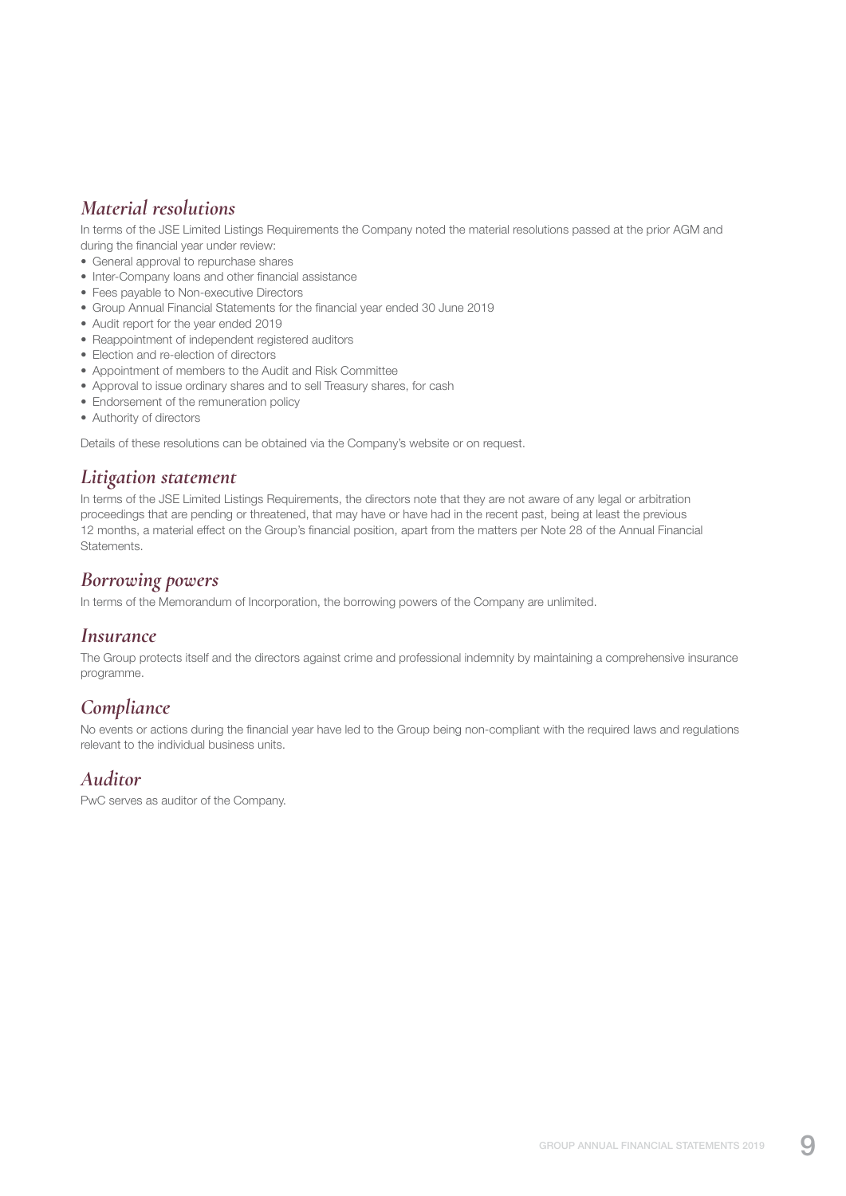## *Material resolutions*

In terms of the JSE Limited Listings Requirements the Company noted the material resolutions passed at the prior AGM and during the financial year under review:

- General approval to repurchase shares
- Inter-Company loans and other financial assistance
- Fees payable to Non-executive Directors
- Group Annual Financial Statements for the financial year ended 30 June 2019
- Audit report for the year ended 2019
- Reappointment of independent registered auditors
- Election and re-election of directors
- Appointment of members to the Audit and Risk Committee
- Approval to issue ordinary shares and to sell Treasury shares, for cash
- Endorsement of the remuneration policy
- Authority of directors

Details of these resolutions can be obtained via the Company's website or on request.

## *Litigation statement*

In terms of the JSE Limited Listings Requirements, the directors note that they are not aware of any legal or arbitration proceedings that are pending or threatened, that may have or have had in the recent past, being at least the previous 12 months, a material effect on the Group's financial position, apart from the matters per Note 28 of the Annual Financial Statements.

## *Borrowing powers*

In terms of the Memorandum of Incorporation, the borrowing powers of the Company are unlimited.

## *Insurance*

The Group protects itself and the directors against crime and professional indemnity by maintaining a comprehensive insurance programme.

## *Compliance*

No events or actions during the financial year have led to the Group being non-compliant with the required laws and regulations relevant to the individual business units.

## *Auditor*

PwC serves as auditor of the Company.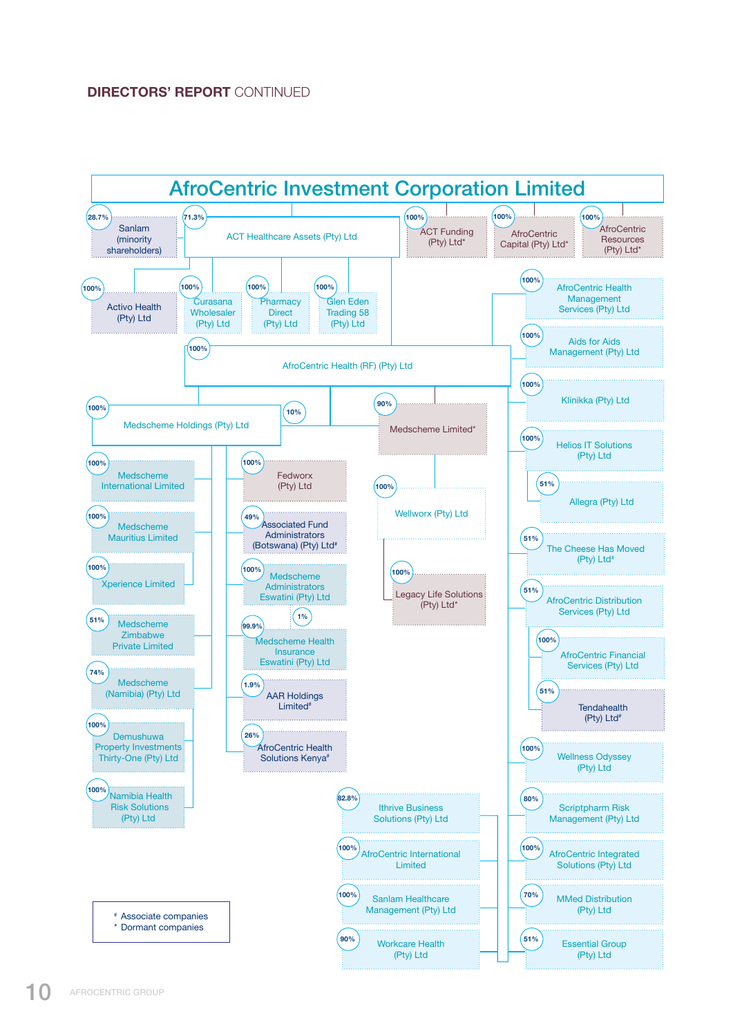## DIRECTORS' REPORT CONTINUED

# AfroCentric Investment Corporation Limited

- 28.7% Sanlam (minority shareholders)
- 71.3% ACT Healthcare Assets (Pty) Ltd
  - 100% Activo Health (Pty) Ltd
  - 100% Curasana Wholesaler (Pty) Ltd
  - 100% Pharmacy Direct (Pty) Ltd
  - 100% Glen Eden Trading 58 (Pty) Ltd
  - 100% AfroCentric Health (RF) (Pty) Ltd
    - 100% Medscheme Holdings (Pty) Ltd
      - 100% Medscheme International Limited
      - 100% Medscheme Mauritius Limited
      - 100% Xperience Limited
      - 51% Medscheme Zimbabwe Private Limited
      - 74% Medscheme (Namibia) (Pty) Ltd
      - 100% Demushuwa Property Investments Thirty-One (Pty) Ltd
      - 100% Namibia Health Risk Solutions (Pty) Ltd
      - 100% Fedworx (Pty) Ltd
      - 49% Associated Fund Administrators (Botswana) (Pty) Ltd#
      - 100% Medscheme Administrators Eswatini (Pty) Ltd
      - 99.9% Medscheme Health Insurance Eswatini (Pty) Ltd (1%)
      - 1.9% AAR Holdings Limited#
      - 26% AfroCentric Health Solutions Kenya#
      - 10% Medscheme Limited*
    - 90% Medscheme Limited*
      - 100% Wellworx (Pty) Ltd
        - 100% Legacy Life Solutions (Pty) Ltd*
    - 82.8% Ithrive Business Solutions (Pty) Ltd
    - 100% AfroCentric International Limited
    - 100% Sanlam Healthcare Management (Pty) Ltd
    - 90% Workcare Health (Pty) Ltd
    - 100% AfroCentric Health Management Services (Pty) Ltd
    - 100% Aids for Aids Management (Pty) Ltd
    - 100% Klinikka (Pty) Ltd
    - 100% Helios IT Solutions (Pty) Ltd
      - 51% Allegra (Pty) Ltd
    - 51% The Cheese Has Moved (Pty) Ltd#
    - 51% AfroCentric Distribution Services (Pty) Ltd
      - 100% AfroCentric Financial Services (Pty) Ltd
      - 51% Tendahealth (Pty) Ltd#
    - 100% Wellness Odyssey (Pty) Ltd
    - 80% Scriptpharm Risk Management (Pty) Ltd
    - 100% AfroCentric Integrated Solutions (Pty) Ltd
    - 70% MMed Distribution (Pty) Ltd
    - 51% Essential Group (Pty) Ltd
- 100% ACT Funding (Pty) Ltd*
- 100% AfroCentric Capital (Pty) Ltd*
- 100% AfroCentric Resources (Pty) Ltd*

# Associate companies
* Dormant companies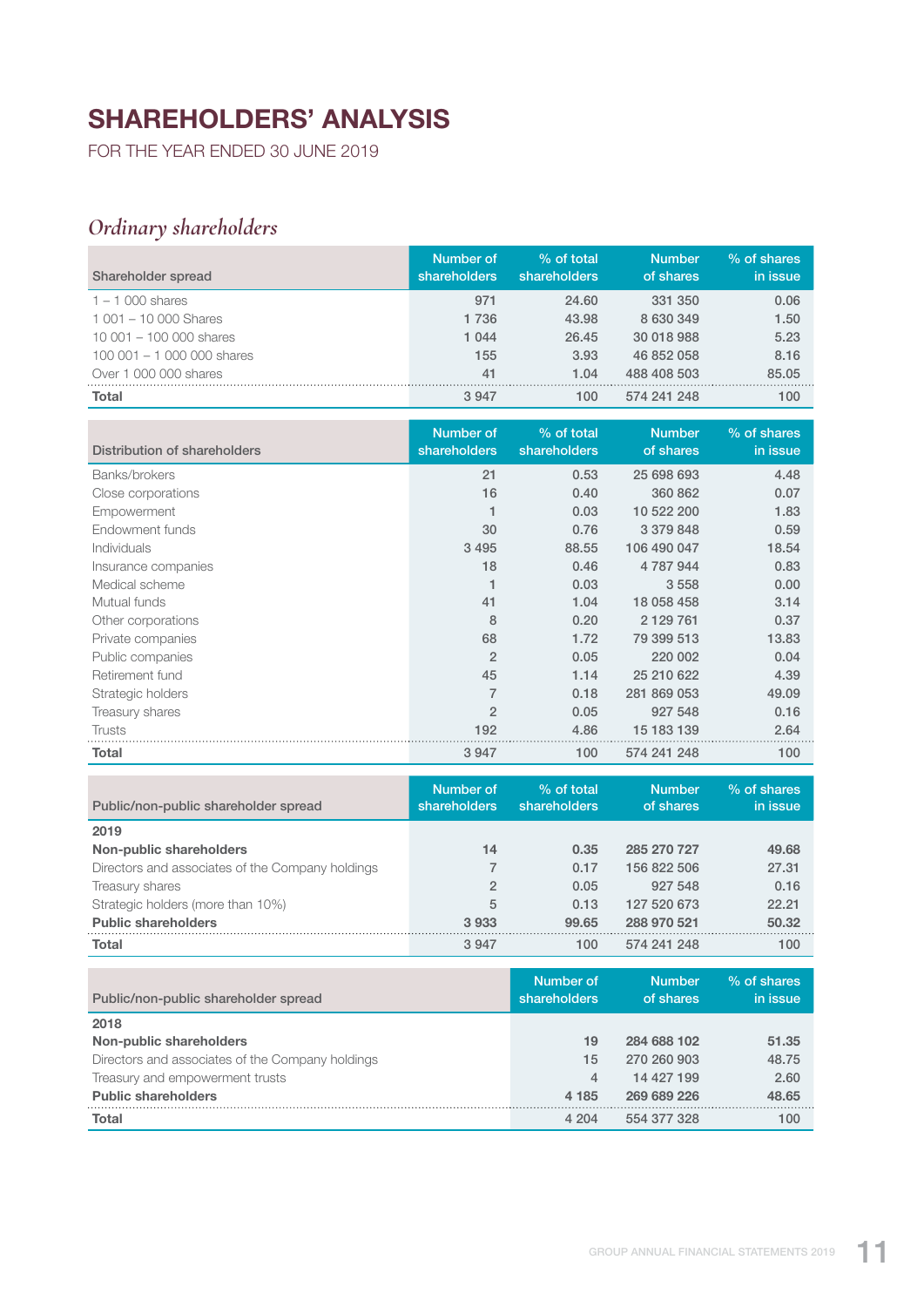# SHAREHOLDERS' ANALYSIS

FOR THE YEAR ENDED 30 JUNE 2019

## *Ordinary shareholders*

| Shareholder spread | Number of shareholders | % of total shareholders | Number of shares | % of shares in issue |
|---|---|---|---|---|
| 1 – 1 000 shares | 971 | 24.60 | 331 350 | 0.06 |
| 1 001 – 10 000 Shares | 1 736 | 43.98 | 8 630 349 | 1.50 |
| 10 001 – 100 000 shares | 1 044 | 26.45 | 30 018 988 | 5.23 |
| 100 001 – 1 000 000 shares | 155 | 3.93 | 46 852 058 | 8.16 |
| Over 1 000 000 shares | 41 | 1.04 | 488 408 503 | 85.05 |
| **Total** | 3 947 | 100 | 574 241 248 | 100 |

| Distribution of shareholders | Number of shareholders | % of total shareholders | Number of shares | % of shares in issue |
|---|---|---|---|---|
| Banks/brokers | 21 | 0.53 | 25 698 693 | 4.48 |
| Close corporations | 16 | 0.40 | 360 862 | 0.07 |
| Empowerment | 1 | 0.03 | 10 522 200 | 1.83 |
| Endowment funds | 30 | 0.76 | 3 379 848 | 0.59 |
| Individuals | 3 495 | 88.55 | 106 490 047 | 18.54 |
| Insurance companies | 18 | 0.46 | 4 787 944 | 0.83 |
| Medical scheme | 1 | 0.03 | 3 558 | 0.00 |
| Mutual funds | 41 | 1.04 | 18 058 458 | 3.14 |
| Other corporations | 8 | 0.20 | 2 129 761 | 0.37 |
| Private companies | 68 | 1.72 | 79 399 513 | 13.83 |
| Public companies | 2 | 0.05 | 220 002 | 0.04 |
| Retirement fund | 45 | 1.14 | 25 210 622 | 4.39 |
| Strategic holders | 7 | 0.18 | 281 869 053 | 49.09 |
| Treasury shares | 2 | 0.05 | 927 548 | 0.16 |
| Trusts | 192 | 4.86 | 15 183 139 | 2.64 |
| **Total** | 3 947 | 100 | 574 241 248 | 100 |

| Public/non-public shareholder spread | Number of shareholders | % of total shareholders | Number of shares | % of shares in issue |
|---|---|---|---|---|
| **2019** | | | | |
| **Non-public shareholders** | **14** | **0.35** | **285 270 727** | **49.68** |
| Directors and associates of the Company holdings | 7 | 0.17 | 156 822 506 | 27.31 |
| Treasury shares | 2 | 0.05 | 927 548 | 0.16 |
| Strategic holders (more than 10%) | 5 | 0.13 | 127 520 673 | 22.21 |
| **Public shareholders** | **3 933** | **99.65** | **288 970 521** | **50.32** |
| **Total** | 3 947 | 100 | 574 241 248 | 100 |

| Public/non-public shareholder spread | Number of shareholders | Number of shares | % of shares in issue |
|---|---|---|---|
| **2018** | | | |
| **Non-public shareholders** | **19** | **284 688 102** | **51.35** |
| Directors and associates of the Company holdings | 15 | 270 260 903 | 48.75 |
| Treasury and empowerment trusts | 4 | 14 427 199 | 2.60 |
| **Public shareholders** | **4 185** | **269 689 226** | **48.65** |
| **Total** | 4 204 | 554 377 328 | 100 |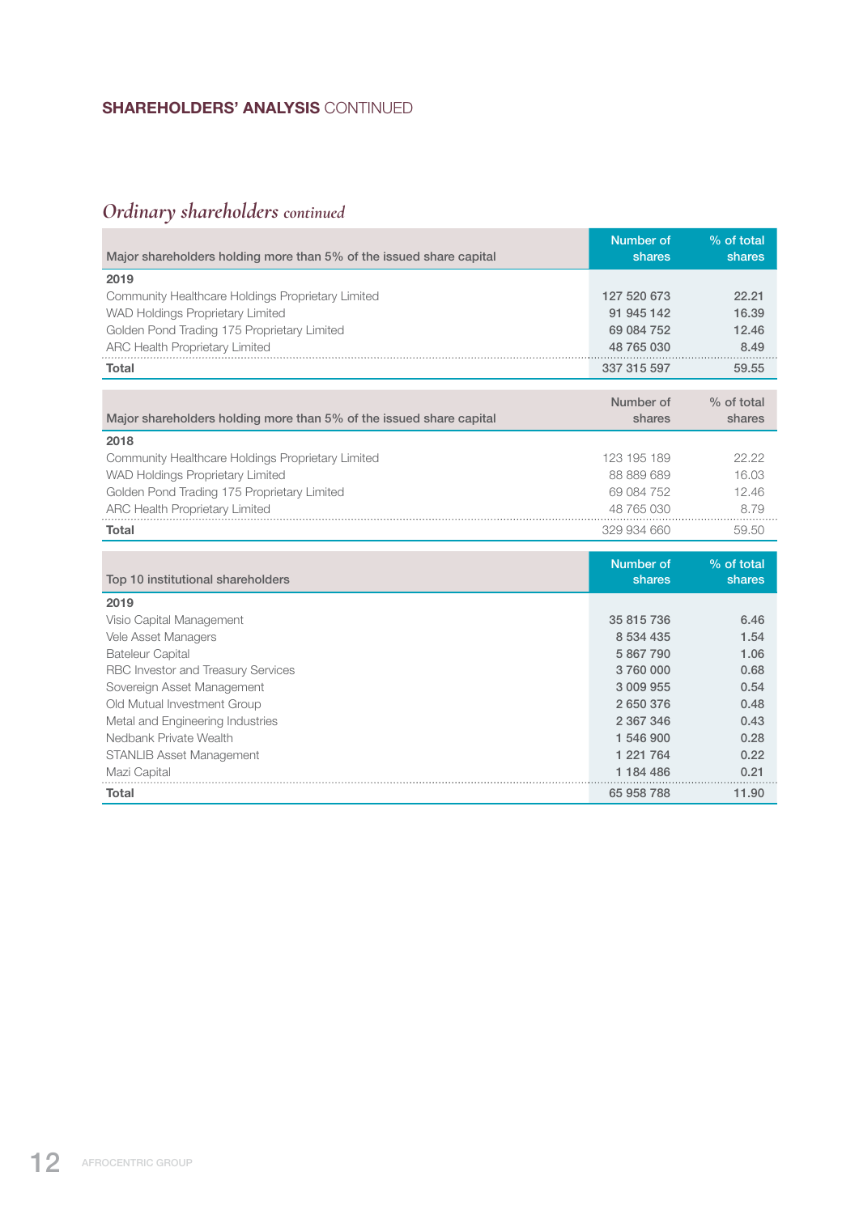## SHAREHOLDERS' ANALYSIS CONTINUED

### *Ordinary shareholders continued*

| Major shareholders holding more than 5% of the issued share capital | Number of shares | % of total shares |
|---|---|---|
| **2019** | | |
| Community Healthcare Holdings Proprietary Limited | 127 520 673 | 22.21 |
| WAD Holdings Proprietary Limited | 91 945 142 | 16.39 |
| Golden Pond Trading 175 Proprietary Limited | 69 084 752 | 12.46 |
| ARC Health Proprietary Limited | 48 765 030 | 8.49 |
| **Total** | 337 315 597 | 59.55 |

| Major shareholders holding more than 5% of the issued share capital | Number of shares | % of total shares |
|---|---|---|
| **2018** | | |
| Community Healthcare Holdings Proprietary Limited | 123 195 189 | 22.22 |
| WAD Holdings Proprietary Limited | 88 889 689 | 16.03 |
| Golden Pond Trading 175 Proprietary Limited | 69 084 752 | 12.46 |
| ARC Health Proprietary Limited | 48 765 030 | 8.79 |
| **Total** | 329 934 660 | 59.50 |

| Top 10 institutional shareholders | Number of shares | % of total shares |
|---|---|---|
| **2019** | | |
| Visio Capital Management | 35 815 736 | 6.46 |
| Vele Asset Managers | 8 534 435 | 1.54 |
| Bateleur Capital | 5 867 790 | 1.06 |
| RBC Investor and Treasury Services | 3 760 000 | 0.68 |
| Sovereign Asset Management | 3 009 955 | 0.54 |
| Old Mutual Investment Group | 2 650 376 | 0.48 |
| Metal and Engineering Industries | 2 367 346 | 0.43 |
| Nedbank Private Wealth | 1 546 900 | 0.28 |
| STANLIB Asset Management | 1 221 764 | 0.22 |
| Mazi Capital | 1 184 486 | 0.21 |
| **Total** | 65 958 788 | 11.90 |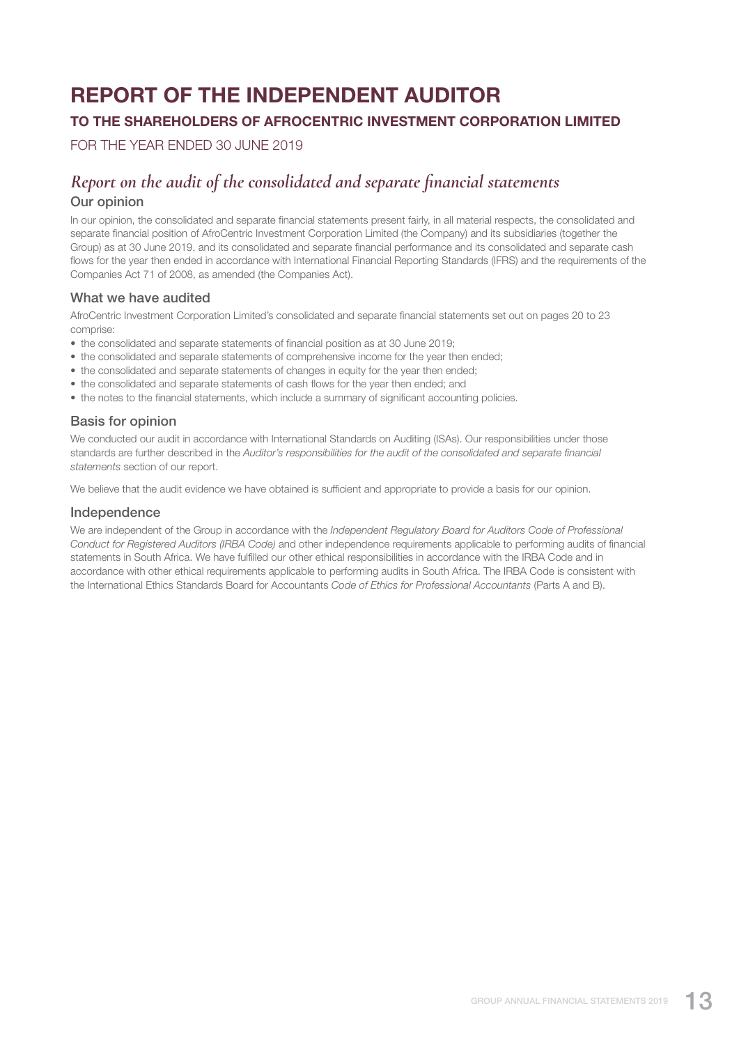# REPORT OF THE INDEPENDENT AUDITOR

## TO THE SHAREHOLDERS OF AFROCENTRIC INVESTMENT CORPORATION LIMITED

FOR THE YEAR ENDED 30 JUNE 2019

## *Report on the audit of the consolidated and separate financial statements*

### Our opinion

In our opinion, the consolidated and separate financial statements present fairly, in all material respects, the consolidated and separate financial position of AfroCentric Investment Corporation Limited (the Company) and its subsidiaries (together the Group) as at 30 June 2019, and its consolidated and separate financial performance and its consolidated and separate cash flows for the year then ended in accordance with International Financial Reporting Standards (IFRS) and the requirements of the Companies Act 71 of 2008, as amended (the Companies Act).

### What we have audited

AfroCentric Investment Corporation Limited's consolidated and separate financial statements set out on pages 20 to 23 comprise:

- the consolidated and separate statements of financial position as at 30 June 2019;
- the consolidated and separate statements of comprehensive income for the year then ended;
- the consolidated and separate statements of changes in equity for the year then ended;
- the consolidated and separate statements of cash flows for the year then ended; and
- the notes to the financial statements, which include a summary of significant accounting policies.

### Basis for opinion

We conducted our audit in accordance with International Standards on Auditing (ISAs). Our responsibilities under those standards are further described in the *Auditor's responsibilities for the audit of the consolidated and separate financial statements* section of our report.

We believe that the audit evidence we have obtained is sufficient and appropriate to provide a basis for our opinion.

### Independence

We are independent of the Group in accordance with the *Independent Regulatory Board for Auditors Code of Professional Conduct for Registered Auditors (IRBA Code)* and other independence requirements applicable to performing audits of financial statements in South Africa. We have fulfilled our other ethical responsibilities in accordance with the IRBA Code and in accordance with other ethical requirements applicable to performing audits in South Africa. The IRBA Code is consistent with the International Ethics Standards Board for Accountants *Code of Ethics for Professional Accountants* (Parts A and B).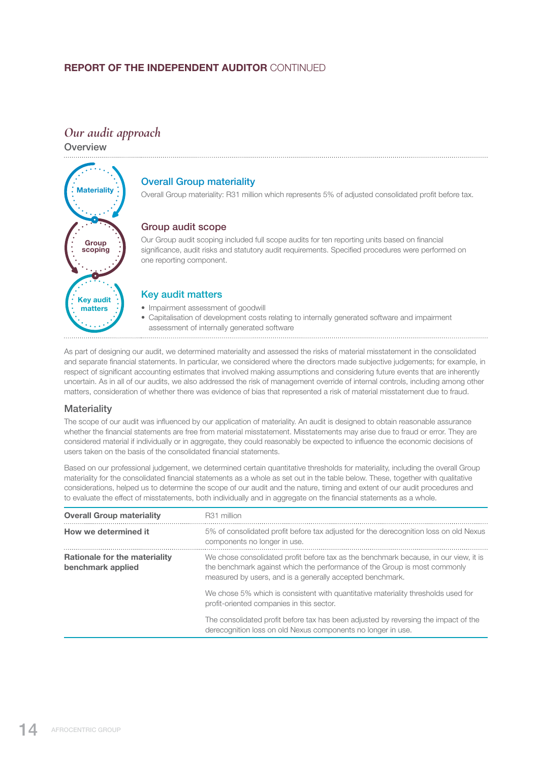## REPORT OF THE INDEPENDENT AUDITOR CONTINUED

# *Our audit approach*

### Overview

Materiality

Group scoping

Key audit matters

#### Overall Group materiality

Overall Group materiality: R31 million which represents 5% of adjusted consolidated profit before tax.

#### Group audit scope

Our Group audit scoping included full scope audits for ten reporting units based on financial significance, audit risks and statutory audit requirements. Specified procedures were performed on one reporting component.

#### Key audit matters

- Impairment assessment of goodwill
- Capitalisation of development costs relating to internally generated software and impairment assessment of internally generated software

As part of designing our audit, we determined materiality and assessed the risks of material misstatement in the consolidated and separate financial statements. In particular, we considered where the directors made subjective judgements; for example, in respect of significant accounting estimates that involved making assumptions and considering future events that are inherently uncertain. As in all of our audits, we also addressed the risk of management override of internal controls, including among other matters, consideration of whether there was evidence of bias that represented a risk of material misstatement due to fraud.

### Materiality

The scope of our audit was influenced by our application of materiality. An audit is designed to obtain reasonable assurance whether the financial statements are free from material misstatement. Misstatements may arise due to fraud or error. They are considered material if individually or in aggregate, they could reasonably be expected to influence the economic decisions of users taken on the basis of the consolidated financial statements.

Based on our professional judgement, we determined certain quantitative thresholds for materiality, including the overall Group materiality for the consolidated financial statements as a whole as set out in the table below. These, together with qualitative considerations, helped us to determine the scope of our audit and the nature, timing and extent of our audit procedures and to evaluate the effect of misstatements, both individually and in aggregate on the financial statements as a whole.

| | |
|---|---|
| **Overall Group materiality** | R31 million |
| **How we determined it** | 5% of consolidated profit before tax adjusted for the derecognition loss on old Nexus components no longer in use. |
| **Rationale for the materiality benchmark applied** | We chose consolidated profit before tax as the benchmark because, in our view, it is the benchmark against which the performance of the Group is most commonly measured by users, and is a generally accepted benchmark.<br><br>We chose 5% which is consistent with quantitative materiality thresholds used for profit-oriented companies in this sector.<br><br>The consolidated profit before tax has been adjusted by reversing the impact of the derecognition loss on old Nexus components no longer in use. |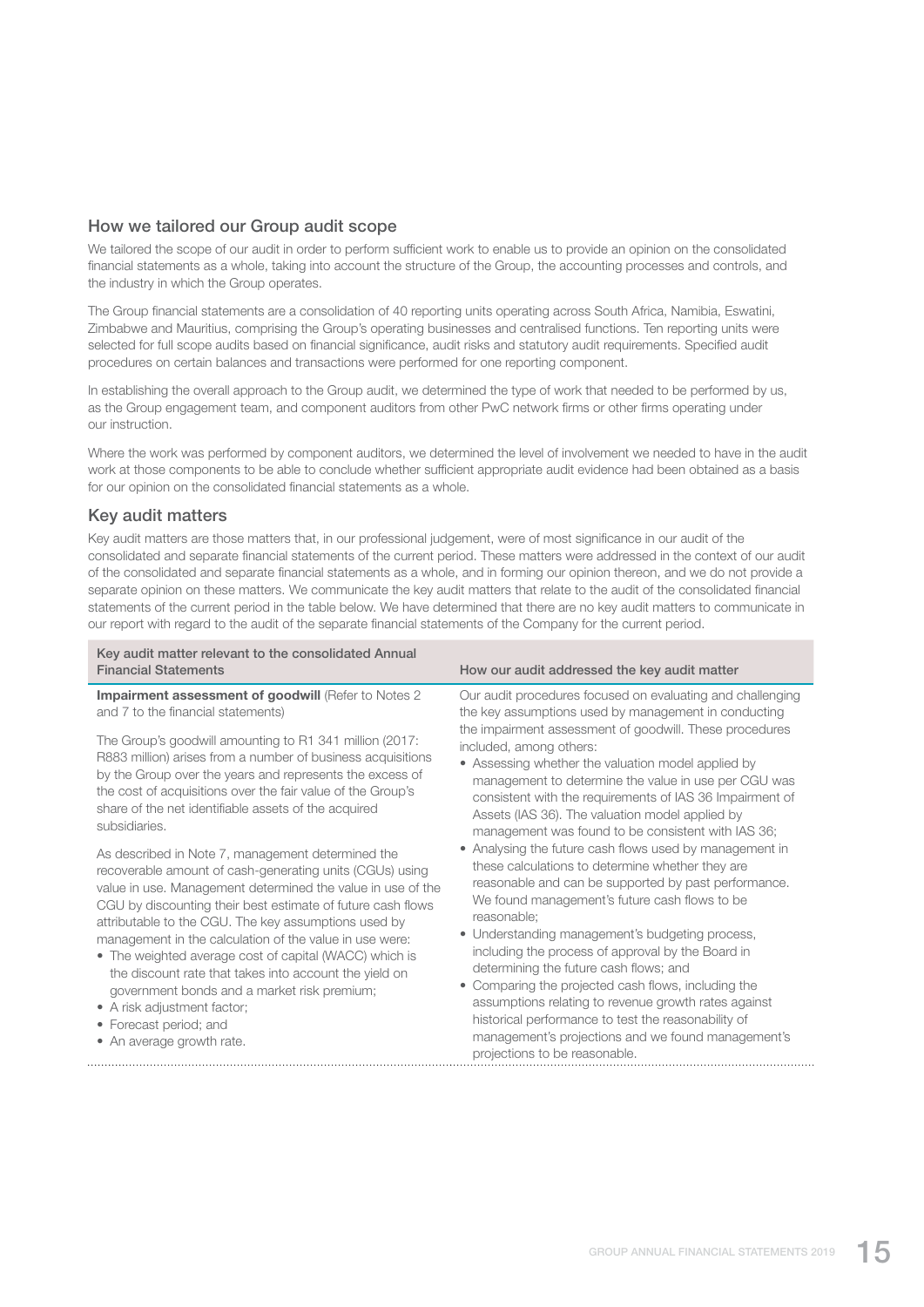## How we tailored our Group audit scope

We tailored the scope of our audit in order to perform sufficient work to enable us to provide an opinion on the consolidated financial statements as a whole, taking into account the structure of the Group, the accounting processes and controls, and the industry in which the Group operates.

The Group financial statements are a consolidation of 40 reporting units operating across South Africa, Namibia, Eswatini, Zimbabwe and Mauritius, comprising the Group's operating businesses and centralised functions. Ten reporting units were selected for full scope audits based on financial significance, audit risks and statutory audit requirements. Specified audit procedures on certain balances and transactions were performed for one reporting component.

In establishing the overall approach to the Group audit, we determined the type of work that needed to be performed by us, as the Group engagement team, and component auditors from other PwC network firms or other firms operating under our instruction.

Where the work was performed by component auditors, we determined the level of involvement we needed to have in the audit work at those components to be able to conclude whether sufficient appropriate audit evidence had been obtained as a basis for our opinion on the consolidated financial statements as a whole.

## Key audit matters

Key audit matters are those matters that, in our professional judgement, were of most significance in our audit of the consolidated and separate financial statements of the current period. These matters were addressed in the context of our audit of the consolidated and separate financial statements as a whole, and in forming our opinion thereon, and we do not provide a separate opinion on these matters. We communicate the key audit matters that relate to the audit of the consolidated financial statements of the current period in the table below. We have determined that there are no key audit matters to communicate in our report with regard to the audit of the separate financial statements of the Company for the current period.

| Key audit matter relevant to the consolidated Annual Financial Statements | How our audit addressed the key audit matter |
|---|---|
| **Impairment assessment of goodwill** (Refer to Notes 2 and 7 to the financial statements)<br><br>The Group's goodwill amounting to R1 341 million (2017: R883 million) arises from a number of business acquisitions by the Group over the years and represents the excess of the cost of acquisitions over the fair value of the Group's share of the net identifiable assets of the acquired subsidiaries.<br><br>As described in Note 7, management determined the recoverable amount of cash-generating units (CGUs) using value in use. Management determined the value in use of the CGU by discounting their best estimate of future cash flows attributable to the CGU. The key assumptions used by management in the calculation of the value in use were:<br>• The weighted average cost of capital (WACC) which is the discount rate that takes into account the yield on government bonds and a market risk premium;<br>• A risk adjustment factor;<br>• Forecast period; and<br>• An average growth rate. | Our audit procedures focused on evaluating and challenging the key assumptions used by management in conducting the impairment assessment of goodwill. These procedures included, among others:<br>• Assessing whether the valuation model applied by management to determine the value in use per CGU was consistent with the requirements of IAS 36 Impairment of Assets (IAS 36). The valuation model applied by management was found to be consistent with IAS 36;<br>• Analysing the future cash flows used by management in these calculations to determine whether they are reasonable and can be supported by past performance. We found management's future cash flows to be reasonable;<br>• Understanding management's budgeting process, including the process of approval by the Board in determining the future cash flows; and<br>• Comparing the projected cash flows, including the assumptions relating to revenue growth rates against historical performance to test the reasonability of management's projections and we found management's projections to be reasonable. |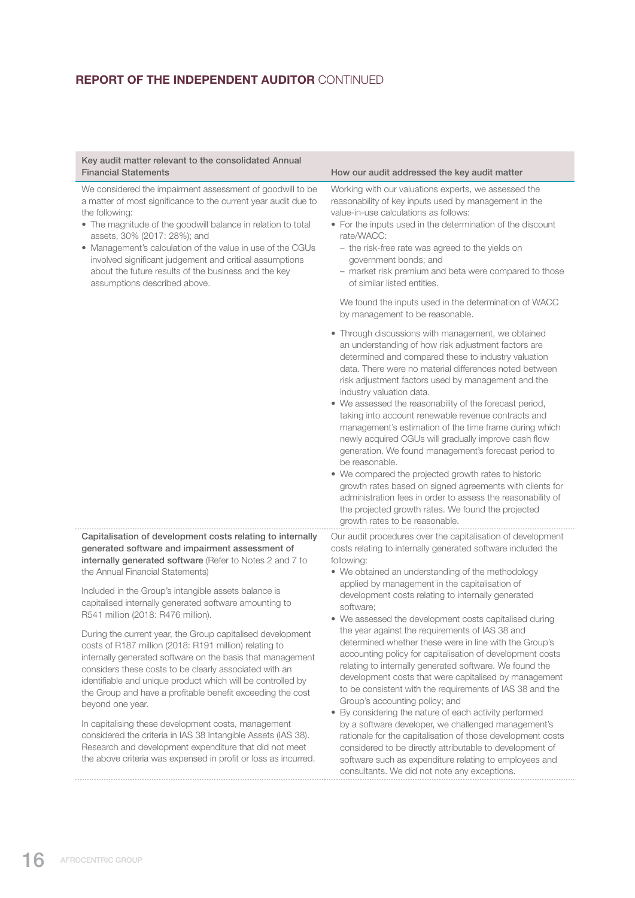## REPORT OF THE INDEPENDENT AUDITOR CONTINUED

| Key audit matter relevant to the consolidated Annual Financial Statements | How our audit addressed the key audit matter |
|---|---|
| We considered the impairment assessment of goodwill to be a matter of most significance to the current year audit due to the following:<br>• The magnitude of the goodwill balance in relation to total assets, 30% (2017: 28%); and<br>• Management's calculation of the value in use of the CGUs involved significant judgement and critical assumptions about the future results of the business and the key assumptions described above. | Working with our valuations experts, we assessed the reasonability of key inputs used by management in the value-in-use calculations as follows:<br>• For the inputs used in the determination of the discount rate/WACC:<br>– the risk-free rate was agreed to the yields on government bonds; and<br>– market risk premium and beta were compared to those of similar listed entities.<br><br>We found the inputs used in the determination of WACC by management to be reasonable.<br><br>• Through discussions with management, we obtained an understanding of how risk adjustment factors are determined and compared these to industry valuation data. There were no material differences noted between risk adjustment factors used by management and the industry valuation data.<br>• We assessed the reasonability of the forecast period, taking into account renewable revenue contracts and management's estimation of the time frame during which newly acquired CGUs will gradually improve cash flow generation. We found management's forecast period to be reasonable.<br>• We compared the projected growth rates to historic growth rates based on signed agreements with clients for administration fees in order to assess the reasonability of the projected growth rates. We found the projected growth rates to be reasonable. |
| **Capitalisation of development costs relating to internally generated software and impairment assessment of internally generated software** (Refer to Notes 2 and 7 to the Annual Financial Statements)<br><br>Included in the Group's intangible assets balance is capitalised internally generated software amounting to R541 million (2018: R476 million).<br><br>During the current year, the Group capitalised development costs of R187 million (2018: R191 million) relating to internally generated software on the basis that management considers these costs to be clearly associated with an identifiable and unique product which will be controlled by the Group and have a profitable benefit exceeding the cost beyond one year.<br><br>In capitalising these development costs, management considered the criteria in IAS 38 Intangible Assets (IAS 38). Research and development expenditure that did not meet the above criteria was expensed in profit or loss as incurred. | Our audit procedures over the capitalisation of development costs relating to internally generated software included the following:<br>• We obtained an understanding of the methodology applied by management in the capitalisation of development costs relating to internally generated software;<br>• We assessed the development costs capitalised during the year against the requirements of IAS 38 and determined whether these were in line with the Group's accounting policy for capitalisation of development costs relating to internally generated software. We found the development costs that were capitalised by management to be consistent with the requirements of IAS 38 and the Group's accounting policy; and<br>• By considering the nature of each activity performed by a software developer, we challenged management's rationale for the capitalisation of those development costs considered to be directly attributable to development of software such as expenditure relating to employees and consultants. We did not note any exceptions. |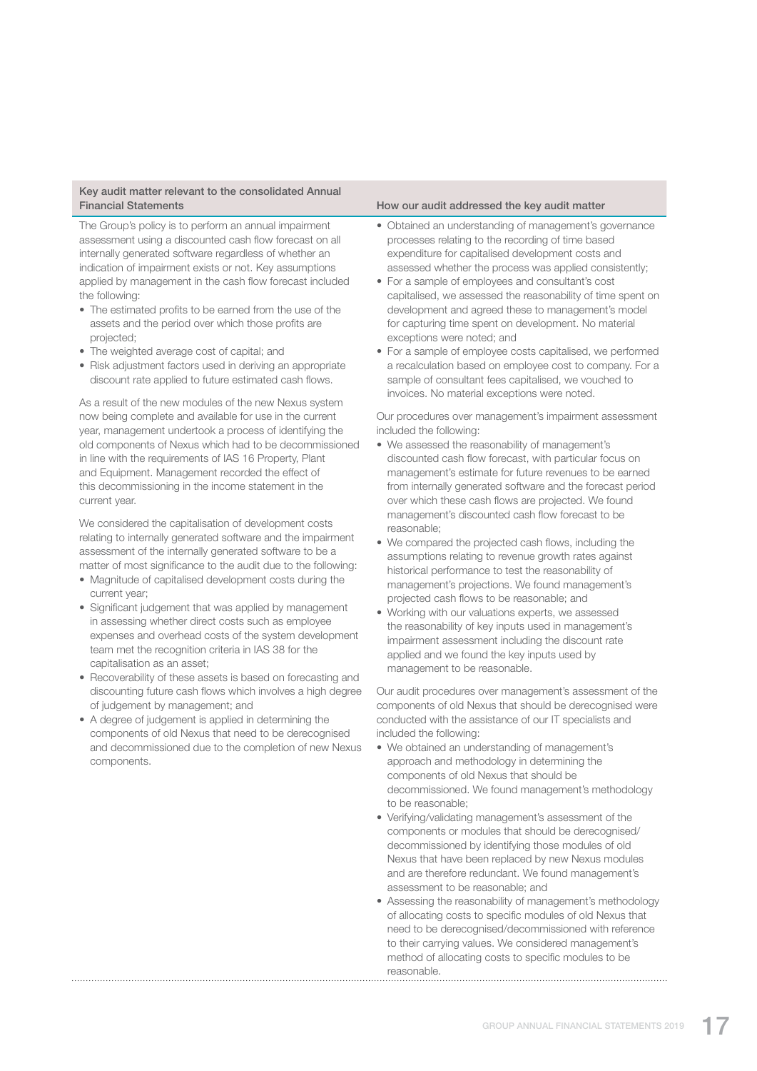| Key audit matter relevant to the consolidated Annual Financial Statements | How our audit addressed the key audit matter |
|---|---|
| The Group's policy is to perform an annual impairment assessment using a discounted cash flow forecast on all internally generated software regardless of whether an indication of impairment exists or not. Key assumptions applied by management in the cash flow forecast included the following:<br>• The estimated profits to be earned from the use of the assets and the period over which those profits are projected;<br>• The weighted average cost of capital; and<br>• Risk adjustment factors used in deriving an appropriate discount rate applied to future estimated cash flows.<br><br>As a result of the new modules of the new Nexus system now being complete and available for use in the current year, management undertook a process of identifying the old components of Nexus which had to be decommissioned in line with the requirements of IAS 16 Property, Plant and Equipment. Management recorded the effect of this decommissioning in the income statement in the current year.<br><br>We considered the capitalisation of development costs relating to internally generated software and the impairment assessment of the internally generated software to be a matter of most significance to the audit due to the following:<br>• Magnitude of capitalised development costs during the current year;<br>• Significant judgement that was applied by management in assessing whether direct costs such as employee expenses and overhead costs of the system development team met the recognition criteria in IAS 38 for the capitalisation as an asset;<br>• Recoverability of these assets is based on forecasting and discounting future cash flows which involves a high degree of judgement by management; and<br>• A degree of judgement is applied in determining the components of old Nexus that need to be derecognised and decommissioned due to the completion of new Nexus components. | • Obtained an understanding of management's governance processes relating to the recording of time based expenditure for capitalised development costs and assessed whether the process was applied consistently;<br>• For a sample of employees and consultant's cost capitalised, we assessed the reasonability of time spent on development and agreed these to management's model for capturing time spent on development. No material exceptions were noted; and<br>• For a sample of employee costs capitalised, we performed a recalculation based on employee cost to company. For a sample of consultant fees capitalised, we vouched to invoices. No material exceptions were noted.<br><br>Our procedures over management's impairment assessment included the following:<br>• We assessed the reasonability of management's discounted cash flow forecast, with particular focus on management's estimate for future revenues to be earned from internally generated software and the forecast period over which these cash flows are projected. We found management's discounted cash flow forecast to be reasonable;<br>• We compared the projected cash flows, including the assumptions relating to revenue growth rates against historical performance to test the reasonability of management's projections. We found management's projected cash flows to be reasonable; and<br>• Working with our valuations experts, we assessed the reasonability of key inputs used in management's impairment assessment including the discount rate applied and we found the key inputs used by management to be reasonable.<br><br>Our audit procedures over management's assessment of the components of old Nexus that should be derecognised were conducted with the assistance of our IT specialists and included the following:<br>• We obtained an understanding of management's approach and methodology in determining the components of old Nexus that should be decommissioned. We found management's methodology to be reasonable;<br>• Verifying/validating management's assessment of the components or modules that should be derecognised/decommissioned by identifying those modules of old Nexus that have been replaced by new Nexus modules and are therefore redundant. We found management's assessment to be reasonable; and<br>• Assessing the reasonability of management's methodology of allocating costs to specific modules of old Nexus that need to be derecognised/decommissioned with reference to their carrying values. We considered management's method of allocating costs to specific modules to be reasonable. |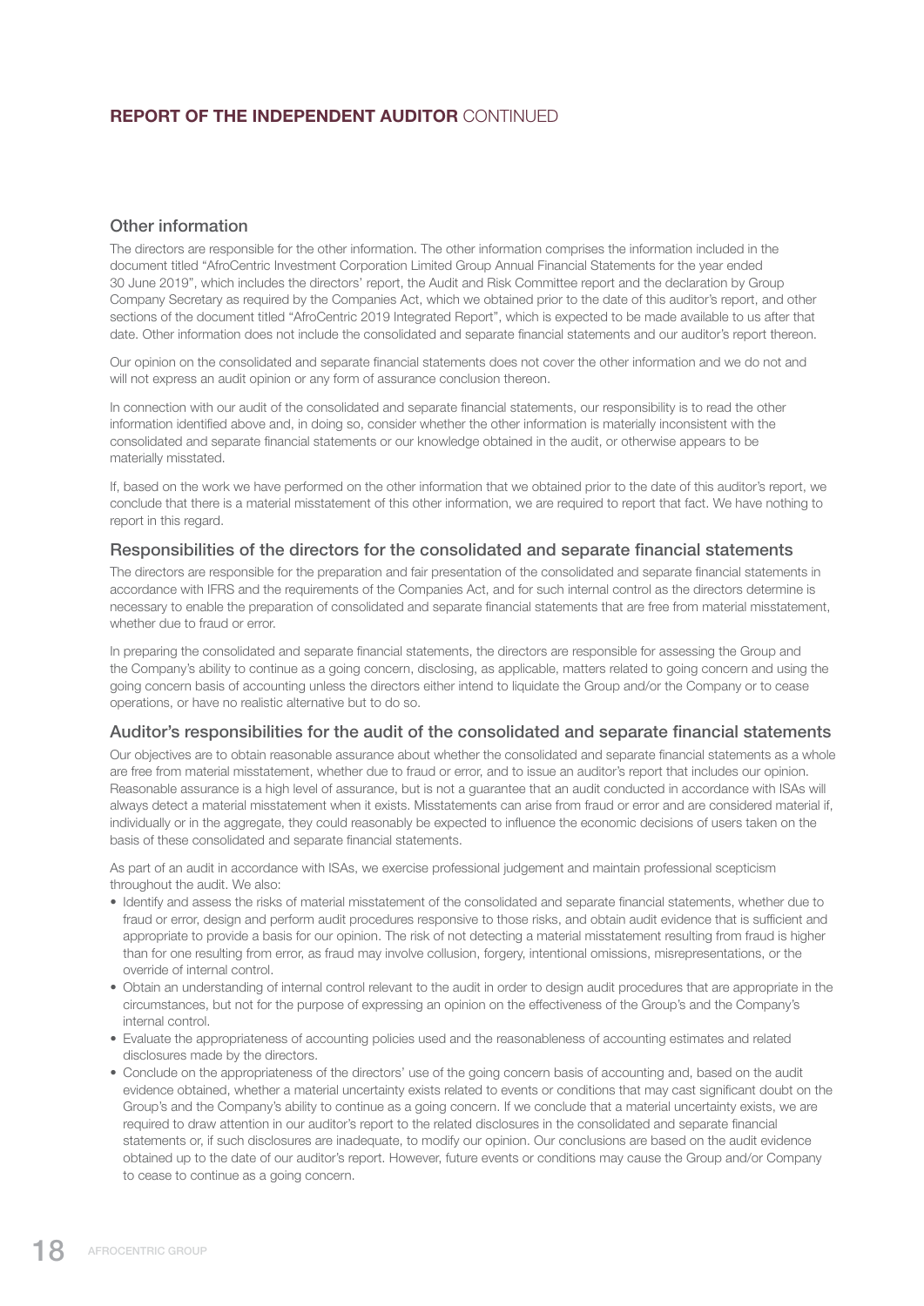## REPORT OF THE INDEPENDENT AUDITOR CONTINUED

### Other information

The directors are responsible for the other information. The other information comprises the information included in the document titled "AfroCentric Investment Corporation Limited Group Annual Financial Statements for the year ended 30 June 2019", which includes the directors' report, the Audit and Risk Committee report and the declaration by Group Company Secretary as required by the Companies Act, which we obtained prior to the date of this auditor's report, and other sections of the document titled "AfroCentric 2019 Integrated Report", which is expected to be made available to us after that date. Other information does not include the consolidated and separate financial statements and our auditor's report thereon.

Our opinion on the consolidated and separate financial statements does not cover the other information and we do not and will not express an audit opinion or any form of assurance conclusion thereon.

In connection with our audit of the consolidated and separate financial statements, our responsibility is to read the other information identified above and, in doing so, consider whether the other information is materially inconsistent with the consolidated and separate financial statements or our knowledge obtained in the audit, or otherwise appears to be materially misstated.

If, based on the work we have performed on the other information that we obtained prior to the date of this auditor's report, we conclude that there is a material misstatement of this other information, we are required to report that fact. We have nothing to report in this regard.

### Responsibilities of the directors for the consolidated and separate financial statements

The directors are responsible for the preparation and fair presentation of the consolidated and separate financial statements in accordance with IFRS and the requirements of the Companies Act, and for such internal control as the directors determine is necessary to enable the preparation of consolidated and separate financial statements that are free from material misstatement, whether due to fraud or error.

In preparing the consolidated and separate financial statements, the directors are responsible for assessing the Group and the Company's ability to continue as a going concern, disclosing, as applicable, matters related to going concern and using the going concern basis of accounting unless the directors either intend to liquidate the Group and/or the Company or to cease operations, or have no realistic alternative but to do so.

### Auditor's responsibilities for the audit of the consolidated and separate financial statements

Our objectives are to obtain reasonable assurance about whether the consolidated and separate financial statements as a whole are free from material misstatement, whether due to fraud or error, and to issue an auditor's report that includes our opinion. Reasonable assurance is a high level of assurance, but is not a guarantee that an audit conducted in accordance with ISAs will always detect a material misstatement when it exists. Misstatements can arise from fraud or error and are considered material if, individually or in the aggregate, they could reasonably be expected to influence the economic decisions of users taken on the basis of these consolidated and separate financial statements.

As part of an audit in accordance with ISAs, we exercise professional judgement and maintain professional scepticism throughout the audit. We also:

- Identify and assess the risks of material misstatement of the consolidated and separate financial statements, whether due to fraud or error, design and perform audit procedures responsive to those risks, and obtain audit evidence that is sufficient and appropriate to provide a basis for our opinion. The risk of not detecting a material misstatement resulting from fraud is higher than for one resulting from error, as fraud may involve collusion, forgery, intentional omissions, misrepresentations, or the override of internal control.
- Obtain an understanding of internal control relevant to the audit in order to design audit procedures that are appropriate in the circumstances, but not for the purpose of expressing an opinion on the effectiveness of the Group's and the Company's internal control.
- Evaluate the appropriateness of accounting policies used and the reasonableness of accounting estimates and related disclosures made by the directors.
- Conclude on the appropriateness of the directors' use of the going concern basis of accounting and, based on the audit evidence obtained, whether a material uncertainty exists related to events or conditions that may cast significant doubt on the Group's and the Company's ability to continue as a going concern. If we conclude that a material uncertainty exists, we are required to draw attention in our auditor's report to the related disclosures in the consolidated and separate financial statements or, if such disclosures are inadequate, to modify our opinion. Our conclusions are based on the audit evidence obtained up to the date of our auditor's report. However, future events or conditions may cause the Group and/or Company to cease to continue as a going concern.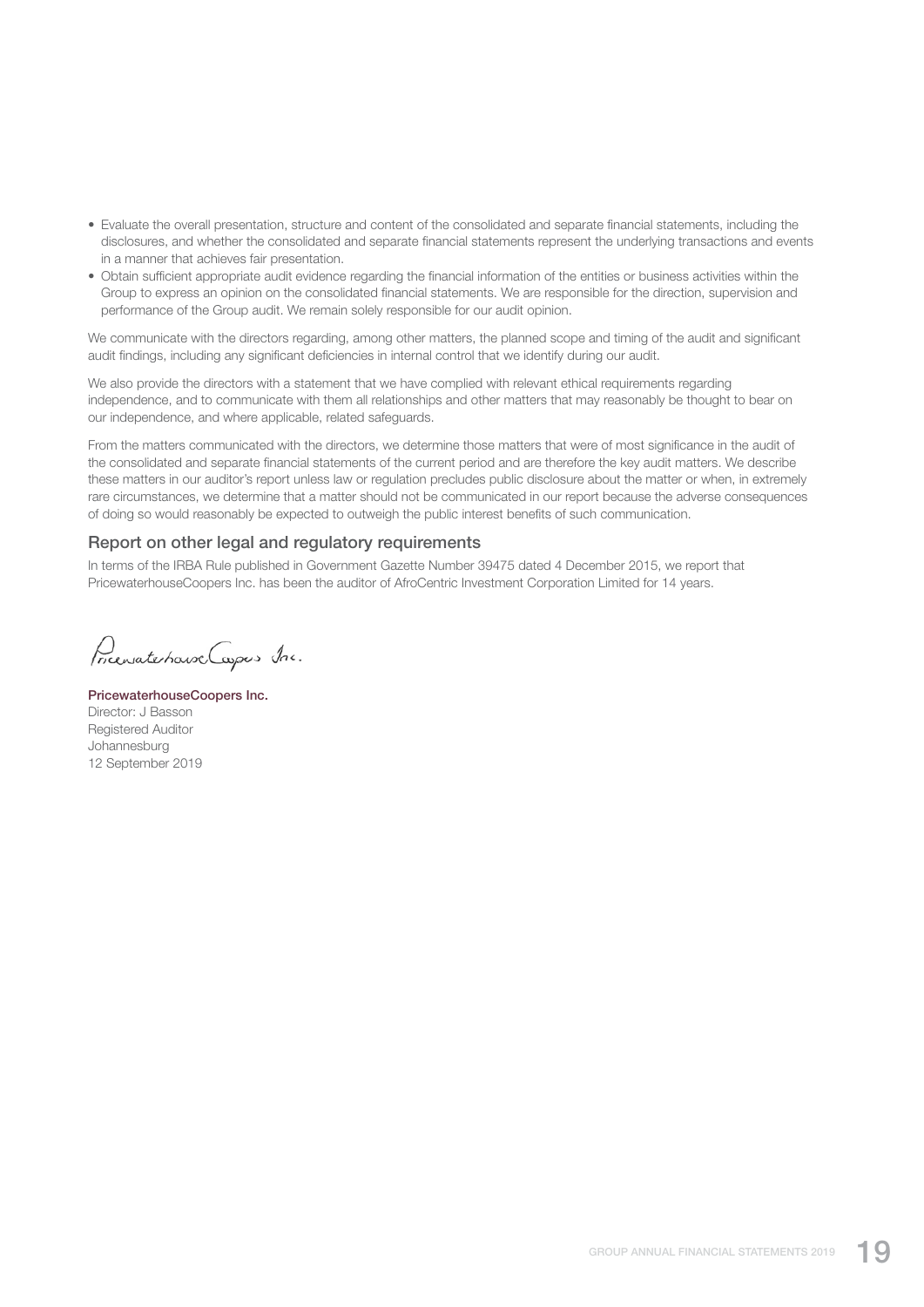- Evaluate the overall presentation, structure and content of the consolidated and separate financial statements, including the disclosures, and whether the consolidated and separate financial statements represent the underlying transactions and events in a manner that achieves fair presentation.
- Obtain sufficient appropriate audit evidence regarding the financial information of the entities or business activities within the Group to express an opinion on the consolidated financial statements. We are responsible for the direction, supervision and performance of the Group audit. We remain solely responsible for our audit opinion.

We communicate with the directors regarding, among other matters, the planned scope and timing of the audit and significant audit findings, including any significant deficiencies in internal control that we identify during our audit.

We also provide the directors with a statement that we have complied with relevant ethical requirements regarding independence, and to communicate with them all relationships and other matters that may reasonably be thought to bear on our independence, and where applicable, related safeguards.

From the matters communicated with the directors, we determine those matters that were of most significance in the audit of the consolidated and separate financial statements of the current period and are therefore the key audit matters. We describe these matters in our auditor's report unless law or regulation precludes public disclosure about the matter or when, in extremely rare circumstances, we determine that a matter should not be communicated in our report because the adverse consequences of doing so would reasonably be expected to outweigh the public interest benefits of such communication.

## Report on other legal and regulatory requirements

In terms of the IRBA Rule published in Government Gazette Number 39475 dated 4 December 2015, we report that PricewaterhouseCoopers Inc. has been the auditor of AfroCentric Investment Corporation Limited for 14 years.

PricewaterhouseCoopers Inc.

**PricewaterhouseCoopers Inc.**
Director: J Basson
Registered Auditor
Johannesburg
12 September 2019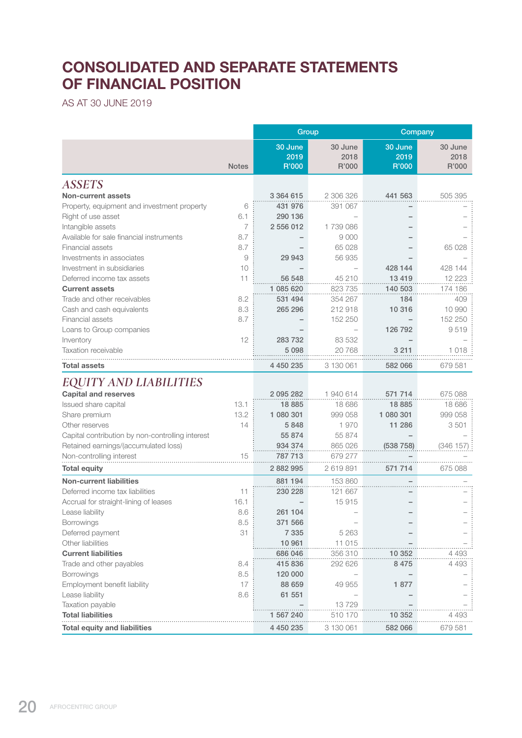# CONSOLIDATED AND SEPARATE STATEMENTS OF FINANCIAL POSITION

AS AT 30 JUNE 2019

| | Notes | Group | | Company | |
|---|---|---|---|---|---|
| | | 30 June 2019 R'000 | 30 June 2018 R'000 | 30 June 2019 R'000 | 30 June 2018 R'000 |
| ***ASSETS*** | | | | | |
| **Non-current assets** | | 3 364 615 | 2 306 326 | 441 563 | 505 395 |
| Property, equipment and investment property | 6 | 431 976 | 391 067 | – | – |
| Right of use asset | 6.1 | 290 136 | – | – | – |
| Intangible assets | 7 | 2 556 012 | 1 739 086 | – | – |
| Available for sale financial instruments | 8.7 | – | 9 000 | – | – |
| Financial assets | 8.7 | – | 65 028 | – | 65 028 |
| Investments in associates | 9 | 29 943 | 56 935 | – | – |
| Investment in subsidiaries | 10 | – | – | 428 144 | 428 144 |
| Deferred income tax assets | 11 | 56 548 | 45 210 | 13 419 | 12 223 |
| **Current assets** | | 1 085 620 | 823 735 | 140 503 | 174 186 |
| Trade and other receivables | 8.2 | 531 494 | 354 267 | 184 | 409 |
| Cash and cash equivalents | 8.3 | 265 296 | 212 918 | 10 316 | 10 990 |
| Financial assets | 8.7 | – | 152 250 | – | 152 250 |
| Loans to Group companies | | – | – | 126 792 | 9 519 |
| Inventory | 12 | 283 732 | 83 532 | – | – |
| Taxation receivable | | 5 098 | 20 768 | 3 211 | 1 018 |
| **Total assets** | | 4 450 235 | 3 130 061 | 582 066 | 679 581 |
| ***EQUITY AND LIABILITIES*** | | | | | |
| **Capital and reserves** | | 2 095 282 | 1 940 614 | 571 714 | 675 088 |
| Issued share capital | 13.1 | 18 885 | 18 686 | 18 885 | 18 686 |
| Share premium | 13.2 | 1 080 301 | 999 058 | 1 080 301 | 999 058 |
| Other reserves | 14 | 5 848 | 1 970 | 11 286 | 3 501 |
| Capital contribution by non-controlling interest | | 55 874 | 55 874 | – | – |
| Retained earnings/(accumulated loss) | | 934 374 | 865 026 | (538 758) | (346 157) |
| Non-controlling interest | 15 | 787 713 | 679 277 | – | – |
| **Total equity** | | 2 882 995 | 2 619 891 | 571 714 | 675 088 |
| **Non-current liabilities** | | 881 194 | 153 860 | – | – |
| Deferred income tax liabilities | 11 | 230 228 | 121 667 | – | – |
| Accrual for straight-lining of leases | 16.1 | – | 15 915 | – | – |
| Lease liability | 8.6 | 261 104 | – | – | – |
| Borrowings | 8.5 | 371 566 | – | – | – |
| Deferred payment | 31 | 7 335 | 5 263 | – | – |
| Other liabilities | | 10 961 | 11 015 | – | – |
| **Current liabilities** | | 686 046 | 356 310 | 10 352 | 4 493 |
| Trade and other payables | 8.4 | 415 836 | 292 626 | 8 475 | 4 493 |
| Borrowings | 8.5 | 120 000 | – | – | – |
| Employment benefit liability | 17 | 88 659 | 49 955 | 1 877 | – |
| Lease liability | 8.6 | 61 551 | – | – | – |
| Taxation payable | | – | 13 729 | – | – |
| **Total liabilities** | | 1 567 240 | 510 170 | 10 352 | 4 493 |
| **Total equity and liabilities** | | 4 450 235 | 3 130 061 | 582 066 | 679 581 |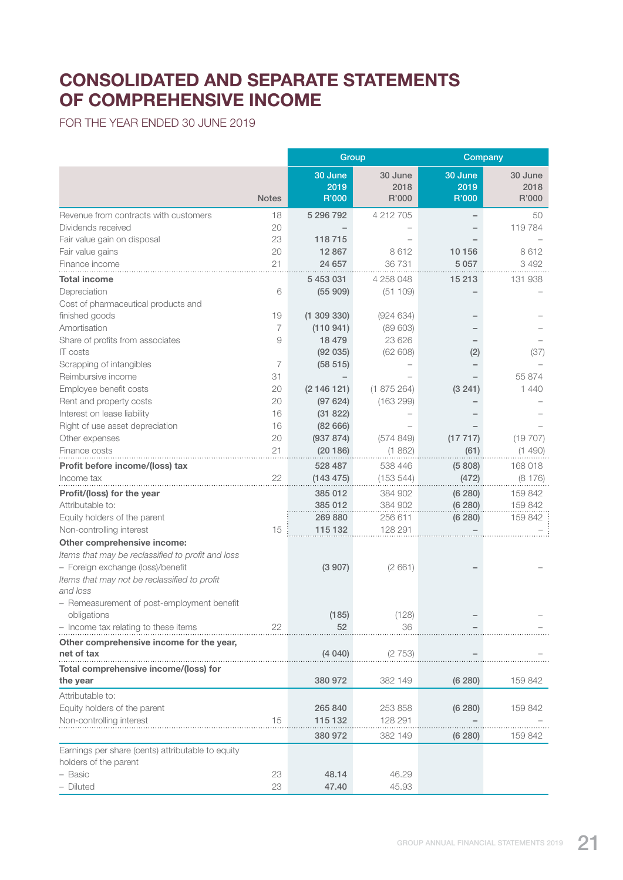# CONSOLIDATED AND SEPARATE STATEMENTS OF COMPREHENSIVE INCOME

FOR THE YEAR ENDED 30 JUNE 2019

| | | Group | | Company | |
|---|---|---|---|---|---|
| | Notes | 30 June 2019 R'000 | 30 June 2018 R'000 | 30 June 2019 R'000 | 30 June 2018 R'000 |
| Revenue from contracts with customers | 18 | 5 296 792 | 4 212 705 | – | 50 |
| Dividends received | 20 | – | – | – | 119 784 |
| Fair value gain on disposal | 23 | 118 715 | – | – | – |
| Fair value gains | 20 | 12 867 | 8 612 | 10 156 | 8 612 |
| Finance income | 21 | 24 657 | 36 731 | 5 057 | 3 492 |
| **Total income** | | 5 453 031 | 4 258 048 | 15 213 | 131 938 |
| Depreciation | 6 | (55 909) | (51 109) | – | – |
| Cost of pharmaceutical products and finished goods | 19 | (1 309 330) | (924 634) | – | – |
| Amortisation | 7 | (110 941) | (89 603) | – | – |
| Share of profits from associates | 9 | 18 479 | 23 626 | – | – |
| IT costs | | (92 035) | (62 608) | (2) | (37) |
| Scrapping of intangibles | 7 | (58 515) | – | – | – |
| Reimbursive income | 31 | – | – | – | 55 874 |
| Employee benefit costs | 20 | (2 146 121) | (1 875 264) | (3 241) | 1 440 |
| Rent and property costs | 20 | (97 624) | (163 299) | – | – |
| Interest on lease liability | 16 | (31 822) | – | – | – |
| Right of use asset depreciation | 16 | (82 666) | – | – | – |
| Other expenses | 20 | (937 874) | (574 849) | (17 717) | (19 707) |
| Finance costs | 21 | (20 186) | (1 862) | (61) | (1 490) |
| **Profit before income/(loss) tax** | | 528 487 | 538 446 | (5 808) | 168 018 |
| Income tax | 22 | (143 475) | (153 544) | (472) | (8 176) |
| **Profit/(loss) for the year** | | 385 012 | 384 902 | (6 280) | 159 842 |
| Attributable to: | | 385 012 | 384 902 | (6 280) | 159 842 |
| Equity holders of the parent | | 269 880 | 256 611 | (6 280) | 159 842 |
| Non-controlling interest | 15 | 115 132 | 128 291 | – | – |
| **Other comprehensive income:** | | | | | |
| *Items that may be reclassified to profit and loss* | | | | | |
| – Foreign exchange (loss)/benefit | | (3 907) | (2 661) | – | – |
| *Items that may not be reclassified to profit and loss* | | | | | |
| – Remeasurement of post-employment benefit obligations | | (185) | (128) | – | – |
| – Income tax relating to these items | 22 | 52 | 36 | – | – |
| **Other comprehensive income for the year, net of tax** | | (4 040) | (2 753) | – | – |
| **Total comprehensive income/(loss) for the year** | | 380 972 | 382 149 | (6 280) | 159 842 |
| Attributable to: | | | | | |
| Equity holders of the parent | | 265 840 | 253 858 | (6 280) | 159 842 |
| Non-controlling interest | 15 | 115 132 | 128 291 | – | – |
| | | 380 972 | 382 149 | (6 280) | 159 842 |
| Earnings per share (cents) attributable to equity holders of the parent | | | | | |
| – Basic | 23 | 48.14 | 46.29 | | |
| – Diluted | 23 | 47.40 | 45.93 | | |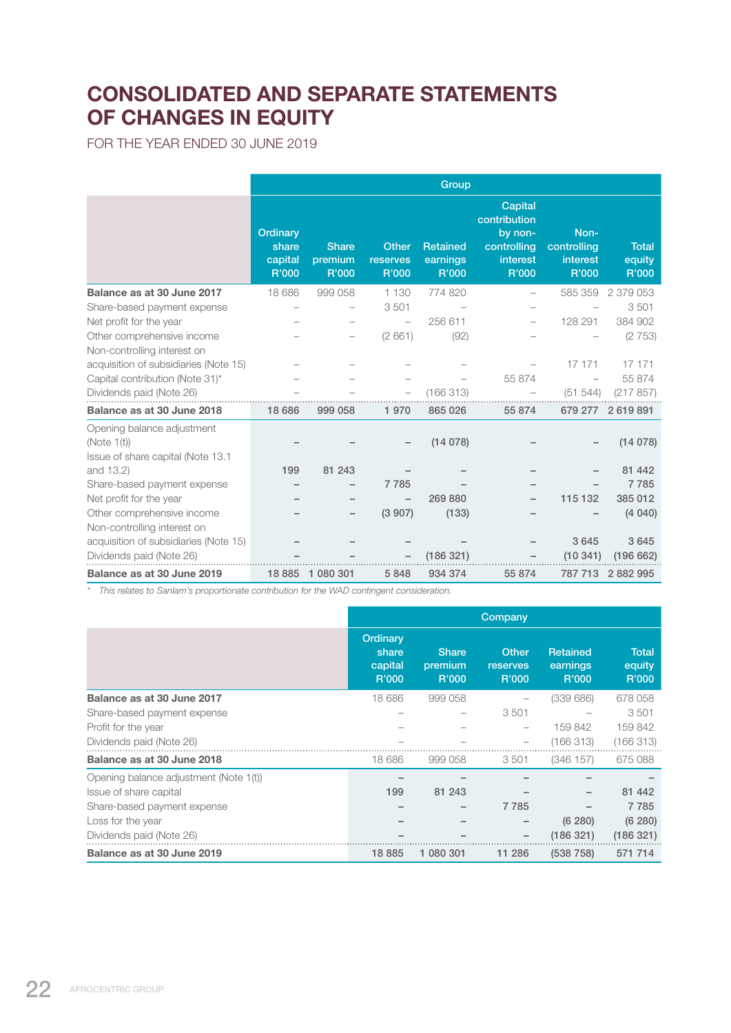# CONSOLIDATED AND SEPARATE STATEMENTS OF CHANGES IN EQUITY

FOR THE YEAR ENDED 30 JUNE 2019

| | Group | | | | | | |
|---|---|---|---|---|---|---|---|
| | Ordinary share capital R'000 | Share premium R'000 | Other reserves R'000 | Retained earnings R'000 | Capital contribution by non-controlling interest R'000 | Non-controlling interest R'000 | Total equity R'000 |
| **Balance as at 30 June 2017** | 18 686 | 999 058 | 1 130 | 774 820 | – | 585 359 | 2 379 053 |
| Share-based payment expense | – | – | 3 501 | – | – | – | 3 501 |
| Net profit for the year | – | – | – | 256 611 | – | 128 291 | 384 902 |
| Other comprehensive income | – | – | (2 661) | (92) | – | – | (2 753) |
| Non-controlling interest on acquisition of subsidiaries (Note 15) | – | – | – | – | – | 17 171 | 17 171 |
| Capital contribution (Note 31)* | – | – | – | – | 55 874 | – | 55 874 |
| Dividends paid (Note 26) | – | – | – | (166 313) | – | (51 544) | (217 857) |
| **Balance as at 30 June 2018** | **18 686** | **999 058** | **1 970** | **865 026** | **55 874** | **679 277** | **2 619 891** |
| Opening balance adjustment (Note 1(t)) | – | – | – | (14 078) | – | – | (14 078) |
| Issue of share capital (Note 13.1 and 13.2) | 199 | 81 243 | – | – | – | – | 81 442 |
| Share-based payment expense | – | – | 7 785 | – | – | – | 7 785 |
| Net profit for the year | – | – | – | 269 880 | – | 115 132 | 385 012 |
| Other comprehensive income | – | – | (3 907) | (133) | – | – | (4 040) |
| Non-controlling interest on acquisition of subsidiaries (Note 15) | – | – | – | – | – | 3 645 | 3 645 |
| Dividends paid (Note 26) | – | – | – | (186 321) | – | (10 341) | (196 662) |
| **Balance as at 30 June 2019** | **18 885** | **1 080 301** | **5 848** | **934 374** | **55 874** | **787 713** | **2 882 995** |

\* *This relates to Sanlam's proportionate contribution for the WAD contingent consideration.*

| | Company | | | | |
|---|---|---|---|---|---|
| | Ordinary share capital R'000 | Share premium R'000 | Other reserves R'000 | Retained earnings R'000 | Total equity R'000 |
| **Balance as at 30 June 2017** | 18 686 | 999 058 | – | (339 686) | 678 058 |
| Share-based payment expense | – | – | 3 501 | – | 3 501 |
| Profit for the year | – | – | – | 159 842 | 159 842 |
| Dividends paid (Note 26) | – | – | – | (166 313) | (166 313) |
| **Balance as at 30 June 2018** | **18 686** | **999 058** | **3 501** | **(346 157)** | **675 088** |
| Opening balance adjustment (Note 1(t)) | – | – | – | – | – |
| Issue of share capital | 199 | 81 243 | – | – | 81 442 |
| Share-based payment expense | – | – | 7 785 | – | 7 785 |
| Loss for the year | – | – | – | (6 280) | (6 280) |
| Dividends paid (Note 26) | – | – | – | (186 321) | (186 321) |
| **Balance as at 30 June 2019** | **18 885** | **1 080 301** | **11 286** | **(538 758)** | **571 714** |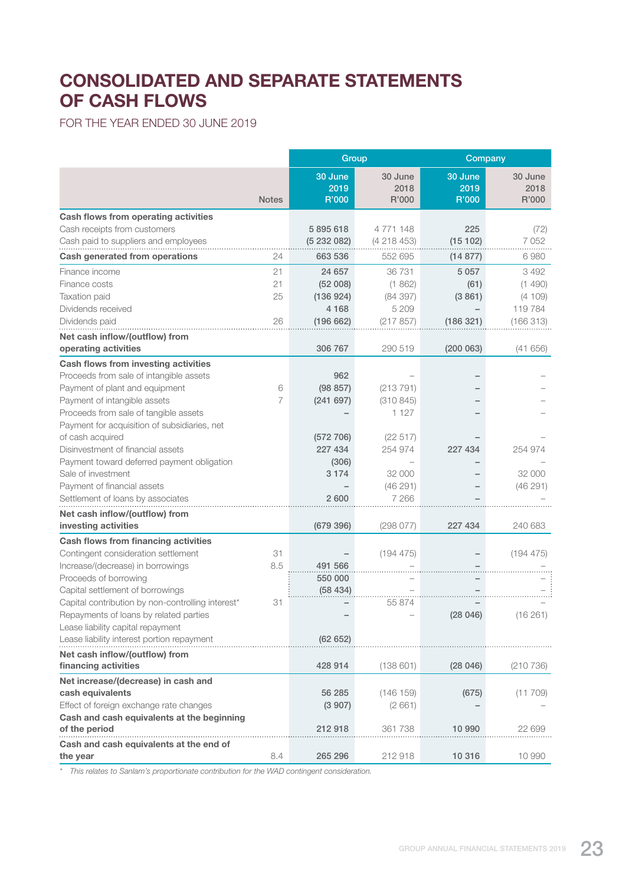# CONSOLIDATED AND SEPARATE STATEMENTS OF CASH FLOWS

FOR THE YEAR ENDED 30 JUNE 2019

| | Notes | Group | | Company | |
|---|---|---|---|---|---|
| | | 30 June 2019 R'000 | 30 June 2018 R'000 | 30 June 2019 R'000 | 30 June 2018 R'000 |
| **Cash flows from operating activities** | | | | | |
| Cash receipts from customers | | 5 895 618 | 4 771 148 | 225 | (72) |
| Cash paid to suppliers and employees | | (5 232 082) | (4 218 453) | (15 102) | 7 052 |
| **Cash generated from operations** | 24 | 663 536 | 552 695 | (14 877) | 6 980 |
| Finance income | 21 | 24 657 | 36 731 | 5 057 | 3 492 |
| Finance costs | 21 | (52 008) | (1 862) | (61) | (1 490) |
| Taxation paid | 25 | (136 924) | (84 397) | (3 861) | (4 109) |
| Dividends received | | 4 168 | 5 209 | – | 119 784 |
| Dividends paid | 26 | (196 662) | (217 857) | (186 321) | (166 313) |
| **Net cash inflow/(outflow) from operating activities** | | 306 767 | 290 519 | (200 063) | (41 656) |
| **Cash flows from investing activities** | | | | | |
| Proceeds from sale of intangible assets | | 962 | – | – | – |
| Payment of plant and equipment | 6 | (98 857) | (213 791) | – | – |
| Payment of intangible assets | 7 | (241 697) | (310 845) | – | – |
| Proceeds from sale of tangible assets | | – | 1 127 | – | – |
| Payment for acquisition of subsidiaries, net of cash acquired | | (572 706) | (22 517) | – | – |
| Disinvestment of financial assets | | 227 434 | 254 974 | 227 434 | 254 974 |
| Payment toward deferred payment obligation | | (306) | – | – | – |
| Sale of investment | | 3 174 | 32 000 | – | 32 000 |
| Payment of financial assets | | – | (46 291) | – | (46 291) |
| Settlement of loans by associates | | 2 600 | 7 266 | – | – |
| **Net cash inflow/(outflow) from investing activities** | | (679 396) | (298 077) | 227 434 | 240 683 |
| **Cash flows from financing activities** | | | | | |
| Contingent consideration settlement | 31 | – | (194 475) | – | (194 475) |
| Increase/(decrease) in borrowings | 8.5 | 491 566 | – | – | – |
| Proceeds of borrowing | | 550 000 | – | – | – |
| Capital settlement of borrowings | | (58 434) | – | – | – |
| Capital contribution by non-controlling interest* | 31 | – | 55 874 | – | – |
| Repayments of loans by related parties | | – | – | (28 046) | (16 261) |
| Lease liability capital repayment | | | | | |
| Lease liability interest portion repayment | | (62 652) | | | |
| **Net cash inflow/(outflow) from financing activities** | | 428 914 | (138 601) | (28 046) | (210 736) |
| **Net increase/(decrease) in cash and cash equivalents** | | 56 285 | (146 159) | (675) | (11 709) |
| Effect of foreign exchange rate changes | | (3 907) | (2 661) | – | – |
| **Cash and cash equivalents at the beginning of the period** | | 212 918 | 361 738 | 10 990 | 22 699 |
| **Cash and cash equivalents at the end of the year** | 8.4 | 265 296 | 212 918 | 10 316 | 10 990 |

* *This relates to Sanlam's proportionate contribution for the WAD contingent consideration.*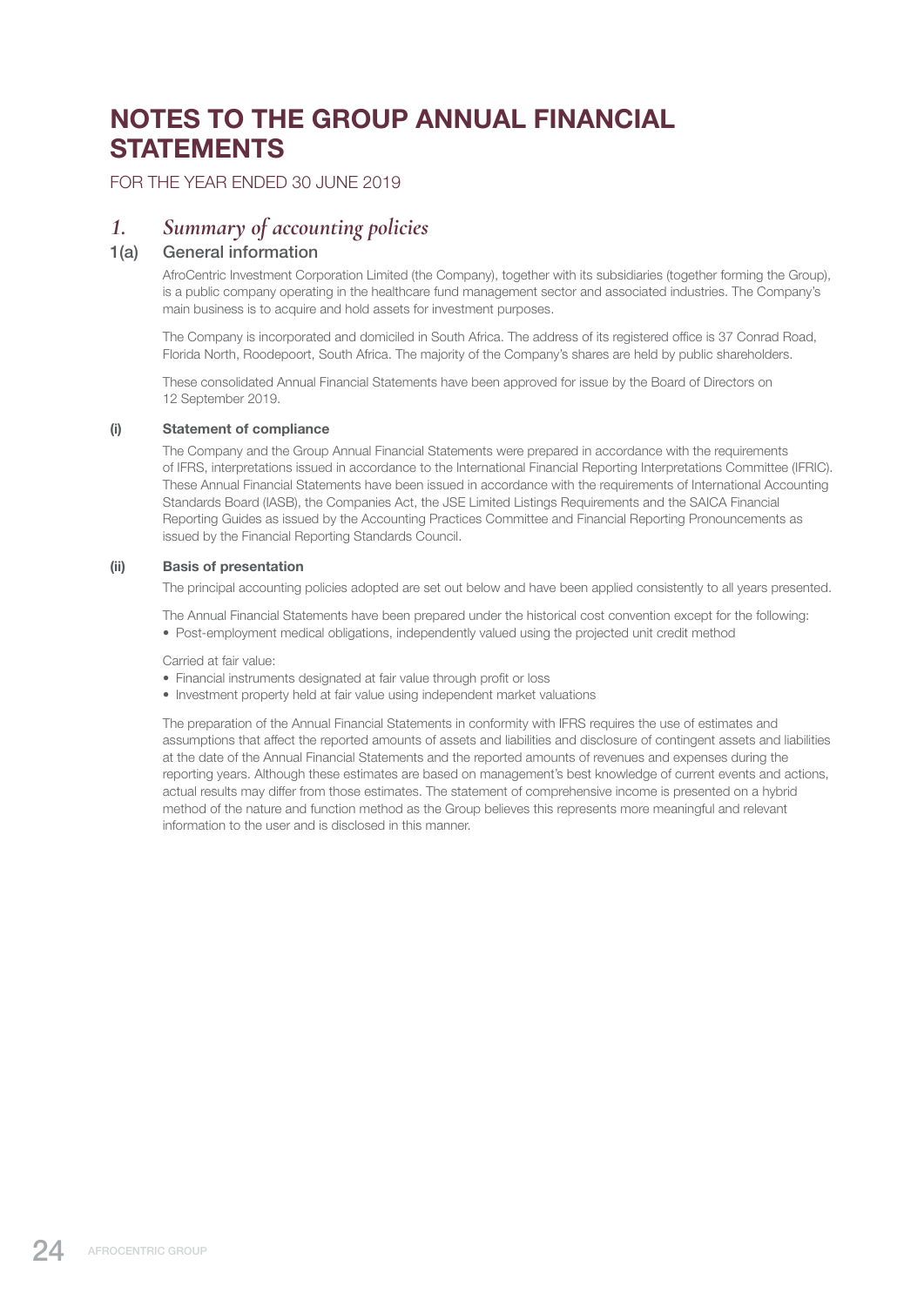# NOTES TO THE GROUP ANNUAL FINANCIAL STATEMENTS

FOR THE YEAR ENDED 30 JUNE 2019

## 1. *Summary of accounting policies*

### 1(a) General information

AfroCentric Investment Corporation Limited (the Company), together with its subsidiaries (together forming the Group), is a public company operating in the healthcare fund management sector and associated industries. The Company's main business is to acquire and hold assets for investment purposes.

The Company is incorporated and domiciled in South Africa. The address of its registered office is 37 Conrad Road, Florida North, Roodepoort, South Africa. The majority of the Company's shares are held by public shareholders.

These consolidated Annual Financial Statements have been approved for issue by the Board of Directors on 12 September 2019.

**(i) Statement of compliance**

The Company and the Group Annual Financial Statements were prepared in accordance with the requirements of IFRS, interpretations issued in accordance to the International Financial Reporting Interpretations Committee (IFRIC). These Annual Financial Statements have been issued in accordance with the requirements of International Accounting Standards Board (IASB), the Companies Act, the JSE Limited Listings Requirements and the SAICA Financial Reporting Guides as issued by the Accounting Practices Committee and Financial Reporting Pronouncements as issued by the Financial Reporting Standards Council.

**(ii) Basis of presentation**

The principal accounting policies adopted are set out below and have been applied consistently to all years presented.

The Annual Financial Statements have been prepared under the historical cost convention except for the following:

- Post-employment medical obligations, independently valued using the projected unit credit method

Carried at fair value:

- Financial instruments designated at fair value through profit or loss
- Investment property held at fair value using independent market valuations

The preparation of the Annual Financial Statements in conformity with IFRS requires the use of estimates and assumptions that affect the reported amounts of assets and liabilities and disclosure of contingent assets and liabilities at the date of the Annual Financial Statements and the reported amounts of revenues and expenses during the reporting years. Although these estimates are based on management's best knowledge of current events and actions, actual results may differ from those estimates. The statement of comprehensive income is presented on a hybrid method of the nature and function method as the Group believes this represents more meaningful and relevant information to the user and is disclosed in this manner.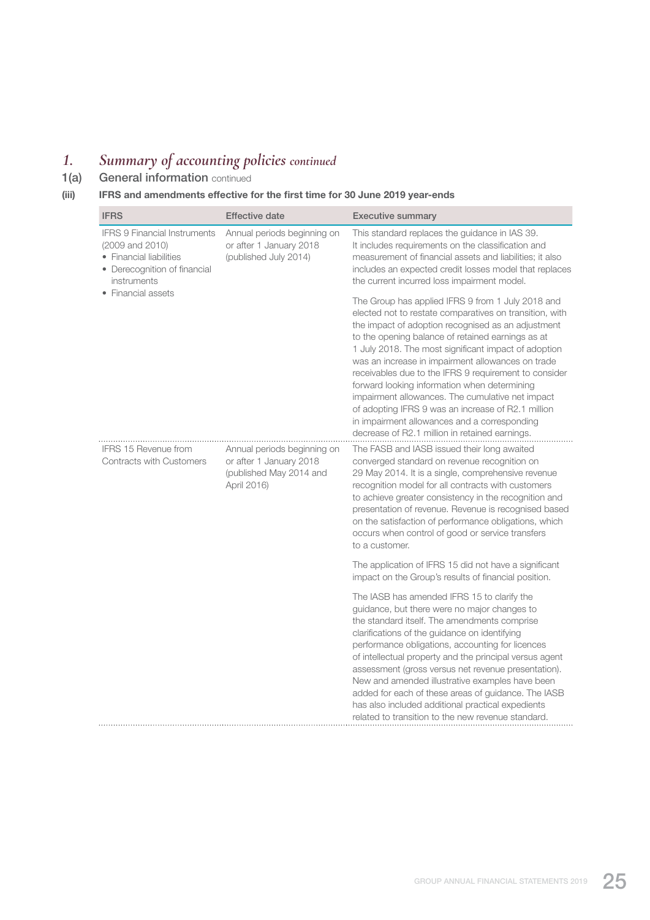# 1. *Summary of accounting policies continued*

## 1(a) General information continued

### (iii) IFRS and amendments effective for the first time for 30 June 2019 year-ends

| IFRS | Effective date | Executive summary |
|---|---|---|
| IFRS 9 Financial Instruments (2009 and 2010)<br>• Financial liabilities<br>• Derecognition of financial instruments<br>• Financial assets | Annual periods beginning on or after 1 January 2018 (published July 2014) | This standard replaces the guidance in IAS 39. It includes requirements on the classification and measurement of financial assets and liabilities; it also includes an expected credit losses model that replaces the current incurred loss impairment model.<br><br>The Group has applied IFRS 9 from 1 July 2018 and elected not to restate comparatives on transition, with the impact of adoption recognised as an adjustment to the opening balance of retained earnings as at 1 July 2018. The most significant impact of adoption was an increase in impairment allowances on trade receivables due to the IFRS 9 requirement to consider forward looking information when determining impairment allowances. The cumulative net impact of adopting IFRS 9 was an increase of R2.1 million in impairment allowances and a corresponding decrease of R2.1 million in retained earnings. |
| IFRS 15 Revenue from Contracts with Customers | Annual periods beginning on or after 1 January 2018 (published May 2014 and April 2016) | The FASB and IASB issued their long awaited converged standard on revenue recognition on 29 May 2014. It is a single, comprehensive revenue recognition model for all contracts with customers to achieve greater consistency in the recognition and presentation of revenue. Revenue is recognised based on the satisfaction of performance obligations, which occurs when control of good or service transfers to a customer.<br><br>The application of IFRS 15 did not have a significant impact on the Group's results of financial position.<br><br>The IASB has amended IFRS 15 to clarify the guidance, but there were no major changes to the standard itself. The amendments comprise clarifications of the guidance on identifying performance obligations, accounting for licences of intellectual property and the principal versus agent assessment (gross versus net revenue presentation). New and amended illustrative examples have been added for each of these areas of guidance. The IASB has also included additional practical expedients related to transition to the new revenue standard. |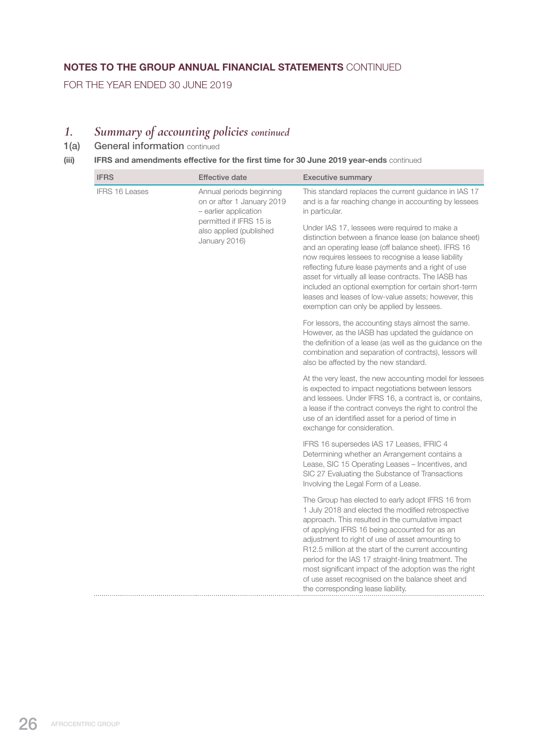## NOTES TO THE GROUP ANNUAL FINANCIAL STATEMENTS CONTINUED

FOR THE YEAR ENDED 30 JUNE 2019

# 1. *Summary of accounting policies continued*

## 1(a) General information continued

### (iii) IFRS and amendments effective for the first time for 30 June 2019 year-ends continued

| IFRS | Effective date | Executive summary |
|---|---|---|
| IFRS 16 Leases | Annual periods beginning on or after 1 January 2019 – earlier application permitted if IFRS 15 is also applied (published January 2016) | This standard replaces the current guidance in IAS 17 and is a far reaching change in accounting by lessees in particular.<br><br>Under IAS 17, lessees were required to make a distinction between a finance lease (on balance sheet) and an operating lease (off balance sheet). IFRS 16 now requires lessees to recognise a lease liability reflecting future lease payments and a right of use asset for virtually all lease contracts. The IASB has included an optional exemption for certain short-term leases and leases of low-value assets; however, this exemption can only be applied by lessees.<br><br>For lessors, the accounting stays almost the same. However, as the IASB has updated the guidance on the definition of a lease (as well as the guidance on the combination and separation of contracts), lessors will also be affected by the new standard.<br><br>At the very least, the new accounting model for lessees is expected to impact negotiations between lessors and lessees. Under IFRS 16, a contract is, or contains, a lease if the contract conveys the right to control the use of an identified asset for a period of time in exchange for consideration.<br><br>IFRS 16 supersedes IAS 17 Leases, IFRIC 4 Determining whether an Arrangement contains a Lease, SIC 15 Operating Leases – Incentives, and SIC 27 Evaluating the Substance of Transactions Involving the Legal Form of a Lease.<br><br>The Group has elected to early adopt IFRS 16 from 1 July 2018 and elected the modified retrospective approach. This resulted in the cumulative impact of applying IFRS 16 being accounted for as an adjustment to right of use of asset amounting to R12.5 million at the start of the current accounting period for the IAS 17 straight-lining treatment. The most significant impact of the adoption was the right of use asset recognised on the balance sheet and the corresponding lease liability. |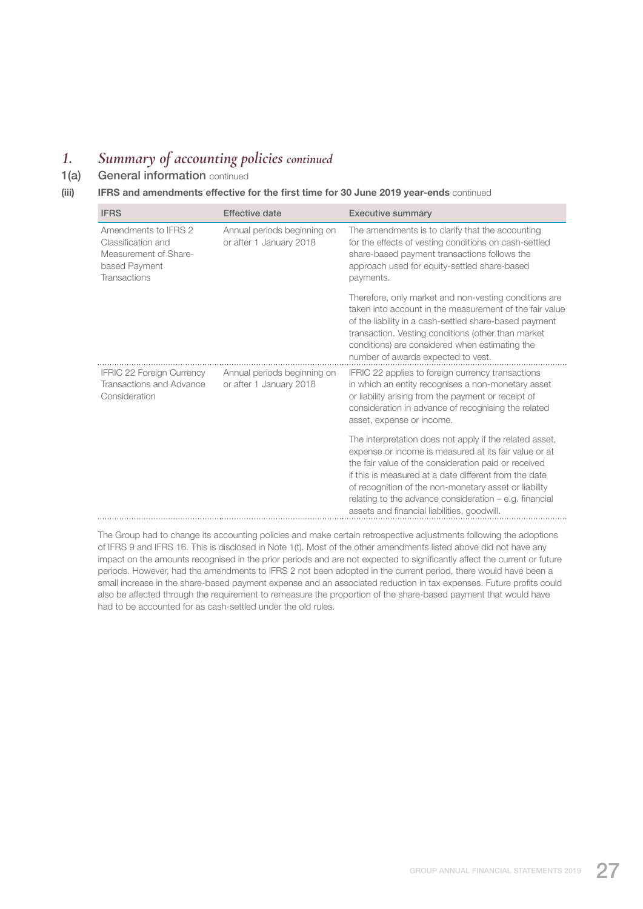# *1. Summary of accounting policies continued*

## 1(a) General information continued

### (iii) IFRS and amendments effective for the first time for 30 June 2019 year-ends continued

| IFRS | Effective date | Executive summary |
|---|---|---|
| Amendments to IFRS 2 Classification and Measurement of Share-based Payment Transactions | Annual periods beginning on or after 1 January 2018 | The amendments is to clarify that the accounting for the effects of vesting conditions on cash-settled share-based payment transactions follows the approach used for equity-settled share-based payments.<br><br>Therefore, only market and non-vesting conditions are taken into account in the measurement of the fair value of the liability in a cash-settled share-based payment transaction. Vesting conditions (other than market conditions) are considered when estimating the number of awards expected to vest. |
| IFRIC 22 Foreign Currency Transactions and Advance Consideration | Annual periods beginning on or after 1 January 2018 | IFRIC 22 applies to foreign currency transactions in which an entity recognises a non-monetary asset or liability arising from the payment or receipt of consideration in advance of recognising the related asset, expense or income.<br><br>The interpretation does not apply if the related asset, expense or income is measured at its fair value or at the fair value of the consideration paid or received if this is measured at a date different from the date of recognition of the non-monetary asset or liability relating to the advance consideration – e.g. financial assets and financial liabilities, goodwill. |

The Group had to change its accounting policies and make certain retrospective adjustments following the adoptions of IFRS 9 and IFRS 16. This is disclosed in Note 1(t). Most of the other amendments listed above did not have any impact on the amounts recognised in the prior periods and are not expected to significantly affect the current or future periods. However, had the amendments to IFRS 2 not been adopted in the current period, there would have been a small increase in the share-based payment expense and an associated reduction in tax expenses. Future profits could also be affected through the requirement to remeasure the proportion of the share-based payment that would have had to be accounted for as cash-settled under the old rules.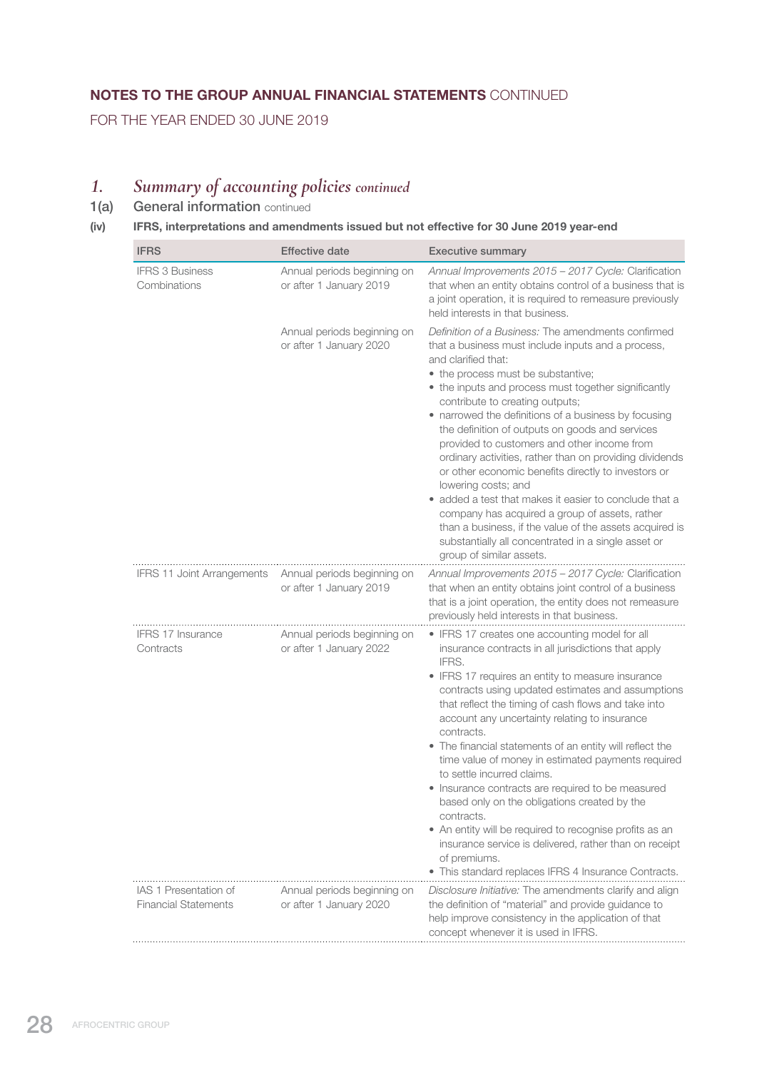**NOTES TO THE GROUP ANNUAL FINANCIAL STATEMENTS** CONTINUED

FOR THE YEAR ENDED 30 JUNE 2019

# 1. *Summary of accounting policies continued*

## 1(a) General information continued

### (iv) IFRS, interpretations and amendments issued but not effective for 30 June 2019 year-end

| IFRS | Effective date | Executive summary |
|---|---|---|
| IFRS 3 Business Combinations | Annual periods beginning on or after 1 January 2019 | *Annual Improvements 2015 – 2017 Cycle:* Clarification that when an entity obtains control of a business that is a joint operation, it is required to remeasure previously held interests in that business. |
| | Annual periods beginning on or after 1 January 2020 | *Definition of a Business:* The amendments confirmed that a business must include inputs and a process, and clarified that: <br>• the process must be substantive; <br>• the inputs and process must together significantly contribute to creating outputs; <br>• narrowed the definitions of a business by focusing the definition of outputs on goods and services provided to customers and other income from ordinary activities, rather than on providing dividends or other economic benefits directly to investors or lowering costs; and <br>• added a test that makes it easier to conclude that a company has acquired a group of assets, rather than a business, if the value of the assets acquired is substantially all concentrated in a single asset or group of similar assets. |
| IFRS 11 Joint Arrangements | Annual periods beginning on or after 1 January 2019 | *Annual Improvements 2015 – 2017 Cycle:* Clarification that when an entity obtains joint control of a business that is a joint operation, the entity does not remeasure previously held interests in that business. |
| IFRS 17 Insurance Contracts | Annual periods beginning on or after 1 January 2022 | • IFRS 17 creates one accounting model for all insurance contracts in all jurisdictions that apply IFRS. <br>• IFRS 17 requires an entity to measure insurance contracts using updated estimates and assumptions that reflect the timing of cash flows and take into account any uncertainty relating to insurance contracts. <br>• The financial statements of an entity will reflect the time value of money in estimated payments required to settle incurred claims. <br>• Insurance contracts are required to be measured based only on the obligations created by the contracts. <br>• An entity will be required to recognise profits as an insurance service is delivered, rather than on receipt of premiums. <br>• This standard replaces IFRS 4 Insurance Contracts. |
| IAS 1 Presentation of Financial Statements | Annual periods beginning on or after 1 January 2020 | *Disclosure Initiative:* The amendments clarify and align the definition of "material" and provide guidance to help improve consistency in the application of that concept whenever it is used in IFRS. |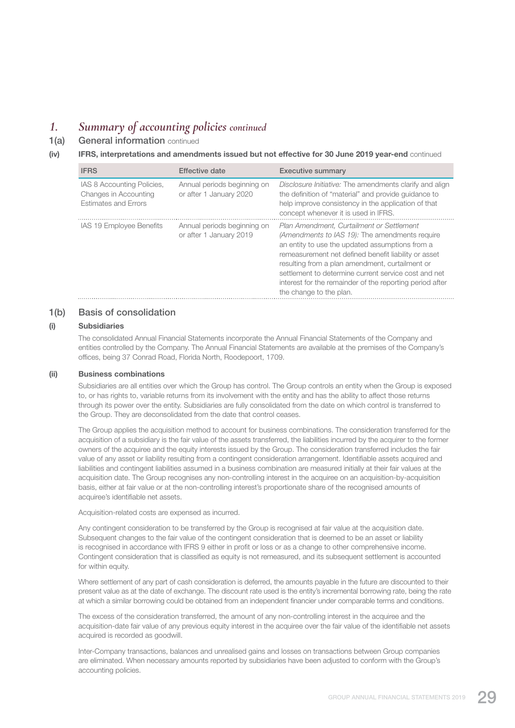# 1. Summary of accounting policies *continued*

## 1(a) General information continued

### (iv) IFRS, interpretations and amendments issued but not effective for 30 June 2019 year-end continued

| IFRS | Effective date | Executive summary |
|---|---|---|
| IAS 8 Accounting Policies, Changes in Accounting Estimates and Errors | Annual periods beginning on or after 1 January 2020 | *Disclosure Initiative:* The amendments clarify and align the definition of "material" and provide guidance to help improve consistency in the application of that concept whenever it is used in IFRS. |
| IAS 19 Employee Benefits | Annual periods beginning on or after 1 January 2019 | *Plan Amendment, Curtailment or Settlement (Amendments to IAS 19):* The amendments require an entity to use the updated assumptions from a remeasurement net defined benefit liability or asset resulting from a plan amendment, curtailment or settlement to determine current service cost and net interest for the remainder of the reporting period after the change to the plan. |

## 1(b) Basis of consolidation

### (i) Subsidiaries

The consolidated Annual Financial Statements incorporate the Annual Financial Statements of the Company and entities controlled by the Company. The Annual Financial Statements are available at the premises of the Company's offices, being 37 Conrad Road, Florida North, Roodepoort, 1709.

### (ii) Business combinations

Subsidiaries are all entities over which the Group has control. The Group controls an entity when the Group is exposed to, or has rights to, variable returns from its involvement with the entity and has the ability to affect those returns through its power over the entity. Subsidiaries are fully consolidated from the date on which control is transferred to the Group. They are deconsolidated from the date that control ceases.

The Group applies the acquisition method to account for business combinations. The consideration transferred for the acquisition of a subsidiary is the fair value of the assets transferred, the liabilities incurred by the acquirer to the former owners of the acquiree and the equity interests issued by the Group. The consideration transferred includes the fair value of any asset or liability resulting from a contingent consideration arrangement. Identifiable assets acquired and liabilities and contingent liabilities assumed in a business combination are measured initially at their fair values at the acquisition date. The Group recognises any non-controlling interest in the acquiree on an acquisition-by-acquisition basis, either at fair value or at the non-controlling interest's proportionate share of the recognised amounts of acquiree's identifiable net assets.

Acquisition-related costs are expensed as incurred.

Any contingent consideration to be transferred by the Group is recognised at fair value at the acquisition date. Subsequent changes to the fair value of the contingent consideration that is deemed to be an asset or liability is recognised in accordance with IFRS 9 either in profit or loss or as a change to other comprehensive income. Contingent consideration that is classified as equity is not remeasured, and its subsequent settlement is accounted for within equity.

Where settlement of any part of cash consideration is deferred, the amounts payable in the future are discounted to their present value as at the date of exchange. The discount rate used is the entity's incremental borrowing rate, being the rate at which a similar borrowing could be obtained from an independent financier under comparable terms and conditions.

The excess of the consideration transferred, the amount of any non-controlling interest in the acquiree and the acquisition-date fair value of any previous equity interest in the acquiree over the fair value of the identifiable net assets acquired is recorded as goodwill.

Inter-Company transactions, balances and unrealised gains and losses on transactions between Group companies are eliminated. When necessary amounts reported by subsidiaries have been adjusted to conform with the Group's accounting policies.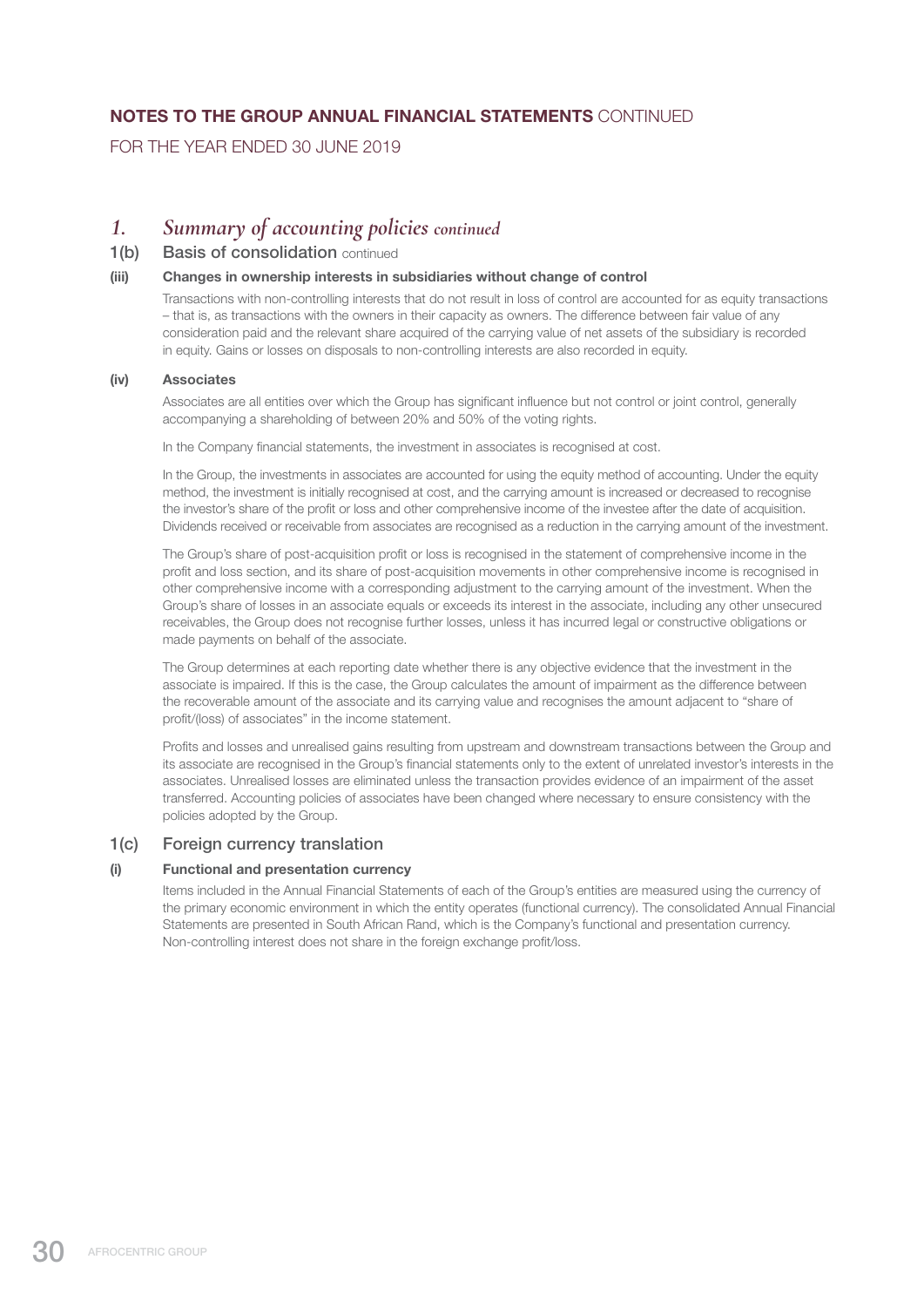# NOTES TO THE GROUP ANNUAL FINANCIAL STATEMENTS CONTINUED

FOR THE YEAR ENDED 30 JUNE 2019

## 1. *Summary of accounting policies continued*

### 1(b) Basis of consolidation continued

**(iii) Changes in ownership interests in subsidiaries without change of control**

Transactions with non-controlling interests that do not result in loss of control are accounted for as equity transactions – that is, as transactions with the owners in their capacity as owners. The difference between fair value of any consideration paid and the relevant share acquired of the carrying value of net assets of the subsidiary is recorded in equity. Gains or losses on disposals to non-controlling interests are also recorded in equity.

**(iv) Associates**

Associates are all entities over which the Group has significant influence but not control or joint control, generally accompanying a shareholding of between 20% and 50% of the voting rights.

In the Company financial statements, the investment in associates is recognised at cost.

In the Group, the investments in associates are accounted for using the equity method of accounting. Under the equity method, the investment is initially recognised at cost, and the carrying amount is increased or decreased to recognise the investor's share of the profit or loss and other comprehensive income of the investee after the date of acquisition. Dividends received or receivable from associates are recognised as a reduction in the carrying amount of the investment.

The Group's share of post-acquisition profit or loss is recognised in the statement of comprehensive income in the profit and loss section, and its share of post-acquisition movements in other comprehensive income is recognised in other comprehensive income with a corresponding adjustment to the carrying amount of the investment. When the Group's share of losses in an associate equals or exceeds its interest in the associate, including any other unsecured receivables, the Group does not recognise further losses, unless it has incurred legal or constructive obligations or made payments on behalf of the associate.

The Group determines at each reporting date whether there is any objective evidence that the investment in the associate is impaired. If this is the case, the Group calculates the amount of impairment as the difference between the recoverable amount of the associate and its carrying value and recognises the amount adjacent to "share of profit/(loss) of associates" in the income statement.

Profits and losses and unrealised gains resulting from upstream and downstream transactions between the Group and its associate are recognised in the Group's financial statements only to the extent of unrelated investor's interests in the associates. Unrealised losses are eliminated unless the transaction provides evidence of an impairment of the asset transferred. Accounting policies of associates have been changed where necessary to ensure consistency with the policies adopted by the Group.

### 1(c) Foreign currency translation

**(i) Functional and presentation currency**

Items included in the Annual Financial Statements of each of the Group's entities are measured using the currency of the primary economic environment in which the entity operates (functional currency). The consolidated Annual Financial Statements are presented in South African Rand, which is the Company's functional and presentation currency. Non-controlling interest does not share in the foreign exchange profit/loss.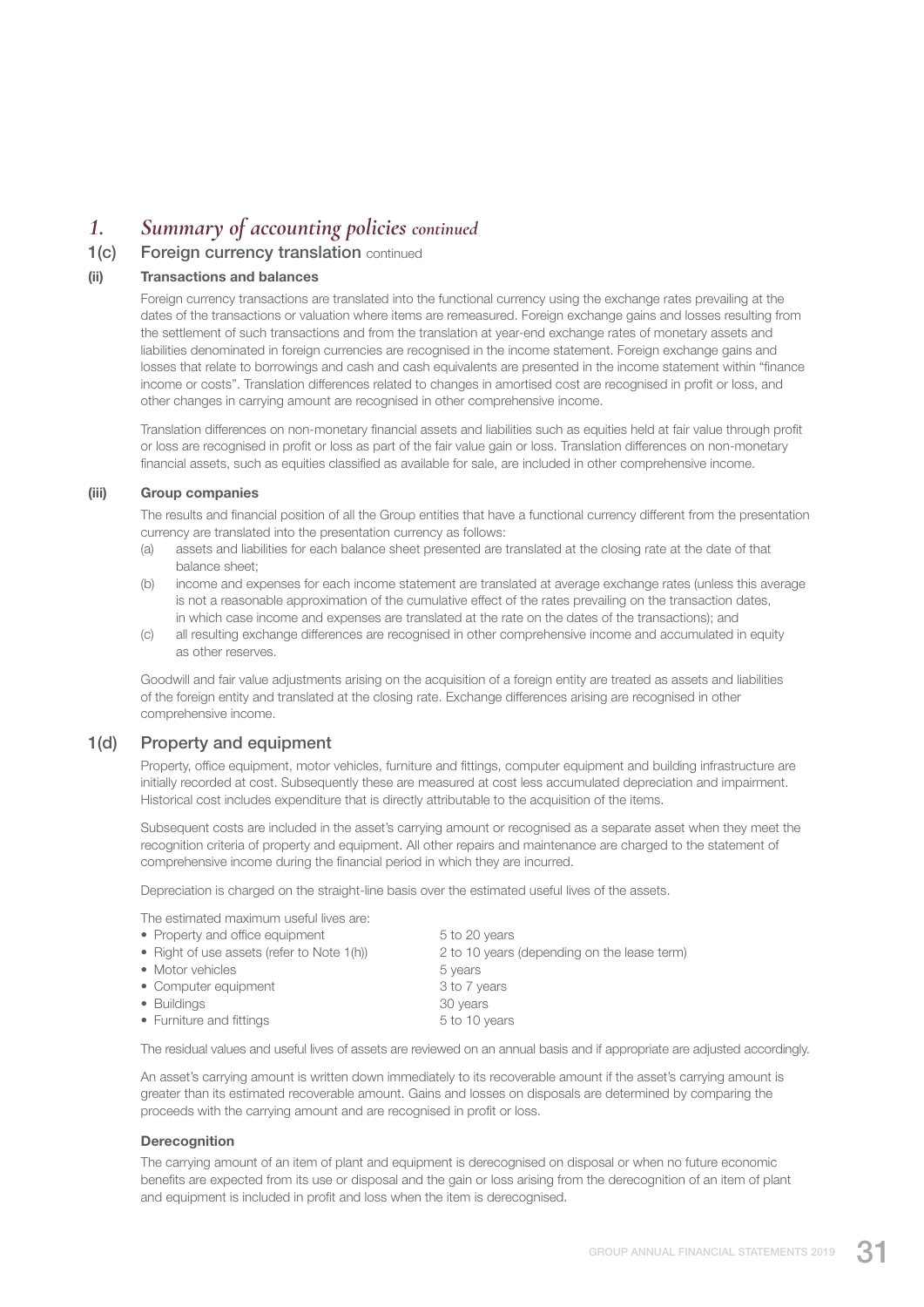# *1. Summary of accounting policies continued*

## 1(c) Foreign currency translation continued

### (ii) Transactions and balances

Foreign currency transactions are translated into the functional currency using the exchange rates prevailing at the dates of the transactions or valuation where items are remeasured. Foreign exchange gains and losses resulting from the settlement of such transactions and from the translation at year-end exchange rates of monetary assets and liabilities denominated in foreign currencies are recognised in the income statement. Foreign exchange gains and losses that relate to borrowings and cash and cash equivalents are presented in the income statement within "finance income or costs". Translation differences related to changes in amortised cost are recognised in profit or loss, and other changes in carrying amount are recognised in other comprehensive income.

Translation differences on non-monetary financial assets and liabilities such as equities held at fair value through profit or loss are recognised in profit or loss as part of the fair value gain or loss. Translation differences on non-monetary financial assets, such as equities classified as available for sale, are included in other comprehensive income.

### (iii) Group companies

The results and financial position of all the Group entities that have a functional currency different from the presentation currency are translated into the presentation currency as follows:

(a) assets and liabilities for each balance sheet presented are translated at the closing rate at the date of that balance sheet;

(b) income and expenses for each income statement are translated at average exchange rates (unless this average is not a reasonable approximation of the cumulative effect of the rates prevailing on the transaction dates, in which case income and expenses are translated at the rate on the dates of the transactions); and

(c) all resulting exchange differences are recognised in other comprehensive income and accumulated in equity as other reserves.

Goodwill and fair value adjustments arising on the acquisition of a foreign entity are treated as assets and liabilities of the foreign entity and translated at the closing rate. Exchange differences arising are recognised in other comprehensive income.

## 1(d) Property and equipment

Property, office equipment, motor vehicles, furniture and fittings, computer equipment and building infrastructure are initially recorded at cost. Subsequently these are measured at cost less accumulated depreciation and impairment. Historical cost includes expenditure that is directly attributable to the acquisition of the items.

Subsequent costs are included in the asset's carrying amount or recognised as a separate asset when they meet the recognition criteria of property and equipment. All other repairs and maintenance are charged to the statement of comprehensive income during the financial period in which they are incurred.

Depreciation is charged on the straight-line basis over the estimated useful lives of the assets.

The estimated maximum useful lives are:

| | |
|---|---|
| • Property and office equipment | 5 to 20 years |
| • Right of use assets (refer to Note 1(h)) | 2 to 10 years (depending on the lease term) |
| • Motor vehicles | 5 years |
| • Computer equipment | 3 to 7 years |
| • Buildings | 30 years |
| • Furniture and fittings | 5 to 10 years |

The residual values and useful lives of assets are reviewed on an annual basis and if appropriate are adjusted accordingly.

An asset's carrying amount is written down immediately to its recoverable amount if the asset's carrying amount is greater than its estimated recoverable amount. Gains and losses on disposals are determined by comparing the proceeds with the carrying amount and are recognised in profit or loss.

**Derecognition**

The carrying amount of an item of plant and equipment is derecognised on disposal or when no future economic benefits are expected from its use or disposal and the gain or loss arising from the derecognition of an item of plant and equipment is included in profit and loss when the item is derecognised.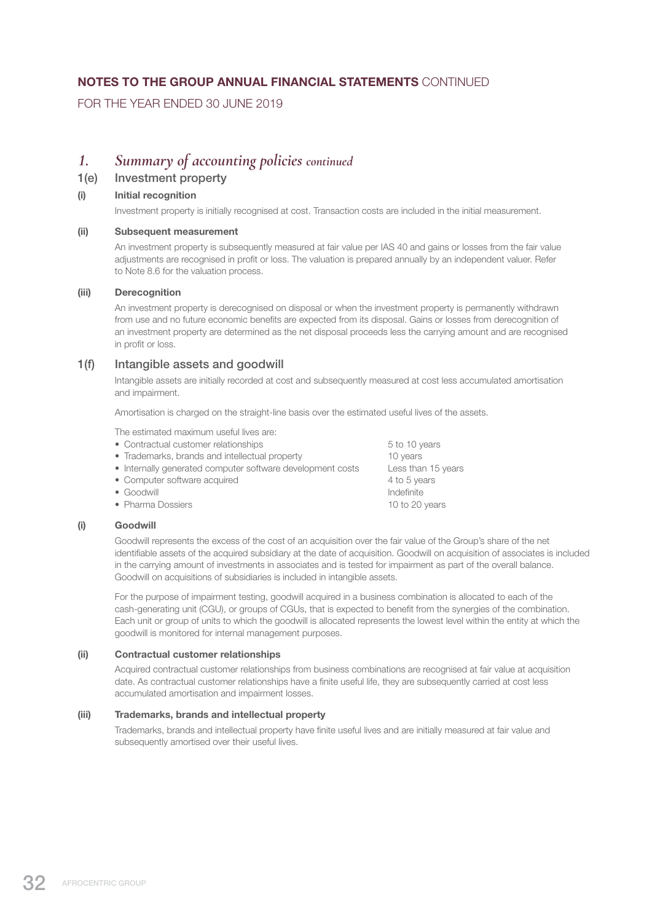## 1. Summary of accounting policies *continued*

### 1(e) Investment property

**(i) Initial recognition**

Investment property is initially recognised at cost. Transaction costs are included in the initial measurement.

**(ii) Subsequent measurement**

An investment property is subsequently measured at fair value per IAS 40 and gains or losses from the fair value adjustments are recognised in profit or loss. The valuation is prepared annually by an independent valuer. Refer to Note 8.6 for the valuation process.

**(iii) Derecognition**

An investment property is derecognised on disposal or when the investment property is permanently withdrawn from use and no future economic benefits are expected from its disposal. Gains or losses from derecognition of an investment property are determined as the net disposal proceeds less the carrying amount and are recognised in profit or loss.

### 1(f) Intangible assets and goodwill

Intangible assets are initially recorded at cost and subsequently measured at cost less accumulated amortisation and impairment.

Amortisation is charged on the straight-line basis over the estimated useful lives of the assets.

The estimated maximum useful lives are:

| | |
|---|---|
| • Contractual customer relationships | 5 to 10 years |
| • Trademarks, brands and intellectual property | 10 years |
| • Internally generated computer software development costs | Less than 15 years |
| • Computer software acquired | 4 to 5 years |
| • Goodwill | Indefinite |
| • Pharma Dossiers | 10 to 20 years |

**(i) Goodwill**

Goodwill represents the excess of the cost of an acquisition over the fair value of the Group's share of the net identifiable assets of the acquired subsidiary at the date of acquisition. Goodwill on acquisition of associates is included in the carrying amount of investments in associates and is tested for impairment as part of the overall balance. Goodwill on acquisitions of subsidiaries is included in intangible assets.

For the purpose of impairment testing, goodwill acquired in a business combination is allocated to each of the cash-generating unit (CGU), or groups of CGUs, that is expected to benefit from the synergies of the combination. Each unit or group of units to which the goodwill is allocated represents the lowest level within the entity at which the goodwill is monitored for internal management purposes.

**(ii) Contractual customer relationships**

Acquired contractual customer relationships from business combinations are recognised at fair value at acquisition date. As contractual customer relationships have a finite useful life, they are subsequently carried at cost less accumulated amortisation and impairment losses.

**(iii) Trademarks, brands and intellectual property**

Trademarks, brands and intellectual property have finite useful lives and are initially measured at fair value and subsequently amortised over their useful lives.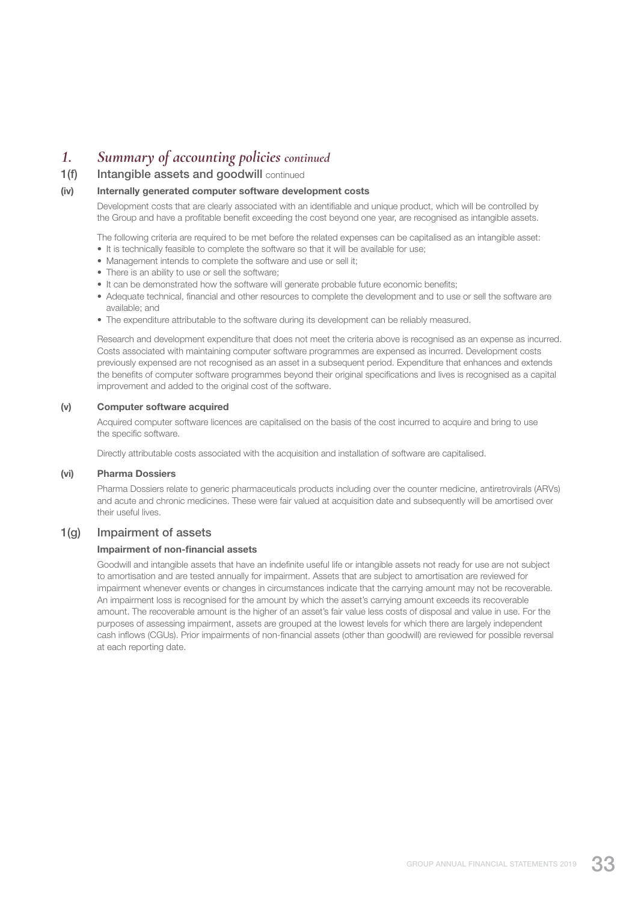# 1. *Summary of accounting policies continued*

## 1(f) Intangible assets and goodwill continued

### (iv) Internally generated computer software development costs

Development costs that are clearly associated with an identifiable and unique product, which will be controlled by the Group and have a profitable benefit exceeding the cost beyond one year, are recognised as intangible assets.

The following criteria are required to be met before the related expenses can be capitalised as an intangible asset:

- It is technically feasible to complete the software so that it will be available for use;
- Management intends to complete the software and use or sell it;
- There is an ability to use or sell the software;
- It can be demonstrated how the software will generate probable future economic benefits;
- Adequate technical, financial and other resources to complete the development and to use or sell the software are available; and
- The expenditure attributable to the software during its development can be reliably measured.

Research and development expenditure that does not meet the criteria above is recognised as an expense as incurred. Costs associated with maintaining computer software programmes are expensed as incurred. Development costs previously expensed are not recognised as an asset in a subsequent period. Expenditure that enhances and extends the benefits of computer software programmes beyond their original specifications and lives is recognised as a capital improvement and added to the original cost of the software.

### (v) Computer software acquired

Acquired computer software licences are capitalised on the basis of the cost incurred to acquire and bring to use the specific software.

Directly attributable costs associated with the acquisition and installation of software are capitalised.

### (vi) Pharma Dossiers

Pharma Dossiers relate to generic pharmaceuticals products including over the counter medicine, antiretrovirals (ARVs) and acute and chronic medicines. These were fair valued at acquisition date and subsequently will be amortised over their useful lives.

## 1(g) Impairment of assets

### Impairment of non-financial assets

Goodwill and intangible assets that have an indefinite useful life or intangible assets not ready for use are not subject to amortisation and are tested annually for impairment. Assets that are subject to amortisation are reviewed for impairment whenever events or changes in circumstances indicate that the carrying amount may not be recoverable. An impairment loss is recognised for the amount by which the asset's carrying amount exceeds its recoverable amount. The recoverable amount is the higher of an asset's fair value less costs of disposal and value in use. For the purposes of assessing impairment, assets are grouped at the lowest levels for which there are largely independent cash inflows (CGUs). Prior impairments of non-financial assets (other than goodwill) are reviewed for possible reversal at each reporting date.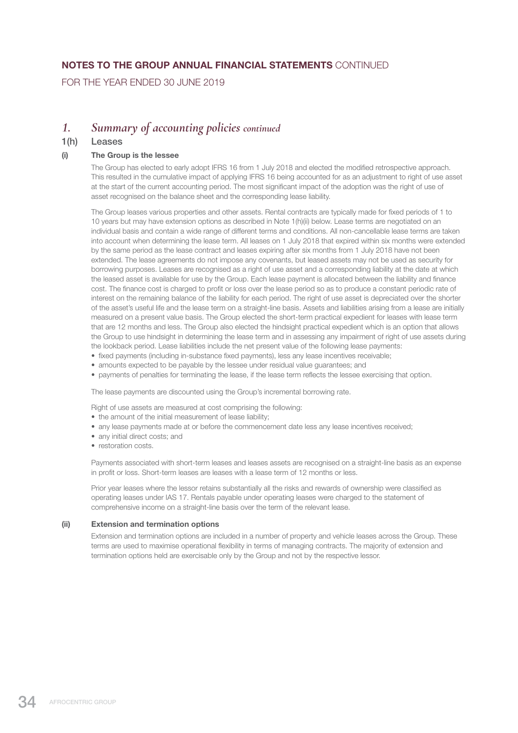# NOTES TO THE GROUP ANNUAL FINANCIAL STATEMENTS CONTINUED

FOR THE YEAR ENDED 30 JUNE 2019

## 1. *Summary of accounting policies continued*

### 1(h) Leases

#### (i) The Group is the lessee

The Group has elected to early adopt IFRS 16 from 1 July 2018 and elected the modified retrospective approach. This resulted in the cumulative impact of applying IFRS 16 being accounted for as an adjustment to right of use asset at the start of the current accounting period. The most significant impact of the adoption was the right of use of asset recognised on the balance sheet and the corresponding lease liability.

The Group leases various properties and other assets. Rental contracts are typically made for fixed periods of 1 to 10 years but may have extension options as described in Note 1(h)(ii) below. Lease terms are negotiated on an individual basis and contain a wide range of different terms and conditions. All non-cancellable lease terms are taken into account when determining the lease term. All leases on 1 July 2018 that expired within six months were extended by the same period as the lease contract and leases expiring after six months from 1 July 2018 have not been extended. The lease agreements do not impose any covenants, but leased assets may not be used as security for borrowing purposes. Leases are recognised as a right of use asset and a corresponding liability at the date at which the leased asset is available for use by the Group. Each lease payment is allocated between the liability and finance cost. The finance cost is charged to profit or loss over the lease period so as to produce a constant periodic rate of interest on the remaining balance of the liability for each period. The right of use asset is depreciated over the shorter of the asset's useful life and the lease term on a straight-line basis. Assets and liabilities arising from a lease are initially measured on a present value basis. The Group elected the short-term practical expedient for leases with lease term that are 12 months and less. The Group also elected the hindsight practical expedient which is an option that allows the Group to use hindsight in determining the lease term and in assessing any impairment of right of use assets during the lookback period. Lease liabilities include the net present value of the following lease payments:

- fixed payments (including in-substance fixed payments), less any lease incentives receivable;
- amounts expected to be payable by the lessee under residual value guarantees; and
- payments of penalties for terminating the lease, if the lease term reflects the lessee exercising that option.

The lease payments are discounted using the Group's incremental borrowing rate.

Right of use assets are measured at cost comprising the following:

- the amount of the initial measurement of lease liability;
- any lease payments made at or before the commencement date less any lease incentives received;
- any initial direct costs; and
- restoration costs.

Payments associated with short-term leases and leases assets are recognised on a straight-line basis as an expense in profit or loss. Short-term leases are leases with a lease term of 12 months or less.

Prior year leases where the lessor retains substantially all the risks and rewards of ownership were classified as operating leases under IAS 17. Rentals payable under operating leases were charged to the statement of comprehensive income on a straight-line basis over the term of the relevant lease.

#### (ii) Extension and termination options

Extension and termination options are included in a number of property and vehicle leases across the Group. These terms are used to maximise operational flexibility in terms of managing contracts. The majority of extension and termination options held are exercisable only by the Group and not by the respective lessor.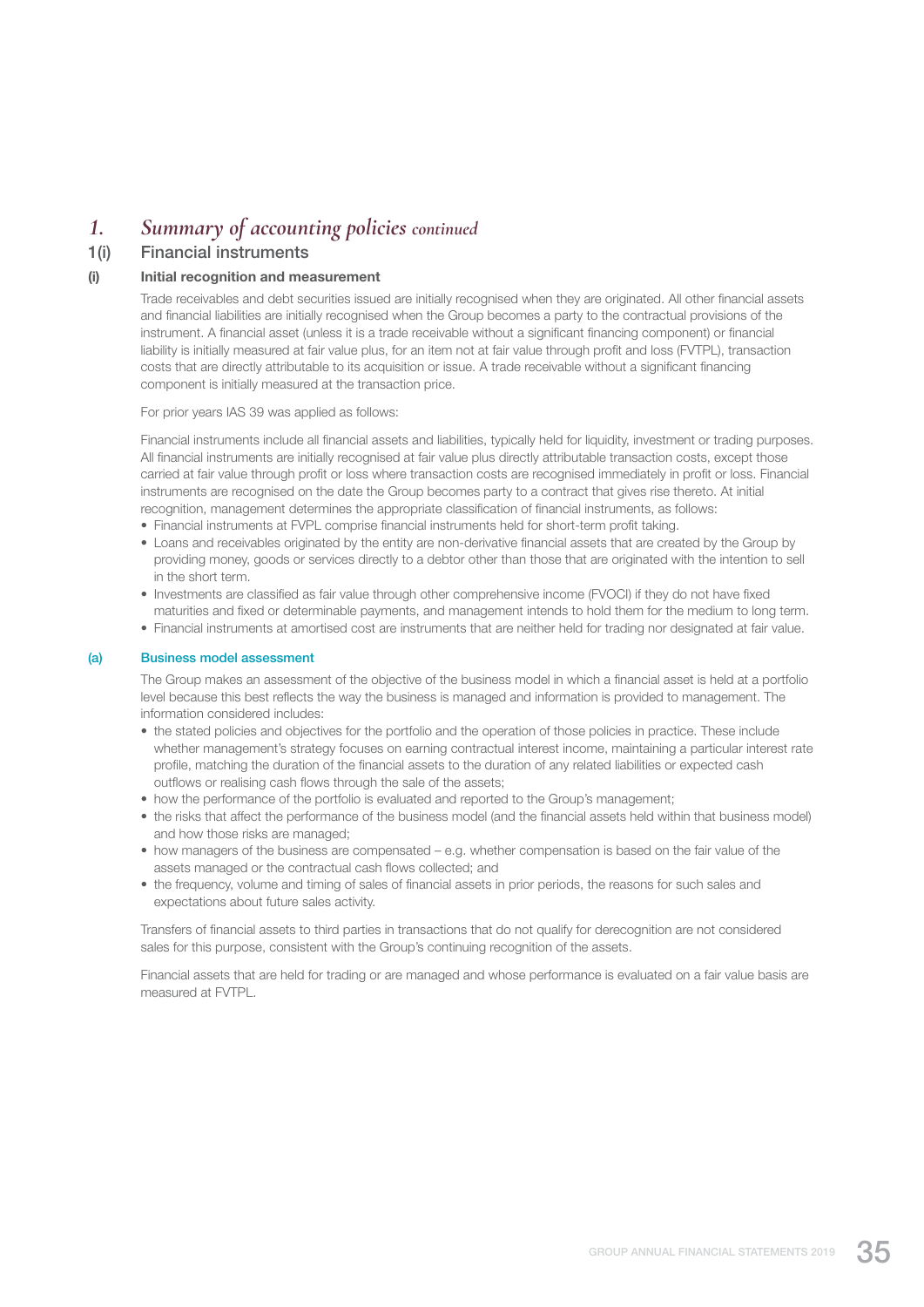# *1. Summary of accounting policies continued*

## 1(i) Financial instruments

### (i) Initial recognition and measurement

Trade receivables and debt securities issued are initially recognised when they are originated. All other financial assets and financial liabilities are initially recognised when the Group becomes a party to the contractual provisions of the instrument. A financial asset (unless it is a trade receivable without a significant financing component) or financial liability is initially measured at fair value plus, for an item not at fair value through profit and loss (FVTPL), transaction costs that are directly attributable to its acquisition or issue. A trade receivable without a significant financing component is initially measured at the transaction price.

For prior years IAS 39 was applied as follows:

Financial instruments include all financial assets and liabilities, typically held for liquidity, investment or trading purposes. All financial instruments are initially recognised at fair value plus directly attributable transaction costs, except those carried at fair value through profit or loss where transaction costs are recognised immediately in profit or loss. Financial instruments are recognised on the date the Group becomes party to a contract that gives rise thereto. At initial recognition, management determines the appropriate classification of financial instruments, as follows:

- Financial instruments at FVPL comprise financial instruments held for short-term profit taking.
- Loans and receivables originated by the entity are non-derivative financial assets that are created by the Group by providing money, goods or services directly to a debtor other than those that are originated with the intention to sell in the short term.
- Investments are classified as fair value through other comprehensive income (FVOCI) if they do not have fixed maturities and fixed or determinable payments, and management intends to hold them for the medium to long term.
- Financial instruments at amortised cost are instruments that are neither held for trading nor designated at fair value.

### (a) Business model assessment

The Group makes an assessment of the objective of the business model in which a financial asset is held at a portfolio level because this best reflects the way the business is managed and information is provided to management. The information considered includes:

- the stated policies and objectives for the portfolio and the operation of those policies in practice. These include whether management's strategy focuses on earning contractual interest income, maintaining a particular interest rate profile, matching the duration of the financial assets to the duration of any related liabilities or expected cash outflows or realising cash flows through the sale of the assets;
- how the performance of the portfolio is evaluated and reported to the Group's management;
- the risks that affect the performance of the business model (and the financial assets held within that business model) and how those risks are managed;
- how managers of the business are compensated – e.g. whether compensation is based on the fair value of the assets managed or the contractual cash flows collected; and
- the frequency, volume and timing of sales of financial assets in prior periods, the reasons for such sales and expectations about future sales activity.

Transfers of financial assets to third parties in transactions that do not qualify for derecognition are not considered sales for this purpose, consistent with the Group's continuing recognition of the assets.

Financial assets that are held for trading or are managed and whose performance is evaluated on a fair value basis are measured at FVTPL.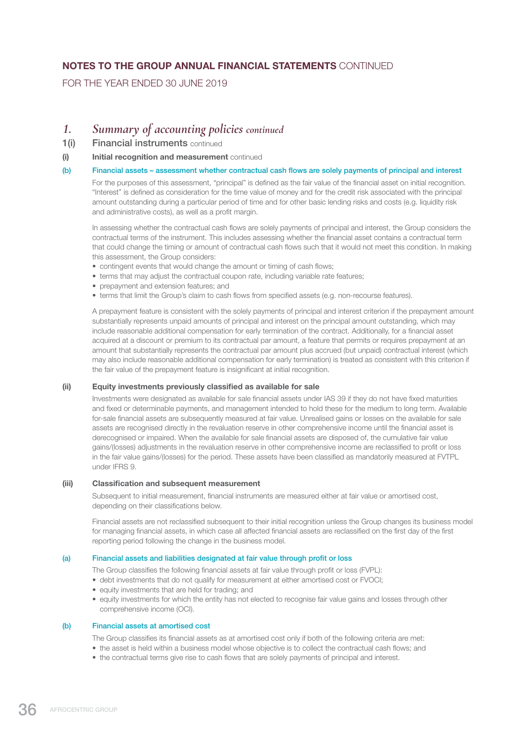## NOTES TO THE GROUP ANNUAL FINANCIAL STATEMENTS CONTINUED

FOR THE YEAR ENDED 30 JUNE 2019

# 1. *Summary of accounting policies continued*

## 1(i) Financial instruments continued

### (i) Initial recognition and measurement continued

#### (b) Financial assets – assessment whether contractual cash flows are solely payments of principal and interest

For the purposes of this assessment, "principal" is defined as the fair value of the financial asset on initial recognition. "Interest" is defined as consideration for the time value of money and for the credit risk associated with the principal amount outstanding during a particular period of time and for other basic lending risks and costs (e.g. liquidity risk and administrative costs), as well as a profit margin.

In assessing whether the contractual cash flows are solely payments of principal and interest, the Group considers the contractual terms of the instrument. This includes assessing whether the financial asset contains a contractual term that could change the timing or amount of contractual cash flows such that it would not meet this condition. In making this assessment, the Group considers:

- contingent events that would change the amount or timing of cash flows;
- terms that may adjust the contractual coupon rate, including variable rate features;
- prepayment and extension features; and
- terms that limit the Group's claim to cash flows from specified assets (e.g. non-recourse features).

A prepayment feature is consistent with the solely payments of principal and interest criterion if the prepayment amount substantially represents unpaid amounts of principal and interest on the principal amount outstanding, which may include reasonable additional compensation for early termination of the contract. Additionally, for a financial asset acquired at a discount or premium to its contractual par amount, a feature that permits or requires prepayment at an amount that substantially represents the contractual par amount plus accrued (but unpaid) contractual interest (which may also include reasonable additional compensation for early termination) is treated as consistent with this criterion if the fair value of the prepayment feature is insignificant at initial recognition.

### (ii) Equity investments previously classified as available for sale

Investments were designated as available for sale financial assets under IAS 39 if they do not have fixed maturities and fixed or determinable payments, and management intended to hold these for the medium to long term. Available for-sale financial assets are subsequently measured at fair value. Unrealised gains or losses on the available for sale assets are recognised directly in the revaluation reserve in other comprehensive income until the financial asset is derecognised or impaired. When the available for sale financial assets are disposed of, the cumulative fair value gains/(losses) adjustments in the revaluation reserve in other comprehensive income are reclassified to profit or loss in the fair value gains/(losses) for the period. These assets have been classified as mandatorily measured at FVTPL under IFRS 9.

### (iii) Classification and subsequent measurement

Subsequent to initial measurement, financial instruments are measured either at fair value or amortised cost, depending on their classifications below.

Financial assets are not reclassified subsequent to their initial recognition unless the Group changes its business model for managing financial assets, in which case all affected financial assets are reclassified on the first day of the first reporting period following the change in the business model.

#### (a) Financial assets and liabilities designated at fair value through profit or loss

The Group classifies the following financial assets at fair value through profit or loss (FVPL):

- debt investments that do not qualify for measurement at either amortised cost or FVOCI;
- equity investments that are held for trading; and
- equity investments for which the entity has not elected to recognise fair value gains and losses through other comprehensive income (OCI).

#### (b) Financial assets at amortised cost

The Group classifies its financial assets as at amortised cost only if both of the following criteria are met:

- the asset is held within a business model whose objective is to collect the contractual cash flows; and
- the contractual terms give rise to cash flows that are solely payments of principal and interest.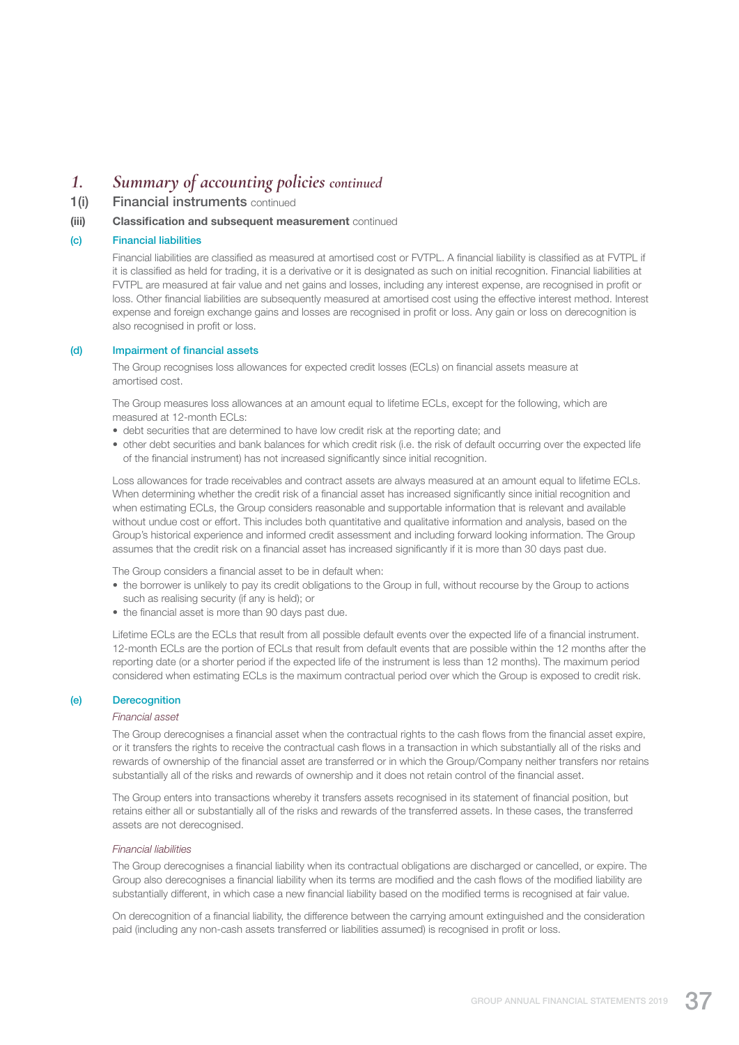# 1. *Summary of accounting policies* continued

## 1(i) Financial instruments continued

### (iii) Classification and subsequent measurement continued

#### (c) Financial liabilities

Financial liabilities are classified as measured at amortised cost or FVTPL. A financial liability is classified as at FVTPL if it is classified as held for trading, it is a derivative or it is designated as such on initial recognition. Financial liabilities at FVTPL are measured at fair value and net gains and losses, including any interest expense, are recognised in profit or loss. Other financial liabilities are subsequently measured at amortised cost using the effective interest method. Interest expense and foreign exchange gains and losses are recognised in profit or loss. Any gain or loss on derecognition is also recognised in profit or loss.

#### (d) Impairment of financial assets

The Group recognises loss allowances for expected credit losses (ECLs) on financial assets measure at amortised cost.

The Group measures loss allowances at an amount equal to lifetime ECLs, except for the following, which are measured at 12-month ECLs:

- debt securities that are determined to have low credit risk at the reporting date; and
- other debt securities and bank balances for which credit risk (i.e. the risk of default occurring over the expected life of the financial instrument) has not increased significantly since initial recognition.

Loss allowances for trade receivables and contract assets are always measured at an amount equal to lifetime ECLs. When determining whether the credit risk of a financial asset has increased significantly since initial recognition and when estimating ECLs, the Group considers reasonable and supportable information that is relevant and available without undue cost or effort. This includes both quantitative and qualitative information and analysis, based on the Group's historical experience and informed credit assessment and including forward looking information. The Group assumes that the credit risk on a financial asset has increased significantly if it is more than 30 days past due.

The Group considers a financial asset to be in default when:

- the borrower is unlikely to pay its credit obligations to the Group in full, without recourse by the Group to actions such as realising security (if any is held); or
- the financial asset is more than 90 days past due.

Lifetime ECLs are the ECLs that result from all possible default events over the expected life of a financial instrument. 12-month ECLs are the portion of ECLs that result from default events that are possible within the 12 months after the reporting date (or a shorter period if the expected life of the instrument is less than 12 months). The maximum period considered when estimating ECLs is the maximum contractual period over which the Group is exposed to credit risk.

#### (e) Derecognition

*Financial asset*

The Group derecognises a financial asset when the contractual rights to the cash flows from the financial asset expire, or it transfers the rights to receive the contractual cash flows in a transaction in which substantially all of the risks and rewards of ownership of the financial asset are transferred or in which the Group/Company neither transfers nor retains substantially all of the risks and rewards of ownership and it does not retain control of the financial asset.

The Group enters into transactions whereby it transfers assets recognised in its statement of financial position, but retains either all or substantially all of the risks and rewards of the transferred assets. In these cases, the transferred assets are not derecognised.

*Financial liabilities*

The Group derecognises a financial liability when its contractual obligations are discharged or cancelled, or expire. The Group also derecognises a financial liability when its terms are modified and the cash flows of the modified liability are substantially different, in which case a new financial liability based on the modified terms is recognised at fair value.

On derecognition of a financial liability, the difference between the carrying amount extinguished and the consideration paid (including any non-cash assets transferred or liabilities assumed) is recognised in profit or loss.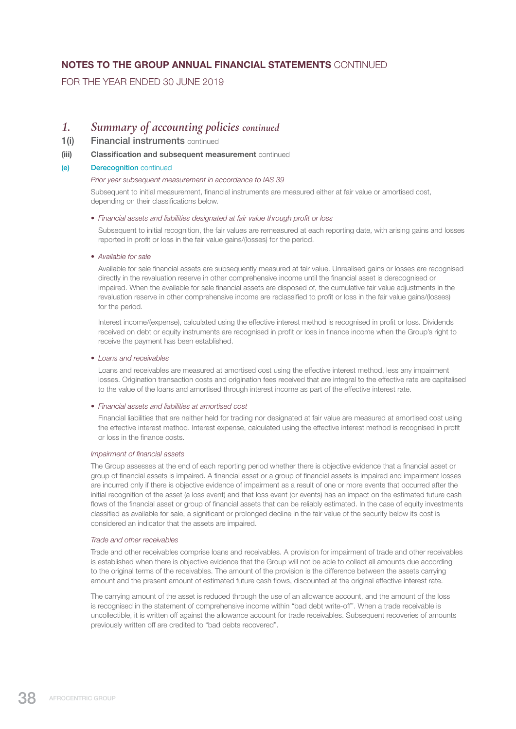## 1. Summary of accounting policies *continued*

### 1(i) Financial instruments continued

#### (iii) Classification and subsequent measurement continued

#### (e) Derecognition continued

*Prior year subsequent measurement in accordance to IAS 39*

Subsequent to initial measurement, financial instruments are measured either at fair value or amortised cost, depending on their classifications below.

- *Financial assets and liabilities designated at fair value through profit or loss*

  Subsequent to initial recognition, the fair values are remeasured at each reporting date, with arising gains and losses reported in profit or loss in the fair value gains/(losses) for the period.

- *Available for sale*

  Available for sale financial assets are subsequently measured at fair value. Unrealised gains or losses are recognised directly in the revaluation reserve in other comprehensive income until the financial asset is derecognised or impaired. When the available for sale financial assets are disposed of, the cumulative fair value adjustments in the revaluation reserve in other comprehensive income are reclassified to profit or loss in the fair value gains/(losses) for the period.

  Interest income/(expense), calculated using the effective interest method is recognised in profit or loss. Dividends received on debt or equity instruments are recognised in profit or loss in finance income when the Group's right to receive the payment has been established.

- *Loans and receivables*

  Loans and receivables are measured at amortised cost using the effective interest method, less any impairment losses. Origination transaction costs and origination fees received that are integral to the effective rate are capitalised to the value of the loans and amortised through interest income as part of the effective interest rate.

- *Financial assets and liabilities at amortised cost*

  Financial liabilities that are neither held for trading nor designated at fair value are measured at amortised cost using the effective interest method. Interest expense, calculated using the effective interest method is recognised in profit or loss in the finance costs.

*Impairment of financial assets*

The Group assesses at the end of each reporting period whether there is objective evidence that a financial asset or group of financial assets is impaired. A financial asset or a group of financial assets is impaired and impairment losses are incurred only if there is objective evidence of impairment as a result of one or more events that occurred after the initial recognition of the asset (a loss event) and that loss event (or events) has an impact on the estimated future cash flows of the financial asset or group of financial assets that can be reliably estimated. In the case of equity investments classified as available for sale, a significant or prolonged decline in the fair value of the security below its cost is considered an indicator that the assets are impaired.

*Trade and other receivables*

Trade and other receivables comprise loans and receivables. A provision for impairment of trade and other receivables is established when there is objective evidence that the Group will not be able to collect all amounts due according to the original terms of the receivables. The amount of the provision is the difference between the assets carrying amount and the present amount of estimated future cash flows, discounted at the original effective interest rate.

The carrying amount of the asset is reduced through the use of an allowance account, and the amount of the loss is recognised in the statement of comprehensive income within "bad debt write-off". When a trade receivable is uncollectible, it is written off against the allowance account for trade receivables. Subsequent recoveries of amounts previously written off are credited to "bad debts recovered".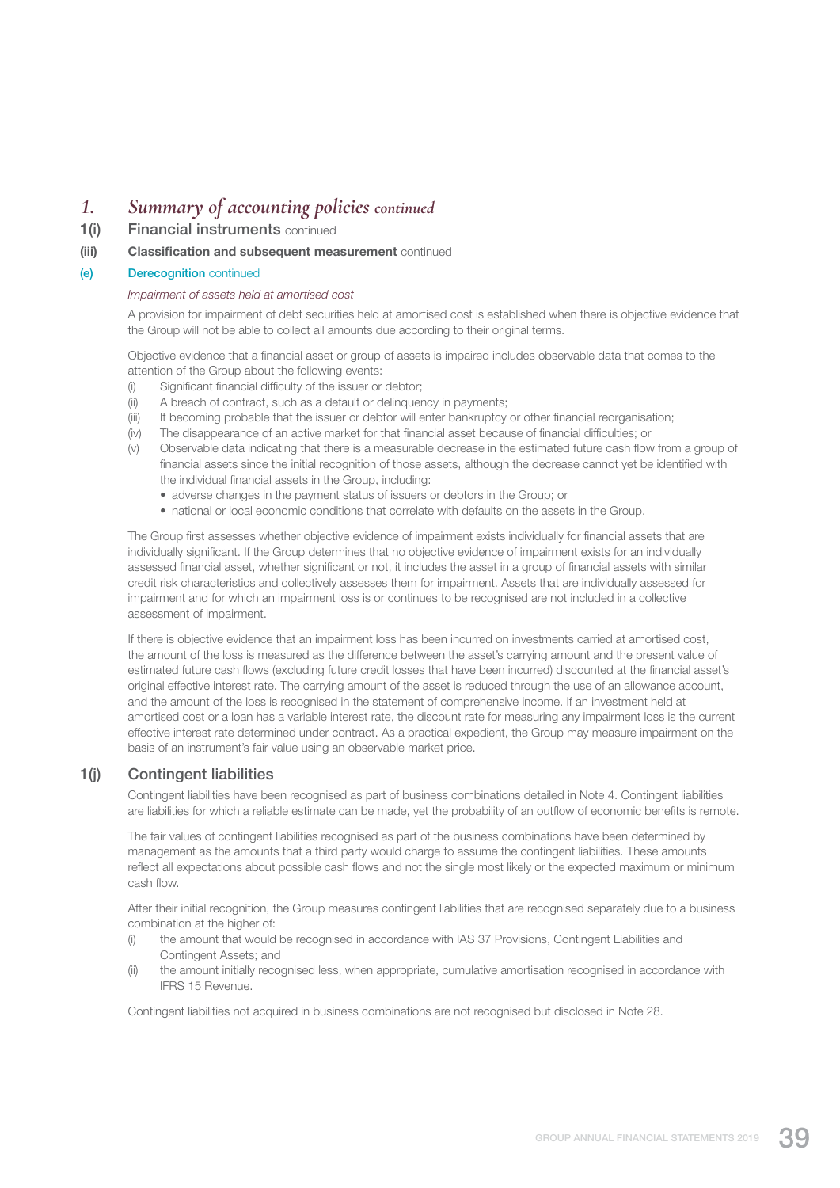# *1. Summary of accounting policies continued*

## 1(i) Financial instruments continued

### (iii) Classification and subsequent measurement continued

#### (e) Derecognition continued

*Impairment of assets held at amortised cost*

A provision for impairment of debt securities held at amortised cost is established when there is objective evidence that the Group will not be able to collect all amounts due according to their original terms.

Objective evidence that a financial asset or group of assets is impaired includes observable data that comes to the attention of the Group about the following events:

(i) Significant financial difficulty of the issuer or debtor;

(ii) A breach of contract, such as a default or delinquency in payments;

(iii) It becoming probable that the issuer or debtor will enter bankruptcy or other financial reorganisation;

(iv) The disappearance of an active market for that financial asset because of financial difficulties; or

(v) Observable data indicating that there is a measurable decrease in the estimated future cash flow from a group of financial assets since the initial recognition of those assets, although the decrease cannot yet be identified with the individual financial assets in the Group, including:

- adverse changes in the payment status of issuers or debtors in the Group; or
- national or local economic conditions that correlate with defaults on the assets in the Group.

The Group first assesses whether objective evidence of impairment exists individually for financial assets that are individually significant. If the Group determines that no objective evidence of impairment exists for an individually assessed financial asset, whether significant or not, it includes the asset in a group of financial assets with similar credit risk characteristics and collectively assesses them for impairment. Assets that are individually assessed for impairment and for which an impairment loss is or continues to be recognised are not included in a collective assessment of impairment.

If there is objective evidence that an impairment loss has been incurred on investments carried at amortised cost, the amount of the loss is measured as the difference between the asset's carrying amount and the present value of estimated future cash flows (excluding future credit losses that have been incurred) discounted at the financial asset's original effective interest rate. The carrying amount of the asset is reduced through the use of an allowance account, and the amount of the loss is recognised in the statement of comprehensive income. If an investment held at amortised cost or a loan has a variable interest rate, the discount rate for measuring any impairment loss is the current effective interest rate determined under contract. As a practical expedient, the Group may measure impairment on the basis of an instrument's fair value using an observable market price.

## 1(j) Contingent liabilities

Contingent liabilities have been recognised as part of business combinations detailed in Note 4. Contingent liabilities are liabilities for which a reliable estimate can be made, yet the probability of an outflow of economic benefits is remote.

The fair values of contingent liabilities recognised as part of the business combinations have been determined by management as the amounts that a third party would charge to assume the contingent liabilities. These amounts reflect all expectations about possible cash flows and not the single most likely or the expected maximum or minimum cash flow.

After their initial recognition, the Group measures contingent liabilities that are recognised separately due to a business combination at the higher of:

(i) the amount that would be recognised in accordance with IAS 37 Provisions, Contingent Liabilities and Contingent Assets; and

(ii) the amount initially recognised less, when appropriate, cumulative amortisation recognised in accordance with IFRS 15 Revenue.

Contingent liabilities not acquired in business combinations are not recognised but disclosed in Note 28.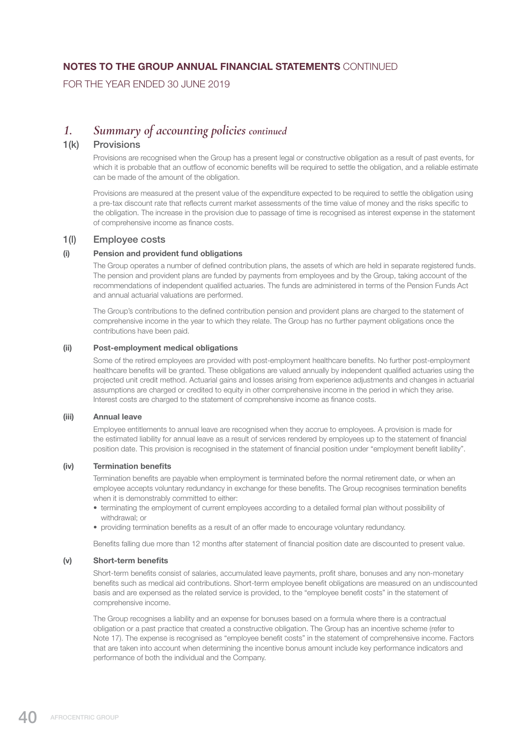# NOTES TO THE GROUP ANNUAL FINANCIAL STATEMENTS CONTINUED

FOR THE YEAR ENDED 30 JUNE 2019

## 1. *Summary of accounting policies continued*

### 1(k) Provisions

Provisions are recognised when the Group has a present legal or constructive obligation as a result of past events, for which it is probable that an outflow of economic benefits will be required to settle the obligation, and a reliable estimate can be made of the amount of the obligation.

Provisions are measured at the present value of the expenditure expected to be required to settle the obligation using a pre-tax discount rate that reflects current market assessments of the time value of money and the risks specific to the obligation. The increase in the provision due to passage of time is recognised as interest expense in the statement of comprehensive income as finance costs.

### 1(l) Employee costs

#### (i) Pension and provident fund obligations

The Group operates a number of defined contribution plans, the assets of which are held in separate registered funds. The pension and provident plans are funded by payments from employees and by the Group, taking account of the recommendations of independent qualified actuaries. The funds are administered in terms of the Pension Funds Act and annual actuarial valuations are performed.

The Group's contributions to the defined contribution pension and provident plans are charged to the statement of comprehensive income in the year to which they relate. The Group has no further payment obligations once the contributions have been paid.

#### (ii) Post-employment medical obligations

Some of the retired employees are provided with post-employment healthcare benefits. No further post-employment healthcare benefits will be granted. These obligations are valued annually by independent qualified actuaries using the projected unit credit method. Actuarial gains and losses arising from experience adjustments and changes in actuarial assumptions are charged or credited to equity in other comprehensive income in the period in which they arise. Interest costs are charged to the statement of comprehensive income as finance costs.

#### (iii) Annual leave

Employee entitlements to annual leave are recognised when they accrue to employees. A provision is made for the estimated liability for annual leave as a result of services rendered by employees up to the statement of financial position date. This provision is recognised in the statement of financial position under "employment benefit liability".

#### (iv) Termination benefits

Termination benefits are payable when employment is terminated before the normal retirement date, or when an employee accepts voluntary redundancy in exchange for these benefits. The Group recognises termination benefits when it is demonstrably committed to either:

- terminating the employment of current employees according to a detailed formal plan without possibility of withdrawal; or
- providing termination benefits as a result of an offer made to encourage voluntary redundancy.

Benefits falling due more than 12 months after statement of financial position date are discounted to present value.

#### (v) Short-term benefits

Short-term benefits consist of salaries, accumulated leave payments, profit share, bonuses and any non-monetary benefits such as medical aid contributions. Short-term employee benefit obligations are measured on an undiscounted basis and are expensed as the related service is provided, to the "employee benefit costs" in the statement of comprehensive income.

The Group recognises a liability and an expense for bonuses based on a formula where there is a contractual obligation or a past practice that created a constructive obligation. The Group has an incentive scheme (refer to Note 17). The expense is recognised as "employee benefit costs" in the statement of comprehensive income. Factors that are taken into account when determining the incentive bonus amount include key performance indicators and performance of both the individual and the Company.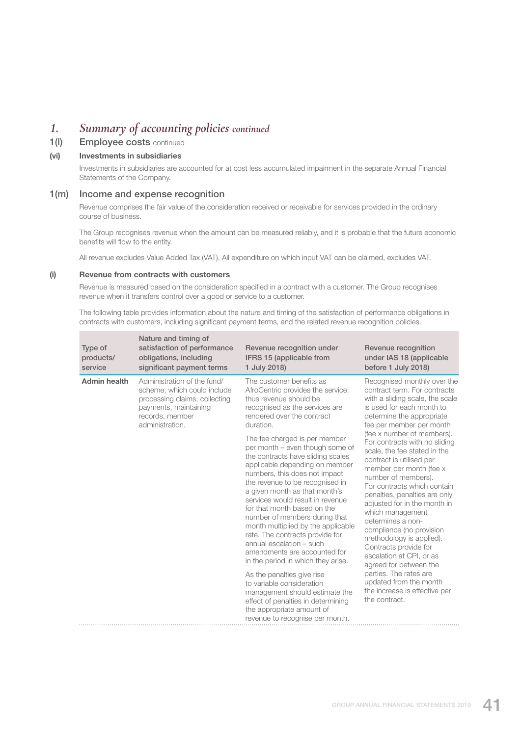# 1. *Summary of accounting policies continued*

## 1(l) Employee costs continued

### (vi) Investments in subsidiaries

Investments in subsidiaries are accounted for at cost less accumulated impairment in the separate Annual Financial Statements of the Company.

## 1(m) Income and expense recognition

Revenue comprises the fair value of the consideration received or receivable for services provided in the ordinary course of business.

The Group recognises revenue when the amount can be measured reliably, and it is probable that the future economic benefits will flow to the entity.

All revenue excludes Value Added Tax (VAT). All expenditure on which input VAT can be claimed, excludes VAT.

### (i) Revenue from contracts with customers

Revenue is measured based on the consideration specified in a contract with a customer. The Group recognises revenue when it transfers control over a good or service to a customer.

The following table provides information about the nature and timing of the satisfaction of performance obligations in contracts with customers, including significant payment terms, and the related revenue recognition policies.

| Type of products/ service | Nature and timing of satisfaction of performance obligations, including significant payment terms | Revenue recognition under IFRS 15 (applicable from 1 July 2018) | Revenue recognition under IAS 18 (applicable before 1 July 2018) |
|---|---|---|---|
| **Admin health** | Administration of the fund/ scheme, which could include processing claims, collecting payments, maintaining records, member administration. | The customer benefits as AfroCentric provides the service, thus revenue should be recognised as the services are rendered over the contract duration.<br><br>The fee charged is per member per month – even though some of the contracts have sliding scales applicable depending on member numbers, this does not impact the revenue to be recognised in a given month as that month's services would result in revenue for that month based on the number of members during that month multiplied by the applicable rate. The contracts provide for annual escalation – such amendments are accounted for in the period in which they arise.<br><br>As the penalties give rise to variable consideration management should estimate the effect of penalties in determining the appropriate amount of revenue to recognise per month. | Recognised monthly over the contract term. For contracts with a sliding scale, the scale is used for each month to determine the appropriate fee per member per month (fee x number of members). For contracts with no sliding scale, the fee stated in the contract is utilised per member per month (fee x number of members). For contracts which contain penalties, penalties are only adjusted for in the month in which management determines a non-compliance (no provision methodology is applied). Contracts provide for escalation at CPI, or as agreed for between the parties. The rates are updated from the month the increase is effective per the contract. |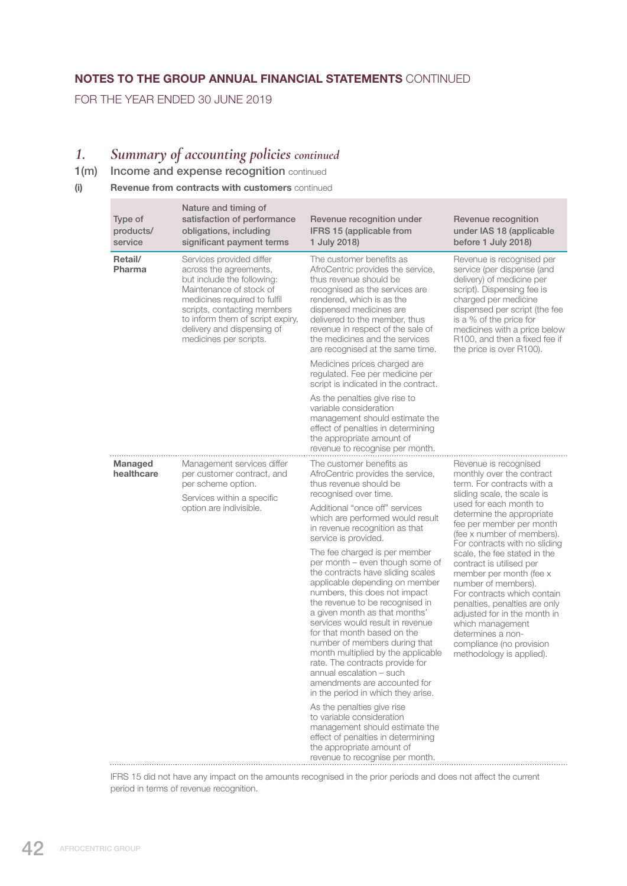# NOTES TO THE GROUP ANNUAL FINANCIAL STATEMENTS CONTINUED

FOR THE YEAR ENDED 30 JUNE 2019

## 1. *Summary of accounting policies continued*

### 1(m) Income and expense recognition continued

#### (i) Revenue from contracts with customers continued

| Type of products/ service | Nature and timing of satisfaction of performance obligations, including significant payment terms | Revenue recognition under IFRS 15 (applicable from 1 July 2018) | Revenue recognition under IAS 18 (applicable before 1 July 2018) |
|---|---|---|---|
| **Retail/ Pharma** | Services provided differ across the agreements, but include the following: Maintenance of stock of medicines required to fulfil scripts, contacting members to inform them of script expiry, delivery and dispensing of medicines per scripts. | The customer benefits as AfroCentric provides the service, thus revenue should be recognised as the services are rendered, which is as the dispensed medicines are delivered to the member, thus revenue in respect of the sale of the medicines and the services are recognised at the same time.<br><br>Medicines prices charged are regulated. Fee per medicine per script is indicated in the contract.<br><br>As the penalties give rise to variable consideration management should estimate the effect of penalties in determining the appropriate amount of revenue to recognise per month. | Revenue is recognised per service (per dispense (and delivery) of medicine per script). Dispensing fee is charged per medicine dispensed per script (the fee is a % of the price for medicines with a price below R100, and then a fixed fee if the price is over R100). |
| **Managed healthcare** | Management services differ per customer contract, and per scheme option.<br><br>Services within a specific option are indivisible. | The customer benefits as AfroCentric provides the service, thus revenue should be recognised over time.<br><br>Additional "once off" services which are performed would result in revenue recognition as that service is provided.<br><br>The fee charged is per member per month – even though some of the contracts have sliding scales applicable depending on member numbers, this does not impact the revenue to be recognised in a given month as that months' services would result in revenue for that month based on the number of members during that month multiplied by the applicable rate. The contracts provide for annual escalation – such amendments are accounted for in the period in which they arise.<br><br>As the penalties give rise to variable consideration management should estimate the effect of penalties in determining the appropriate amount of revenue to recognise per month. | Revenue is recognised monthly over the contract term. For contracts with a sliding scale, the scale is used for each month to determine the appropriate fee per member per month (fee x number of members). For contracts with no sliding scale, the fee stated in the contract is utilised per member per month (fee x number of members). For contracts which contain penalties, penalties are only adjusted for in the month in which management determines a non-compliance (no provision methodology is applied). |

IFRS 15 did not have any impact on the amounts recognised in the prior periods and does not affect the current period in terms of revenue recognition.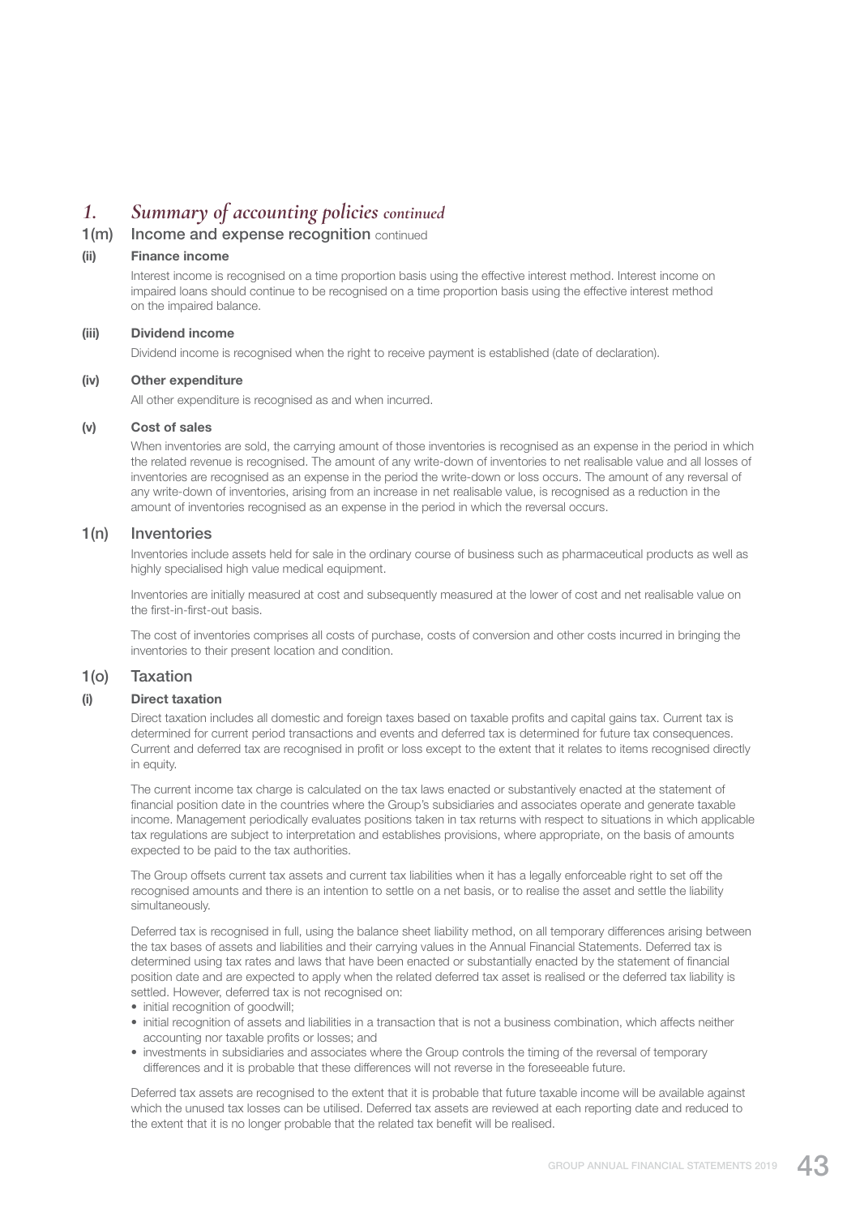# *1. Summary of accounting policies continued*

## 1(m) Income and expense recognition continued

### (ii) Finance income

Interest income is recognised on a time proportion basis using the effective interest method. Interest income on impaired loans should continue to be recognised on a time proportion basis using the effective interest method on the impaired balance.

### (iii) Dividend income

Dividend income is recognised when the right to receive payment is established (date of declaration).

### (iv) Other expenditure

All other expenditure is recognised as and when incurred.

### (v) Cost of sales

When inventories are sold, the carrying amount of those inventories is recognised as an expense in the period in which the related revenue is recognised. The amount of any write-down of inventories to net realisable value and all losses of inventories are recognised as an expense in the period the write-down or loss occurs. The amount of any reversal of any write-down of inventories, arising from an increase in net realisable value, is recognised as a reduction in the amount of inventories recognised as an expense in the period in which the reversal occurs.

## 1(n) Inventories

Inventories include assets held for sale in the ordinary course of business such as pharmaceutical products as well as highly specialised high value medical equipment.

Inventories are initially measured at cost and subsequently measured at the lower of cost and net realisable value on the first-in-first-out basis.

The cost of inventories comprises all costs of purchase, costs of conversion and other costs incurred in bringing the inventories to their present location and condition.

## 1(o) Taxation

### (i) Direct taxation

Direct taxation includes all domestic and foreign taxes based on taxable profits and capital gains tax. Current tax is determined for current period transactions and events and deferred tax is determined for future tax consequences. Current and deferred tax are recognised in profit or loss except to the extent that it relates to items recognised directly in equity.

The current income tax charge is calculated on the tax laws enacted or substantively enacted at the statement of financial position date in the countries where the Group's subsidiaries and associates operate and generate taxable income. Management periodically evaluates positions taken in tax returns with respect to situations in which applicable tax regulations are subject to interpretation and establishes provisions, where appropriate, on the basis of amounts expected to be paid to the tax authorities.

The Group offsets current tax assets and current tax liabilities when it has a legally enforceable right to set off the recognised amounts and there is an intention to settle on a net basis, or to realise the asset and settle the liability simultaneously.

Deferred tax is recognised in full, using the balance sheet liability method, on all temporary differences arising between the tax bases of assets and liabilities and their carrying values in the Annual Financial Statements. Deferred tax is determined using tax rates and laws that have been enacted or substantially enacted by the statement of financial position date and are expected to apply when the related deferred tax asset is realised or the deferred tax liability is settled. However, deferred tax is not recognised on:

- initial recognition of goodwill;
- initial recognition of assets and liabilities in a transaction that is not a business combination, which affects neither accounting nor taxable profits or losses; and
- investments in subsidiaries and associates where the Group controls the timing of the reversal of temporary differences and it is probable that these differences will not reverse in the foreseeable future.

Deferred tax assets are recognised to the extent that it is probable that future taxable income will be available against which the unused tax losses can be utilised. Deferred tax assets are reviewed at each reporting date and reduced to the extent that it is no longer probable that the related tax benefit will be realised.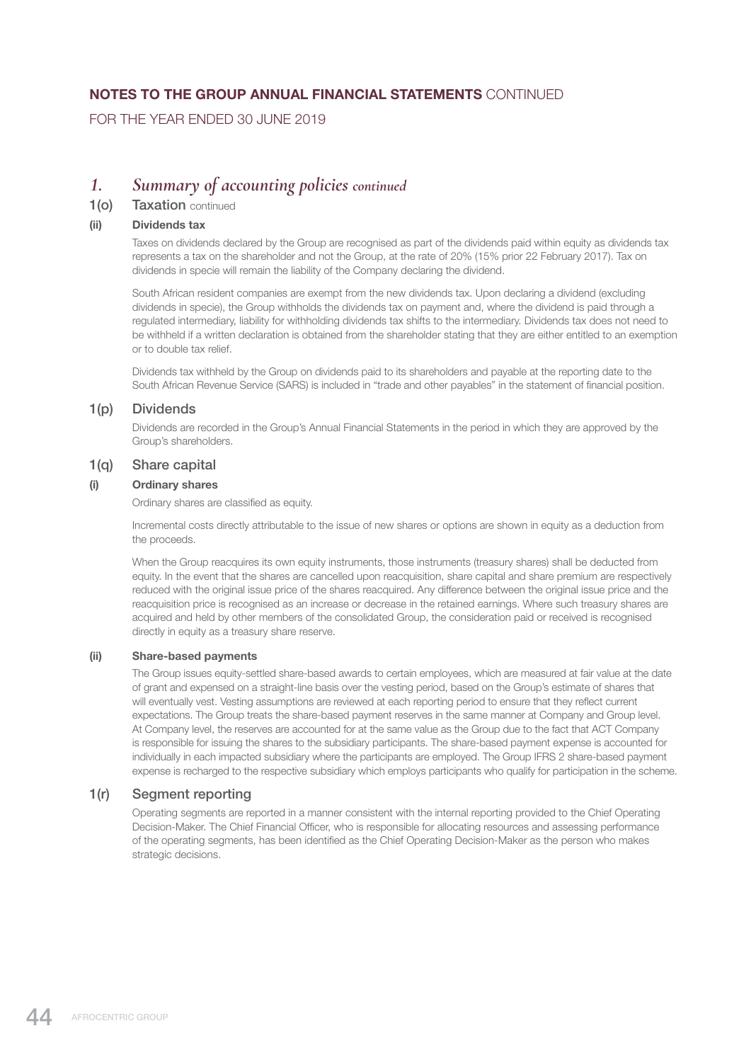## NOTES TO THE GROUP ANNUAL FINANCIAL STATEMENTS CONTINUED

FOR THE YEAR ENDED 30 JUNE 2019

# 1. *Summary of accounting policies continued*

## 1(o) Taxation continued

### (ii) Dividends tax

Taxes on dividends declared by the Group are recognised as part of the dividends paid within equity as dividends tax represents a tax on the shareholder and not the Group, at the rate of 20% (15% prior 22 February 2017). Tax on dividends in specie will remain the liability of the Company declaring the dividend.

South African resident companies are exempt from the new dividends tax. Upon declaring a dividend (excluding dividends in specie), the Group withholds the dividends tax on payment and, where the dividend is paid through a regulated intermediary, liability for withholding dividends tax shifts to the intermediary. Dividends tax does not need to be withheld if a written declaration is obtained from the shareholder stating that they are either entitled to an exemption or to double tax relief.

Dividends tax withheld by the Group on dividends paid to its shareholders and payable at the reporting date to the South African Revenue Service (SARS) is included in "trade and other payables" in the statement of financial position.

## 1(p) Dividends

Dividends are recorded in the Group's Annual Financial Statements in the period in which they are approved by the Group's shareholders.

## 1(q) Share capital

### (i) Ordinary shares

Ordinary shares are classified as equity.

Incremental costs directly attributable to the issue of new shares or options are shown in equity as a deduction from the proceeds.

When the Group reacquires its own equity instruments, those instruments (treasury shares) shall be deducted from equity. In the event that the shares are cancelled upon reacquisition, share capital and share premium are respectively reduced with the original issue price of the shares reacquired. Any difference between the original issue price and the reacquisition price is recognised as an increase or decrease in the retained earnings. Where such treasury shares are acquired and held by other members of the consolidated Group, the consideration paid or received is recognised directly in equity as a treasury share reserve.

### (ii) Share-based payments

The Group issues equity-settled share-based awards to certain employees, which are measured at fair value at the date of grant and expensed on a straight-line basis over the vesting period, based on the Group's estimate of shares that will eventually vest. Vesting assumptions are reviewed at each reporting period to ensure that they reflect current expectations. The Group treats the share-based payment reserves in the same manner at Company and Group level. At Company level, the reserves are accounted for at the same value as the Group due to the fact that ACT Company is responsible for issuing the shares to the subsidiary participants. The share-based payment expense is accounted for individually in each impacted subsidiary where the participants are employed. The Group IFRS 2 share-based payment expense is recharged to the respective subsidiary which employs participants who qualify for participation in the scheme.

## 1(r) Segment reporting

Operating segments are reported in a manner consistent with the internal reporting provided to the Chief Operating Decision-Maker. The Chief Financial Officer, who is responsible for allocating resources and assessing performance of the operating segments, has been identified as the Chief Operating Decision-Maker as the person who makes strategic decisions.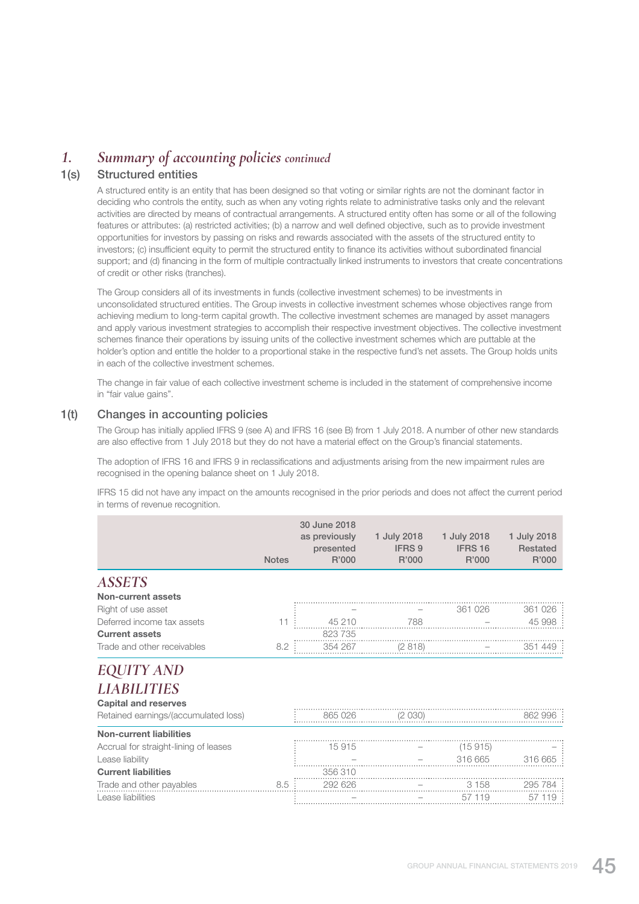# 1. Summary of accounting policies *continued*

## 1(s) Structured entities

A structured entity is an entity that has been designed so that voting or similar rights are not the dominant factor in deciding who controls the entity, such as when any voting rights relate to administrative tasks only and the relevant activities are directed by means of contractual arrangements. A structured entity often has some or all of the following features or attributes: (a) restricted activities; (b) a narrow and well defined objective, such as to provide investment opportunities for investors by passing on risks and rewards associated with the assets of the structured entity to investors; (c) insufficient equity to permit the structured entity to finance its activities without subordinated financial support; and (d) financing in the form of multiple contractually linked instruments to investors that create concentrations of credit or other risks (tranches).

The Group considers all of its investments in funds (collective investment schemes) to be investments in unconsolidated structured entities. The Group invests in collective investment schemes whose objectives range from achieving medium to long-term capital growth. The collective investment schemes are managed by asset managers and apply various investment strategies to accomplish their respective investment objectives. The collective investment schemes finance their operations by issuing units of the collective investment schemes which are puttable at the holder's option and entitle the holder to a proportional stake in the respective fund's net assets. The Group holds units in each of the collective investment schemes.

The change in fair value of each collective investment scheme is included in the statement of comprehensive income in "fair value gains".

## 1(t) Changes in accounting policies

The Group has initially applied IFRS 9 (see A) and IFRS 16 (see B) from 1 July 2018. A number of other new standards are also effective from 1 July 2018 but they do not have a material effect on the Group's financial statements.

The adoption of IFRS 16 and IFRS 9 in reclassifications and adjustments arising from the new impairment rules are recognised in the opening balance sheet on 1 July 2018.

IFRS 15 did not have any impact on the amounts recognised in the prior periods and does not affect the current period in terms of revenue recognition.

| | Notes | 30 June 2018 as previously presented R'000 | 1 July 2018 IFRS 9 R'000 | 1 July 2018 IFRS 16 R'000 | 1 July 2018 Restated R'000 |
|---|---|---|---|---|---|
| ***ASSETS*** | | | | | |
| **Non-current assets** | | | | | |
| Right of use asset | | – | – | 361 026 | 361 026 |
| Deferred income tax assets | 11 | 45 210 | 788 | – | 45 998 |
| **Current assets** | | 823 735 | | | |
| Trade and other receivables | 8.2 | 354 267 | (2 818) | – | 351 449 |
| ***EQUITY AND LIABILITIES*** | | | | | |
| **Capital and reserves** | | | | | |
| Retained earnings/(accumulated loss) | | 865 026 | (2 030) | | 862 996 |
| **Non-current liabilities** | | | | | |
| Accrual for straight-lining of leases | | 15 915 | – | (15 915) | – |
| Lease liability | | – | – | 316 665 | 316 665 |
| **Current liabilities** | | 356 310 | | | |
| Trade and other payables | 8.5 | 292 626 | – | 3 158 | 295 784 |
| Lease liabilities | | – | – | 57 119 | 57 119 |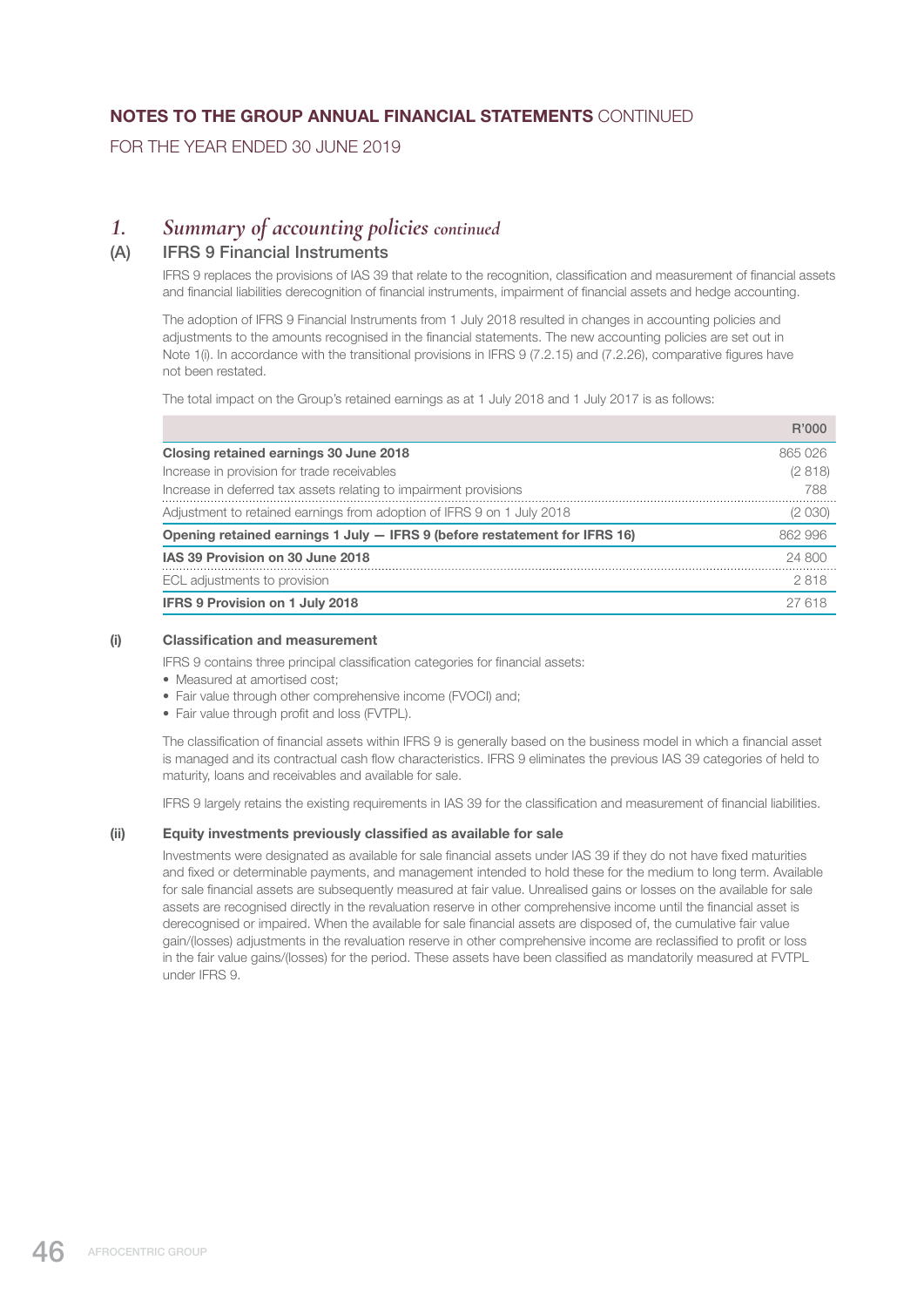# NOTES TO THE GROUP ANNUAL FINANCIAL STATEMENTS CONTINUED

FOR THE YEAR ENDED 30 JUNE 2019

## 1. *Summary of accounting policies continued*

### (A) IFRS 9 Financial Instruments

IFRS 9 replaces the provisions of IAS 39 that relate to the recognition, classification and measurement of financial assets and financial liabilities derecognition of financial instruments, impairment of financial assets and hedge accounting.

The adoption of IFRS 9 Financial Instruments from 1 July 2018 resulted in changes in accounting policies and adjustments to the amounts recognised in the financial statements. The new accounting policies are set out in Note 1(i). In accordance with the transitional provisions in IFRS 9 (7.2.15) and (7.2.26), comparative figures have not been restated.

The total impact on the Group's retained earnings as at 1 July 2018 and 1 July 2017 is as follows:

| | R'000 |
|---|---|
| **Closing retained earnings 30 June 2018** | 865 026 |
| Increase in provision for trade receivables | (2 818) |
| Increase in deferred tax assets relating to impairment provisions | 788 |
| Adjustment to retained earnings from adoption of IFRS 9 on 1 July 2018 | (2 030) |
| **Opening retained earnings 1 July — IFRS 9 (before restatement for IFRS 16)** | 862 996 |
| **IAS 39 Provision on 30 June 2018** | 24 800 |
| ECL adjustments to provision | 2 818 |
| **IFRS 9 Provision on 1 July 2018** | 27 618 |

#### (i) Classification and measurement

IFRS 9 contains three principal classification categories for financial assets:

- Measured at amortised cost;
- Fair value through other comprehensive income (FVOCI) and;
- Fair value through profit and loss (FVTPL).

The classification of financial assets within IFRS 9 is generally based on the business model in which a financial asset is managed and its contractual cash flow characteristics. IFRS 9 eliminates the previous IAS 39 categories of held to maturity, loans and receivables and available for sale.

IFRS 9 largely retains the existing requirements in IAS 39 for the classification and measurement of financial liabilities.

#### (ii) Equity investments previously classified as available for sale

Investments were designated as available for sale financial assets under IAS 39 if they do not have fixed maturities and fixed or determinable payments, and management intended to hold these for the medium to long term. Available for sale financial assets are subsequently measured at fair value. Unrealised gains or losses on the available for sale assets are recognised directly in the revaluation reserve in other comprehensive income until the financial asset is derecognised or impaired. When the available for sale financial assets are disposed of, the cumulative fair value gain/(losses) adjustments in the revaluation reserve in other comprehensive income are reclassified to profit or loss in the fair value gains/(losses) for the period. These assets have been classified as mandatorily measured at FVTPL under IFRS 9.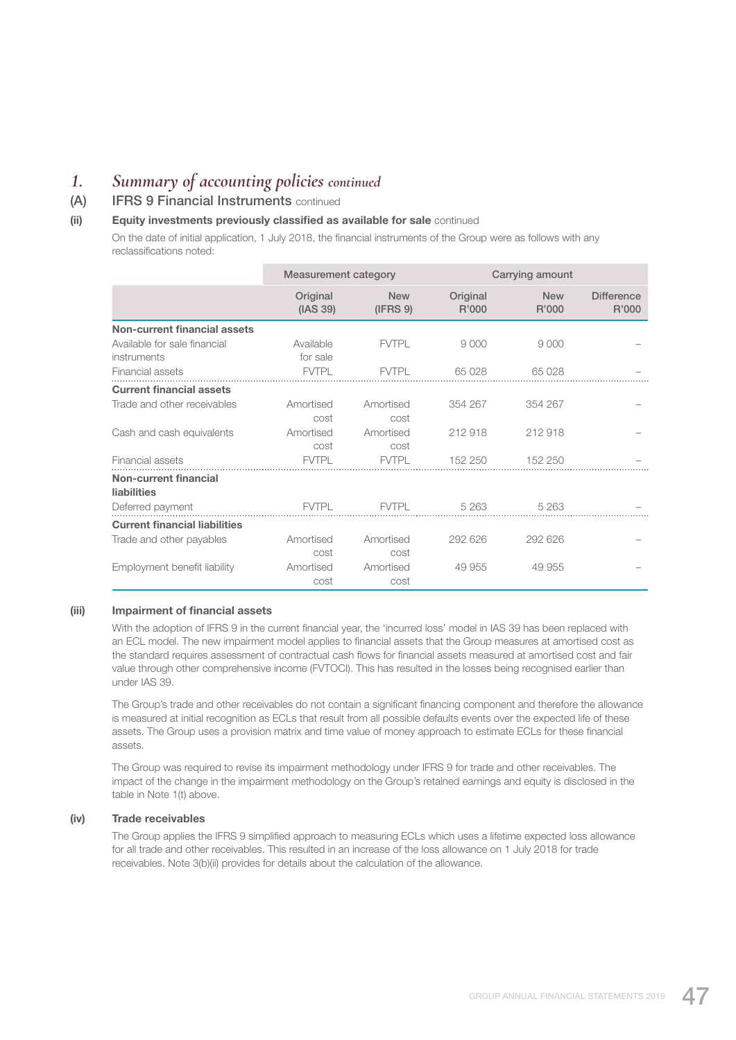# 1. *Summary of accounting policies continued*

## (A) IFRS 9 Financial Instruments continued

### (ii) Equity investments previously classified as available for sale continued

On the date of initial application, 1 July 2018, the financial instruments of the Group were as follows with any reclassifications noted:

| | Measurement category | | Carrying amount | | |
|---|---|---|---|---|---|
| | Original (IAS 39) | New (IFRS 9) | Original R'000 | New R'000 | Difference R'000 |
| **Non-current financial assets** | | | | | |
| Available for sale financial instruments | Available for sale | FVTPL | 9 000 | 9 000 | – |
| Financial assets | FVTPL | FVTPL | 65 028 | 65 028 | – |
| **Current financial assets** | | | | | |
| Trade and other receivables | Amortised cost | Amortised cost | 354 267 | 354 267 | – |
| Cash and cash equivalents | Amortised cost | Amortised cost | 212 918 | 212 918 | – |
| Financial assets | FVTPL | FVTPL | 152 250 | 152 250 | – |
| **Non-current financial liabilities** | | | | | |
| Deferred payment | FVTPL | FVTPL | 5 263 | 5 263 | – |
| **Current financial liabilities** | | | | | |
| Trade and other payables | Amortised cost | Amortised cost | 292 626 | 292 626 | – |
| Employment benefit liability | Amortised cost | Amortised cost | 49 955 | 49 955 | – |

### (iii) Impairment of financial assets

With the adoption of IFRS 9 in the current financial year, the 'incurred loss' model in IAS 39 has been replaced with an ECL model. The new impairment model applies to financial assets that the Group measures at amortised cost as the standard requires assessment of contractual cash flows for financial assets measured at amortised cost and fair value through other comprehensive income (FVTOCI). This has resulted in the losses being recognised earlier than under IAS 39.

The Group's trade and other receivables do not contain a significant financing component and therefore the allowance is measured at initial recognition as ECLs that result from all possible defaults events over the expected life of these assets. The Group uses a provision matrix and time value of money approach to estimate ECLs for these financial assets.

The Group was required to revise its impairment methodology under IFRS 9 for trade and other receivables. The impact of the change in the impairment methodology on the Group's retained earnings and equity is disclosed in the table in Note 1(t) above.

### (iv) Trade receivables

The Group applies the IFRS 9 simplified approach to measuring ECLs which uses a lifetime expected loss allowance for all trade and other receivables. This resulted in an increase of the loss allowance on 1 July 2018 for trade receivables. Note 3(b)(ii) provides for details about the calculation of the allowance.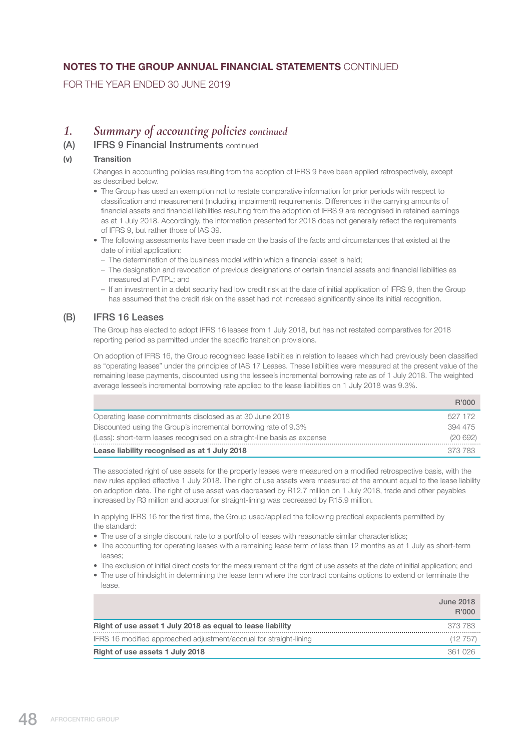# NOTES TO THE GROUP ANNUAL FINANCIAL STATEMENTS CONTINUED

FOR THE YEAR ENDED 30 JUNE 2019

## 1. *Summary of accounting policies continued*

### (A) IFRS 9 Financial Instruments continued

#### (v) Transition

Changes in accounting policies resulting from the adoption of IFRS 9 have been applied retrospectively, except as described below.

- The Group has used an exemption not to restate comparative information for prior periods with respect to classification and measurement (including impairment) requirements. Differences in the carrying amounts of financial assets and financial liabilities resulting from the adoption of IFRS 9 are recognised in retained earnings as at 1 July 2018. Accordingly, the information presented for 2018 does not generally reflect the requirements of IFRS 9, but rather those of IAS 39.
- The following assessments have been made on the basis of the facts and circumstances that existed at the date of initial application:
  - The determination of the business model within which a financial asset is held;
  - The designation and revocation of previous designations of certain financial assets and financial liabilities as measured at FVTPL; and
  - If an investment in a debt security had low credit risk at the date of initial application of IFRS 9, then the Group has assumed that the credit risk on the asset had not increased significantly since its initial recognition.

### (B) IFRS 16 Leases

The Group has elected to adopt IFRS 16 leases from 1 July 2018, but has not restated comparatives for 2018 reporting period as permitted under the specific transition provisions.

On adoption of IFRS 16, the Group recognised lease liabilities in relation to leases which had previously been classified as "operating leases" under the principles of IAS 17 Leases. These liabilities were measured at the present value of the remaining lease payments, discounted using the lessee's incremental borrowing rate as of 1 July 2018. The weighted average lessee's incremental borrowing rate applied to the lease liabilities on 1 July 2018 was 9.3%.

| | R'000 |
|---|---|
| Operating lease commitments disclosed as at 30 June 2018 | 527 172 |
| Discounted using the Group's incremental borrowing rate of 9.3% | 394 475 |
| (Less): short-term leases recognised on a straight-line basis as expense | (20 692) |
| **Lease liability recognised as at 1 July 2018** | 373 783 |

The associated right of use assets for the property leases were measured on a modified retrospective basis, with the new rules applied effective 1 July 2018. The right of use assets were measured at the amount equal to the lease liability on adoption date. The right of use asset was decreased by R12.7 million on 1 July 2018, trade and other payables increased by R3 million and accrual for straight-lining was decreased by R15.9 million.

In applying IFRS 16 for the first time, the Group used/applied the following practical expedients permitted by the standard:

- The use of a single discount rate to a portfolio of leases with reasonable similar characteristics;
- The accounting for operating leases with a remaining lease term of less than 12 months as at 1 July as short-term leases;
- The exclusion of initial direct costs for the measurement of the right of use assets at the date of initial application; and
- The use of hindsight in determining the lease term where the contract contains options to extend or terminate the lease.

| | June 2018 R'000 |
|---|---|
| **Right of use asset 1 July 2018 as equal to lease liability** | 373 783 |
| IFRS 16 modified approached adjustment/accrual for straight-lining | (12 757) |
| **Right of use assets 1 July 2018** | 361 026 |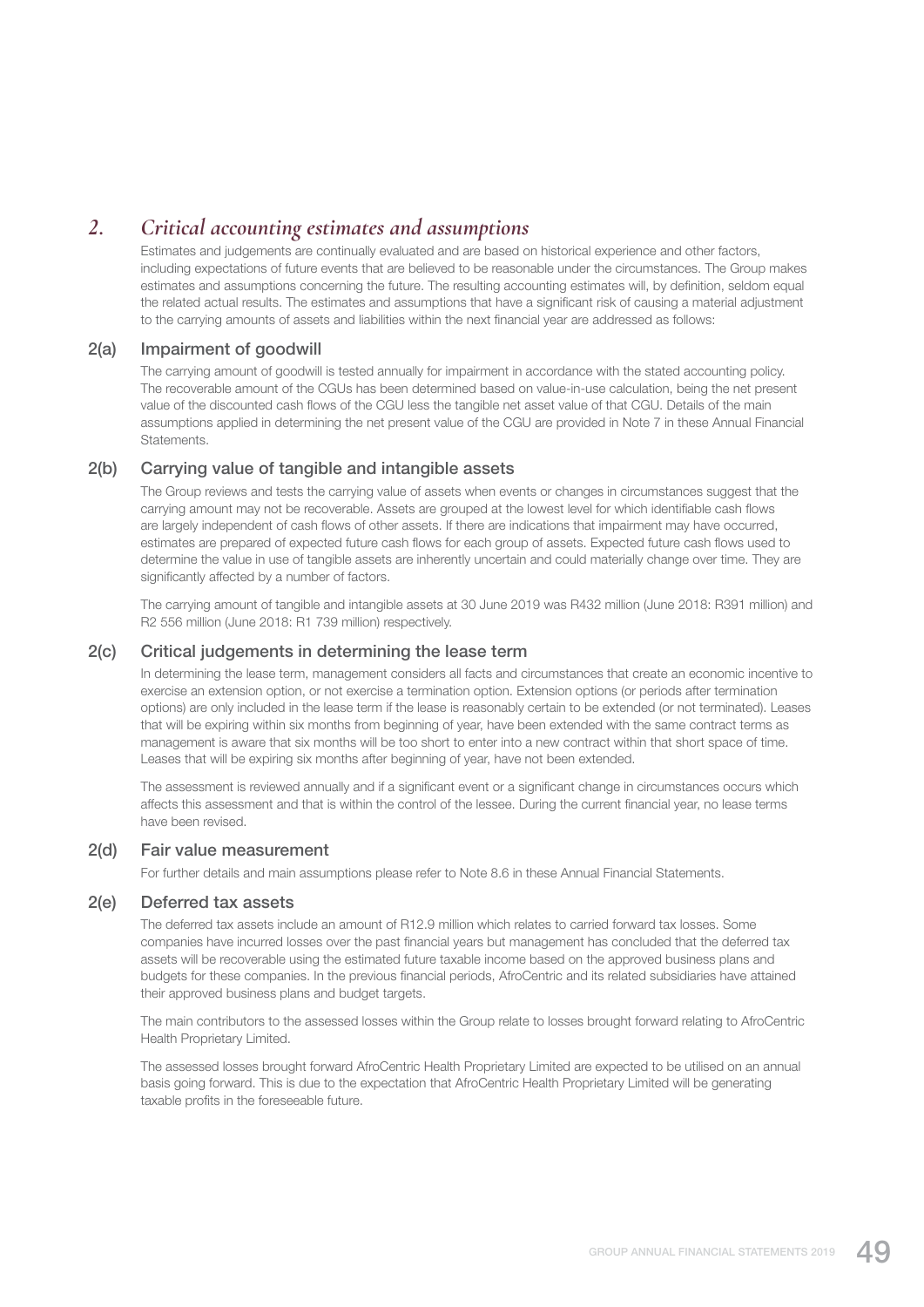## 2. *Critical accounting estimates and assumptions*

Estimates and judgements are continually evaluated and are based on historical experience and other factors, including expectations of future events that are believed to be reasonable under the circumstances. The Group makes estimates and assumptions concerning the future. The resulting accounting estimates will, by definition, seldom equal the related actual results. The estimates and assumptions that have a significant risk of causing a material adjustment to the carrying amounts of assets and liabilities within the next financial year are addressed as follows:

### 2(a) Impairment of goodwill

The carrying amount of goodwill is tested annually for impairment in accordance with the stated accounting policy. The recoverable amount of the CGUs has been determined based on value-in-use calculation, being the net present value of the discounted cash flows of the CGU less the tangible net asset value of that CGU. Details of the main assumptions applied in determining the net present value of the CGU are provided in Note 7 in these Annual Financial Statements.

### 2(b) Carrying value of tangible and intangible assets

The Group reviews and tests the carrying value of assets when events or changes in circumstances suggest that the carrying amount may not be recoverable. Assets are grouped at the lowest level for which identifiable cash flows are largely independent of cash flows of other assets. If there are indications that impairment may have occurred, estimates are prepared of expected future cash flows for each group of assets. Expected future cash flows used to determine the value in use of tangible assets are inherently uncertain and could materially change over time. They are significantly affected by a number of factors.

The carrying amount of tangible and intangible assets at 30 June 2019 was R432 million (June 2018: R391 million) and R2 556 million (June 2018: R1 739 million) respectively.

### 2(c) Critical judgements in determining the lease term

In determining the lease term, management considers all facts and circumstances that create an economic incentive to exercise an extension option, or not exercise a termination option. Extension options (or periods after termination options) are only included in the lease term if the lease is reasonably certain to be extended (or not terminated). Leases that will be expiring within six months from beginning of year, have been extended with the same contract terms as management is aware that six months will be too short to enter into a new contract within that short space of time. Leases that will be expiring six months after beginning of year, have not been extended.

The assessment is reviewed annually and if a significant event or a significant change in circumstances occurs which affects this assessment and that is within the control of the lessee. During the current financial year, no lease terms have been revised.

### 2(d) Fair value measurement

For further details and main assumptions please refer to Note 8.6 in these Annual Financial Statements.

### 2(e) Deferred tax assets

The deferred tax assets include an amount of R12.9 million which relates to carried forward tax losses. Some companies have incurred losses over the past financial years but management has concluded that the deferred tax assets will be recoverable using the estimated future taxable income based on the approved business plans and budgets for these companies. In the previous financial periods, AfroCentric and its related subsidiaries have attained their approved business plans and budget targets.

The main contributors to the assessed losses within the Group relate to losses brought forward relating to AfroCentric Health Proprietary Limited.

The assessed losses brought forward AfroCentric Health Proprietary Limited are expected to be utilised on an annual basis going forward. This is due to the expectation that AfroCentric Health Proprietary Limited will be generating taxable profits in the foreseeable future.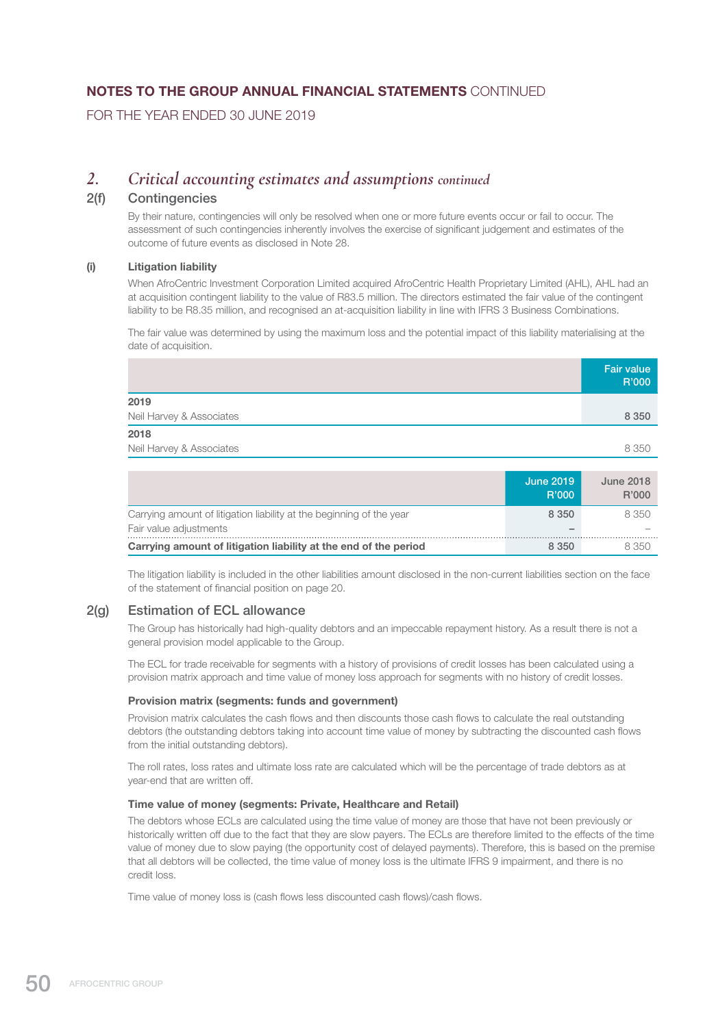## 2. *Critical accounting estimates and assumptions continued*

### 2(f) Contingencies

By their nature, contingencies will only be resolved when one or more future events occur or fail to occur. The assessment of such contingencies inherently involves the exercise of significant judgement and estimates of the outcome of future events as disclosed in Note 28.

#### (i) Litigation liability

When AfroCentric Investment Corporation Limited acquired AfroCentric Health Proprietary Limited (AHL), AHL had an at acquisition contingent liability to the value of R83.5 million. The directors estimated the fair value of the contingent liability to be R8.35 million, and recognised an at-acquisition liability in line with IFRS 3 Business Combinations.

The fair value was determined by using the maximum loss and the potential impact of this liability materialising at the date of acquisition.

| | Fair value R'000 |
|---|---|
| **2019** | |
| Neil Harvey & Associates | 8 350 |
| **2018** | |
| Neil Harvey & Associates | 8 350 |

| | June 2019 R'000 | June 2018 R'000 |
|---|---|---|
| Carrying amount of litigation liability at the beginning of the year | 8 350 | 8 350 |
| Fair value adjustments | – | – |
| **Carrying amount of litigation liability at the end of the period** | **8 350** | 8 350 |

The litigation liability is included in the other liabilities amount disclosed in the non-current liabilities section on the face of the statement of financial position on page 20.

### 2(g) Estimation of ECL allowance

The Group has historically had high-quality debtors and an impeccable repayment history. As a result there is not a general provision model applicable to the Group.

The ECL for trade receivable for segments with a history of provisions of credit losses has been calculated using a provision matrix approach and time value of money loss approach for segments with no history of credit losses.

**Provision matrix (segments: funds and government)**

Provision matrix calculates the cash flows and then discounts those cash flows to calculate the real outstanding debtors (the outstanding debtors taking into account time value of money by subtracting the discounted cash flows from the initial outstanding debtors).

The roll rates, loss rates and ultimate loss rate are calculated which will be the percentage of trade debtors as at year-end that are written off.

**Time value of money (segments: Private, Healthcare and Retail)**

The debtors whose ECLs are calculated using the time value of money are those that have not been previously or historically written off due to the fact that they are slow payers. The ECLs are therefore limited to the effects of the time value of money due to slow paying (the opportunity cost of delayed payments). Therefore, this is based on the premise that all debtors will be collected, the time value of money loss is the ultimate IFRS 9 impairment, and there is no credit loss.

Time value of money loss is (cash flows less discounted cash flows)/cash flows.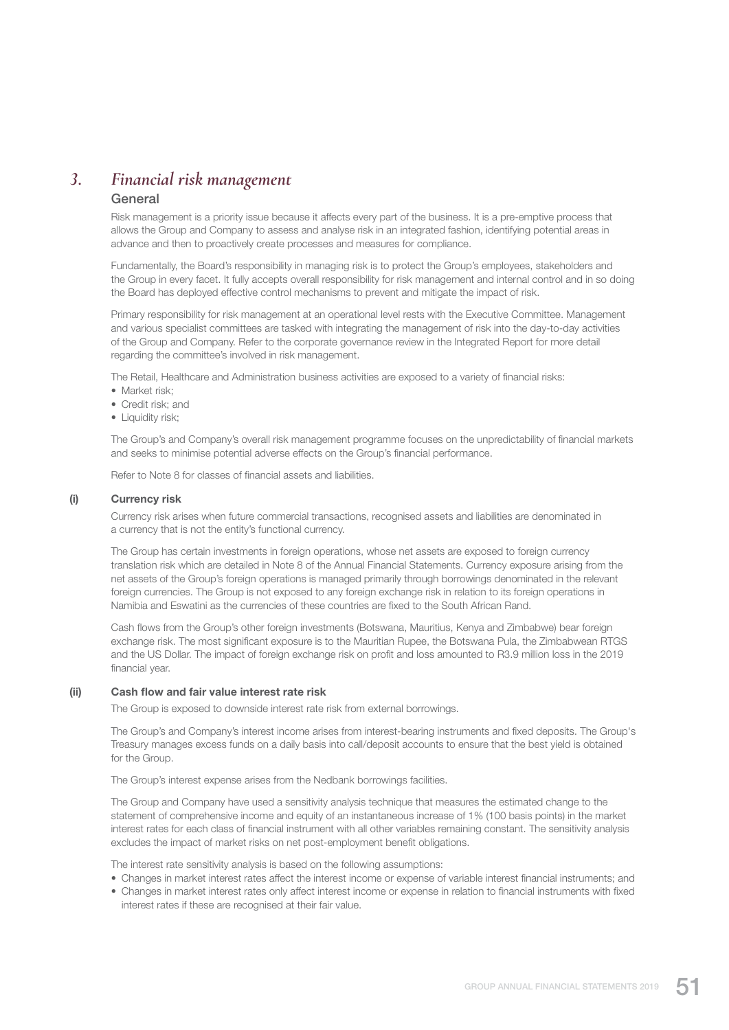# 3. *Financial risk management*

## General

Risk management is a priority issue because it affects every part of the business. It is a pre-emptive process that allows the Group and Company to assess and analyse risk in an integrated fashion, identifying potential areas in advance and then to proactively create processes and measures for compliance.

Fundamentally, the Board's responsibility in managing risk is to protect the Group's employees, stakeholders and the Group in every facet. It fully accepts overall responsibility for risk management and internal control and in so doing the Board has deployed effective control mechanisms to prevent and mitigate the impact of risk.

Primary responsibility for risk management at an operational level rests with the Executive Committee. Management and various specialist committees are tasked with integrating the management of risk into the day-to-day activities of the Group and Company. Refer to the corporate governance review in the Integrated Report for more detail regarding the committee's involved in risk management.

The Retail, Healthcare and Administration business activities are exposed to a variety of financial risks:

- Market risk;
- Credit risk; and
- Liquidity risk;

The Group's and Company's overall risk management programme focuses on the unpredictability of financial markets and seeks to minimise potential adverse effects on the Group's financial performance.

Refer to Note 8 for classes of financial assets and liabilities.

### (i) Currency risk

Currency risk arises when future commercial transactions, recognised assets and liabilities are denominated in a currency that is not the entity's functional currency.

The Group has certain investments in foreign operations, whose net assets are exposed to foreign currency translation risk which are detailed in Note 8 of the Annual Financial Statements. Currency exposure arising from the net assets of the Group's foreign operations is managed primarily through borrowings denominated in the relevant foreign currencies. The Group is not exposed to any foreign exchange risk in relation to its foreign operations in Namibia and Eswatini as the currencies of these countries are fixed to the South African Rand.

Cash flows from the Group's other foreign investments (Botswana, Mauritius, Kenya and Zimbabwe) bear foreign exchange risk. The most significant exposure is to the Mauritian Rupee, the Botswana Pula, the Zimbabwean RTGS and the US Dollar. The impact of foreign exchange risk on profit and loss amounted to R3.9 million loss in the 2019 financial year.

### (ii) Cash flow and fair value interest rate risk

The Group is exposed to downside interest rate risk from external borrowings.

The Group's and Company's interest income arises from interest-bearing instruments and fixed deposits. The Group's Treasury manages excess funds on a daily basis into call/deposit accounts to ensure that the best yield is obtained for the Group.

The Group's interest expense arises from the Nedbank borrowings facilities.

The Group and Company have used a sensitivity analysis technique that measures the estimated change to the statement of comprehensive income and equity of an instantaneous increase of 1% (100 basis points) in the market interest rates for each class of financial instrument with all other variables remaining constant. The sensitivity analysis excludes the impact of market risks on net post-employment benefit obligations.

The interest rate sensitivity analysis is based on the following assumptions:

- Changes in market interest rates affect the interest income or expense of variable interest financial instruments; and
- Changes in market interest rates only affect interest income or expense in relation to financial instruments with fixed interest rates if these are recognised at their fair value.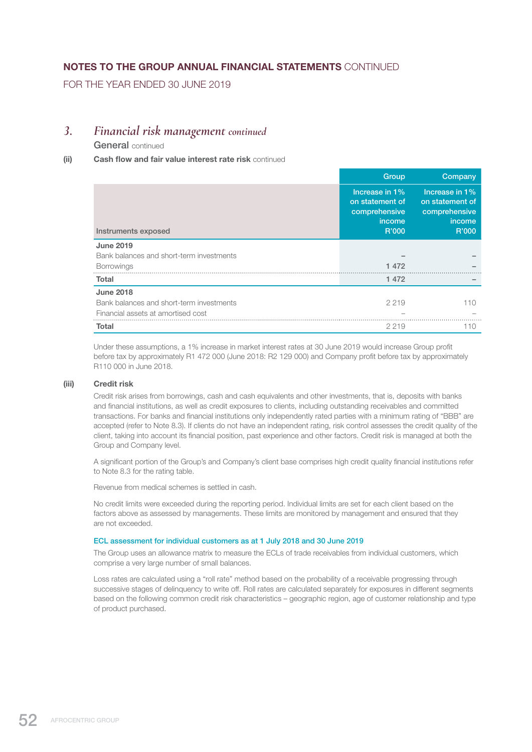# NOTES TO THE GROUP ANNUAL FINANCIAL STATEMENTS CONTINUED

FOR THE YEAR ENDED 30 JUNE 2019

## 3. *Financial risk management continued*

### General continued

#### (ii) Cash flow and fair value interest rate risk continued

| Instruments exposed | Group<br>Increase in 1% on statement of comprehensive income R'000 | Company<br>Increase in 1% on statement of comprehensive income R'000 |
|---|---|---|
| **June 2019** | | |
| Bank balances and short-term investments | – | – |
| Borrowings | 1 472 | – |
| **Total** | **1 472** | **–** |
| **June 2018** | | |
| Bank balances and short-term investments | 2 219 | 110 |
| Financial assets at amortised cost | – | – |
| **Total** | 2 219 | 110 |

Under these assumptions, a 1% increase in market interest rates at 30 June 2019 would increase Group profit before tax by approximately R1 472 000 (June 2018: R2 129 000) and Company profit before tax by approximately R110 000 in June 2018.

#### (iii) Credit risk

Credit risk arises from borrowings, cash and cash equivalents and other investments, that is, deposits with banks and financial institutions, as well as credit exposures to clients, including outstanding receivables and committed transactions. For banks and financial institutions only independently rated parties with a minimum rating of "BBB" are accepted (refer to Note 8.3). If clients do not have an independent rating, risk control assesses the credit quality of the client, taking into account its financial position, past experience and other factors. Credit risk is managed at both the Group and Company level.

A significant portion of the Group's and Company's client base comprises high credit quality financial institutions refer to Note 8.3 for the rating table.

Revenue from medical schemes is settled in cash.

No credit limits were exceeded during the reporting period. Individual limits are set for each client based on the factors above as assessed by managements. These limits are monitored by management and ensured that they are not exceeded.

##### ECL assessment for individual customers as at 1 July 2018 and 30 June 2019

The Group uses an allowance matrix to measure the ECLs of trade receivables from individual customers, which comprise a very large number of small balances.

Loss rates are calculated using a "roll rate" method based on the probability of a receivable progressing through successive stages of delinquency to write off. Roll rates are calculated separately for exposures in different segments based on the following common credit risk characteristics – geographic region, age of customer relationship and type of product purchased.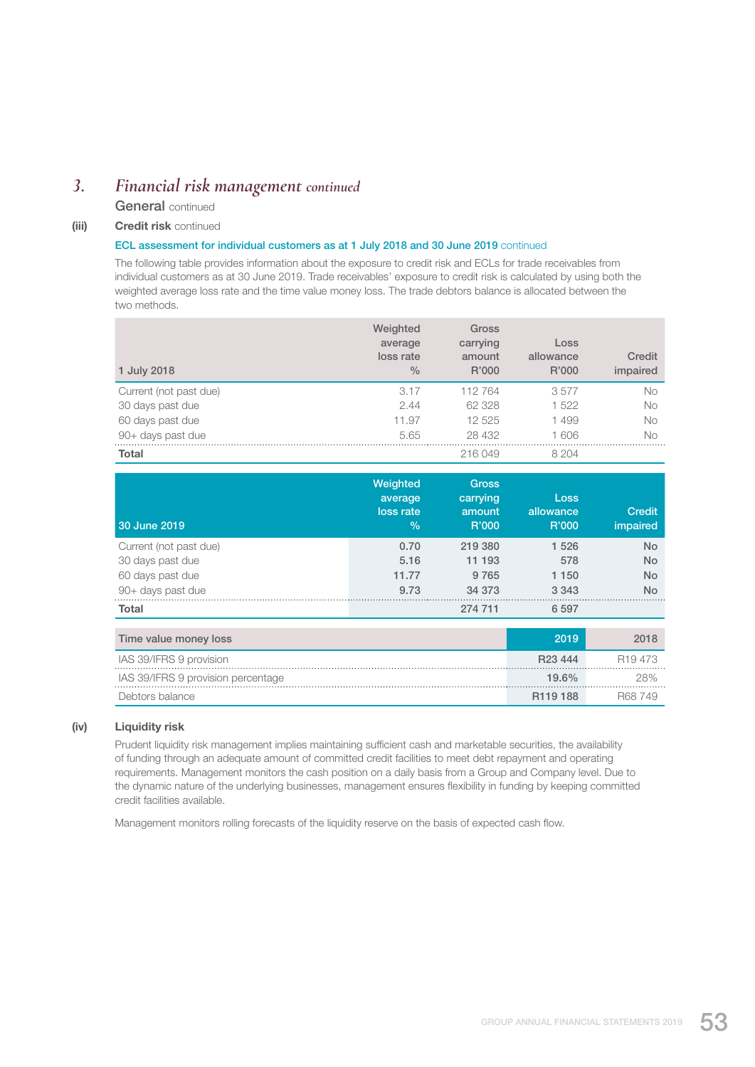## 3. *Financial risk management continued*

### General continued

### (iii) Credit risk continued

**ECL assessment for individual customers as at 1 July 2018 and 30 June 2019** continued

The following table provides information about the exposure to credit risk and ECLs for trade receivables from individual customers as at 30 June 2019. Trade receivables' exposure to credit risk is calculated by using both the weighted average loss rate and the time value money loss. The trade debtors balance is allocated between the two methods.

| 1 July 2018 | Weighted average loss rate % | Gross carrying amount R'000 | Loss allowance R'000 | Credit impaired |
|---|---|---|---|---|
| Current (not past due) | 3.17 | 112 764 | 3 577 | No |
| 30 days past due | 2.44 | 62 328 | 1 522 | No |
| 60 days past due | 11.97 | 12 525 | 1 499 | No |
| 90+ days past due | 5.65 | 28 432 | 1 606 | No |
| **Total** | | 216 049 | 8 204 | |

| 30 June 2019 | Weighted average loss rate % | Gross carrying amount R'000 | Loss allowance R'000 | Credit impaired |
|---|---|---|---|---|
| Current (not past due) | 0.70 | 219 380 | 1 526 | No |
| 30 days past due | 5.16 | 11 193 | 578 | No |
| 60 days past due | 11.77 | 9 765 | 1 150 | No |
| 90+ days past due | 9.73 | 34 373 | 3 343 | No |
| **Total** | | 274 711 | 6 597 | |

| Time value money loss | 2019 | 2018 |
|---|---|---|
| IAS 39/IFRS 9 provision | R23 444 | R19 473 |
| IAS 39/IFRS 9 provision percentage | 19.6% | 28% |
| Debtors balance | R119 188 | R68 749 |

### (iv) Liquidity risk

Prudent liquidity risk management implies maintaining sufficient cash and marketable securities, the availability of funding through an adequate amount of committed credit facilities to meet debt repayment and operating requirements. Management monitors the cash position on a daily basis from a Group and Company level. Due to the dynamic nature of the underlying businesses, management ensures flexibility in funding by keeping committed credit facilities available.

Management monitors rolling forecasts of the liquidity reserve on the basis of expected cash flow.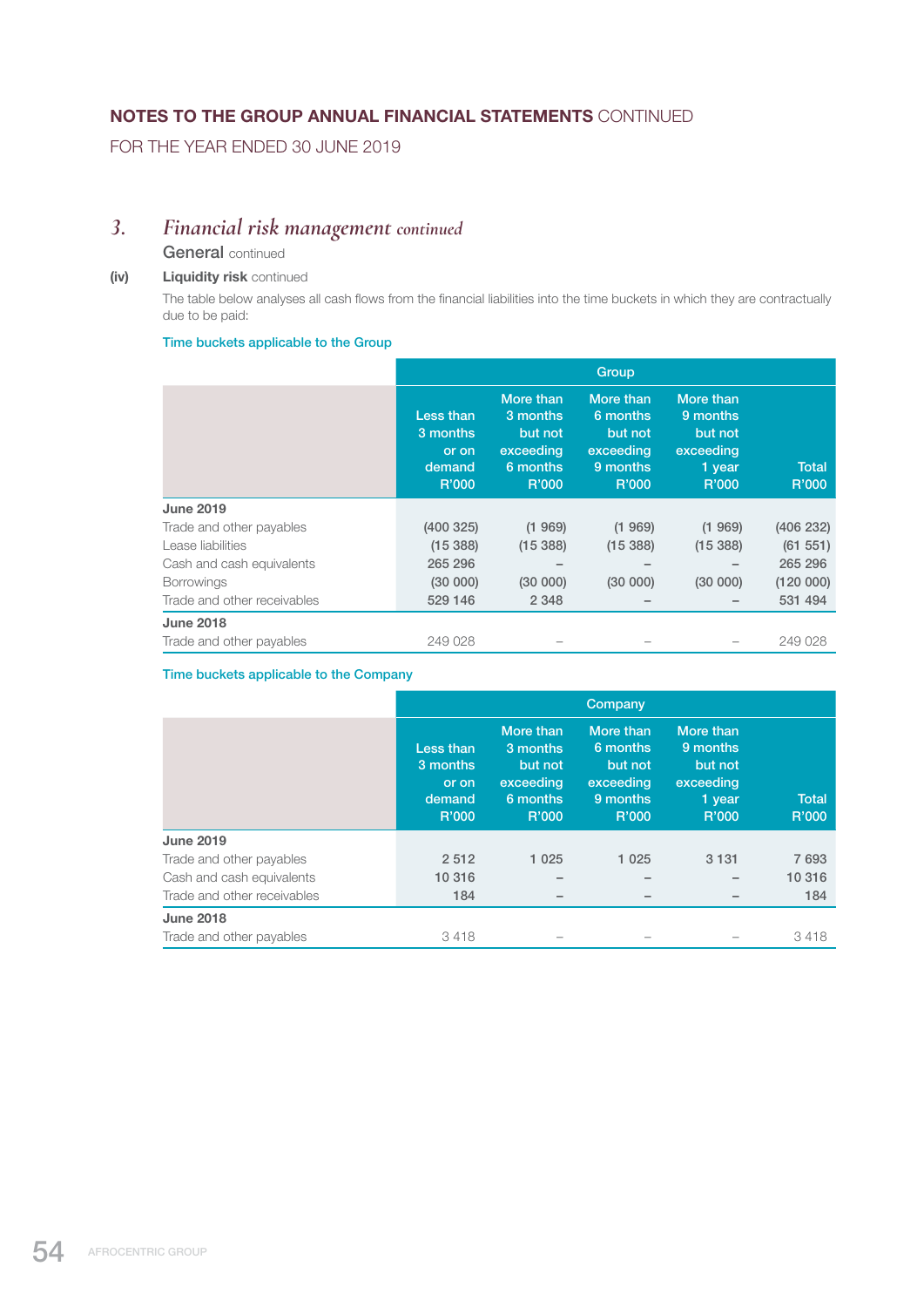## 3. *Financial risk management continued*

### General continued

**(iv) Liquidity risk** continued

The table below analyses all cash flows from the financial liabilities into the time buckets in which they are contractually due to be paid:

Time buckets applicable to the Group

| | Group | | | | |
|---|---|---|---|---|---|
| | Less than 3 months or on demand R'000 | More than 3 months but not exceeding 6 months R'000 | More than 6 months but not exceeding 9 months R'000 | More than 9 months but not exceeding 1 year R'000 | Total R'000 |
| **June 2019** | | | | | |
| Trade and other payables | (400 325) | (1 969) | (1 969) | (1 969) | (406 232) |
| Lease liabilities | (15 388) | (15 388) | (15 388) | (15 388) | (61 551) |
| Cash and cash equivalents | 265 296 | – | – | – | 265 296 |
| Borrowings | (30 000) | (30 000) | (30 000) | (30 000) | (120 000) |
| Trade and other receivables | 529 146 | 2 348 | – | – | 531 494 |
| **June 2018** | | | | | |
| Trade and other payables | 249 028 | – | – | – | 249 028 |

Time buckets applicable to the Company

| | Company | | | | |
|---|---|---|---|---|---|
| | Less than 3 months or on demand R'000 | More than 3 months but not exceeding 6 months R'000 | More than 6 months but not exceeding 9 months R'000 | More than 9 months but not exceeding 1 year R'000 | Total R'000 |
| **June 2019** | | | | | |
| Trade and other payables | 2 512 | 1 025 | 1 025 | 3 131 | 7 693 |
| Cash and cash equivalents | 10 316 | – | – | – | 10 316 |
| Trade and other receivables | 184 | – | – | – | 184 |
| **June 2018** | | | | | |
| Trade and other payables | 3 418 | – | – | – | 3 418 |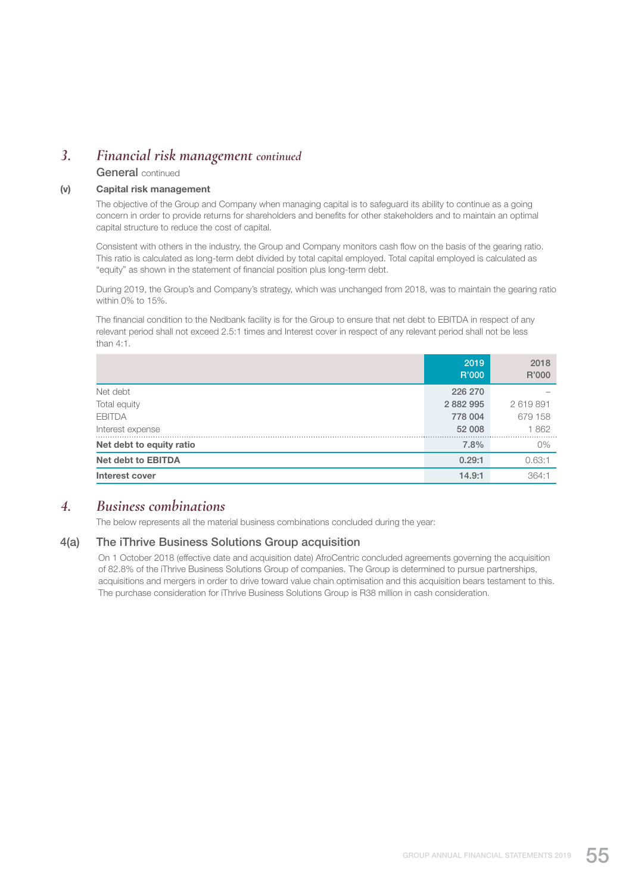## 3. *Financial risk management continued*

### General continued

**(v) Capital risk management**

The objective of the Group and Company when managing capital is to safeguard its ability to continue as a going concern in order to provide returns for shareholders and benefits for other stakeholders and to maintain an optimal capital structure to reduce the cost of capital.

Consistent with others in the industry, the Group and Company monitors cash flow on the basis of the gearing ratio. This ratio is calculated as long-term debt divided by total capital employed. Total capital employed is calculated as "equity" as shown in the statement of financial position plus long-term debt.

During 2019, the Group's and Company's strategy, which was unchanged from 2018, was to maintain the gearing ratio within 0% to 15%.

The financial condition to the Nedbank facility is for the Group to ensure that net debt to EBITDA in respect of any relevant period shall not exceed 2.5:1 times and Interest cover in respect of any relevant period shall not be less than 4:1.

| | 2019 R'000 | 2018 R'000 |
|---|---|---|
| Net debt | 226 270 | – |
| Total equity | 2 882 995 | 2 619 891 |
| EBITDA | 778 004 | 679 158 |
| Interest expense | 52 008 | 1 862 |
| **Net debt to equity ratio** | 7.8% | 0% |
| **Net debt to EBITDA** | 0.29:1 | 0.63:1 |
| **Interest cover** | 14.9:1 | 364:1 |

## 4. *Business combinations*

The below represents all the material business combinations concluded during the year:

### 4(a) The iThrive Business Solutions Group acquisition

On 1 October 2018 (effective date and acquisition date) AfroCentric concluded agreements governing the acquisition of 82.8% of the iThrive Business Solutions Group of companies. The Group is determined to pursue partnerships, acquisitions and mergers in order to drive toward value chain optimisation and this acquisition bears testament to this. The purchase consideration for iThrive Business Solutions Group is R38 million in cash consideration.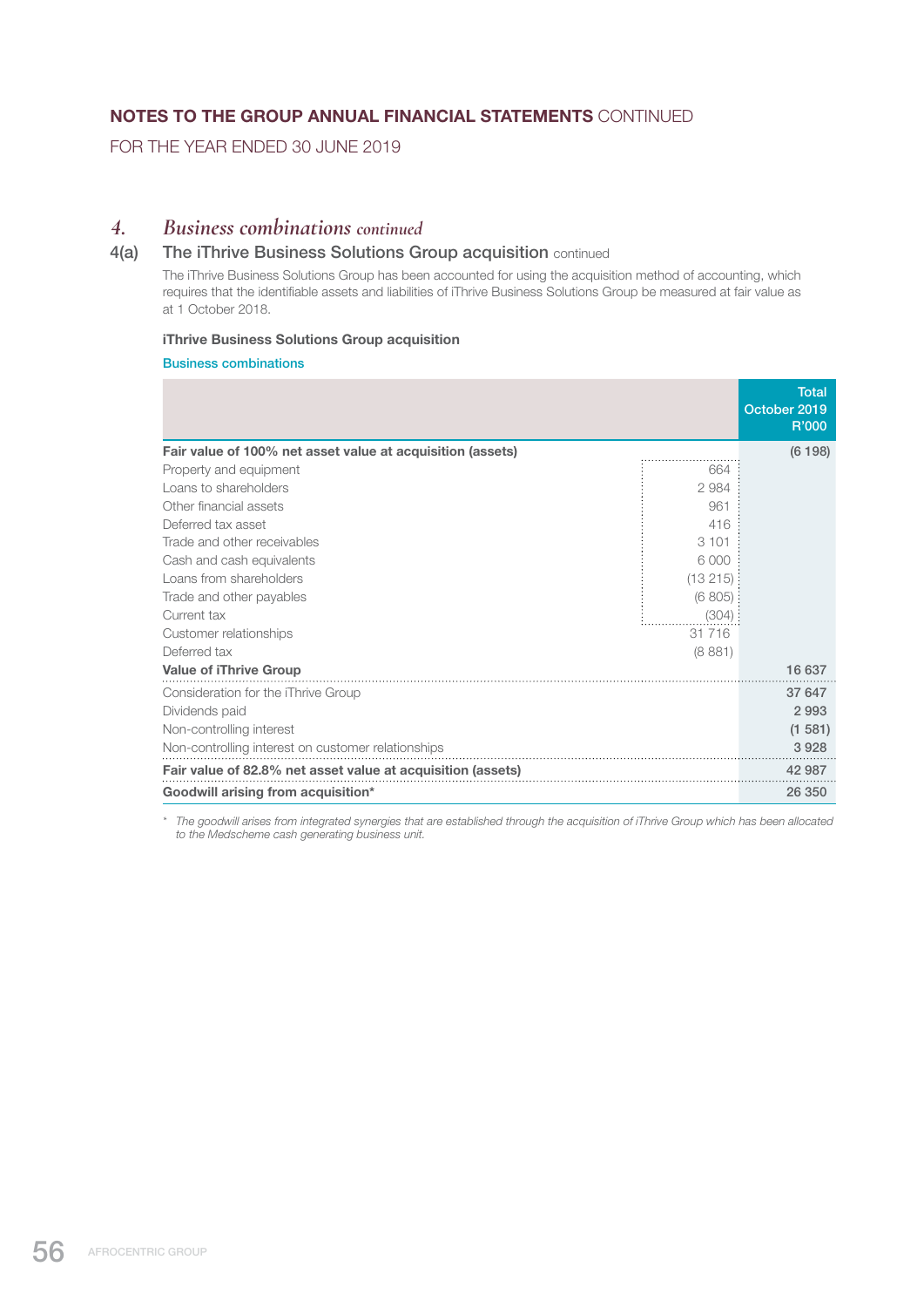## NOTES TO THE GROUP ANNUAL FINANCIAL STATEMENTS CONTINUED

FOR THE YEAR ENDED 30 JUNE 2019

### 4. *Business combinations continued*

### 4(a) The iThrive Business Solutions Group acquisition continued

The iThrive Business Solutions Group has been accounted for using the acquisition method of accounting, which requires that the identifiable assets and liabilities of iThrive Business Solutions Group be measured at fair value as at 1 October 2018.

**iThrive Business Solutions Group acquisition**

**Business combinations**

| | | Total October 2019 R'000 |
|---|---|---|
| **Fair value of 100% net asset value at acquisition (assets)** | | (6 198) |
| Property and equipment | 664 | |
| Loans to shareholders | 2 984 | |
| Other financial assets | 961 | |
| Deferred tax asset | 416 | |
| Trade and other receivables | 3 101 | |
| Cash and cash equivalents | 6 000 | |
| Loans from shareholders | (13 215) | |
| Trade and other payables | (6 805) | |
| Current tax | (304) | |
| Customer relationships | 31 716 | |
| Deferred tax | (8 881) | |
| **Value of iThrive Group** | | 16 637 |
| Consideration for the iThrive Group | | 37 647 |
| Dividends paid | | 2 993 |
| Non-controlling interest | | (1 581) |
| Non-controlling interest on customer relationships | | 3 928 |
| **Fair value of 82.8% net asset value at acquisition (assets)** | | 42 987 |
| **Goodwill arising from acquisition*** | | 26 350 |

\* *The goodwill arises from integrated synergies that are established through the acquisition of iThrive Group which has been allocated to the Medscheme cash generating business unit.*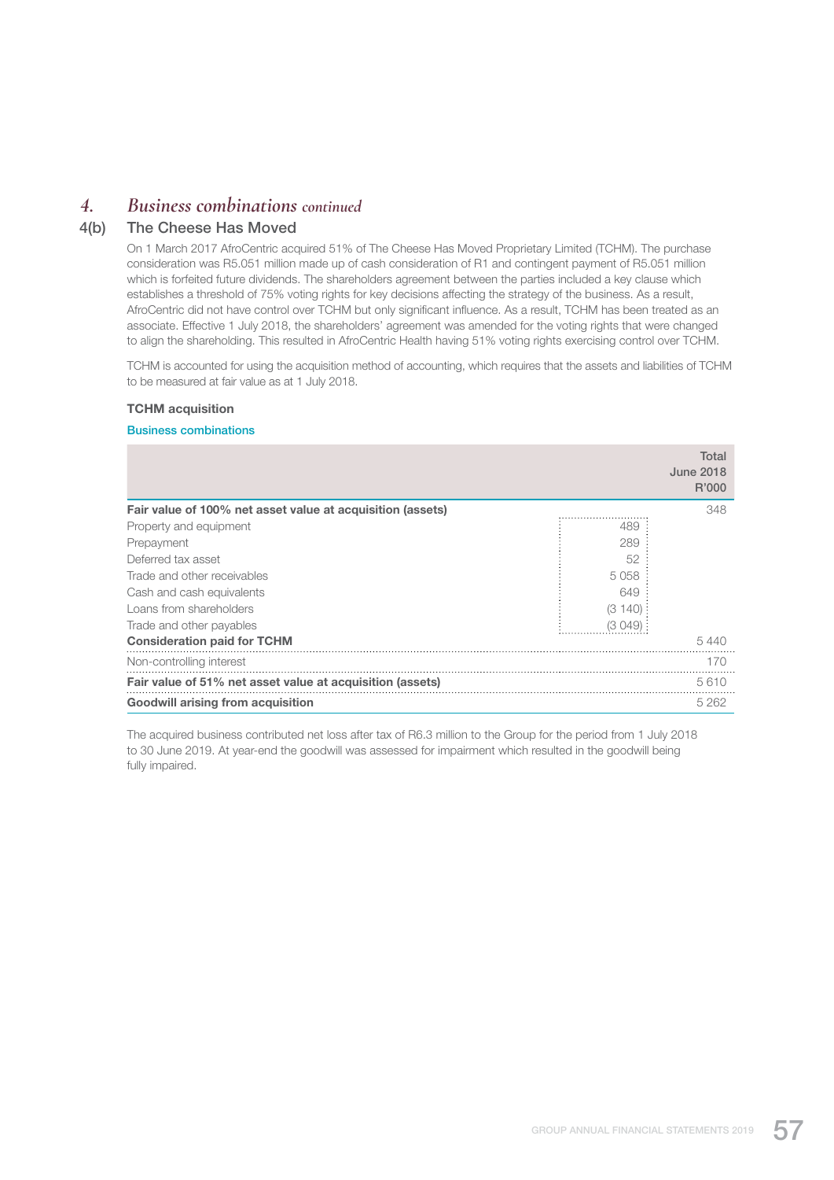## 4. *Business combinations continued*

### 4(b) The Cheese Has Moved

On 1 March 2017 AfroCentric acquired 51% of The Cheese Has Moved Proprietary Limited (TCHM). The purchase consideration was R5.051 million made up of cash consideration of R1 and contingent payment of R5.051 million which is forfeited future dividends. The shareholders agreement between the parties included a key clause which establishes a threshold of 75% voting rights for key decisions affecting the strategy of the business. As a result, AfroCentric did not have control over TCHM but only significant influence. As a result, TCHM has been treated as an associate. Effective 1 July 2018, the shareholders' agreement was amended for the voting rights that were changed to align the shareholding. This resulted in AfroCentric Health having 51% voting rights exercising control over TCHM.

TCHM is accounted for using the acquisition method of accounting, which requires that the assets and liabilities of TCHM to be measured at fair value as at 1 July 2018.

**TCHM acquisition**

Business combinations

| | | Total June 2018 R'000 |
|---|---|---|
| **Fair value of 100% net asset value at acquisition (assets)** | | 348 |
| Property and equipment | 489 | |
| Prepayment | 289 | |
| Deferred tax asset | 52 | |
| Trade and other receivables | 5 058 | |
| Cash and cash equivalents | 649 | |
| Loans from shareholders | (3 140) | |
| Trade and other payables | (3 049) | |
| **Consideration paid for TCHM** | | 5 440 |
| Non-controlling interest | | 170 |
| **Fair value of 51% net asset value at acquisition (assets)** | | 5 610 |
| **Goodwill arising from acquisition** | | 5 262 |

The acquired business contributed net loss after tax of R6.3 million to the Group for the period from 1 July 2018 to 30 June 2019. At year-end the goodwill was assessed for impairment which resulted in the goodwill being fully impaired.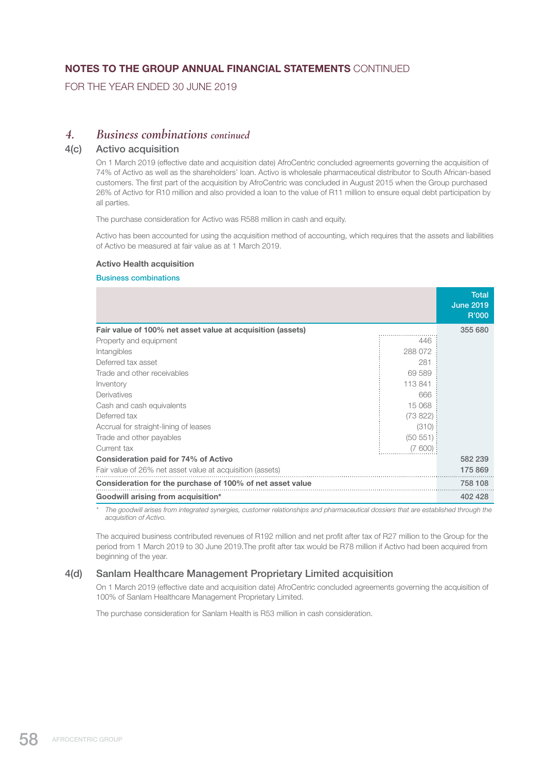## NOTES TO THE GROUP ANNUAL FINANCIAL STATEMENTS CONTINUED

FOR THE YEAR ENDED 30 JUNE 2019

## 4. *Business combinations continued*

### 4(c) Activo acquisition

On 1 March 2019 (effective date and acquisition date) AfroCentric concluded agreements governing the acquisition of 74% of Activo as well as the shareholders' loan. Activo is wholesale pharmaceutical distributor to South African-based customers. The first part of the acquisition by AfroCentric was concluded in August 2015 when the Group purchased 26% of Activo for R10 million and also provided a loan to the value of R11 million to ensure equal debt participation by all parties.

The purchase consideration for Activo was R588 million in cash and equity.

Activo has been accounted for using the acquisition method of accounting, which requires that the assets and liabilities of Activo be measured at fair value as at 1 March 2019.

**Activo Health acquisition**

Business combinations

| | | Total June 2019 R'000 |
|---|---|---|
| **Fair value of 100% net asset value at acquisition (assets)** | | **355 680** |
| Property and equipment | 446 | |
| Intangibles | 288 072 | |
| Deferred tax asset | 281 | |
| Trade and other receivables | 69 589 | |
| Inventory | 113 841 | |
| Derivatives | 666 | |
| Cash and cash equivalents | 15 068 | |
| Deferred tax | (73 822) | |
| Accrual for straight-lining of leases | (310) | |
| Trade and other payables | (50 551) | |
| Current tax | (7 600) | |
| **Consideration paid for 74% of Activo** | | **582 239** |
| Fair value of 26% net asset value at acquisition (assets) | | **175 869** |
| **Consideration for the purchase of 100% of net asset value** | | **758 108** |
| **Goodwill arising from acquisition*** | | **402 428** |

\* *The goodwill arises from integrated synergies, customer relationships and pharmaceutical dossiers that are established through the acquisition of Activo.*

The acquired business contributed revenues of R192 million and net profit after tax of R27 million to the Group for the period from 1 March 2019 to 30 June 2019.The profit after tax would be R78 million if Activo had been acquired from beginning of the year.

### 4(d) Sanlam Healthcare Management Proprietary Limited acquisition

On 1 March 2019 (effective date and acquisition date) AfroCentric concluded agreements governing the acquisition of 100% of Sanlam Healthcare Management Proprietary Limited.

The purchase consideration for Sanlam Health is R53 million in cash consideration.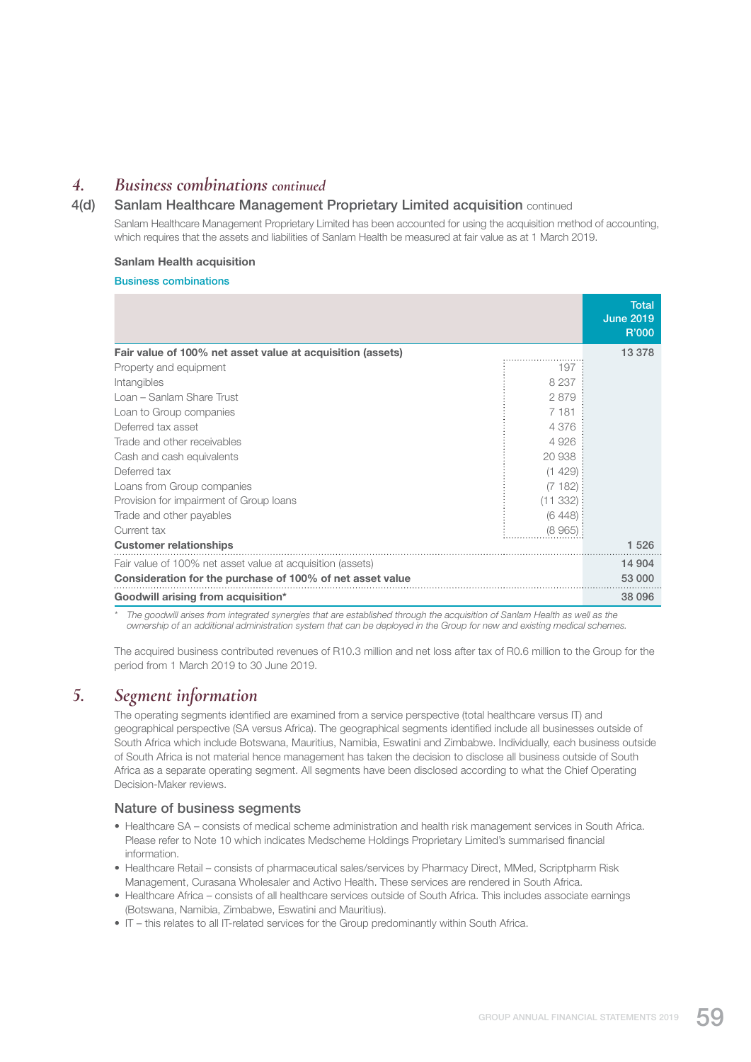# 4. Business combinations continued

## 4(d) Sanlam Healthcare Management Proprietary Limited acquisition continued

Sanlam Healthcare Management Proprietary Limited has been accounted for using the acquisition method of accounting, which requires that the assets and liabilities of Sanlam Health be measured at fair value as at 1 March 2019.

**Sanlam Health acquisition**

**Business combinations**

| | | Total June 2019 R'000 |
|---|---|---|
| **Fair value of 100% net asset value at acquisition (assets)** | | 13 378 |
| Property and equipment | 197 | |
| Intangibles | 8 237 | |
| Loan – Sanlam Share Trust | 2 879 | |
| Loan to Group companies | 7 181 | |
| Deferred tax asset | 4 376 | |
| Trade and other receivables | 4 926 | |
| Cash and cash equivalents | 20 938 | |
| Deferred tax | (1 429) | |
| Loans from Group companies | (7 182) | |
| Provision for impairment of Group loans | (11 332) | |
| Trade and other payables | (6 448) | |
| Current tax | (8 965) | |
| **Customer relationships** | | 1 526 |
| Fair value of 100% net asset value at acquisition (assets) | | 14 904 |
| **Consideration for the purchase of 100% of net asset value** | | 53 000 |
| **Goodwill arising from acquisition*** | | 38 096 |

\* *The goodwill arises from integrated synergies that are established through the acquisition of Sanlam Health as well as the ownership of an additional administration system that can be deployed in the Group for new and existing medical schemes.*

The acquired business contributed revenues of R10.3 million and net loss after tax of R0.6 million to the Group for the period from 1 March 2019 to 30 June 2019.

# 5. Segment information

The operating segments identified are examined from a service perspective (total healthcare versus IT) and geographical perspective (SA versus Africa). The geographical segments identified include all businesses outside of South Africa which include Botswana, Mauritius, Namibia, Eswatini and Zimbabwe. Individually, each business outside of South Africa is not material hence management has taken the decision to disclose all business outside of South Africa as a separate operating segment. All segments have been disclosed according to what the Chief Operating Decision-Maker reviews.

## Nature of business segments

- Healthcare SA – consists of medical scheme administration and health risk management services in South Africa. Please refer to Note 10 which indicates Medscheme Holdings Proprietary Limited's summarised financial information.
- Healthcare Retail – consists of pharmaceutical sales/services by Pharmacy Direct, MMed, Scriptpharm Risk Management, Curasana Wholesaler and Activo Health. These services are rendered in South Africa.
- Healthcare Africa – consists of all healthcare services outside of South Africa. This includes associate earnings (Botswana, Namibia, Zimbabwe, Eswatini and Mauritius).
- IT – this relates to all IT-related services for the Group predominantly within South Africa.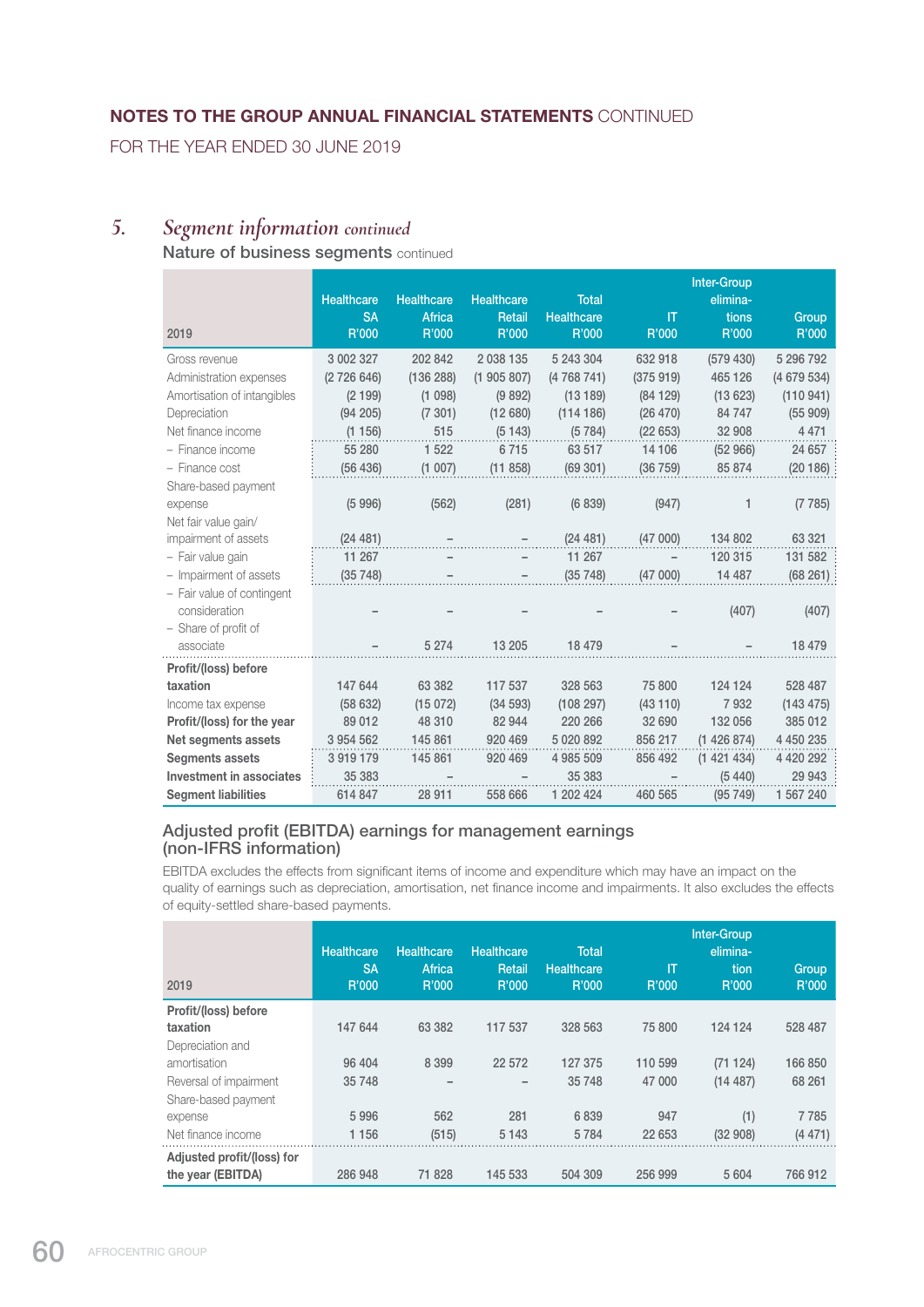## NOTES TO THE GROUP ANNUAL FINANCIAL STATEMENTS CONTINUED

FOR THE YEAR ENDED 30 JUNE 2019

# 5. *Segment information continued*

### Nature of business segments continued

| 2019 | Healthcare SA R'000 | Healthcare Africa R'000 | Healthcare Retail R'000 | Total Healthcare R'000 | IT R'000 | Inter-Group elimina-tions R'000 | Group R'000 |
|---|---|---|---|---|---|---|---|
| Gross revenue | 3 002 327 | 202 842 | 2 038 135 | 5 243 304 | 632 918 | (579 430) | 5 296 792 |
| Administration expenses | (2 726 646) | (136 288) | (1 905 807) | (4 768 741) | (375 919) | 465 126 | (4 679 534) |
| Amortisation of intangibles | (2 199) | (1 098) | (9 892) | (13 189) | (84 129) | (13 623) | (110 941) |
| Depreciation | (94 205) | (7 301) | (12 680) | (114 186) | (26 470) | 84 747 | (55 909) |
| Net finance income | (1 156) | 515 | (5 143) | (5 784) | (22 653) | 32 908 | 4 471 |
| – Finance income | 55 280 | 1 522 | 6 715 | 63 517 | 14 106 | (52 966) | 24 657 |
| – Finance cost | (56 436) | (1 007) | (11 858) | (69 301) | (36 759) | 85 874 | (20 186) |
| Share-based payment expense | (5 996) | (562) | (281) | (6 839) | (947) | 1 | (7 785) |
| Net fair value gain/ impairment of assets | (24 481) | – | – | (24 481) | (47 000) | 134 802 | 63 321 |
| – Fair value gain | 11 267 | – | – | 11 267 | – | 120 315 | 131 582 |
| – Impairment of assets | (35 748) | – | – | (35 748) | (47 000) | 14 487 | (68 261) |
| – Fair value of contingent consideration | – | – | – | – | – | (407) | (407) |
| – Share of profit of associate | – | 5 274 | 13 205 | 18 479 | – | – | 18 479 |
| **Profit/(loss) before taxation** | 147 644 | 63 382 | 117 537 | 328 563 | 75 800 | 124 124 | 528 487 |
| Income tax expense | (58 632) | (15 072) | (34 593) | (108 297) | (43 110) | 7 932 | (143 475) |
| **Profit/(loss) for the year** | 89 012 | 48 310 | 82 944 | 220 266 | 32 690 | 132 056 | 385 012 |
| **Net segments assets** | 3 954 562 | 145 861 | 920 469 | 5 020 892 | 856 217 | (1 426 874) | 4 450 235 |
| **Segments assets** | 3 919 179 | 145 861 | 920 469 | 4 985 509 | 856 492 | (1 421 434) | 4 420 292 |
| **Investment in associates** | 35 383 | – | – | 35 383 | – | (5 440) | 29 943 |
| **Segment liabilities** | 614 847 | 28 911 | 558 666 | 1 202 424 | 460 565 | (95 749) | 1 567 240 |

### Adjusted profit (EBITDA) earnings for management earnings (non-IFRS information)

EBITDA excludes the effects from significant items of income and expenditure which may have an impact on the quality of earnings such as depreciation, amortisation, net finance income and impairments. It also excludes the effects of equity-settled share-based payments.

| 2019 | Healthcare SA R'000 | Healthcare Africa R'000 | Healthcare Retail R'000 | Total Healthcare R'000 | IT R'000 | Inter-Group elimina-tion R'000 | Group R'000 |
|---|---|---|---|---|---|---|---|
| **Profit/(loss) before taxation** | 147 644 | 63 382 | 117 537 | 328 563 | 75 800 | 124 124 | 528 487 |
| Depreciation and amortisation | 96 404 | 8 399 | 22 572 | 127 375 | 110 599 | (71 124) | 166 850 |
| Reversal of impairment | 35 748 | – | – | 35 748 | 47 000 | (14 487) | 68 261 |
| Share-based payment expense | 5 996 | 562 | 281 | 6 839 | 947 | (1) | 7 785 |
| Net finance income | 1 156 | (515) | 5 143 | 5 784 | 22 653 | (32 908) | (4 471) |
| **Adjusted profit/(loss) for the year (EBITDA)** | 286 948 | 71 828 | 145 533 | 504 309 | 256 999 | 5 604 | 766 912 |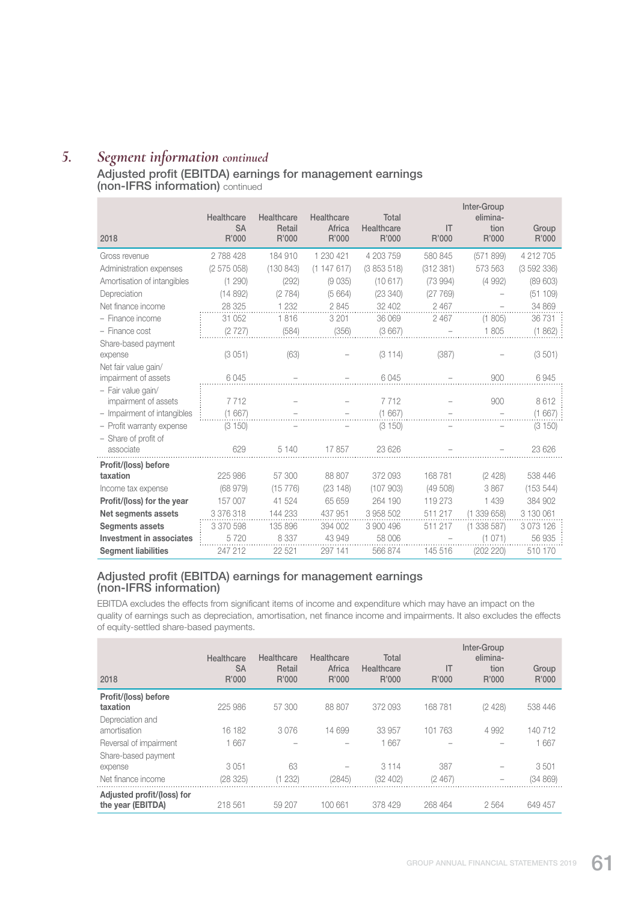# 5. *Segment information continued*

## Adjusted profit (EBITDA) earnings for management earnings (non-IFRS information) continued

| 2018 | Healthcare SA R'000 | Healthcare Retail R'000 | Healthcare Africa R'000 | Total Healthcare R'000 | IT R'000 | Inter-Group elimina-tion R'000 | Group R'000 |
|---|---|---|---|---|---|---|---|
| Gross revenue | 2 788 428 | 184 910 | 1 230 421 | 4 203 759 | 580 845 | (571 899) | 4 212 705 |
| Administration expenses | (2 575 058) | (130 843) | (1 147 617) | (3 853 518) | (312 381) | 573 563 | (3 592 336) |
| Amortisation of intangibles | (1 290) | (292) | (9 035) | (10 617) | (73 994) | (4 992) | (89 603) |
| Depreciation | (14 892) | (2 784) | (5 664) | (23 340) | (27 769) | – | (51 109) |
| Net finance income | 28 325 | 1 232 | 2 845 | 32 402 | 2 467 | – | 34 869 |
| – Finance income | 31 052 | 1 816 | 3 201 | 36 069 | 2 467 | (1 805) | 36 731 |
| – Finance cost | (2 727) | (584) | (356) | (3 667) | – | 1 805 | (1 862) |
| Share-based payment expense | (3 051) | (63) | – | (3 114) | (387) | – | (3 501) |
| Net fair value gain/ impairment of assets | 6 045 | – | – | 6 045 | – | 900 | 6 945 |
| – Fair value gain/ impairment of assets | 7 712 | – | – | 7 712 | – | 900 | 8 612 |
| – Impairment of intangibles | (1 667) | – | – | (1 667) | – | – | (1 667) |
| – Profit warranty expense | (3 150) | – | – | (3 150) | – | – | (3 150) |
| – Share of profit of associate | 629 | 5 140 | 17 857 | 23 626 | – | – | 23 626 |
| **Profit/(loss) before taxation** | 225 986 | 57 300 | 88 807 | 372 093 | 168 781 | (2 428) | 538 446 |
| Income tax expense | (68 979) | (15 776) | (23 148) | (107 903) | (49 508) | 3 867 | (153 544) |
| **Profit/(loss) for the year** | 157 007 | 41 524 | 65 659 | 264 190 | 119 273 | 1 439 | 384 902 |
| **Net segments assets** | 3 376 318 | 144 233 | 437 951 | 3 958 502 | 511 217 | (1 339 658) | 3 130 061 |
| **Segments assets** | 3 370 598 | 135 896 | 394 002 | 3 900 496 | 511 217 | (1 338 587) | 3 073 126 |
| **Investment in associates** | 5 720 | 8 337 | 43 949 | 58 006 | – | (1 071) | 56 935 |
| **Segment liabilities** | 247 212 | 22 521 | 297 141 | 566 874 | 145 516 | (202 220) | 510 170 |

## Adjusted profit (EBITDA) earnings for management earnings (non-IFRS information)

EBITDA excludes the effects from significant items of income and expenditure which may have an impact on the quality of earnings such as depreciation, amortisation, net finance income and impairments. It also excludes the effects of equity-settled share-based payments.

| 2018 | Healthcare SA R'000 | Healthcare Retail R'000 | Healthcare Africa R'000 | Total Healthcare R'000 | IT R'000 | Inter-Group elimina-tion R'000 | Group R'000 |
|---|---|---|---|---|---|---|---|
| **Profit/(loss) before taxation** | 225 986 | 57 300 | 88 807 | 372 093 | 168 781 | (2 428) | 538 446 |
| Depreciation and amortisation | 16 182 | 3 076 | 14 699 | 33 957 | 101 763 | 4 992 | 140 712 |
| Reversal of impairment | 1 667 | – | – | 1 667 | – | – | 1 667 |
| Share-based payment expense | 3 051 | 63 | – | 3 114 | 387 | – | 3 501 |
| Net finance income | (28 325) | (1 232) | (2845) | (32 402) | (2 467) | – | (34 869) |
| **Adjusted profit/(loss) for the year (EBITDA)** | 218 561 | 59 207 | 100 661 | 378 429 | 268 464 | 2 564 | 649 457 |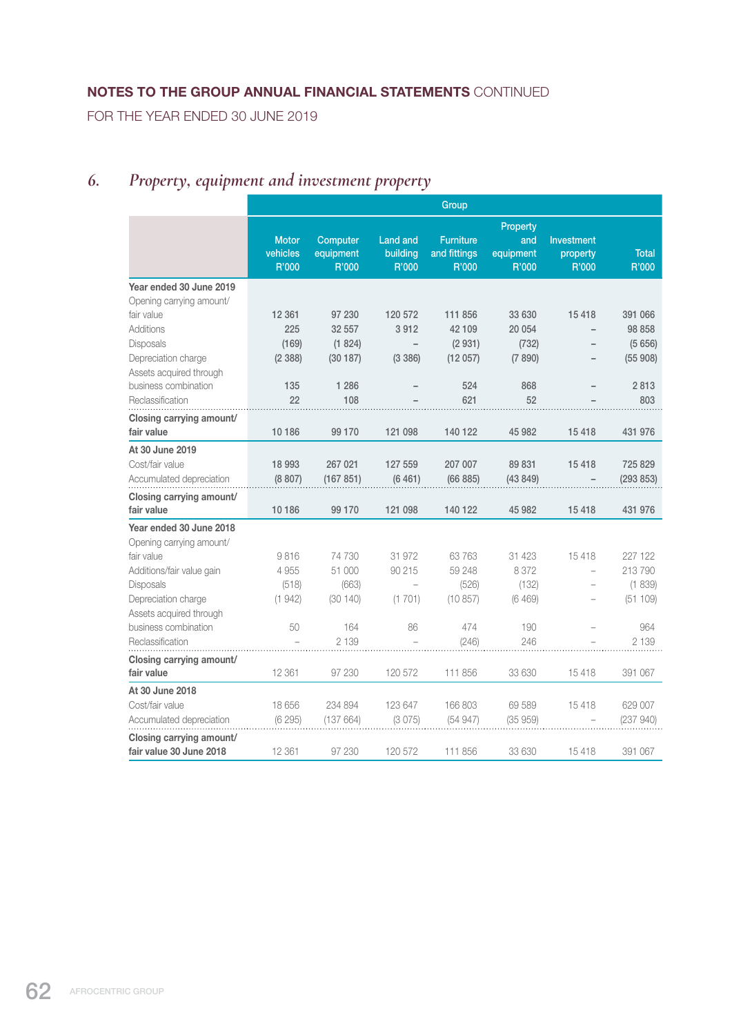**NOTES TO THE GROUP ANNUAL FINANCIAL STATEMENTS** CONTINUED

FOR THE YEAR ENDED 30 JUNE 2019

## 6. *Property, equipment and investment property*

| | Group | | | | | | |
|---|---|---|---|---|---|---|---|
| | Motor vehicles R'000 | Computer equipment R'000 | Land and building R'000 | Furniture and fittings R'000 | Property and equipment R'000 | Investment property R'000 | Total R'000 |
| **Year ended 30 June 2019** | | | | | | | |
| Opening carrying amount/ fair value | 12 361 | 97 230 | 120 572 | 111 856 | 33 630 | 15 418 | 391 066 |
| Additions | 225 | 32 557 | 3 912 | 42 109 | 20 054 | – | 98 858 |
| Disposals | (169) | (1 824) | – | (2 931) | (732) | – | (5 656) |
| Depreciation charge | (2 388) | (30 187) | (3 386) | (12 057) | (7 890) | – | (55 908) |
| Assets acquired through business combination | 135 | 1 286 | – | 524 | 868 | – | 2 813 |
| Reclassification | 22 | 108 | – | 621 | 52 | – | 803 |
| **Closing carrying amount/ fair value** | 10 186 | 99 170 | 121 098 | 140 122 | 45 982 | 15 418 | 431 976 |
| **At 30 June 2019** | | | | | | | |
| Cost/fair value | 18 993 | 267 021 | 127 559 | 207 007 | 89 831 | 15 418 | 725 829 |
| Accumulated depreciation | (8 807) | (167 851) | (6 461) | (66 885) | (43 849) | – | (293 853) |
| **Closing carrying amount/ fair value** | 10 186 | 99 170 | 121 098 | 140 122 | 45 982 | 15 418 | 431 976 |
| **Year ended 30 June 2018** | | | | | | | |
| Opening carrying amount/ fair value | 9 816 | 74 730 | 31 972 | 63 763 | 31 423 | 15 418 | 227 122 |
| Additions/fair value gain | 4 955 | 51 000 | 90 215 | 59 248 | 8 372 | – | 213 790 |
| Disposals | (518) | (663) | – | (526) | (132) | – | (1 839) |
| Depreciation charge | (1 942) | (30 140) | (1 701) | (10 857) | (6 469) | – | (51 109) |
| Assets acquired through business combination | 50 | 164 | 86 | 474 | 190 | – | 964 |
| Reclassification | – | 2 139 | – | (246) | 246 | – | 2 139 |
| **Closing carrying amount/ fair value** | 12 361 | 97 230 | 120 572 | 111 856 | 33 630 | 15 418 | 391 067 |
| **At 30 June 2018** | | | | | | | |
| Cost/fair value | 18 656 | 234 894 | 123 647 | 166 803 | 69 589 | 15 418 | 629 007 |
| Accumulated depreciation | (6 295) | (137 664) | (3 075) | (54 947) | (35 959) | – | (237 940) |
| **Closing carrying amount/ fair value 30 June 2018** | 12 361 | 97 230 | 120 572 | 111 856 | 33 630 | 15 418 | 391 067 |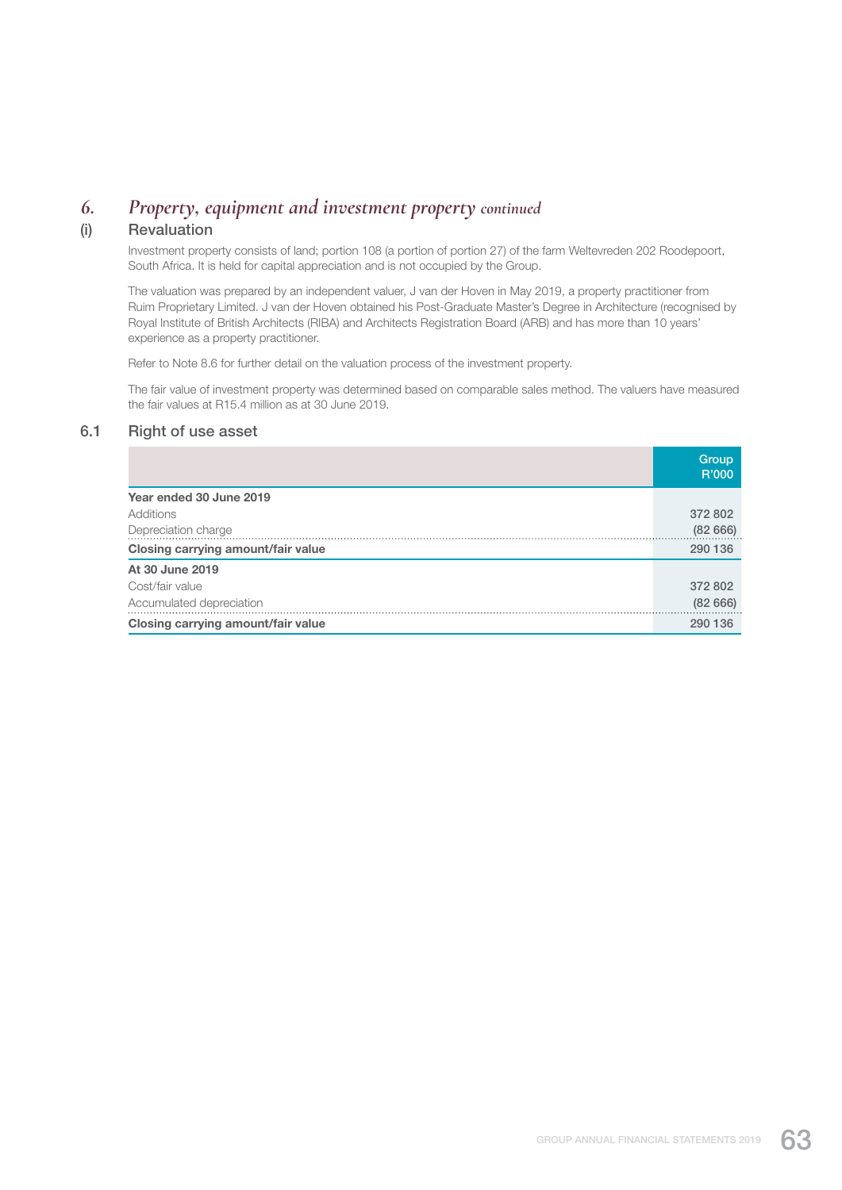## 6. *Property, equipment and investment property continued*

### (i) Revaluation

Investment property consists of land; portion 108 (a portion of portion 27) of the farm Weltevreden 202 Roodepoort, South Africa. It is held for capital appreciation and is not occupied by the Group.

The valuation was prepared by an independent valuer, J van der Hoven in May 2019, a property practitioner from Ruim Proprietary Limited. J van der Hoven obtained his Post-Graduate Master's Degree in Architecture (recognised by Royal Institute of British Architects (RIBA) and Architects Registration Board (ARB) and has more than 10 years' experience as a property practitioner.

Refer to Note 8.6 for further detail on the valuation process of the investment property.

The fair value of investment property was determined based on comparable sales method. The valuers have measured the fair values at R15.4 million as at 30 June 2019.

### 6.1 Right of use asset

| | Group R'000 |
|---|---|
| **Year ended 30 June 2019** | |
| Additions | 372 802 |
| Depreciation charge | (82 666) |
| **Closing carrying amount/fair value** | **290 136** |
| **At 30 June 2019** | |
| Cost/fair value | 372 802 |
| Accumulated depreciation | (82 666) |
| **Closing carrying amount/fair value** | **290 136** |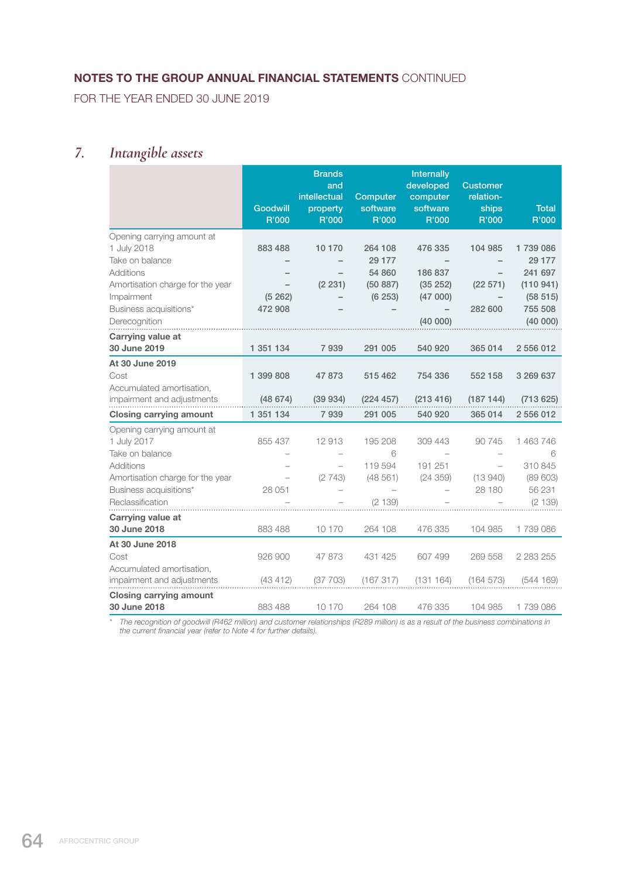## NOTES TO THE GROUP ANNUAL FINANCIAL STATEMENTS CONTINUED

FOR THE YEAR ENDED 30 JUNE 2019

## 7. *Intangible assets*

| | Goodwill R'000 | Brands and intellectual property R'000 | Computer software R'000 | Internally developed computer software R'000 | Customer relation-ships R'000 | Total R'000 |
|---|---|---|---|---|---|---|
| Opening carrying amount at 1 July 2018 | 883 488 | 10 170 | 264 108 | 476 335 | 104 985 | 1 739 086 |
| Take on balance | – | – | 29 177 | – | – | 29 177 |
| Additions | – | – | 54 860 | 186 837 | – | 241 697 |
| Amortisation charge for the year | – | (2 231) | (50 887) | (35 252) | (22 571) | (110 941) |
| Impairment | (5 262) | – | (6 253) | (47 000) | – | (58 515) |
| Business acquisitions* | 472 908 | – | – | – | 282 600 | 755 508 |
| Derecognition | | | | (40 000) | | (40 000) |
| **Carrying value at 30 June 2019** | 1 351 134 | 7 939 | 291 005 | 540 920 | 365 014 | 2 556 012 |
| **At 30 June 2019** | | | | | | |
| Cost | 1 399 808 | 47 873 | 515 462 | 754 336 | 552 158 | 3 269 637 |
| Accumulated amortisation, impairment and adjustments | (48 674) | (39 934) | (224 457) | (213 416) | (187 144) | (713 625) |
| **Closing carrying amount** | 1 351 134 | 7 939 | 291 005 | 540 920 | 365 014 | 2 556 012 |
| Opening carrying amount at 1 July 2017 | 855 437 | 12 913 | 195 208 | 309 443 | 90 745 | 1 463 746 |
| Take on balance | – | – | 6 | – | – | 6 |
| Additions | – | – | 119 594 | 191 251 | – | 310 845 |
| Amortisation charge for the year | – | (2 743) | (48 561) | (24 359) | (13 940) | (89 603) |
| Business acquisitions* | 28 051 | – | – | – | 28 180 | 56 231 |
| Reclassification | – | – | (2 139) | – | – | (2 139) |
| **Carrying value at 30 June 2018** | 883 488 | 10 170 | 264 108 | 476 335 | 104 985 | 1 739 086 |
| **At 30 June 2018** | | | | | | |
| Cost | 926 900 | 47 873 | 431 425 | 607 499 | 269 558 | 2 283 255 |
| Accumulated amortisation, impairment and adjustments | (43 412) | (37 703) | (167 317) | (131 164) | (164 573) | (544 169) |
| **Closing carrying amount 30 June 2018** | 883 488 | 10 170 | 264 108 | 476 335 | 104 985 | 1 739 086 |

\* *The recognition of goodwill (R462 million) and customer relationships (R289 million) is as a result of the business combinations in the current financial year (refer to Note 4 for further details).*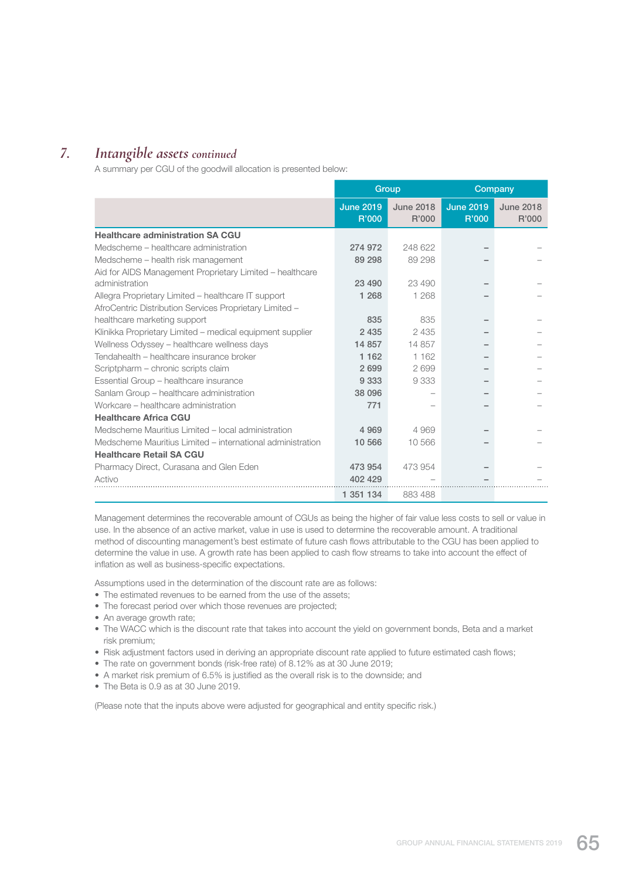## 7. *Intangible assets continued*

A summary per CGU of the goodwill allocation is presented below:

| | Group | | Company | |
|---|---|---|---|---|
| | June 2019 R'000 | June 2018 R'000 | June 2019 R'000 | June 2018 R'000 |
| **Healthcare administration SA CGU** | | | | |
| Medscheme – healthcare administration | 274 972 | 248 622 | – | – |
| Medscheme – health risk management | 89 298 | 89 298 | – | – |
| Aid for AIDS Management Proprietary Limited – healthcare administration | 23 490 | 23 490 | – | – |
| Allegra Proprietary Limited – healthcare IT support | 1 268 | 1 268 | – | – |
| AfroCentric Distribution Services Proprietary Limited – healthcare marketing support | 835 | 835 | – | – |
| Klinikka Proprietary Limited – medical equipment supplier | 2 435 | 2 435 | – | – |
| Wellness Odyssey – healthcare wellness days | 14 857 | 14 857 | – | – |
| Tendahealth – healthcare insurance broker | 1 162 | 1 162 | – | – |
| Scriptpharm – chronic scripts claim | 2 699 | 2 699 | – | – |
| Essential Group – healthcare insurance | 9 333 | 9 333 | – | – |
| Sanlam Group – healthcare administration | 38 096 | – | – | – |
| Workcare – healthcare administration | 771 | – | – | – |
| **Healthcare Africa CGU** | | | | |
| Medscheme Mauritius Limited – local administration | 4 969 | 4 969 | – | – |
| Medscheme Mauritius Limited – international administration | 10 566 | 10 566 | – | – |
| **Healthcare Retail SA CGU** | | | | |
| Pharmacy Direct, Curasana and Glen Eden | 473 954 | 473 954 | – | – |
| Activo | 402 429 | – | – | – |
| | 1 351 134 | 883 488 | | |

Management determines the recoverable amount of CGUs as being the higher of fair value less costs to sell or value in use. In the absence of an active market, value in use is used to determine the recoverable amount. A traditional method of discounting management's best estimate of future cash flows attributable to the CGU has been applied to determine the value in use. A growth rate has been applied to cash flow streams to take into account the effect of inflation as well as business-specific expectations.

Assumptions used in the determination of the discount rate are as follows:

- The estimated revenues to be earned from the use of the assets;
- The forecast period over which those revenues are projected;
- An average growth rate;
- The WACC which is the discount rate that takes into account the yield on government bonds, Beta and a market risk premium;
- Risk adjustment factors used in deriving an appropriate discount rate applied to future estimated cash flows;
- The rate on government bonds (risk-free rate) of 8.12% as at 30 June 2019;
- A market risk premium of 6.5% is justified as the overall risk is to the downside; and
- The Beta is 0.9 as at 30 June 2019.

(Please note that the inputs above were adjusted for geographical and entity specific risk.)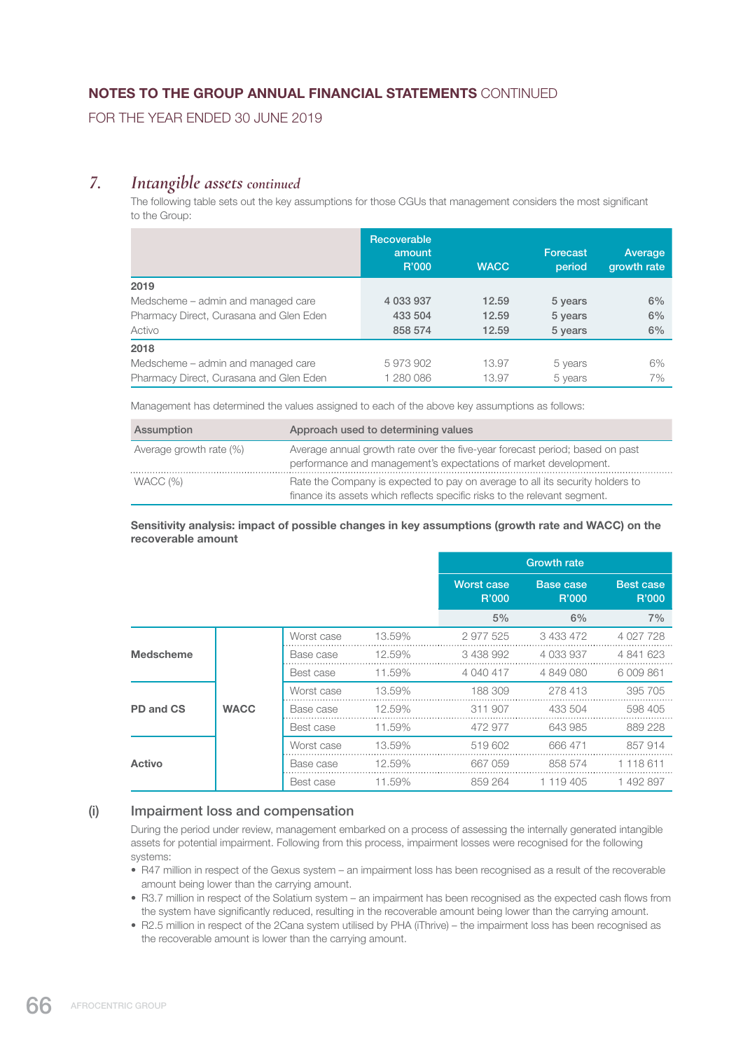## 7. *Intangible assets continued*

The following table sets out the key assumptions for those CGUs that management considers the most significant to the Group:

| | Recoverable amount R'000 | WACC | Forecast period | Average growth rate |
|---|---|---|---|---|
| **2019** | | | | |
| Medscheme – admin and managed care | 4 033 937 | 12.59 | 5 years | 6% |
| Pharmacy Direct, Curasana and Glen Eden | 433 504 | 12.59 | 5 years | 6% |
| Activo | 858 574 | 12.59 | 5 years | 6% |
| **2018** | | | | |
| Medscheme – admin and managed care | 5 973 902 | 13.97 | 5 years | 6% |
| Pharmacy Direct, Curasana and Glen Eden | 1 280 086 | 13.97 | 5 years | 7% |

Management has determined the values assigned to each of the above key assumptions as follows:

| Assumption | Approach used to determining values |
|---|---|
| Average growth rate (%) | Average annual growth rate over the five-year forecast period; based on past performance and management's expectations of market development. |
| WACC (%) | Rate the Company is expected to pay on average to all its security holders to finance its assets which reflects specific risks to the relevant segment. |

**Sensitivity analysis: impact of possible changes in key assumptions (growth rate and WACC) on the recoverable amount**

| | | | | Growth rate | | |
|---|---|---|---|---|---|---|
| | | | | Worst case R'000 | Base case R'000 | Best case R'000 |
| | | | | 5% | 6% | 7% |
| **Medscheme** | **WACC** | Worst case | 13.59% | 2 977 525 | 3 433 472 | 4 027 728 |
| | | Base case | 12.59% | 3 438 992 | 4 033 937 | 4 841 623 |
| | | Best case | 11.59% | 4 040 417 | 4 849 080 | 6 009 861 |
| **PD and CS** | | Worst case | 13.59% | 188 309 | 278 413 | 395 705 |
| | | Base case | 12.59% | 311 907 | 433 504 | 598 405 |
| | | Best case | 11.59% | 472 977 | 643 985 | 889 228 |
| **Activo** | | Worst case | 13.59% | 519 602 | 666 471 | 857 914 |
| | | Base case | 12.59% | 667 059 | 858 574 | 1 118 611 |
| | | Best case | 11.59% | 859 264 | 1 119 405 | 1 492 897 |

### (i) Impairment loss and compensation

During the period under review, management embarked on a process of assessing the internally generated intangible assets for potential impairment. Following from this process, impairment losses were recognised for the following systems:

- R47 million in respect of the Gexus system – an impairment loss has been recognised as a result of the recoverable amount being lower than the carrying amount.
- R3.7 million in respect of the Solatium system – an impairment has been recognised as the expected cash flows from the system have significantly reduced, resulting in the recoverable amount being lower than the carrying amount.
- R2.5 million in respect of the 2Cana system utilised by PHA (iThrive) – the impairment loss has been recognised as the recoverable amount is lower than the carrying amount.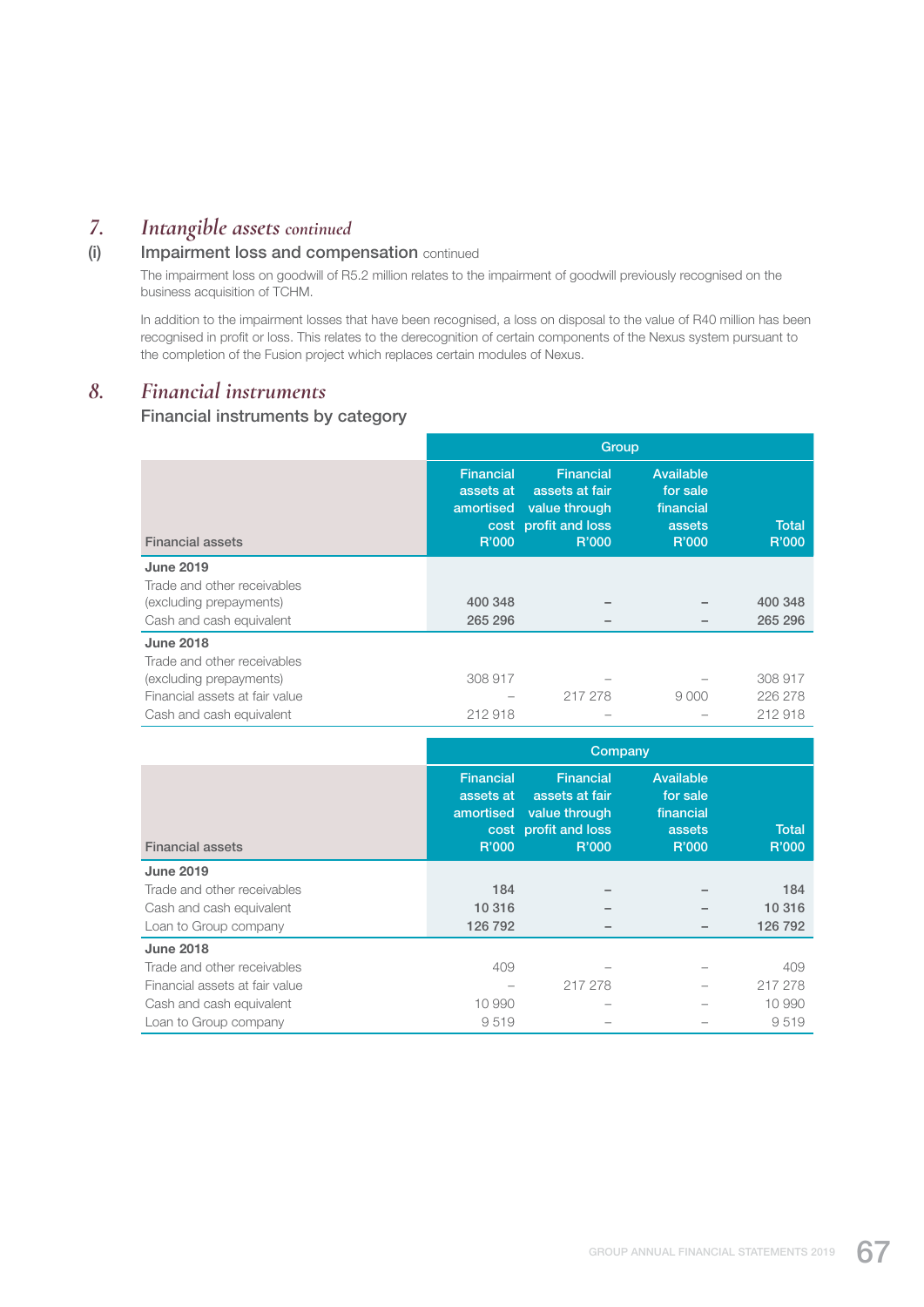## 7. *Intangible assets continued*

### (i) Impairment loss and compensation continued

The impairment loss on goodwill of R5.2 million relates to the impairment of goodwill previously recognised on the business acquisition of TCHM.

In addition to the impairment losses that have been recognised, a loss on disposal to the value of R40 million has been recognised in profit or loss. This relates to the derecognition of certain components of the Nexus system pursuant to the completion of the Fusion project which replaces certain modules of Nexus.

## 8. *Financial instruments*

### Financial instruments by category

| | Group | | | |
|---|---|---|---|---|
| Financial assets | Financial assets at amortised cost R'000 | Financial assets at fair value through profit and loss R'000 | Available for sale financial assets R'000 | Total R'000 |
| **June 2019** | | | | |
| Trade and other receivables (excluding prepayments) | **400 348** | **–** | **–** | **400 348** |
| Cash and cash equivalent | **265 296** | **–** | **–** | **265 296** |
| **June 2018** | | | | |
| Trade and other receivables (excluding prepayments) | 308 917 | – | – | 308 917 |
| Financial assets at fair value | – | 217 278 | 9 000 | 226 278 |
| Cash and cash equivalent | 212 918 | – | – | 212 918 |

| | Company | | | |
|---|---|---|---|---|
| Financial assets | Financial assets at amortised cost R'000 | Financial assets at fair value through profit and loss R'000 | Available for sale financial assets R'000 | Total R'000 |
| **June 2019** | | | | |
| Trade and other receivables | **184** | **–** | **–** | **184** |
| Cash and cash equivalent | **10 316** | **–** | **–** | **10 316** |
| Loan to Group company | **126 792** | **–** | **–** | **126 792** |
| **June 2018** | | | | |
| Trade and other receivables | 409 | – | – | 409 |
| Financial assets at fair value | – | 217 278 | – | 217 278 |
| Cash and cash equivalent | 10 990 | – | – | 10 990 |
| Loan to Group company | 9 519 | – | – | 9 519 |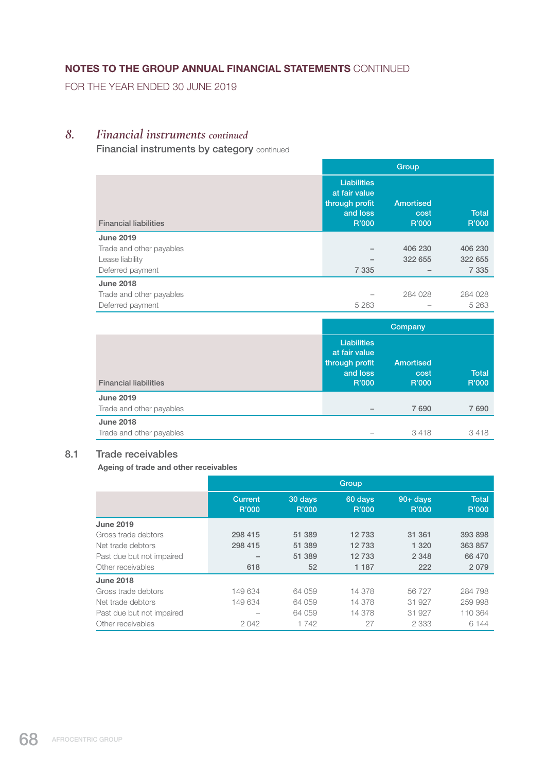# NOTES TO THE GROUP ANNUAL FINANCIAL STATEMENTS CONTINUED

FOR THE YEAR ENDED 30 JUNE 2019

## 8. *Financial instruments continued*

### Financial instruments by category continued

| | Group | | |
|---|---|---|---|
| Financial liabilities | Liabilities at fair value through profit and loss R'000 | Amortised cost R'000 | Total R'000 |
| **June 2019** | | | |
| Trade and other payables | – | 406 230 | 406 230 |
| Lease liability | – | 322 655 | 322 655 |
| Deferred payment | 7 335 | – | 7 335 |
| **June 2018** | | | |
| Trade and other payables | – | 284 028 | 284 028 |
| Deferred payment | 5 263 | – | 5 263 |

| | Company | | |
|---|---|---|---|
| Financial liabilities | Liabilities at fair value through profit and loss R'000 | Amortised cost R'000 | Total R'000 |
| **June 2019** | | | |
| Trade and other payables | – | 7 690 | 7 690 |
| **June 2018** | | | |
| Trade and other payables | – | 3 418 | 3 418 |

### 8.1 Trade receivables

**Ageing of trade and other receivables**

| | Group | | | | |
|---|---|---|---|---|---|
| | Current R'000 | 30 days R'000 | 60 days R'000 | 90+ days R'000 | Total R'000 |
| **June 2019** | | | | | |
| Gross trade debtors | 298 415 | 51 389 | 12 733 | 31 361 | 393 898 |
| Net trade debtors | 298 415 | 51 389 | 12 733 | 1 320 | 363 857 |
| Past due but not impaired | – | 51 389 | 12 733 | 2 348 | 66 470 |
| Other receivables | 618 | 52 | 1 187 | 222 | 2 079 |
| **June 2018** | | | | | |
| Gross trade debtors | 149 634 | 64 059 | 14 378 | 56 727 | 284 798 |
| Net trade debtors | 149 634 | 64 059 | 14 378 | 31 927 | 259 998 |
| Past due but not impaired | – | 64 059 | 14 378 | 31 927 | 110 364 |
| Other receivables | 2 042 | 1 742 | 27 | 2 333 | 6 144 |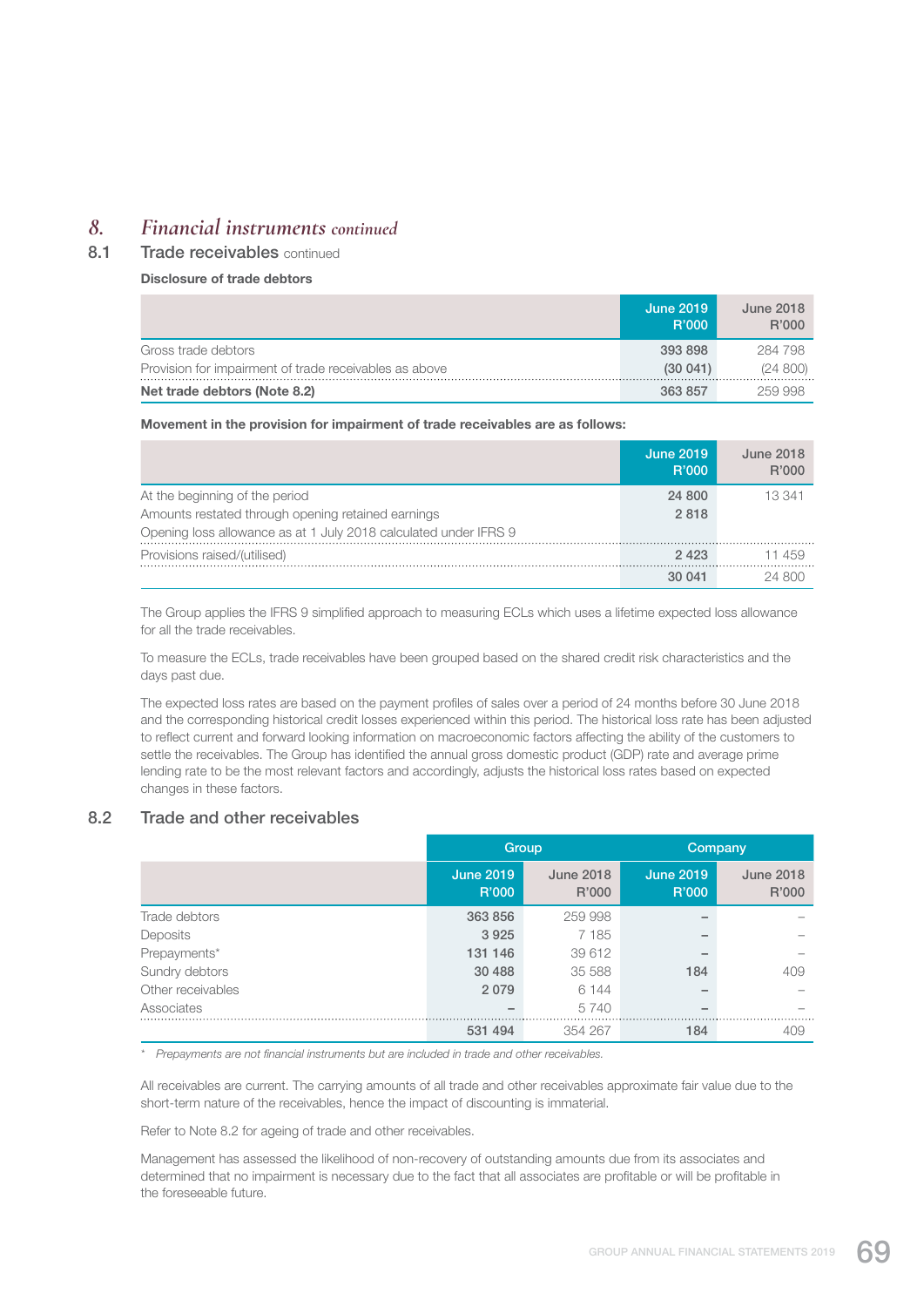# 8. *Financial instruments continued*

## 8.1 Trade receivables continued

**Disclosure of trade debtors**

| | June 2019 R'000 | June 2018 R'000 |
|---|---|---|
| Gross trade debtors | 393 898 | 284 798 |
| Provision for impairment of trade receivables as above | (30 041) | (24 800) |
| **Net trade debtors (Note 8.2)** | **363 857** | 259 998 |

**Movement in the provision for impairment of trade receivables are as follows:**

| | June 2019 R'000 | June 2018 R'000 |
|---|---|---|
| At the beginning of the period | 24 800 | 13 341 |
| Amounts restated through opening retained earnings | 2 818 | |
| Opening loss allowance as at 1 July 2018 calculated under IFRS 9 | | |
| Provisions raised/(utilised) | 2 423 | 11 459 |
| | 30 041 | 24 800 |

The Group applies the IFRS 9 simplified approach to measuring ECLs which uses a lifetime expected loss allowance for all the trade receivables.

To measure the ECLs, trade receivables have been grouped based on the shared credit risk characteristics and the days past due.

The expected loss rates are based on the payment profiles of sales over a period of 24 months before 30 June 2018 and the corresponding historical credit losses experienced within this period. The historical loss rate has been adjusted to reflect current and forward looking information on macroeconomic factors affecting the ability of the customers to settle the receivables. The Group has identified the annual gross domestic product (GDP) rate and average prime lending rate to be the most relevant factors and accordingly, adjusts the historical loss rates based on expected changes in these factors.

## 8.2 Trade and other receivables

| | Group | | Company | |
|---|---|---|---|---|
| | June 2019 R'000 | June 2018 R'000 | June 2019 R'000 | June 2018 R'000 |
| Trade debtors | 363 856 | 259 998 | – | – |
| Deposits | 3 925 | 7 185 | – | – |
| Prepayments* | 131 146 | 39 612 | – | – |
| Sundry debtors | 30 488 | 35 588 | 184 | 409 |
| Other receivables | 2 079 | 6 144 | – | – |
| Associates | – | 5 740 | – | – |
| | 531 494 | 354 267 | 184 | 409 |

\* *Prepayments are not financial instruments but are included in trade and other receivables.*

All receivables are current. The carrying amounts of all trade and other receivables approximate fair value due to the short-term nature of the receivables, hence the impact of discounting is immaterial.

Refer to Note 8.2 for ageing of trade and other receivables.

Management has assessed the likelihood of non-recovery of outstanding amounts due from its associates and determined that no impairment is necessary due to the fact that all associates are profitable or will be profitable in the foreseeable future.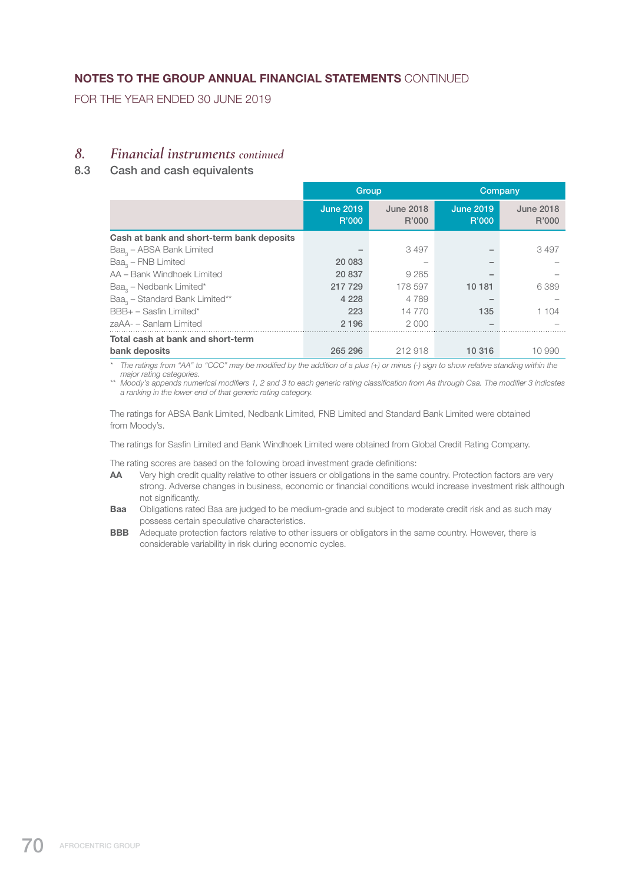## 8. *Financial instruments continued*

### 8.3 Cash and cash equivalents

| | Group | | Company | |
|---|---|---|---|---|
| | June 2019 R'000 | June 2018 R'000 | June 2019 R'000 | June 2018 R'000 |
| **Cash at bank and short-term bank deposits** | | | | |
| $Baa_3$ – ABSA Bank Limited | – | 3 497 | – | 3 497 |
| $Baa_3$ – FNB Limited | 20 083 | – | – | – |
| AA – Bank Windhoek Limited | 20 837 | 9 265 | – | – |
| $Baa_3$ – Nedbank Limited* | 217 729 | 178 597 | 10 181 | 6 389 |
| $Baa_3$ – Standard Bank Limited** | 4 228 | 4 789 | – | – |
| BBB+ – Sasfin Limited* | 223 | 14 770 | 135 | 1 104 |
| zaAA- – Sanlam Limited | 2 196 | 2 000 | – | – |
| **Total cash at bank and short-term bank deposits** | 265 296 | 212 918 | 10 316 | 10 990 |

\* *The ratings from "AA" to "CCC" may be modified by the addition of a plus (+) or minus (-) sign to show relative standing within the major rating categories.*

\*\* *Moody's appends numerical modifiers 1, 2 and 3 to each generic rating classification from Aa through Caa. The modifier 3 indicates a ranking in the lower end of that generic rating category.*

The ratings for ABSA Bank Limited, Nedbank Limited, FNB Limited and Standard Bank Limited were obtained from Moody's.

The ratings for Sasfin Limited and Bank Windhoek Limited were obtained from Global Credit Rating Company.

The rating scores are based on the following broad investment grade definitions:

**AA** Very high credit quality relative to other issuers or obligations in the same country. Protection factors are very strong. Adverse changes in business, economic or financial conditions would increase investment risk although not significantly.

**Baa** Obligations rated Baa are judged to be medium-grade and subject to moderate credit risk and as such may possess certain speculative characteristics.

**BBB** Adequate protection factors relative to other issuers or obligators in the same country. However, there is considerable variability in risk during economic cycles.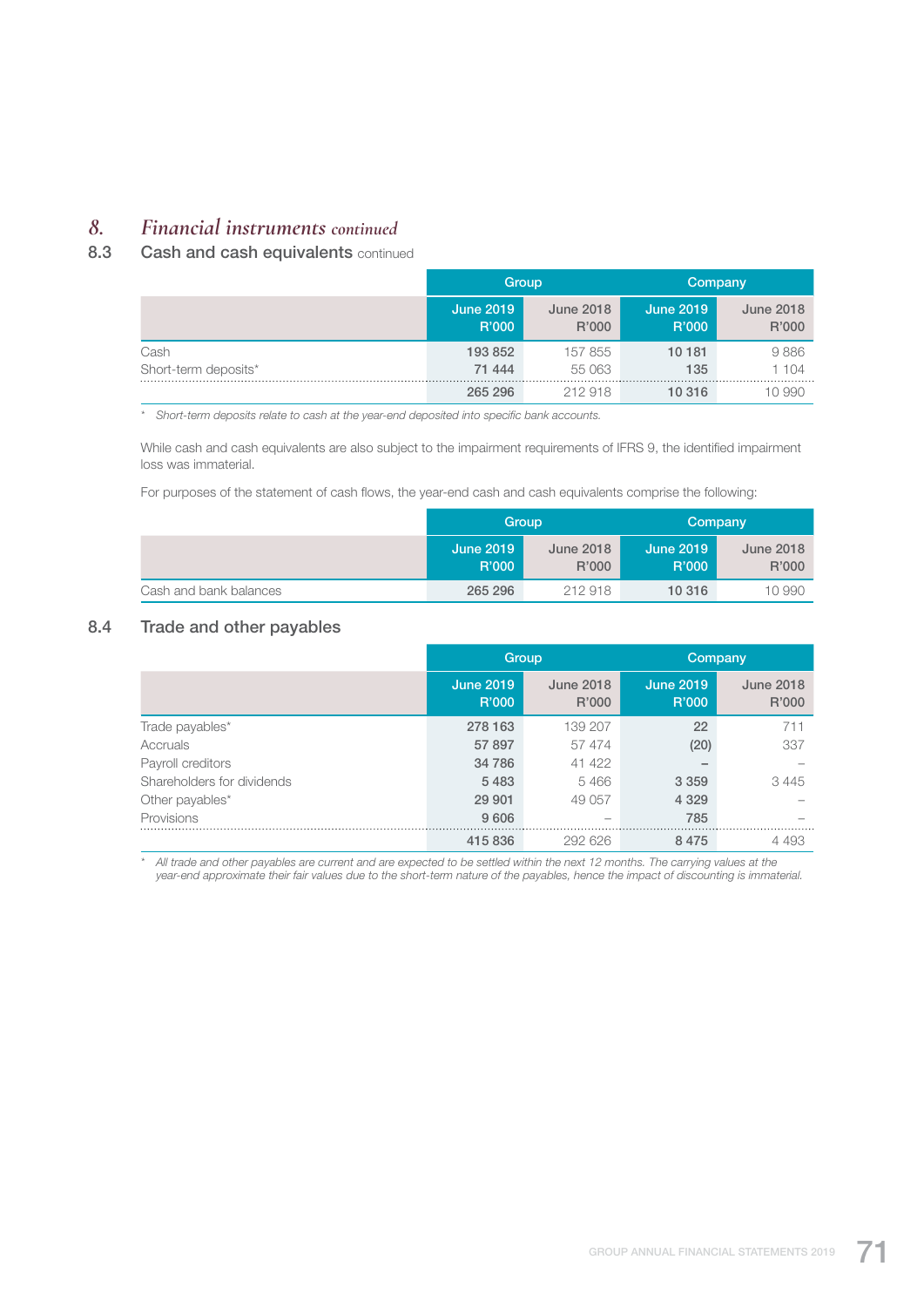## 8. *Financial instruments continued*

### 8.3 Cash and cash equivalents continued

| | Group | | Company | |
|---|---|---|---|---|
| | June 2019 R'000 | June 2018 R'000 | June 2019 R'000 | June 2018 R'000 |
| Cash | 193 852 | 157 855 | 10 181 | 9 886 |
| Short-term deposits* | 71 444 | 55 063 | 135 | 1 104 |
| | 265 296 | 212 918 | 10 316 | 10 990 |

* *Short-term deposits relate to cash at the year-end deposited into specific bank accounts.*

While cash and cash equivalents are also subject to the impairment requirements of IFRS 9, the identified impairment loss was immaterial.

For purposes of the statement of cash flows, the year-end cash and cash equivalents comprise the following:

| | Group | | Company | |
|---|---|---|---|---|
| | June 2019 R'000 | June 2018 R'000 | June 2019 R'000 | June 2018 R'000 |
| Cash and bank balances | 265 296 | 212 918 | 10 316 | 10 990 |

### 8.4 Trade and other payables

| | Group | | Company | |
|---|---|---|---|---|
| | June 2019 R'000 | June 2018 R'000 | June 2019 R'000 | June 2018 R'000 |
| Trade payables* | 278 163 | 139 207 | 22 | 711 |
| Accruals | 57 897 | 57 474 | (20) | 337 |
| Payroll creditors | 34 786 | 41 422 | – | – |
| Shareholders for dividends | 5 483 | 5 466 | 3 359 | 3 445 |
| Other payables* | 29 901 | 49 057 | 4 329 | – |
| Provisions | 9 606 | – | 785 | – |
| | 415 836 | 292 626 | 8 475 | 4 493 |

* *All trade and other payables are current and are expected to be settled within the next 12 months. The carrying values at the year-end approximate their fair values due to the short-term nature of the payables, hence the impact of discounting is immaterial.*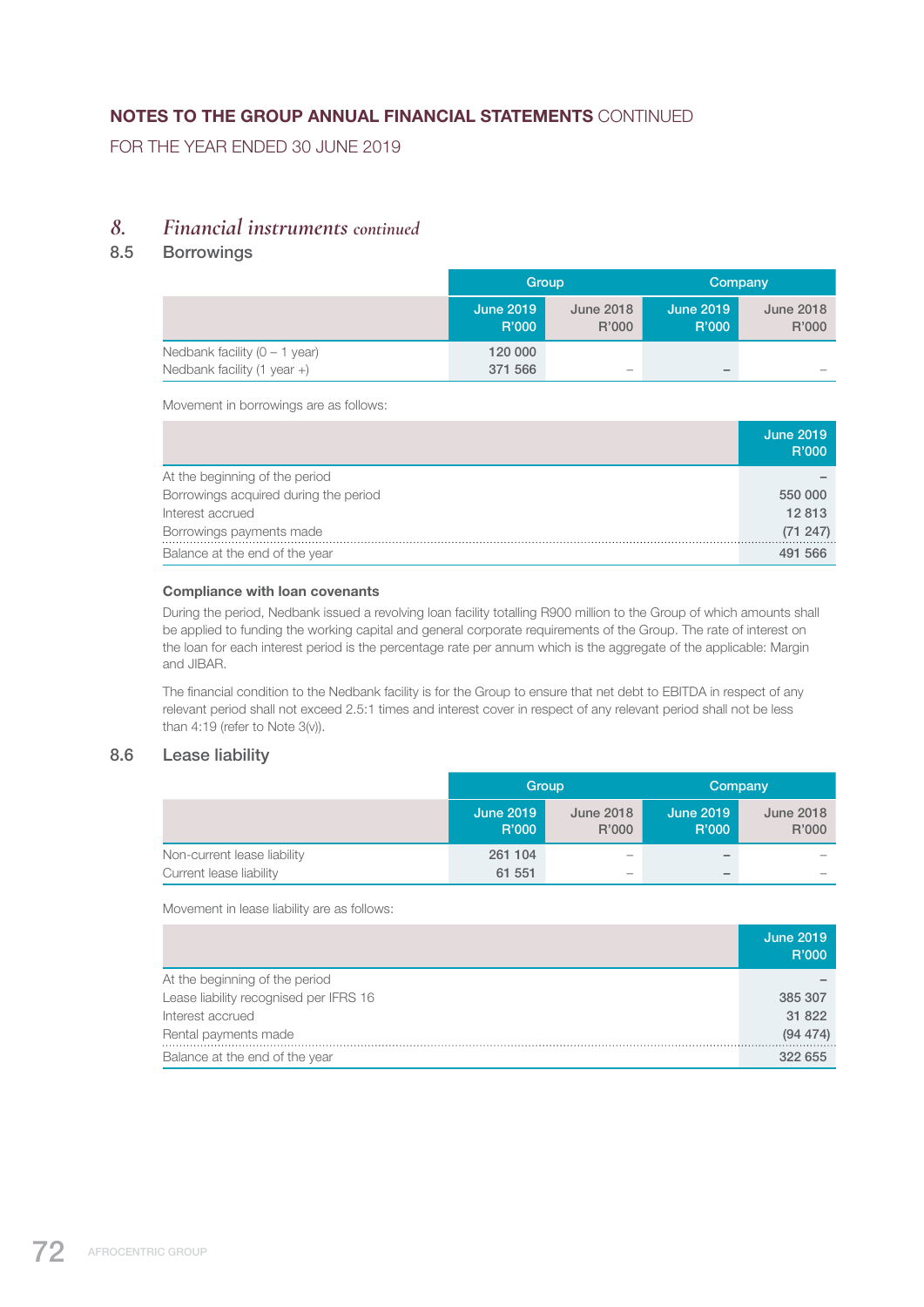## NOTES TO THE GROUP ANNUAL FINANCIAL STATEMENTS CONTINUED

FOR THE YEAR ENDED 30 JUNE 2019

## 8. *Financial instruments continued*

### 8.5 Borrowings

| | Group | | Company | |
|---|---|---|---|---|
| | June 2019 R'000 | June 2018 R'000 | June 2019 R'000 | June 2018 R'000 |
| Nedbank facility (0 – 1 year) | 120 000 | | | |
| Nedbank facility (1 year +) | 371 566 | – | – | – |

Movement in borrowings are as follows:

| | June 2019 R'000 |
|---|---|
| At the beginning of the period | – |
| Borrowings acquired during the period | 550 000 |
| Interest accrued | 12 813 |
| Borrowings payments made | (71 247) |
| Balance at the end of the year | 491 566 |

**Compliance with loan covenants**

During the period, Nedbank issued a revolving loan facility totalling R900 million to the Group of which amounts shall be applied to funding the working capital and general corporate requirements of the Group. The rate of interest on the loan for each interest period is the percentage rate per annum which is the aggregate of the applicable: Margin and JIBAR.

The financial condition to the Nedbank facility is for the Group to ensure that net debt to EBITDA in respect of any relevant period shall not exceed 2.5:1 times and interest cover in respect of any relevant period shall not be less than 4:19 (refer to Note 3(v)).

### 8.6 Lease liability

| | Group | | Company | |
|---|---|---|---|---|
| | June 2019 R'000 | June 2018 R'000 | June 2019 R'000 | June 2018 R'000 |
| Non-current lease liability | 261 104 | – | – | – |
| Current lease liability | 61 551 | – | – | – |

Movement in lease liability are as follows:

| | June 2019 R'000 |
|---|---|
| At the beginning of the period | – |
| Lease liability recognised per IFRS 16 | 385 307 |
| Interest accrued | 31 822 |
| Rental payments made | (94 474) |
| Balance at the end of the year | 322 655 |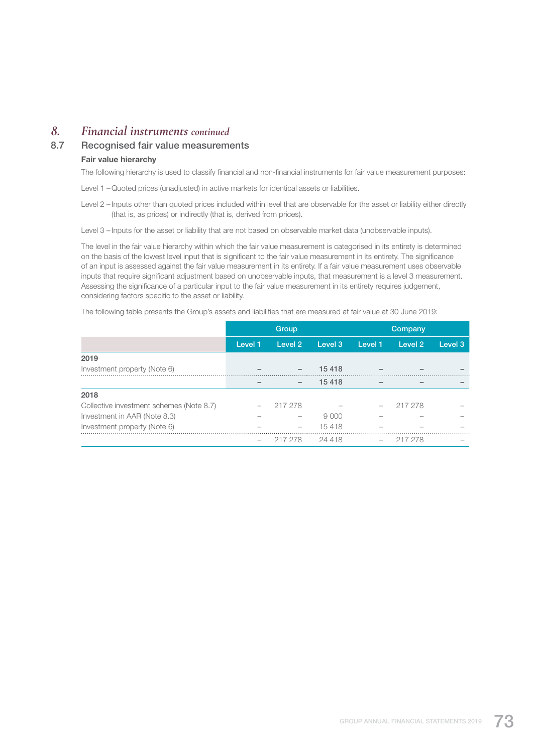## 8. *Financial instruments continued*

### 8.7 Recognised fair value measurements

**Fair value hierarchy**

The following hierarchy is used to classify financial and non-financial instruments for fair value measurement purposes:

Level 1 – Quoted prices (unadjusted) in active markets for identical assets or liabilities.

Level 2 – Inputs other than quoted prices included within level that are observable for the asset or liability either directly (that is, as prices) or indirectly (that is, derived from prices).

Level 3 – Inputs for the asset or liability that are not based on observable market data (unobservable inputs).

The level in the fair value hierarchy within which the fair value measurement is categorised in its entirety is determined on the basis of the lowest level input that is significant to the fair value measurement in its entirety. The significance of an input is assessed against the fair value measurement in its entirety. If a fair value measurement uses observable inputs that require significant adjustment based on unobservable inputs, that measurement is a level 3 measurement. Assessing the significance of a particular input to the fair value measurement in its entirety requires judgement, considering factors specific to the asset or liability.

The following table presents the Group's assets and liabilities that are measured at fair value at 30 June 2019:

| | Group | | | Company | | |
|---|---|---|---|---|---|---|
| | Level 1 | Level 2 | Level 3 | Level 1 | Level 2 | Level 3 |
| **2019** | | | | | | |
| Investment property (Note 6) | – | – | 15 418 | – | – | – |
| | – | – | 15 418 | – | – | – |
| **2018** | | | | | | |
| Collective investment schemes (Note 8.7) | – | 217 278 | – | – | 217 278 | – |
| Investment in AAR (Note 8.3) | – | – | 9 000 | – | – | – |
| Investment property (Note 6) | – | – | 15 418 | – | – | – |
| | – | 217 278 | 24 418 | – | 217 278 | – |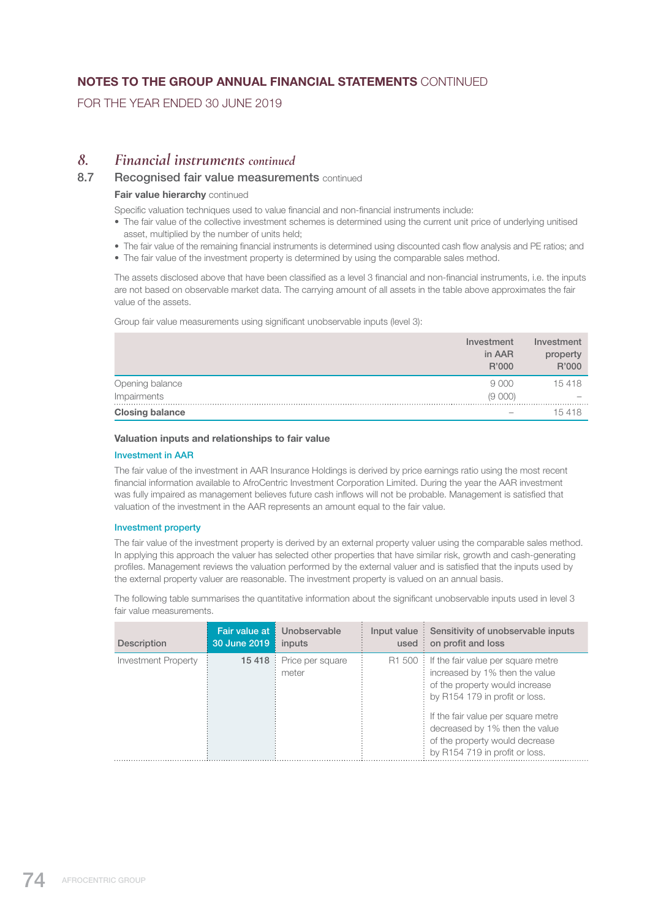## 8. *Financial instruments continued*

### 8.7 Recognised fair value measurements continued

**Fair value hierarchy** continued

Specific valuation techniques used to value financial and non-financial instruments include:

- The fair value of the collective investment schemes is determined using the current unit price of underlying unitised asset, multiplied by the number of units held;
- The fair value of the remaining financial instruments is determined using discounted cash flow analysis and PE ratios; and
- The fair value of the investment property is determined by using the comparable sales method.

The assets disclosed above that have been classified as a level 3 financial and non-financial instruments, i.e. the inputs are not based on observable market data. The carrying amount of all assets in the table above approximates the fair value of the assets.

Group fair value measurements using significant unobservable inputs (level 3):

| | Investment in AAR R'000 | Investment property R'000 |
|---|---|---|
| Opening balance | 9 000 | 15 418 |
| Impairments | (9 000) | – |
| **Closing balance** | – | 15 418 |

**Valuation inputs and relationships to fair value**

**Investment in AAR**

The fair value of the investment in AAR Insurance Holdings is derived by price earnings ratio using the most recent financial information available to AfroCentric Investment Corporation Limited. During the year the AAR investment was fully impaired as management believes future cash inflows will not be probable. Management is satisfied that valuation of the investment in the AAR represents an amount equal to the fair value.

**Investment property**

The fair value of the investment property is derived by an external property valuer using the comparable sales method. In applying this approach the valuer has selected other properties that have similar risk, growth and cash-generating profiles. Management reviews the valuation performed by the external valuer and is satisfied that the inputs used by the external property valuer are reasonable. The investment property is valued on an annual basis.

The following table summarises the quantitative information about the significant unobservable inputs used in level 3 fair value measurements.

| Description | Fair value at 30 June 2019 | Unobservable inputs | Input value used | Sensitivity of unobservable inputs on profit and loss |
|---|---|---|---|---|
| Investment Property | **15 418** | Price per square meter | R1 500 | If the fair value per square metre increased by 1% then the value of the property would increase by R154 179 in profit or loss. If the fair value per square metre decreased by 1% then the value of the property would decrease by R154 719 in profit or loss. |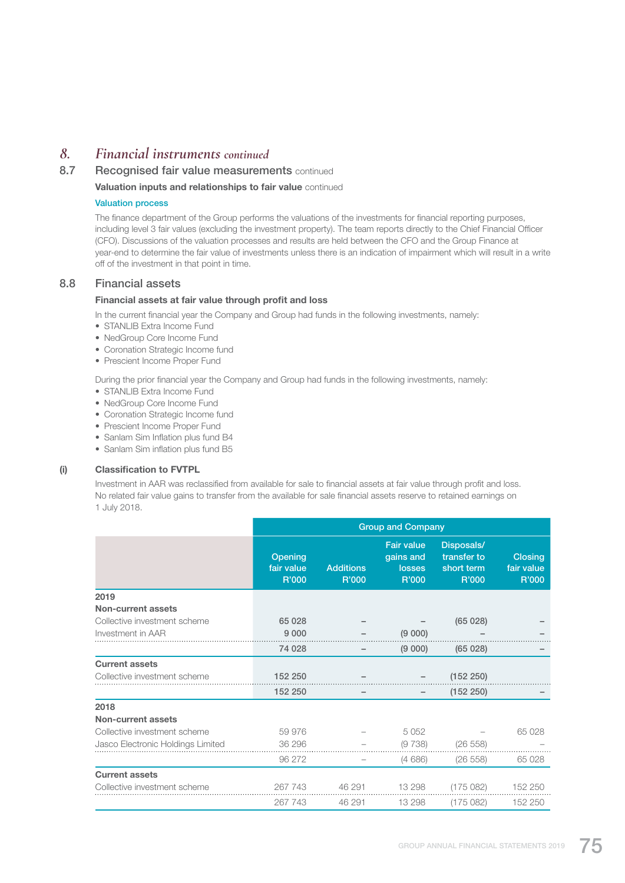## 8. *Financial instruments continued*

### 8.7 Recognised fair value measurements continued

**Valuation inputs and relationships to fair value** continued

#### Valuation process

The finance department of the Group performs the valuations of the investments for financial reporting purposes, including level 3 fair values (excluding the investment property). The team reports directly to the Chief Financial Officer (CFO). Discussions of the valuation processes and results are held between the CFO and the Group Finance at year-end to determine the fair value of investments unless there is an indication of impairment which will result in a write off of the investment in that point in time.

### 8.8 Financial assets

**Financial assets at fair value through profit and loss**

In the current financial year the Company and Group had funds in the following investments, namely:

- STANLIB Extra Income Fund
- NedGroup Core Income Fund
- Coronation Strategic Income fund
- Prescient Income Proper Fund

During the prior financial year the Company and Group had funds in the following investments, namely:

- STANLIB Extra Income Fund
- NedGroup Core Income Fund
- Coronation Strategic Income fund
- Prescient Income Proper Fund
- Sanlam Sim Inflation plus fund B4
- Sanlam Sim inflation plus fund B5

**(i) Classification to FVTPL**

Investment in AAR was reclassified from available for sale to financial assets at fair value through profit and loss. No related fair value gains to transfer from the available for sale financial assets reserve to retained earnings on 1 July 2018.

| | Group and Company | | | | |
|---|---|---|---|---|---|
| | Opening fair value R'000 | Additions R'000 | Fair value gains and losses R'000 | Disposals/ transfer to short term R'000 | Closing fair value R'000 |
| **2019** | | | | | |
| **Non-current assets** | | | | | |
| Collective investment scheme | 65 028 | – | – | (65 028) | – |
| Investment in AAR | 9 000 | – | (9 000) | – | – |
| | 74 028 | – | (9 000) | (65 028) | – |
| **Current assets** | | | | | |
| Collective investment scheme | 152 250 | – | – | (152 250) | |
| | 152 250 | – | – | (152 250) | – |
| **2018** | | | | | |
| **Non-current assets** | | | | | |
| Collective investment scheme | 59 976 | – | 5 052 | – | 65 028 |
| Jasco Electronic Holdings Limited | 36 296 | – | (9 738) | (26 558) | – |
| | 96 272 | – | (4 686) | (26 558) | 65 028 |
| **Current assets** | | | | | |
| Collective investment scheme | 267 743 | 46 291 | 13 298 | (175 082) | 152 250 |
| | 267 743 | 46 291 | 13 298 | (175 082) | 152 250 |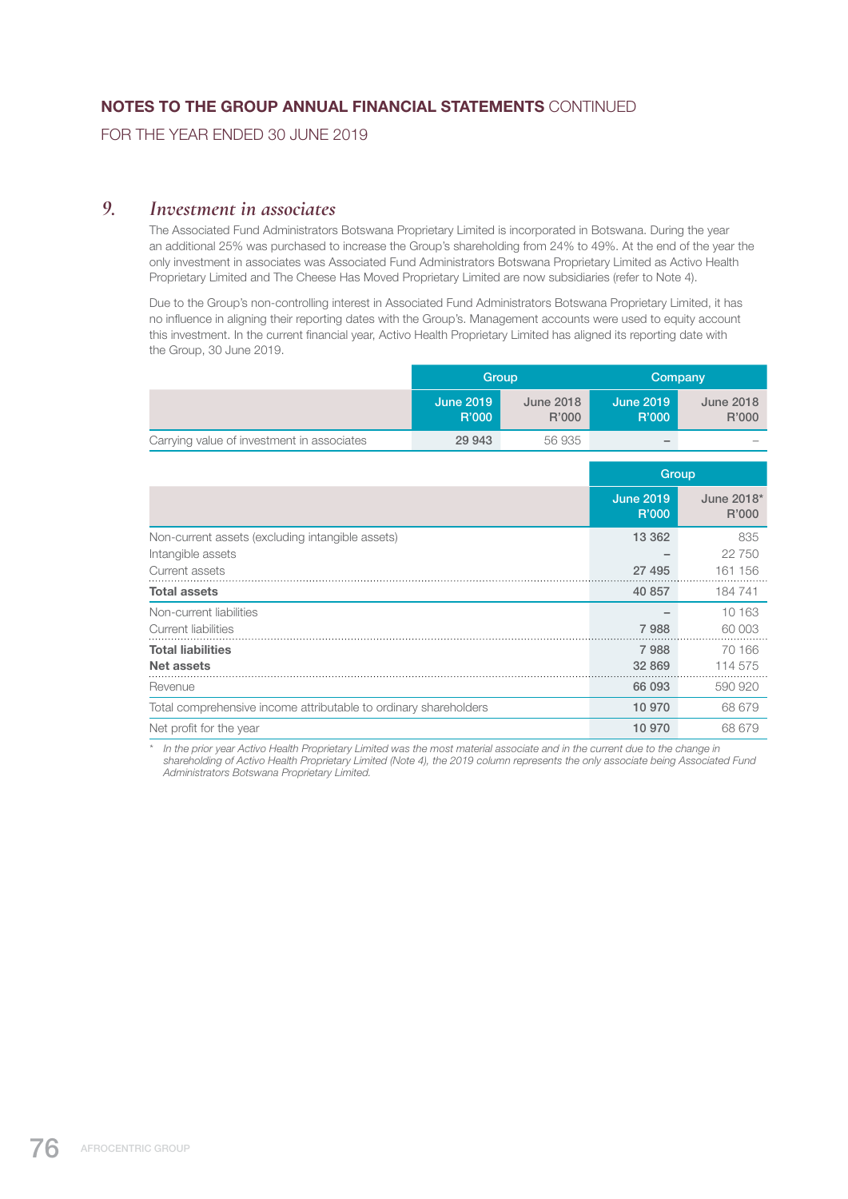# NOTES TO THE GROUP ANNUAL FINANCIAL STATEMENTS CONTINUED

FOR THE YEAR ENDED 30 JUNE 2019

## 9. *Investment in associates*

The Associated Fund Administrators Botswana Proprietary Limited is incorporated in Botswana. During the year an additional 25% was purchased to increase the Group's shareholding from 24% to 49%. At the end of the year the only investment in associates was Associated Fund Administrators Botswana Proprietary Limited as Activo Health Proprietary Limited and The Cheese Has Moved Proprietary Limited are now subsidiaries (refer to Note 4).

Due to the Group's non-controlling interest in Associated Fund Administrators Botswana Proprietary Limited, it has no influence in aligning their reporting dates with the Group's. Management accounts were used to equity account this investment. In the current financial year, Activo Health Proprietary Limited has aligned its reporting date with the Group, 30 June 2019.

| | Group | | Company | |
|---|---|---|---|---|
| | June 2019 R'000 | June 2018 R'000 | June 2019 R'000 | June 2018 R'000 |
| Carrying value of investment in associates | **29 943** | 56 935 | **–** | – |

| | Group | |
|---|---|---|
| | June 2019 R'000 | June 2018* R'000 |
| Non-current assets (excluding intangible assets) | **13 362** | 835 |
| Intangible assets | **–** | 22 750 |
| Current assets | **27 495** | 161 156 |
| **Total assets** | **40 857** | 184 741 |
| Non-current liabilities | **–** | 10 163 |
| Current liabilities | **7 988** | 60 003 |
| **Total liabilities** | **7 988** | 70 166 |
| **Net assets** | **32 869** | 114 575 |
| Revenue | **66 093** | 590 920 |
| Total comprehensive income attributable to ordinary shareholders | **10 970** | 68 679 |
| Net profit for the year | **10 970** | 68 679 |

\* *In the prior year Activo Health Proprietary Limited was the most material associate and in the current due to the change in shareholding of Activo Health Proprietary Limited (Note 4), the 2019 column represents the only associate being Associated Fund Administrators Botswana Proprietary Limited.*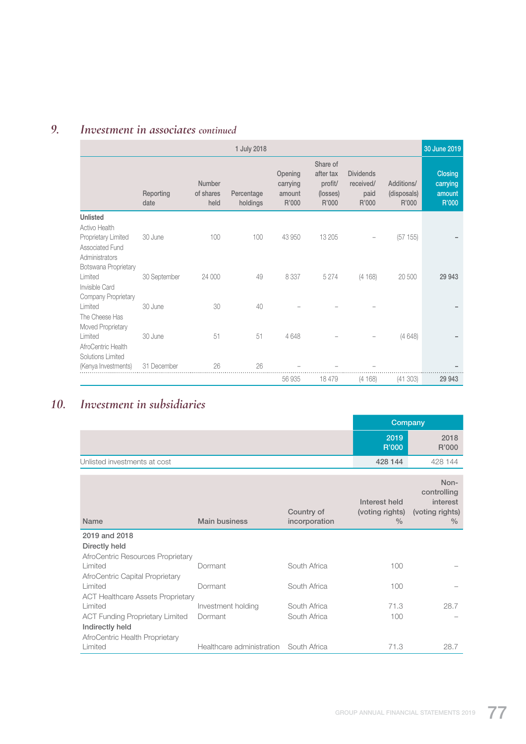## 9. *Investment in associates continued*

| | 1 July 2018 | | | | | | | 30 June 2019 |
|---|---|---|---|---|---|---|---|---|
| | Reporting date | Number of shares held | Percentage holdings | Opening carrying amount R'000 | Share of after tax profit/ (losses) R'000 | Dividends received/ paid R'000 | Additions/ (disposals) R'000 | Closing carrying amount R'000 |
| **Unlisted** | | | | | | | | |
| Activo Health Proprietary Limited | 30 June | 100 | 100 | 43 950 | 13 205 | – | (57 155) | – |
| Associated Fund Administrators Botswana Proprietary Limited | 30 September | 24 000 | 49 | 8 337 | 5 274 | (4 168) | 20 500 | **29 943** |
| Invisible Card Company Proprietary Limited | 30 June | 30 | 40 | – | – | – | | – |
| The Cheese Has Moved Proprietary Limited | 30 June | 51 | 51 | 4 648 | – | – | (4 648) | – |
| AfroCentric Health Solutions Limited (Kenya Investments) | 31 December | 26 | 26 | – | – | – | | – |
| | | | | 56 935 | 18 479 | (4 168) | (41 303) | **29 943** |

## 10. *Investment in subsidiaries*

| | Company | |
|---|---|---|
| | 2019 R'000 | 2018 R'000 |
| Unlisted investments at cost | **428 144** | 428 144 |

| Name | Main business | Country of incorporation | Interest held (voting rights) % | Non-controlling interest (voting rights) % |
|---|---|---|---|---|
| **2019 and 2018** | | | | |
| **Directly held** | | | | |
| AfroCentric Resources Proprietary Limited | Dormant | South Africa | 100 | – |
| AfroCentric Capital Proprietary Limited | Dormant | South Africa | 100 | – |
| ACT Healthcare Assets Proprietary Limited | Investment holding | South Africa | 71.3 | 28.7 |
| ACT Funding Proprietary Limited | Dormant | South Africa | 100 | – |
| **Indirectly held** | | | | |
| AfroCentric Health Proprietary Limited | Healthcare administration | South Africa | 71.3 | 28.7 |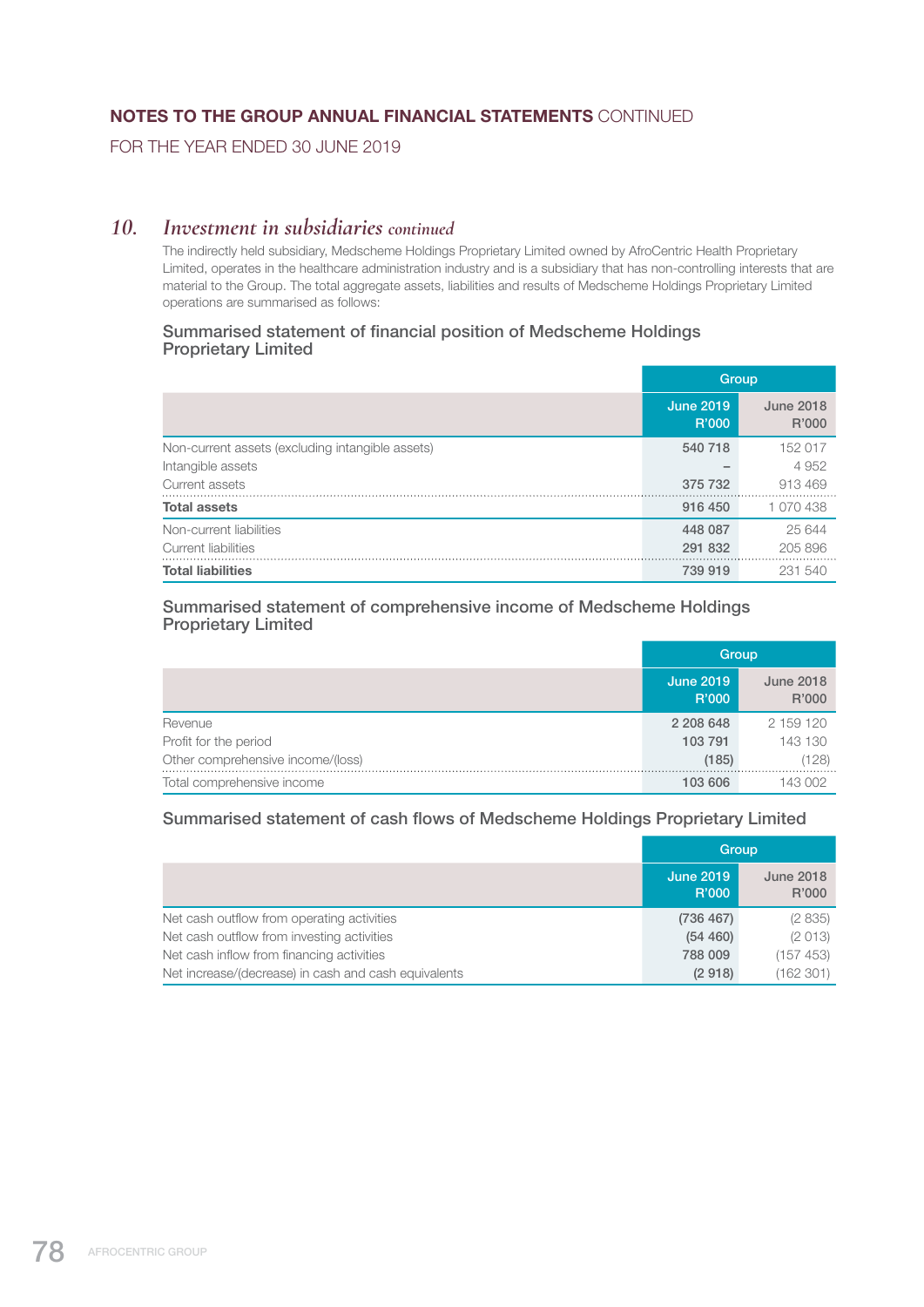## NOTES TO THE GROUP ANNUAL FINANCIAL STATEMENTS CONTINUED

FOR THE YEAR ENDED 30 JUNE 2019

### 10. *Investment in subsidiaries continued*

The indirectly held subsidiary, Medscheme Holdings Proprietary Limited owned by AfroCentric Health Proprietary Limited, operates in the healthcare administration industry and is a subsidiary that has non-controlling interests that are material to the Group. The total aggregate assets, liabilities and results of Medscheme Holdings Proprietary Limited operations are summarised as follows:

#### Summarised statement of financial position of Medscheme Holdings Proprietary Limited

| | Group | |
|---|---|---|
| | June 2019 R'000 | June 2018 R'000 |
| Non-current assets (excluding intangible assets) | 540 718 | 152 017 |
| Intangible assets | – | 4 952 |
| Current assets | 375 732 | 913 469 |
| **Total assets** | 916 450 | 1 070 438 |
| Non-current liabilities | 448 087 | 25 644 |
| Current liabilities | 291 832 | 205 896 |
| **Total liabilities** | 739 919 | 231 540 |

#### Summarised statement of comprehensive income of Medscheme Holdings Proprietary Limited

| | Group | |
|---|---|---|
| | June 2019 R'000 | June 2018 R'000 |
| Revenue | 2 208 648 | 2 159 120 |
| Profit for the period | 103 791 | 143 130 |
| Other comprehensive income/(loss) | (185) | (128) |
| Total comprehensive income | 103 606 | 143 002 |

#### Summarised statement of cash flows of Medscheme Holdings Proprietary Limited

| | Group | |
|---|---|---|
| | June 2019 R'000 | June 2018 R'000 |
| Net cash outflow from operating activities | (736 467) | (2 835) |
| Net cash outflow from investing activities | (54 460) | (2 013) |
| Net cash inflow from financing activities | 788 009 | (157 453) |
| Net increase/(decrease) in cash and cash equivalents | (2 918) | (162 301) |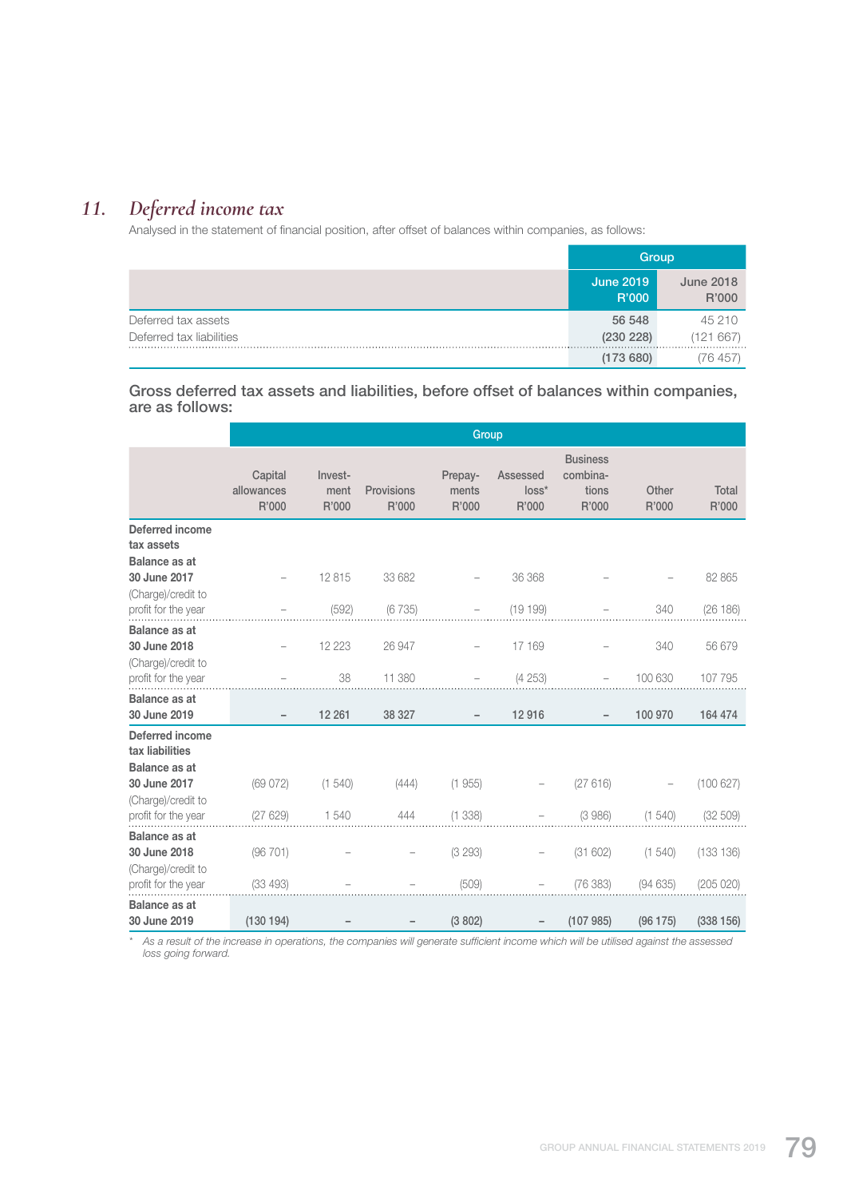## 11. *Deferred income tax*

Analysed in the statement of financial position, after offset of balances within companies, as follows:

| | Group | |
|---|---|---|
| | June 2019 R'000 | June 2018 R'000 |
| Deferred tax assets | 56 548 | 45 210 |
| Deferred tax liabilities | (230 228) | (121 667) |
| | (173 680) | (76 457) |

### Gross deferred tax assets and liabilities, before offset of balances within companies, are as follows:

| | Group | | | | | | | |
|---|---|---|---|---|---|---|---|---|
| | Capital allowances R'000 | Invest-ment R'000 | Provisions R'000 | Prepay-ments R'000 | Assessed loss* R'000 | Business combina-tions R'000 | Other R'000 | Total R'000 |
| **Deferred income tax assets** | | | | | | | | |
| **Balance as at 30 June 2017** | – | 12 815 | 33 682 | – | 36 368 | – | – | 82 865 |
| (Charge)/credit to profit for the year | – | (592) | (6 735) | – | (19 199) | – | 340 | (26 186) |
| **Balance as at 30 June 2018** | – | 12 223 | 26 947 | – | 17 169 | – | 340 | 56 679 |
| (Charge)/credit to profit for the year | – | 38 | 11 380 | – | (4 253) | – | 100 630 | 107 795 |
| **Balance as at 30 June 2019** | **–** | **12 261** | **38 327** | **–** | **12 916** | **–** | **100 970** | **164 474** |
| **Deferred income tax liabilities** | | | | | | | | |
| **Balance as at 30 June 2017** | (69 072) | (1 540) | (444) | (1 955) | – | (27 616) | – | (100 627) |
| (Charge)/credit to profit for the year | (27 629) | 1 540 | 444 | (1 338) | – | (3 986) | (1 540) | (32 509) |
| **Balance as at 30 June 2018** | (96 701) | – | – | (3 293) | – | (31 602) | (1 540) | (133 136) |
| (Charge)/credit to profit for the year | (33 493) | – | – | (509) | – | (76 383) | (94 635) | (205 020) |
| **Balance as at 30 June 2019** | **(130 194)** | **–** | **–** | **(3 802)** | **–** | **(107 985)** | **(96 175)** | **(338 156)** |

\* *As a result of the increase in operations, the companies will generate sufficient income which will be utilised against the assessed loss going forward.*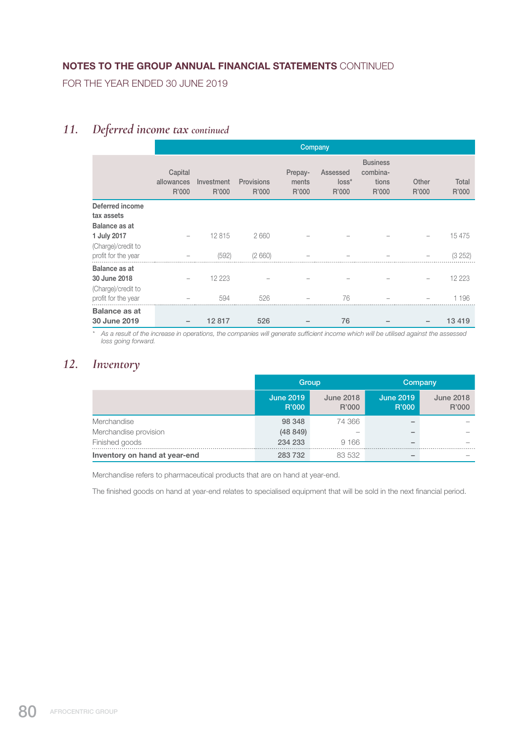## 11. *Deferred income tax continued*

| | Company | | | | | | | |
|---|---|---|---|---|---|---|---|---|
| | Capital allowances R'000 | Investment R'000 | Provisions R'000 | Prepay-ments R'000 | Assessed loss* R'000 | Business combina-tions R'000 | Other R'000 | Total R'000 |
| **Deferred income tax assets** | | | | | | | | |
| **Balance as at 1 July 2017** | – | 12 815 | 2 660 | – | – | – | – | 15 475 |
| (Charge)/credit to profit for the year | – | (592) | (2 660) | – | – | – | – | (3 252) |
| **Balance as at 30 June 2018** | – | 12 223 | – | – | – | – | – | 12 223 |
| (Charge)/credit to profit for the year | – | 594 | 526 | – | 76 | – | – | 1 196 |
| **Balance as at 30 June 2019** | **–** | **12 817** | **526** | **–** | **76** | **–** | **–** | **13 419** |

\* *As a result of the increase in operations, the companies will generate sufficient income which will be utilised against the assessed loss going forward.*

## 12. *Inventory*

| | Group | | Company | |
|---|---|---|---|---|
| | June 2019 R'000 | June 2018 R'000 | June 2019 R'000 | June 2018 R'000 |
| Merchandise | **98 348** | 74 366 | **–** | – |
| Merchandise provision | **(48 849)** | – | **–** | – |
| Finished goods | **234 233** | 9 166 | **–** | – |
| **Inventory on hand at year-end** | **283 732** | 83 532 | **–** | – |

Merchandise refers to pharmaceutical products that are on hand at year-end.

The finished goods on hand at year-end relates to specialised equipment that will be sold in the next financial period.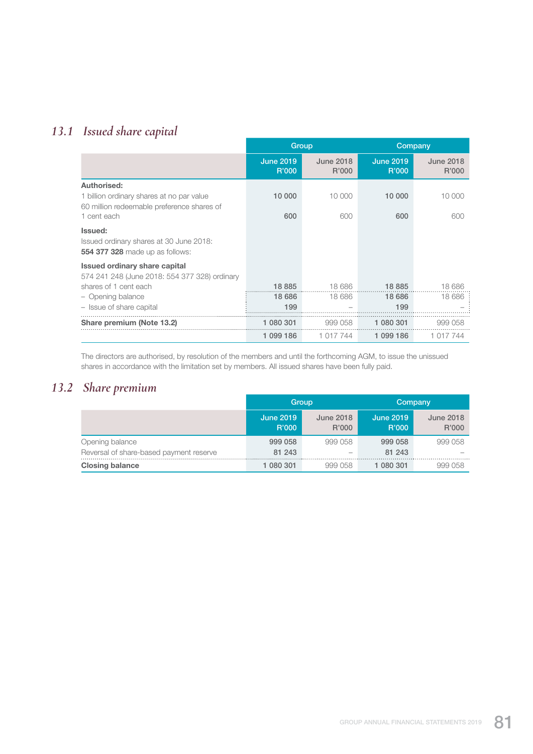## 13.1 Issued share capital

| | Group | | Company | |
|---|---|---|---|---|
| | June 2019 R'000 | June 2018 R'000 | June 2019 R'000 | June 2018 R'000 |
| **Authorised:** | | | | |
| 1 billion ordinary shares at no par value | 10 000 | 10 000 | 10 000 | 10 000 |
| 60 million redeemable preference shares of 1 cent each | 600 | 600 | 600 | 600 |
| **Issued:** | | | | |
| Issued ordinary shares at 30 June 2018: **554 377 328** made up as follows: | | | | |
| **Issued ordinary share capital** | | | | |
| 574 241 248 (June 2018: 554 377 328) ordinary shares of 1 cent each | 18 885 | 18 686 | 18 885 | 18 686 |
| – Opening balance | 18 686 | 18 686 | 18 686 | 18 686 |
| – Issue of share capital | 199 | – | 199 | – |
| **Share premium (Note 13.2)** | 1 080 301 | 999 058 | 1 080 301 | 999 058 |
| | 1 099 186 | 1 017 744 | 1 099 186 | 1 017 744 |

The directors are authorised, by resolution of the members and until the forthcoming AGM, to issue the unissued shares in accordance with the limitation set by members. All issued shares have been fully paid.

## 13.2 Share premium

| | Group | | Company | |
|---|---|---|---|---|
| | June 2019 R'000 | June 2018 R'000 | June 2019 R'000 | June 2018 R'000 |
| Opening balance | 999 058 | 999 058 | 999 058 | 999 058 |
| Reversal of share-based payment reserve | 81 243 | – | 81 243 | – |
| **Closing balance** | 1 080 301 | 999 058 | 1 080 301 | 999 058 |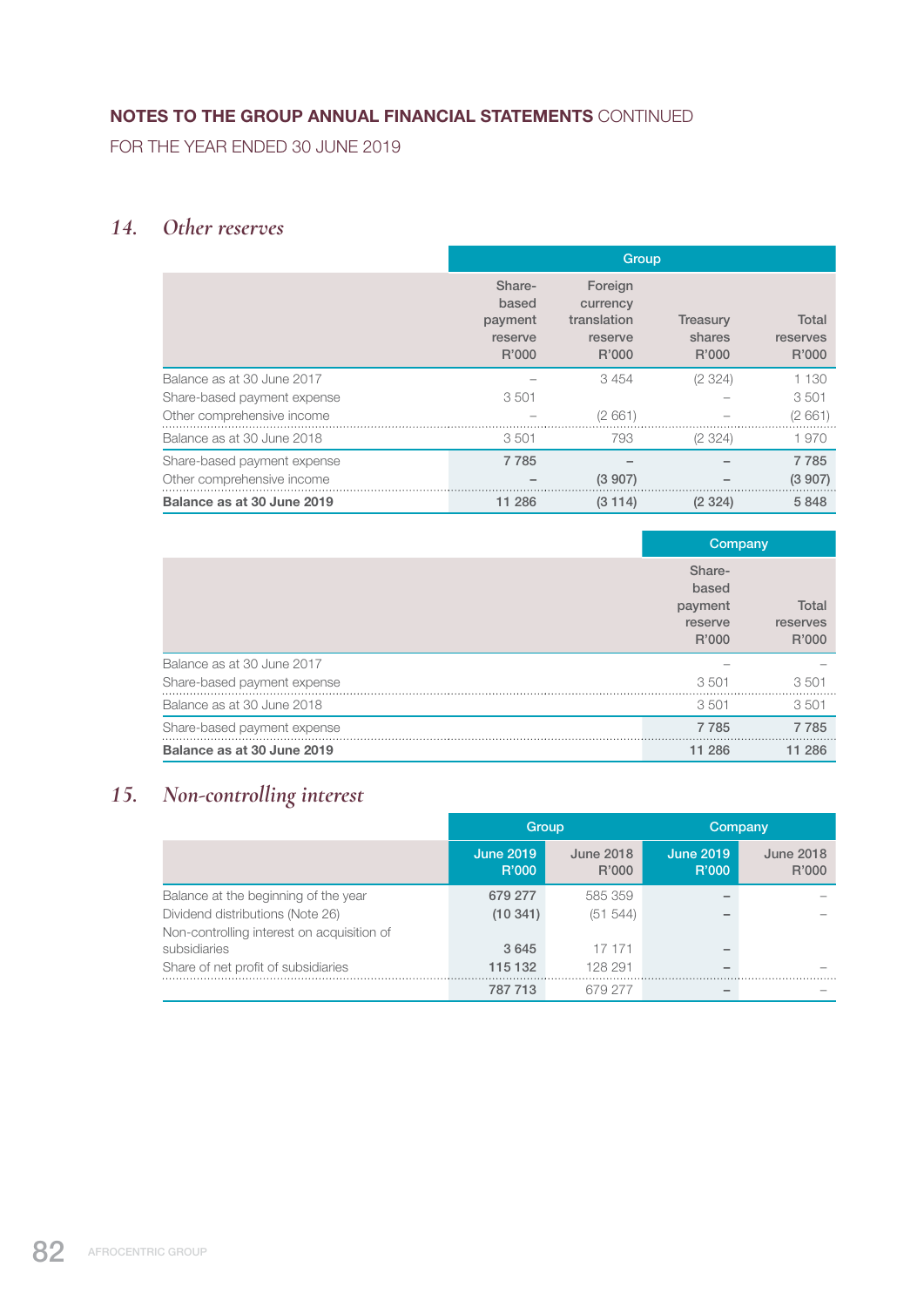## NOTES TO THE GROUP ANNUAL FINANCIAL STATEMENTS CONTINUED

FOR THE YEAR ENDED 30 JUNE 2019

### 14. *Other reserves*

| | Group | | | |
|---|---|---|---|---|
| | Share-based payment reserve R'000 | Foreign currency translation reserve R'000 | Treasury shares R'000 | Total reserves R'000 |
| Balance as at 30 June 2017 | – | 3 454 | (2 324) | 1 130 |
| Share-based payment expense | 3 501 | | – | 3 501 |
| Other comprehensive income | – | (2 661) | – | (2 661) |
| Balance as at 30 June 2018 | 3 501 | 793 | (2 324) | 1 970 |
| Share-based payment expense | 7 785 | – | – | 7 785 |
| Other comprehensive income | – | (3 907) | – | (3 907) |
| **Balance as at 30 June 2019** | **11 286** | **(3 114)** | **(2 324)** | **5 848** |

| | Company | |
|---|---|---|
| | Share-based payment reserve R'000 | Total reserves R'000 |
| Balance as at 30 June 2017 | – | – |
| Share-based payment expense | 3 501 | 3 501 |
| Balance as at 30 June 2018 | 3 501 | 3 501 |
| Share-based payment expense | 7 785 | 7 785 |
| **Balance as at 30 June 2019** | **11 286** | **11 286** |

### 15. *Non-controlling interest*

| | Group | | Company | |
|---|---|---|---|---|
| | June 2019 R'000 | June 2018 R'000 | June 2019 R'000 | June 2018 R'000 |
| Balance at the beginning of the year | 679 277 | 585 359 | – | – |
| Dividend distributions (Note 26) | (10 341) | (51 544) | – | – |
| Non-controlling interest on acquisition of subsidiaries | 3 645 | 17 171 | – | |
| Share of net profit of subsidiaries | 115 132 | 128 291 | – | – |
| | 787 713 | 679 277 | – | – |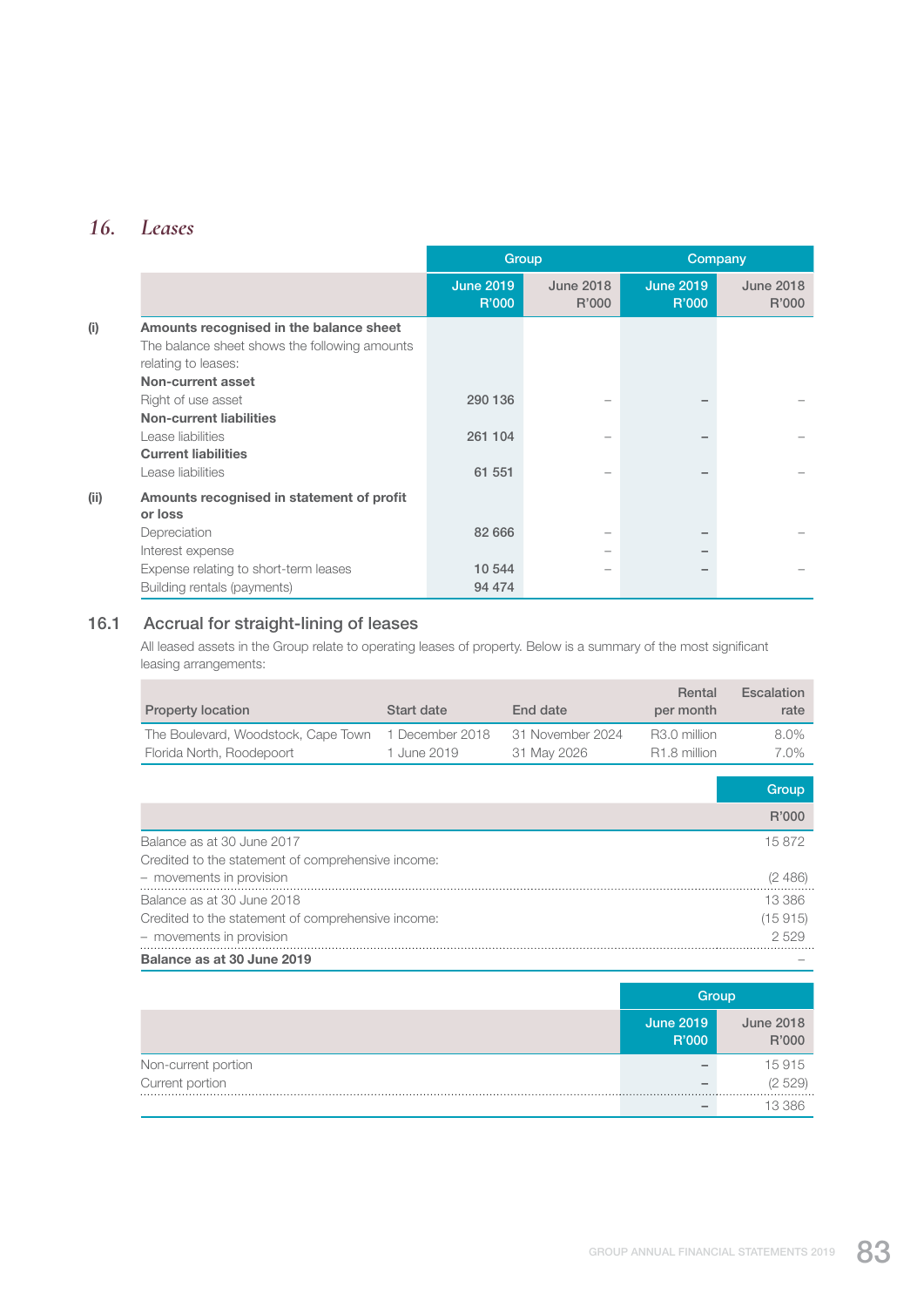## 16. *Leases*

| | | Group | | Company | |
|---|---|---|---|---|---|
| | | June 2019 R'000 | June 2018 R'000 | June 2019 R'000 | June 2018 R'000 |
| (i) | **Amounts recognised in the balance sheet** | | | | |
| | The balance sheet shows the following amounts relating to leases: | | | | |
| | **Non-current asset** | | | | |
| | Right of use asset | 290 136 | – | – | – |
| | **Non-current liabilities** | | | | |
| | Lease liabilities | 261 104 | – | – | – |
| | **Current liabilities** | | | | |
| | Lease liabilities | 61 551 | – | – | – |
| (ii) | **Amounts recognised in statement of profit or loss** | | | | |
| | Depreciation | 82 666 | – | – | – |
| | Interest expense | | – | – | |
| | Expense relating to short-term leases | 10 544 | – | – | – |
| | Building rentals (payments) | 94 474 | | | |

### 16.1 Accrual for straight-lining of leases

All leased assets in the Group relate to operating leases of property. Below is a summary of the most significant leasing arrangements:

| Property location | Start date | End date | Rental per month | Escalation rate |
|---|---|---|---|---|
| The Boulevard, Woodstock, Cape Town | 1 December 2018 | 31 November 2024 | R3.0 million | 8.0% |
| Florida North, Roodepoort | 1 June 2019 | 31 May 2026 | R1.8 million | 7.0% |

| | Group |
|---|---|
| | R'000 |
| Balance as at 30 June 2017 | 15 872 |
| Credited to the statement of comprehensive income: | |
| – movements in provision | (2 486) |
| Balance as at 30 June 2018 | 13 386 |
| Credited to the statement of comprehensive income: | (15 915) |
| – movements in provision | 2 529 |
| **Balance as at 30 June 2019** | – |

| | Group | |
|---|---|---|
| | June 2019 R'000 | June 2018 R'000 |
| Non-current portion | – | 15 915 |
| Current portion | – | (2 529) |
| | – | 13 386 |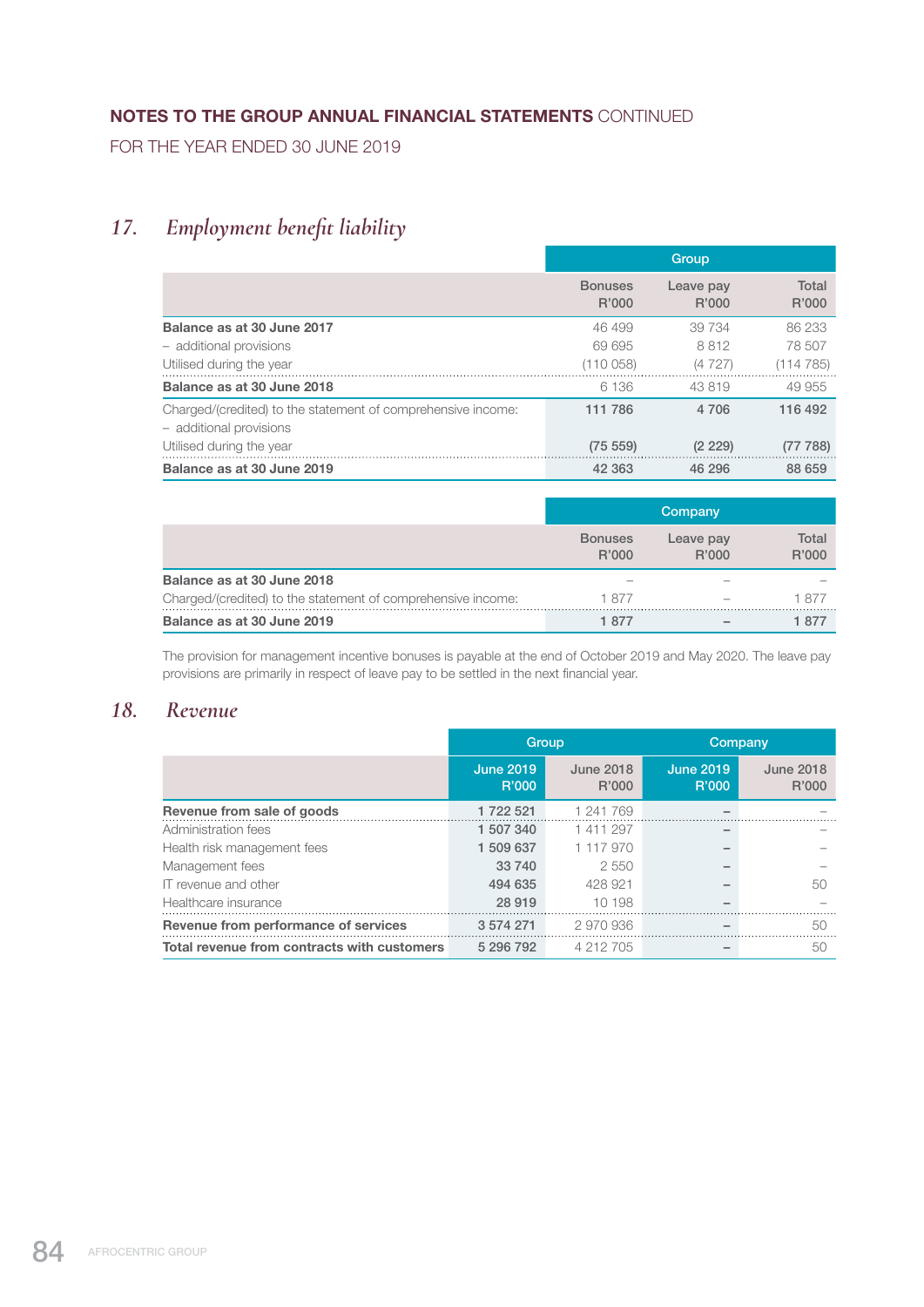# NOTES TO THE GROUP ANNUAL FINANCIAL STATEMENTS CONTINUED

FOR THE YEAR ENDED 30 JUNE 2019

## 17. *Employment benefit liability*

| | Group | | |
|---|---|---|---|
| | Bonuses R'000 | Leave pay R'000 | Total R'000 |
| **Balance as at 30 June 2017** | 46 499 | 39 734 | 86 233 |
| – additional provisions | 69 695 | 8 812 | 78 507 |
| Utilised during the year | (110 058) | (4 727) | (114 785) |
| **Balance as at 30 June 2018** | 6 136 | 43 819 | 49 955 |
| Charged/(credited) to the statement of comprehensive income: – additional provisions | **111 786** | **4 706** | **116 492** |
| Utilised during the year | **(75 559)** | **(2 229)** | **(77 788)** |
| **Balance as at 30 June 2019** | **42 363** | **46 296** | **88 659** |

| | Company | | |
|---|---|---|---|
| | Bonuses R'000 | Leave pay R'000 | Total R'000 |
| **Balance as at 30 June 2018** | – | – | – |
| Charged/(credited) to the statement of comprehensive income: | 1 877 | – | 1 877 |
| **Balance as at 30 June 2019** | **1 877** | **–** | **1 877** |

The provision for management incentive bonuses is payable at the end of October 2019 and May 2020. The leave pay provisions are primarily in respect of leave pay to be settled in the next financial year.

## 18. *Revenue*

| | Group | | Company | |
|---|---|---|---|---|
| | June 2019 R'000 | June 2018 R'000 | June 2019 R'000 | June 2018 R'000 |
| **Revenue from sale of goods** | **1 722 521** | 1 241 769 | **–** | – |
| Administration fees | **1 507 340** | 1 411 297 | **–** | – |
| Health risk management fees | **1 509 637** | 1 117 970 | **–** | – |
| Management fees | **33 740** | 2 550 | **–** | – |
| IT revenue and other | **494 635** | 428 921 | **–** | 50 |
| Healthcare insurance | **28 919** | 10 198 | **–** | – |
| **Revenue from performance of services** | **3 574 271** | 2 970 936 | **–** | 50 |
| **Total revenue from contracts with customers** | **5 296 792** | 4 212 705 | **–** | 50 |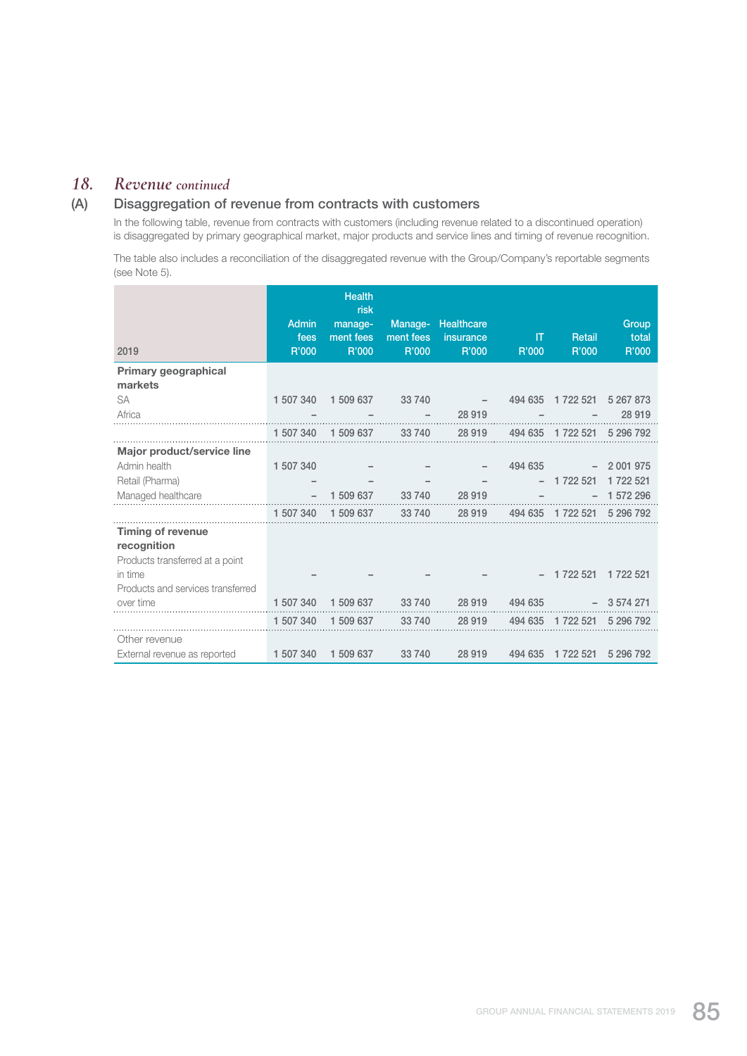## 18. *Revenue continued*

### (A) Disaggregation of revenue from contracts with customers

In the following table, revenue from contracts with customers (including revenue related to a discontinued operation) is disaggregated by primary geographical market, major products and service lines and timing of revenue recognition.

The table also includes a reconciliation of the disaggregated revenue with the Group/Company's reportable segments (see Note 5).

| 2019 | Admin fees R'000 | Health risk management fees R'000 | Management fees R'000 | Healthcare insurance R'000 | IT R'000 | Retail R'000 | Group total R'000 |
|---|---|---|---|---|---|---|---|
| **Primary geographical markets** | | | | | | | |
| SA | 1 507 340 | 1 509 637 | 33 740 | – | 494 635 | 1 722 521 | 5 267 873 |
| Africa | – | – | – | 28 919 | – | – | 28 919 |
| | 1 507 340 | 1 509 637 | 33 740 | 28 919 | 494 635 | 1 722 521 | 5 296 792 |
| **Major product/service line** | | | | | | | |
| Admin health | 1 507 340 | – | – | – | 494 635 | – | 2 001 975 |
| Retail (Pharma) | – | – | – | – | – | 1 722 521 | 1 722 521 |
| Managed healthcare | – | 1 509 637 | 33 740 | 28 919 | – | – | 1 572 296 |
| | 1 507 340 | 1 509 637 | 33 740 | 28 919 | 494 635 | 1 722 521 | 5 296 792 |
| **Timing of revenue recognition** | | | | | | | |
| Products transferred at a point in time | – | – | – | – | – | 1 722 521 | 1 722 521 |
| Products and services transferred over time | 1 507 340 | 1 509 637 | 33 740 | 28 919 | 494 635 | – | 3 574 271 |
| | 1 507 340 | 1 509 637 | 33 740 | 28 919 | 494 635 | 1 722 521 | 5 296 792 |
| Other revenue | | | | | | | |
| External revenue as reported | 1 507 340 | 1 509 637 | 33 740 | 28 919 | 494 635 | 1 722 521 | 5 296 792 |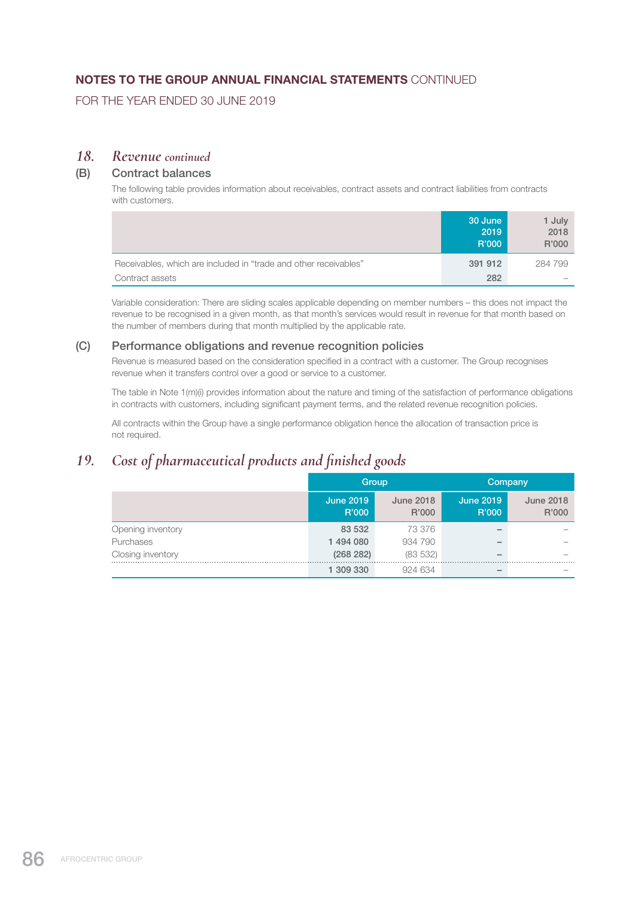## 18. *Revenue continued*

### (B) Contract balances

The following table provides information about receivables, contract assets and contract liabilities from contracts with customers.

| | 30 June 2019 R'000 | 1 July 2018 R'000 |
|---|---|---|
| Receivables, which are included in "trade and other receivables" | 391 912 | 284 799 |
| Contract assets | 282 | – |

Variable consideration: There are sliding scales applicable depending on member numbers – this does not impact the revenue to be recognised in a given month, as that month's services would result in revenue for that month based on the number of members during that month multiplied by the applicable rate.

### (C) Performance obligations and revenue recognition policies

Revenue is measured based on the consideration specified in a contract with a customer. The Group recognises revenue when it transfers control over a good or service to a customer.

The table in Note 1(m)(i) provides information about the nature and timing of the satisfaction of performance obligations in contracts with customers, including significant payment terms, and the related revenue recognition policies.

All contracts within the Group have a single performance obligation hence the allocation of transaction price is not required.

## 19. *Cost of pharmaceutical products and finished goods*

| | Group | | Company | |
|---|---|---|---|---|
| | June 2019 R'000 | June 2018 R'000 | June 2019 R'000 | June 2018 R'000 |
| Opening inventory | 83 532 | 73 376 | – | – |
| Purchases | 1 494 080 | 934 790 | – | – |
| Closing inventory | (268 282) | (83 532) | – | – |
| | 1 309 330 | 924 634 | – | – |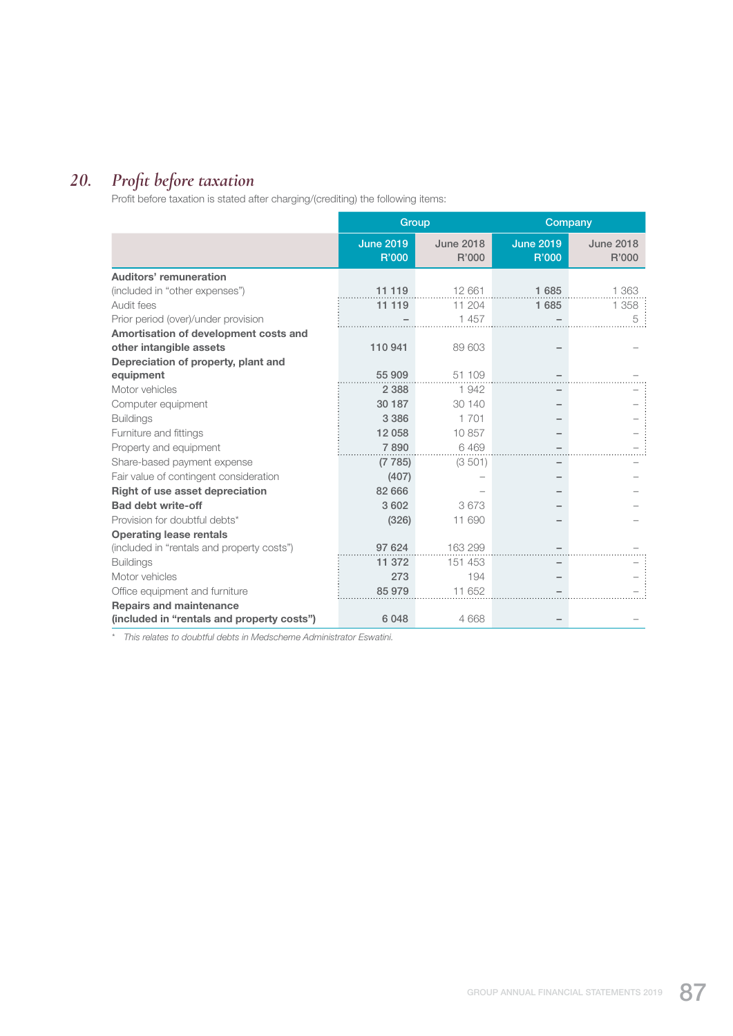## 20. *Profit before taxation*

Profit before taxation is stated after charging/(crediting) the following items:

| | Group | | Company | |
|---|---|---|---|---|
| | June 2019 R'000 | June 2018 R'000 | June 2019 R'000 | June 2018 R'000 |
| **Auditors' remuneration** (included in "other expenses") | **11 119** | 12 661 | **1 685** | 1 363 |
| Audit fees | **11 119** | 11 204 | **1 685** | 1 358 |
| Prior period (over)/under provision | **–** | 1 457 | **–** | 5 |
| **Amortisation of development costs and other intangible assets** | **110 941** | 89 603 | **–** | – |
| **Depreciation of property, plant and equipment** | **55 909** | 51 109 | **–** | – |
| Motor vehicles | **2 388** | 1 942 | **–** | – |
| Computer equipment | **30 187** | 30 140 | **–** | – |
| Buildings | **3 386** | 1 701 | **–** | – |
| Furniture and fittings | **12 058** | 10 857 | **–** | – |
| Property and equipment | **7 890** | 6 469 | **–** | – |
| Share-based payment expense | **(7 785)** | (3 501) | **–** | – |
| Fair value of contingent consideration | **(407)** | – | **–** | – |
| **Right of use asset depreciation** | **82 666** | – | **–** | – |
| **Bad debt write-off** | **3 602** | 3 673 | **–** | – |
| Provision for doubtful debts* | **(326)** | 11 690 | **–** | – |
| **Operating lease rentals** (included in "rentals and property costs") | **97 624** | 163 299 | **–** | – |
| Buildings | **11 372** | 151 453 | **–** | – |
| Motor vehicles | **273** | 194 | **–** | – |
| Office equipment and furniture | **85 979** | 11 652 | **–** | – |
| **Repairs and maintenance (included in "rentals and property costs")** | **6 048** | 4 668 | **–** | – |

\* *This relates to doubtful debts in Medscheme Administrator Eswatini.*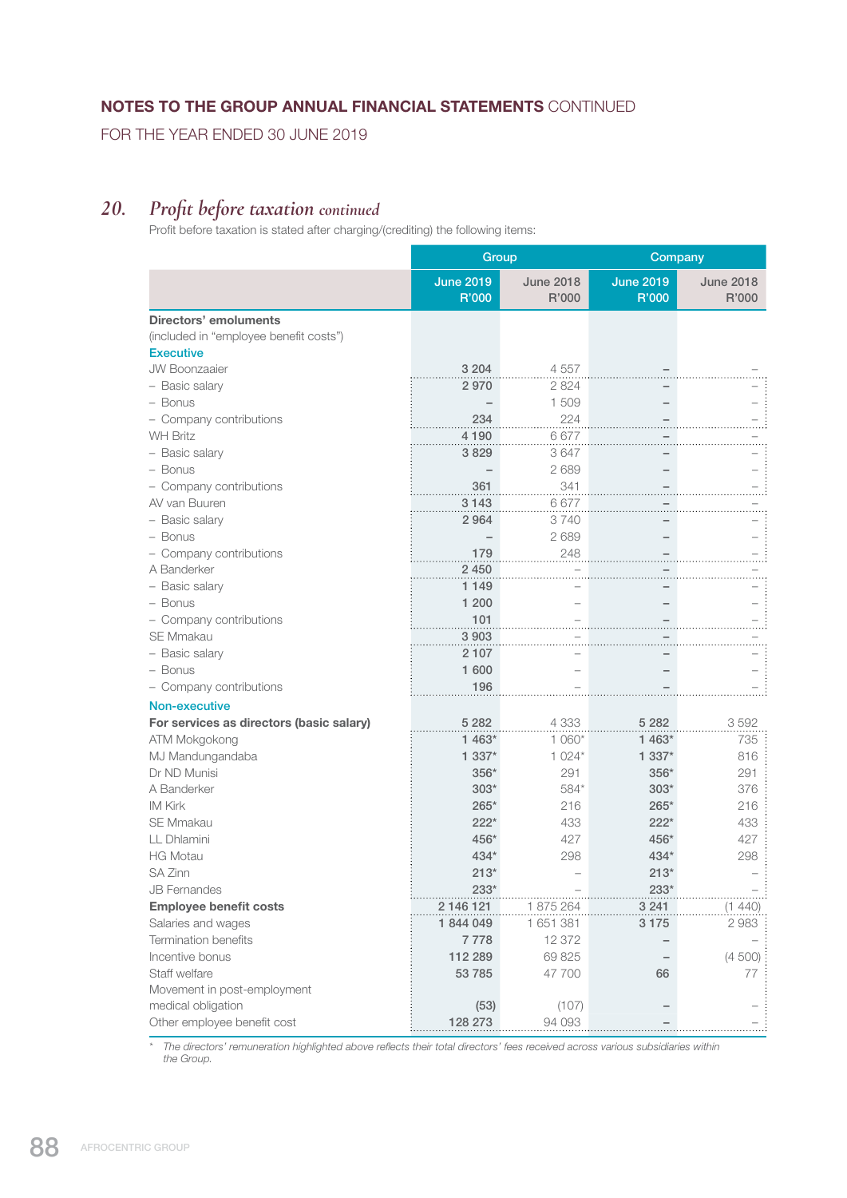# NOTES TO THE GROUP ANNUAL FINANCIAL STATEMENTS CONTINUED

FOR THE YEAR ENDED 30 JUNE 2019

## 20. *Profit before taxation continued*

Profit before taxation is stated after charging/(crediting) the following items:

| | Group | | Company | |
|---|---|---|---|---|
| | June 2019 R'000 | June 2018 R'000 | June 2019 R'000 | June 2018 R'000 |
| **Directors' emoluments** | | | | |
| (included in "employee benefit costs") | | | | |
| **Executive** | | | | |
| JW Boonzaaier | 3 204 | 4 557 | – | – |
| – Basic salary | 2 970 | 2 824 | – | – |
| – Bonus | – | 1 509 | – | – |
| – Company contributions | 234 | 224 | – | – |
| WH Britz | 4 190 | 6 677 | – | – |
| – Basic salary | 3 829 | 3 647 | – | – |
| – Bonus | – | 2 689 | – | – |
| – Company contributions | 361 | 341 | – | – |
| AV van Buuren | 3 143 | 6 677 | – | – |
| – Basic salary | 2 964 | 3 740 | – | – |
| – Bonus | – | 2 689 | – | – |
| – Company contributions | 179 | 248 | – | – |
| A Banderker | 2 450 | – | – | – |
| – Basic salary | 1 149 | – | – | – |
| – Bonus | 1 200 | – | – | – |
| – Company contributions | 101 | – | – | – |
| SE Mmakau | 3 903 | – | – | – |
| – Basic salary | 2 107 | – | – | – |
| – Bonus | 1 600 | – | – | – |
| – Company contributions | 196 | – | – | – |
| **Non-executive** | | | | |
| **For services as directors (basic salary)** | 5 282 | 4 333 | 5 282 | 3 592 |
| ATM Mokgokong | 1 463* | 1 060* | 1 463* | 735 |
| MJ Mandungandaba | 1 337* | 1 024* | 1 337* | 816 |
| Dr ND Munisi | 356* | 291 | 356* | 291 |
| A Banderker | 303* | 584* | 303* | 376 |
| IM Kirk | 265* | 216 | 265* | 216 |
| SE Mmakau | 222* | 433 | 222* | 433 |
| LL Dhlamini | 456* | 427 | 456* | 427 |
| HG Motau | 434* | 298 | 434* | 298 |
| SA Zinn | 213* | – | 213* | – |
| JB Fernandes | 233* | – | 233* | – |
| **Employee benefit costs** | 2 146 121 | 1 875 264 | 3 241 | (1 440) |
| Salaries and wages | 1 844 049 | 1 651 381 | 3 175 | 2 983 |
| Termination benefits | 7 778 | 12 372 | – | – |
| Incentive bonus | 112 289 | 69 825 | – | (4 500) |
| Staff welfare | 53 785 | 47 700 | 66 | 77 |
| Movement in post-employment medical obligation | (53) | (107) | – | – |
| Other employee benefit cost | 128 273 | 94 093 | – | – |

\* *The directors' remuneration highlighted above reflects their total directors' fees received across various subsidiaries within the Group.*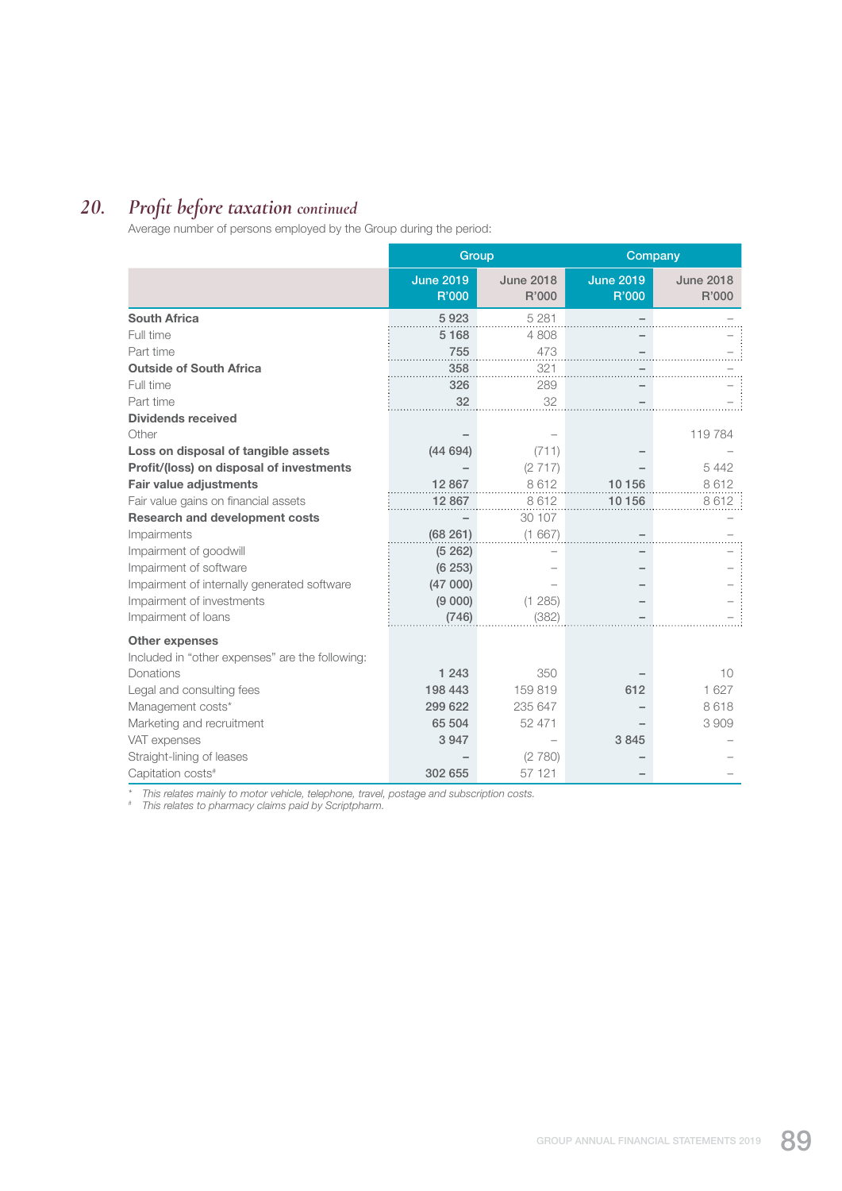## 20. *Profit before taxation continued*

Average number of persons employed by the Group during the period:

| | Group | | Company | |
|---|---|---|---|---|
| | June 2019 R'000 | June 2018 R'000 | June 2019 R'000 | June 2018 R'000 |
| **South Africa** | 5 923 | 5 281 | – | – |
| Full time | 5 168 | 4 808 | – | – |
| Part time | 755 | 473 | – | – |
| **Outside of South Africa** | 358 | 321 | – | – |
| Full time | 326 | 289 | – | – |
| Part time | 32 | 32 | – | – |
| **Dividends received** | | | | |
| Other | – | – | | 119 784 |
| **Loss on disposal of tangible assets** | (44 694) | (711) | – | – |
| **Profit/(loss) on disposal of investments** | – | (2 717) | – | 5 442 |
| **Fair value adjustments** | 12 867 | 8 612 | 10 156 | 8 612 |
| Fair value gains on financial assets | 12 867 | 8 612 | 10 156 | 8 612 |
| **Research and development costs** | – | 30 107 | | – |
| Impairments | (68 261) | (1 667) | – | – |
| Impairment of goodwill | (5 262) | – | – | – |
| Impairment of software | (6 253) | – | – | – |
| Impairment of internally generated software | (47 000) | – | – | – |
| Impairment of investments | (9 000) | (1 285) | – | – |
| Impairment of loans | (746) | (382) | – | – |
| **Other expenses** | | | | |
| Included in "other expenses" are the following: | | | | |
| Donations | 1 243 | 350 | – | 10 |
| Legal and consulting fees | 198 443 | 159 819 | 612 | 1 627 |
| Management costs* | 299 622 | 235 647 | – | 8 618 |
| Marketing and recruitment | 65 504 | 52 471 | – | 3 909 |
| VAT expenses | 3 947 | – | 3 845 | – |
| Straight-lining of leases | – | (2 780) | – | – |
| Capitation costs# | 302 655 | 57 121 | – | – |

\* *This relates mainly to motor vehicle, telephone, travel, postage and subscription costs.*

\# *This relates to pharmacy claims paid by Scriptpharm.*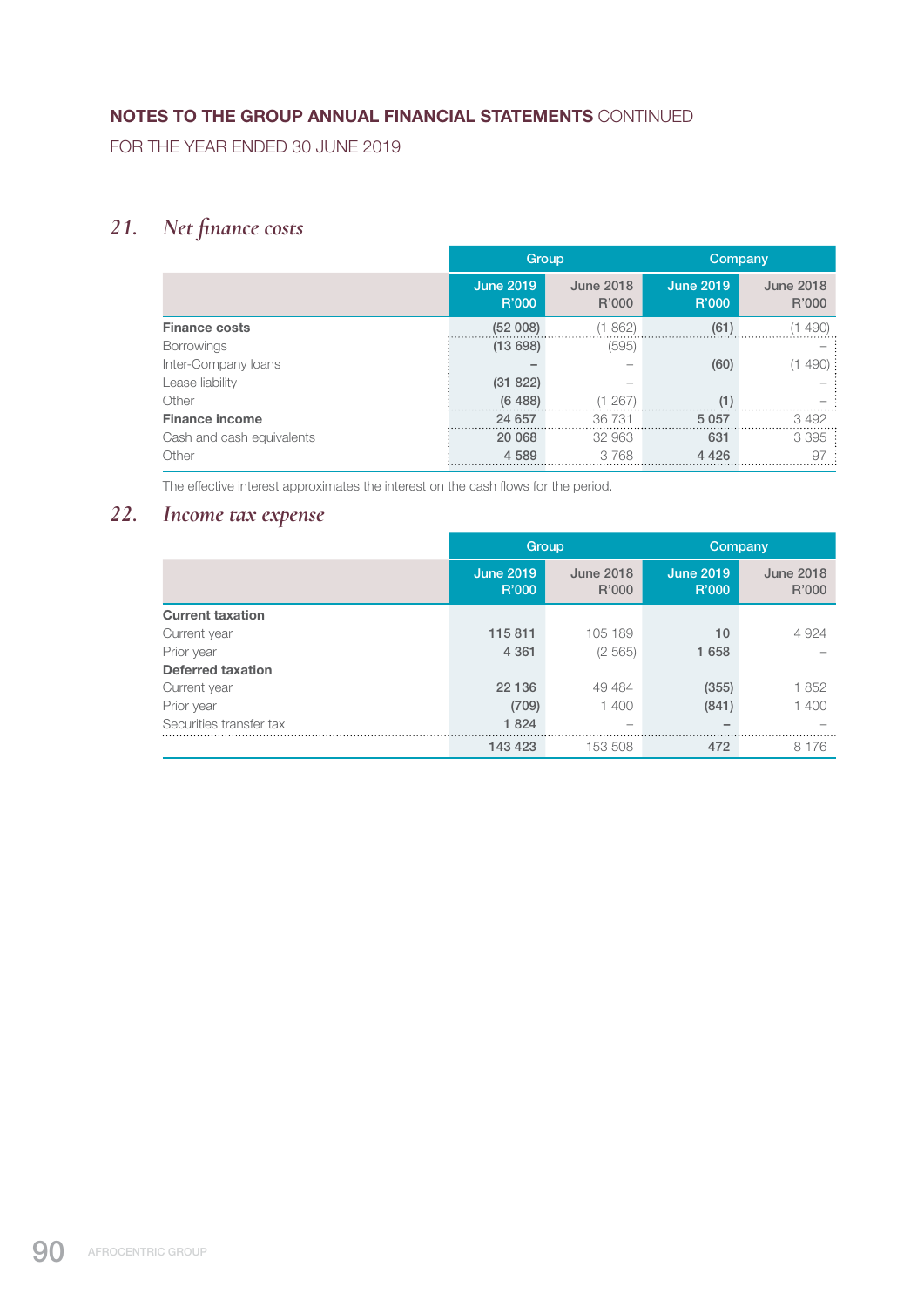**NOTES TO THE GROUP ANNUAL FINANCIAL STATEMENTS** CONTINUED

FOR THE YEAR ENDED 30 JUNE 2019

## 21. *Net finance costs*

| | Group | | Company | |
|---|---|---|---|---|
| | June 2019 R'000 | June 2018 R'000 | June 2019 R'000 | June 2018 R'000 |
| **Finance costs** | (52 008) | (1 862) | (61) | (1 490) |
| Borrowings | (13 698) | (595) | | – |
| Inter-Company loans | – | – | (60) | (1 490) |
| Lease liability | (31 822) | – | | – |
| Other | (6 488) | (1 267) | (1) | – |
| **Finance income** | 24 657 | 36 731 | 5 057 | 3 492 |
| Cash and cash equivalents | 20 068 | 32 963 | 631 | 3 395 |
| Other | 4 589 | 3 768 | 4 426 | 97 |

The effective interest approximates the interest on the cash flows for the period.

## 22. *Income tax expense*

| | Group | | Company | |
|---|---|---|---|---|
| | June 2019 R'000 | June 2018 R'000 | June 2019 R'000 | June 2018 R'000 |
| **Current taxation** | | | | |
| Current year | 115 811 | 105 189 | 10 | 4 924 |
| Prior year | 4 361 | (2 565) | 1 658 | – |
| **Deferred taxation** | | | | |
| Current year | 22 136 | 49 484 | (355) | 1 852 |
| Prior year | (709) | 1 400 | (841) | 1 400 |
| Securities transfer tax | 1 824 | – | – | – |
| | 143 423 | 153 508 | 472 | 8 176 |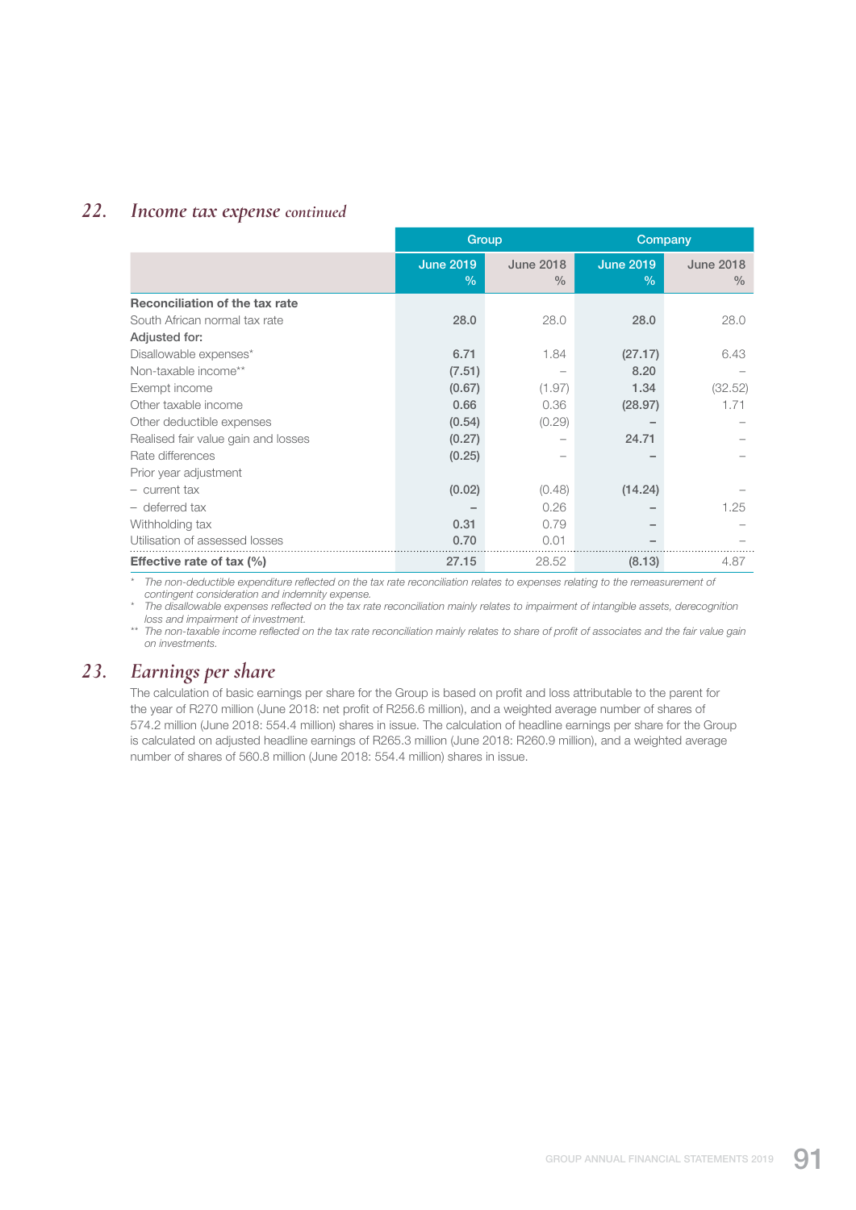## 22. *Income tax expense continued*

| | Group | | Company | |
|---|---|---|---|---|
| | June 2019 % | June 2018 % | June 2019 % | June 2018 % |
| **Reconciliation of the tax rate** | | | | |
| South African normal tax rate | **28.0** | 28.0 | **28.0** | 28.0 |
| **Adjusted for:** | | | | |
| Disallowable expenses* | **6.71** | 1.84 | **(27.17)** | 6.43 |
| Non-taxable income** | **(7.51)** | – | **8.20** | – |
| Exempt income | **(0.67)** | (1.97) | **1.34** | (32.52) |
| Other taxable income | **0.66** | 0.36 | **(28.97)** | 1.71 |
| Other deductible expenses | **(0.54)** | (0.29) | **–** | – |
| Realised fair value gain and losses | **(0.27)** | – | **24.71** | – |
| Rate differences | **(0.25)** | – | **–** | – |
| Prior year adjustment | | | | |
| – current tax | **(0.02)** | (0.48) | **(14.24)** | – |
| – deferred tax | **–** | 0.26 | **–** | 1.25 |
| Withholding tax | **0.31** | 0.79 | **–** | – |
| Utilisation of assessed losses | **0.70** | 0.01 | **–** | – |
| **Effective rate of tax (%)** | **27.15** | 28.52 | **(8.13)** | 4.87 |

\* *The non-deductible expenditure reflected on the tax rate reconciliation relates to expenses relating to the remeasurement of contingent consideration and indemnity expense.*

\* *The disallowable expenses reflected on the tax rate reconciliation mainly relates to impairment of intangible assets, derecognition loss and impairment of investment.*

\*\* *The non-taxable income reflected on the tax rate reconciliation mainly relates to share of profit of associates and the fair value gain on investments.*

## 23. *Earnings per share*

The calculation of basic earnings per share for the Group is based on profit and loss attributable to the parent for the year of R270 million (June 2018: net profit of R256.6 million), and a weighted average number of shares of 574.2 million (June 2018: 554.4 million) shares in issue. The calculation of headline earnings per share for the Group is calculated on adjusted headline earnings of R265.3 million (June 2018: R260.9 million), and a weighted average number of shares of 560.8 million (June 2018: 554.4 million) shares in issue.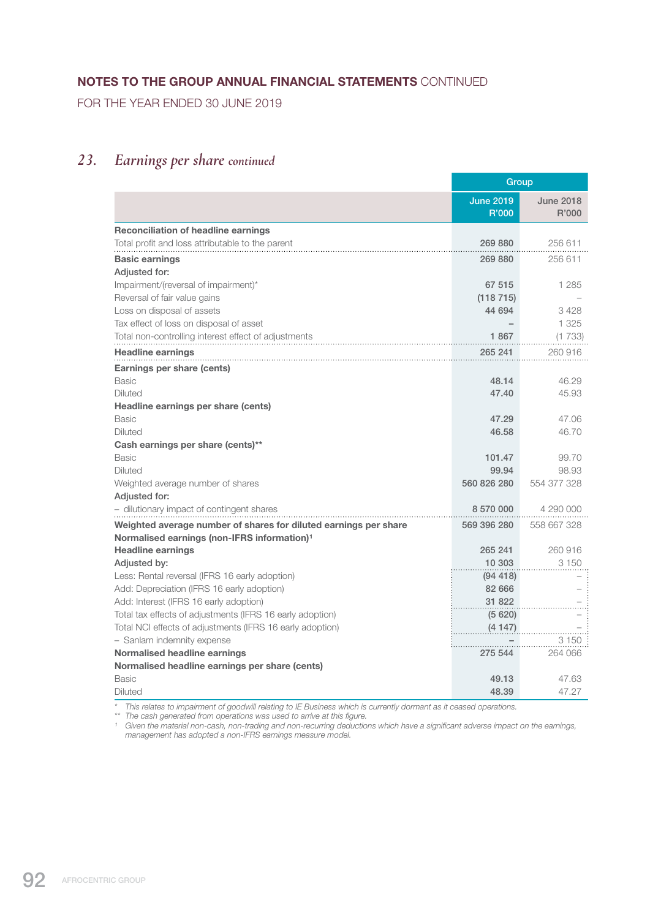## NOTES TO THE GROUP ANNUAL FINANCIAL STATEMENTS CONTINUED

FOR THE YEAR ENDED 30 JUNE 2019

## 23. *Earnings per share continued*

| | Group | |
|---|---|---|
| | June 2019 R'000 | June 2018 R'000 |
| **Reconciliation of headline earnings** | | |
| Total profit and loss attributable to the parent | 269 880 | 256 611 |
| **Basic earnings** | 269 880 | 256 611 |
| **Adjusted for:** | | |
| Impairment/(reversal of impairment)* | 67 515 | 1 285 |
| Reversal of fair value gains | (118 715) | – |
| Loss on disposal of assets | 44 694 | 3 428 |
| Tax effect of loss on disposal of asset | – | 1 325 |
| Total non-controlling interest effect of adjustments | 1 867 | (1 733) |
| **Headline earnings** | 265 241 | 260 916 |
| **Earnings per share (cents)** | | |
| Basic | 48.14 | 46.29 |
| Diluted | 47.40 | 45.93 |
| **Headline earnings per share (cents)** | | |
| Basic | 47.29 | 47.06 |
| Diluted | 46.58 | 46.70 |
| **Cash earnings per share (cents)**** | | |
| Basic | 101.47 | 99.70 |
| Diluted | 99.94 | 98.93 |
| Weighted average number of shares | 560 826 280 | 554 377 328 |
| Adjusted for: | | |
| – dilutionary impact of contingent shares | 8 570 000 | 4 290 000 |
| **Weighted average number of shares for diluted earnings per share** | 569 396 280 | 558 667 328 |
| **Normalised earnings (non-IFRS information)[1]** | | |
| **Headline earnings** | 265 241 | 260 916 |
| **Adjusted by:** | 10 303 | 3 150 |
| Less: Rental reversal (IFRS 16 early adoption) | (94 418) | – |
| Add: Depreciation (IFRS 16 early adoption) | 82 666 | – |
| Add: Interest (IFRS 16 early adoption) | 31 822 | – |
| Total tax effects of adjustments (IFRS 16 early adoption) | (5 620) | – |
| Total NCI effects of adjustments (IFRS 16 early adoption) | (4 147) | – |
| – Sanlam indemnity expense | – | 3 150 |
| **Normalised headline earnings** | 275 544 | 264 066 |
| **Normalised headline earnings per share (cents)** | | |
| Basic | 49.13 | 47.63 |
| Diluted | 48.39 | 47.27 |

\* *This relates to impairment of goodwill relating to IE Business which is currently dormant as it ceased operations.*

\*\* *The cash generated from operations was used to arrive at this figure.*

[1] *Given the material non-cash, non-trading and non-recurring deductions which have a significant adverse impact on the earnings, management has adopted a non-IFRS earnings measure model.*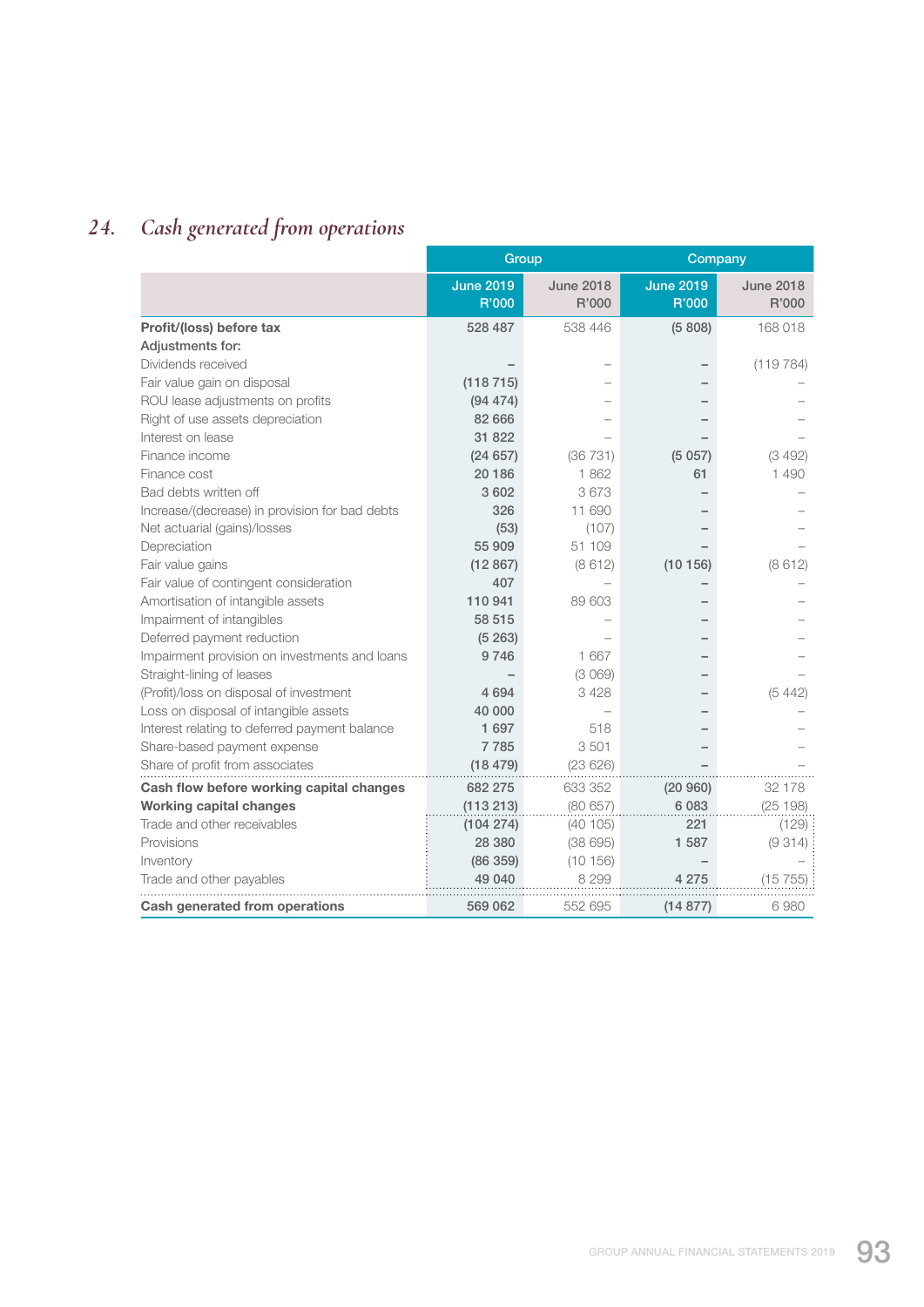## 24. *Cash generated from operations*

| | Group | | Company | |
|---|---|---|---|---|
| | June 2019 R'000 | June 2018 R'000 | June 2019 R'000 | June 2018 R'000 |
| **Profit/(loss) before tax** | 528 487 | 538 446 | (5 808) | 168 018 |
| **Adjustments for:** | | | | |
| Dividends received | – | – | – | (119 784) |
| Fair value gain on disposal | (118 715) | – | – | – |
| ROU lease adjustments on profits | (94 474) | – | – | – |
| Right of use assets depreciation | 82 666 | – | – | – |
| Interest on lease | 31 822 | – | – | – |
| Finance income | (24 657) | (36 731) | (5 057) | (3 492) |
| Finance cost | 20 186 | 1 862 | 61 | 1 490 |
| Bad debts written off | 3 602 | 3 673 | – | – |
| Increase/(decrease) in provision for bad debts | 326 | 11 690 | – | – |
| Net actuarial (gains)/losses | (53) | (107) | – | – |
| Depreciation | 55 909 | 51 109 | – | – |
| Fair value gains | (12 867) | (8 612) | (10 156) | (8 612) |
| Fair value of contingent consideration | 407 | – | – | – |
| Amortisation of intangible assets | 110 941 | 89 603 | – | – |
| Impairment of intangibles | 58 515 | – | – | – |
| Deferred payment reduction | (5 263) | – | – | – |
| Impairment provision on investments and loans | 9 746 | 1 667 | – | – |
| Straight-lining of leases | – | (3 069) | – | – |
| (Profit)/loss on disposal of investment | 4 694 | 3 428 | – | (5 442) |
| Loss on disposal of intangible assets | 40 000 | – | – | – |
| Interest relating to deferred payment balance | 1 697 | 518 | – | – |
| Share-based payment expense | 7 785 | 3 501 | – | – |
| Share of profit from associates | (18 479) | (23 626) | – | – |
| **Cash flow before working capital changes** | 682 275 | 633 352 | (20 960) | 32 178 |
| **Working capital changes** | (113 213) | (80 657) | 6 083 | (25 198) |
| Trade and other receivables | (104 274) | (40 105) | 221 | (129) |
| Provisions | 28 380 | (38 695) | 1 587 | (9 314) |
| Inventory | (86 359) | (10 156) | – | – |
| Trade and other payables | 49 040 | 8 299 | 4 275 | (15 755) |
| **Cash generated from operations** | 569 062 | 552 695 | (14 877) | 6 980 |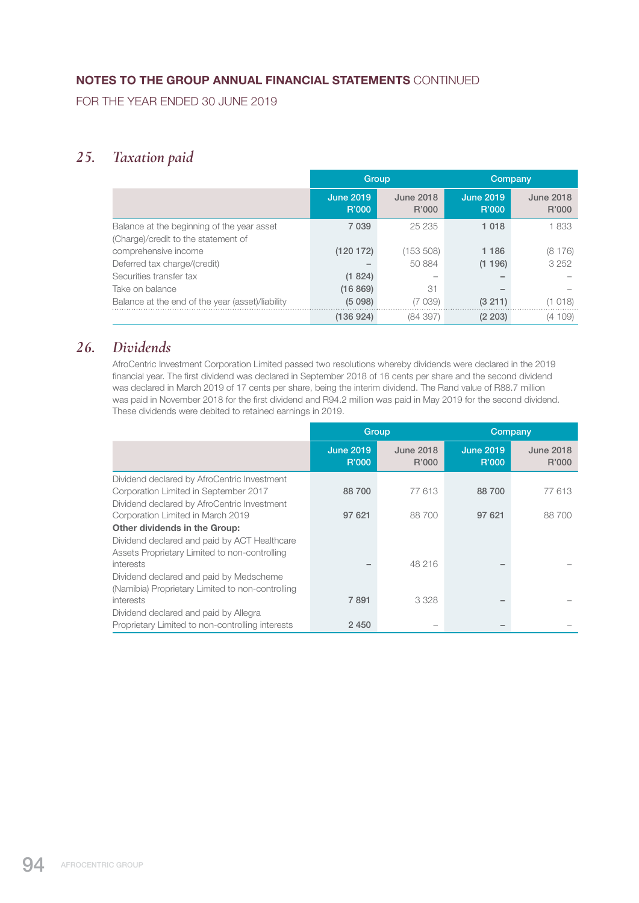# NOTES TO THE GROUP ANNUAL FINANCIAL STATEMENTS CONTINUED

FOR THE YEAR ENDED 30 JUNE 2019

## 25. Taxation paid

| | Group | | Company | |
|---|---|---|---|---|
| | June 2019 R'000 | June 2018 R'000 | June 2019 R'000 | June 2018 R'000 |
| Balance at the beginning of the year asset | 7 039 | 25 235 | 1 018 | 1 833 |
| (Charge)/credit to the statement of comprehensive income | (120 172) | (153 508) | 1 186 | (8 176) |
| Deferred tax charge/(credit) | – | 50 884 | (1 196) | 3 252 |
| Securities transfer tax | (1 824) | – | – | – |
| Take on balance | (16 869) | 31 | – | – |
| Balance at the end of the year (asset)/liability | (5 098) | (7 039) | (3 211) | (1 018) |
| | (136 924) | (84 397) | (2 203) | (4 109) |

## 26. Dividends

AfroCentric Investment Corporation Limited passed two resolutions whereby dividends were declared in the 2019 financial year. The first dividend was declared in September 2018 of 16 cents per share and the second dividend was declared in March 2019 of 17 cents per share, being the interim dividend. The Rand value of R88.7 million was paid in November 2018 for the first dividend and R94.2 million was paid in May 2019 for the second dividend. These dividends were debited to retained earnings in 2019.

| | Group | | Company | |
|---|---|---|---|---|
| | June 2019 R'000 | June 2018 R'000 | June 2019 R'000 | June 2018 R'000 |
| Dividend declared by AfroCentric Investment Corporation Limited in September 2017 | 88 700 | 77 613 | 88 700 | 77 613 |
| Dividend declared by AfroCentric Investment Corporation Limited in March 2019 | 97 621 | 88 700 | 97 621 | 88 700 |
| **Other dividends in the Group:** | | | | |
| Dividend declared and paid by ACT Healthcare Assets Proprietary Limited to non-controlling interests | – | 48 216 | – | – |
| Dividend declared and paid by Medscheme (Namibia) Proprietary Limited to non-controlling interests | 7 891 | 3 328 | – | – |
| Dividend declared and paid by Allegra Proprietary Limited to non-controlling interests | 2 450 | – | – | – |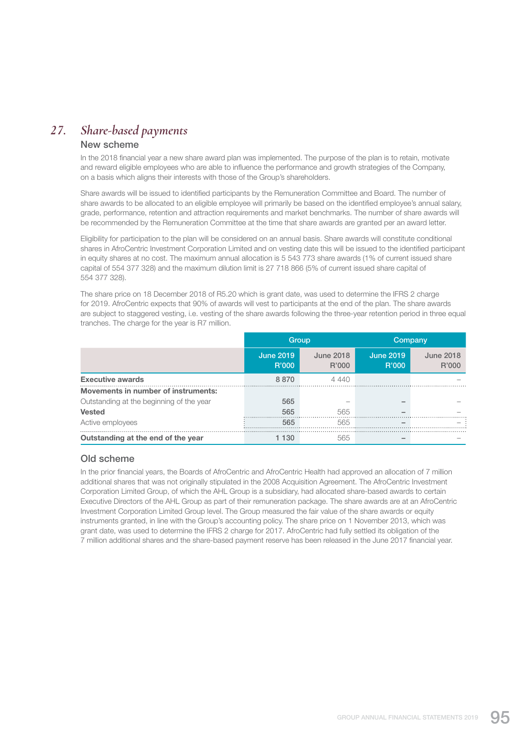## 27. *Share-based payments*

### New scheme

In the 2018 financial year a new share award plan was implemented. The purpose of the plan is to retain, motivate and reward eligible employees who are able to influence the performance and growth strategies of the Company, on a basis which aligns their interests with those of the Group's shareholders.

Share awards will be issued to identified participants by the Remuneration Committee and Board. The number of share awards to be allocated to an eligible employee will primarily be based on the identified employee's annual salary, grade, performance, retention and attraction requirements and market benchmarks. The number of share awards will be recommended by the Remuneration Committee at the time that share awards are granted per an award letter.

Eligibility for participation to the plan will be considered on an annual basis. Share awards will constitute conditional shares in AfroCentric Investment Corporation Limited and on vesting date this will be issued to the identified participant in equity shares at no cost. The maximum annual allocation is 5 543 773 share awards (1% of current issued share capital of 554 377 328) and the maximum dilution limit is 27 718 866 (5% of current issued share capital of 554 377 328).

The share price on 18 December 2018 of R5.20 which is grant date, was used to determine the IFRS 2 charge for 2019. AfroCentric expects that 90% of awards will vest to participants at the end of the plan. The share awards are subject to staggered vesting, i.e. vesting of the share awards following the three-year retention period in three equal tranches. The charge for the year is R7 million.

| | Group | | Company | |
|---|---|---|---|---|
| | June 2019 R'000 | June 2018 R'000 | June 2019 R'000 | June 2018 R'000 |
| **Executive awards** | 8 870 | 4 440 | | – |
| **Movements in number of instruments:** | | | | |
| Outstanding at the beginning of the year | 565 | – | – | – |
| **Vested** | 565 | 565 | – | – |
| Active employees | 565 | 565 | – | – |
| **Outstanding at the end of the year** | 1 130 | 565 | – | – |

### Old scheme

In the prior financial years, the Boards of AfroCentric and AfroCentric Health had approved an allocation of 7 million additional shares that was not originally stipulated in the 2008 Acquisition Agreement. The AfroCentric Investment Corporation Limited Group, of which the AHL Group is a subsidiary, had allocated share-based awards to certain Executive Directors of the AHL Group as part of their remuneration package. The share awards are at an AfroCentric Investment Corporation Limited Group level. The Group measured the fair value of the share awards or equity instruments granted, in line with the Group's accounting policy. The share price on 1 November 2013, which was grant date, was used to determine the IFRS 2 charge for 2017. AfroCentric had fully settled its obligation of the 7 million additional shares and the share-based payment reserve has been released in the June 2017 financial year.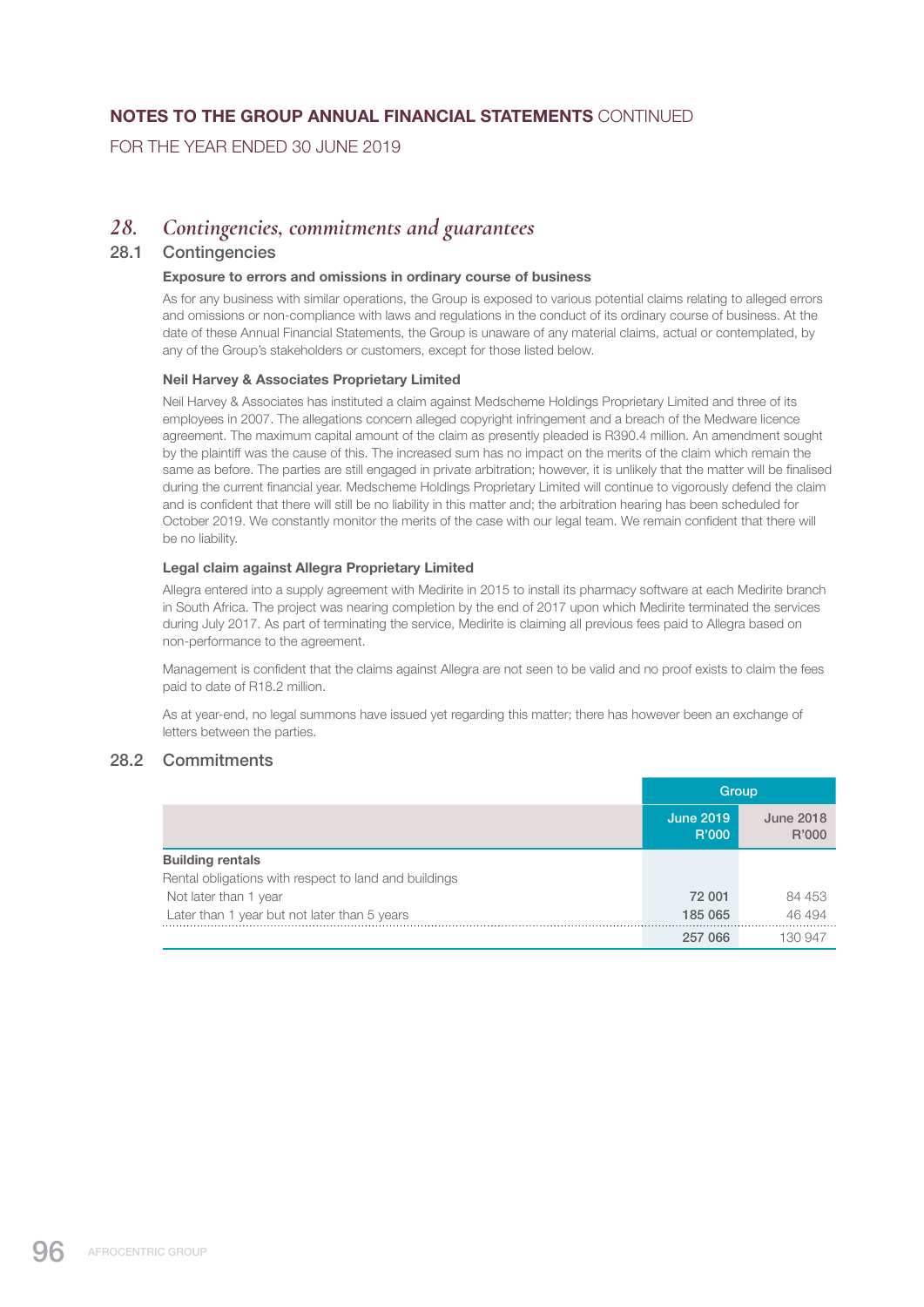# NOTES TO THE GROUP ANNUAL FINANCIAL STATEMENTS CONTINUED

FOR THE YEAR ENDED 30 JUNE 2019

## 28. *Contingencies, commitments and guarantees*

### 28.1 Contingencies

**Exposure to errors and omissions in ordinary course of business**

As for any business with similar operations, the Group is exposed to various potential claims relating to alleged errors and omissions or non-compliance with laws and regulations in the conduct of its ordinary course of business. At the date of these Annual Financial Statements, the Group is unaware of any material claims, actual or contemplated, by any of the Group's stakeholders or customers, except for those listed below.

**Neil Harvey & Associates Proprietary Limited**

Neil Harvey & Associates has instituted a claim against Medscheme Holdings Proprietary Limited and three of its employees in 2007. The allegations concern alleged copyright infringement and a breach of the Medware licence agreement. The maximum capital amount of the claim as presently pleaded is R390.4 million. An amendment sought by the plaintiff was the cause of this. The increased sum has no impact on the merits of the claim which remain the same as before. The parties are still engaged in private arbitration; however, it is unlikely that the matter will be finalised during the current financial year. Medscheme Holdings Proprietary Limited will continue to vigorously defend the claim and is confident that there will still be no liability in this matter and; the arbitration hearing has been scheduled for October 2019. We constantly monitor the merits of the case with our legal team. We remain confident that there will be no liability.

**Legal claim against Allegra Proprietary Limited**

Allegra entered into a supply agreement with Medirite in 2015 to install its pharmacy software at each Medirite branch in South Africa. The project was nearing completion by the end of 2017 upon which Medirite terminated the services during July 2017. As part of terminating the service, Medirite is claiming all previous fees paid to Allegra based on non-performance to the agreement.

Management is confident that the claims against Allegra are not seen to be valid and no proof exists to claim the fees paid to date of R18.2 million.

As at year-end, no legal summons have issued yet regarding this matter; there has however been an exchange of letters between the parties.

### 28.2 Commitments

| | Group | |
|---|---|---|
| | June 2019 R'000 | June 2018 R'000 |
| **Building rentals** | | |
| Rental obligations with respect to land and buildings | | |
| Not later than 1 year | 72 001 | 84 453 |
| Later than 1 year but not later than 5 years | 185 065 | 46 494 |
| | 257 066 | 130 947 |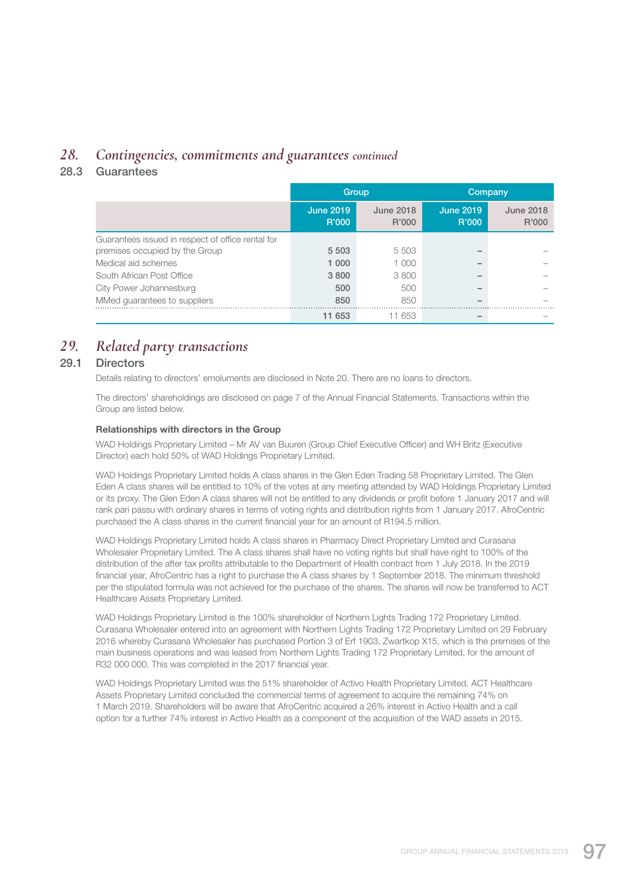## 28. *Contingencies, commitments and guarantees continued*

### 28.3 Guarantees

| | Group | | Company | |
|---|---|---|---|---|
| | June 2019 R'000 | June 2018 R'000 | June 2019 R'000 | June 2018 R'000 |
| Guarantees issued in respect of office rental for premises occupied by the Group | **5 503** | 5 503 | **–** | – |
| Medical aid schemes | **1 000** | 1 000 | **–** | – |
| South African Post Office | **3 800** | 3 800 | **–** | – |
| City Power Johannesburg | **500** | 500 | **–** | – |
| MMed guarantees to suppliers | **850** | 850 | **–** | – |
| | **11 653** | 11 653 | **–** | – |

## 29. *Related party transactions*

### 29.1 Directors

Details relating to directors' emoluments are disclosed in Note 20. There are no loans to directors.

The directors' shareholdings are disclosed on page 7 of the Annual Financial Statements. Transactions within the Group are listed below.

**Relationships with directors in the Group**

WAD Holdings Proprietary Limited – Mr AV van Buuren (Group Chief Executive Officer) and WH Britz (Executive Director) each hold 50% of WAD Holdings Proprietary Limited.

WAD Holdings Proprietary Limited holds A class shares in the Glen Eden Trading 58 Proprietary Limited. The Glen Eden A class shares will be entitled to 10% of the votes at any meeting attended by WAD Holdings Proprietary Limited or its proxy. The Glen Eden A class shares will not be entitled to any dividends or profit before 1 January 2017 and will rank pari passu with ordinary shares in terms of voting rights and distribution rights from 1 January 2017. AfroCentric purchased the A class shares in the current financial year for an amount of R194.5 million.

WAD Holdings Proprietary Limited holds A class shares in Pharmacy Direct Proprietary Limited and Curasana Wholesaler Proprietary Limited. The A class shares shall have no voting rights but shall have right to 100% of the distribution of the after tax profits attributable to the Department of Health contract from 1 July 2018. In the 2019 financial year, AfroCentric has a right to purchase the A class shares by 1 September 2018. The minimum threshold per the stipulated formula was not achieved for the purchase of the shares. The shares will now be transferred to ACT Healthcare Assets Proprietary Limited.

WAD Holdings Proprietary Limited is the 100% shareholder of Northern Lights Trading 172 Proprietary Limited. Curasana Wholesaler entered into an agreement with Northern Lights Trading 172 Proprietary Limited on 29 February 2016 whereby Curasana Wholesaler has purchased Portion 3 of Erf 1903, Zwartkop X15, which is the premises of the main business operations and was leased from Northern Lights Trading 172 Proprietary Limited, for the amount of R32 000 000. This was completed in the 2017 financial year.

WAD Holdings Proprietary Limited was the 51% shareholder of Activo Health Proprietary Limited. ACT Healthcare Assets Proprietary Limited concluded the commercial terms of agreement to acquire the remaining 74% on 1 March 2019. Shareholders will be aware that AfroCentric acquired a 26% interest in Activo Health and a call option for a further 74% interest in Activo Health as a component of the acquisition of the WAD assets in 2015.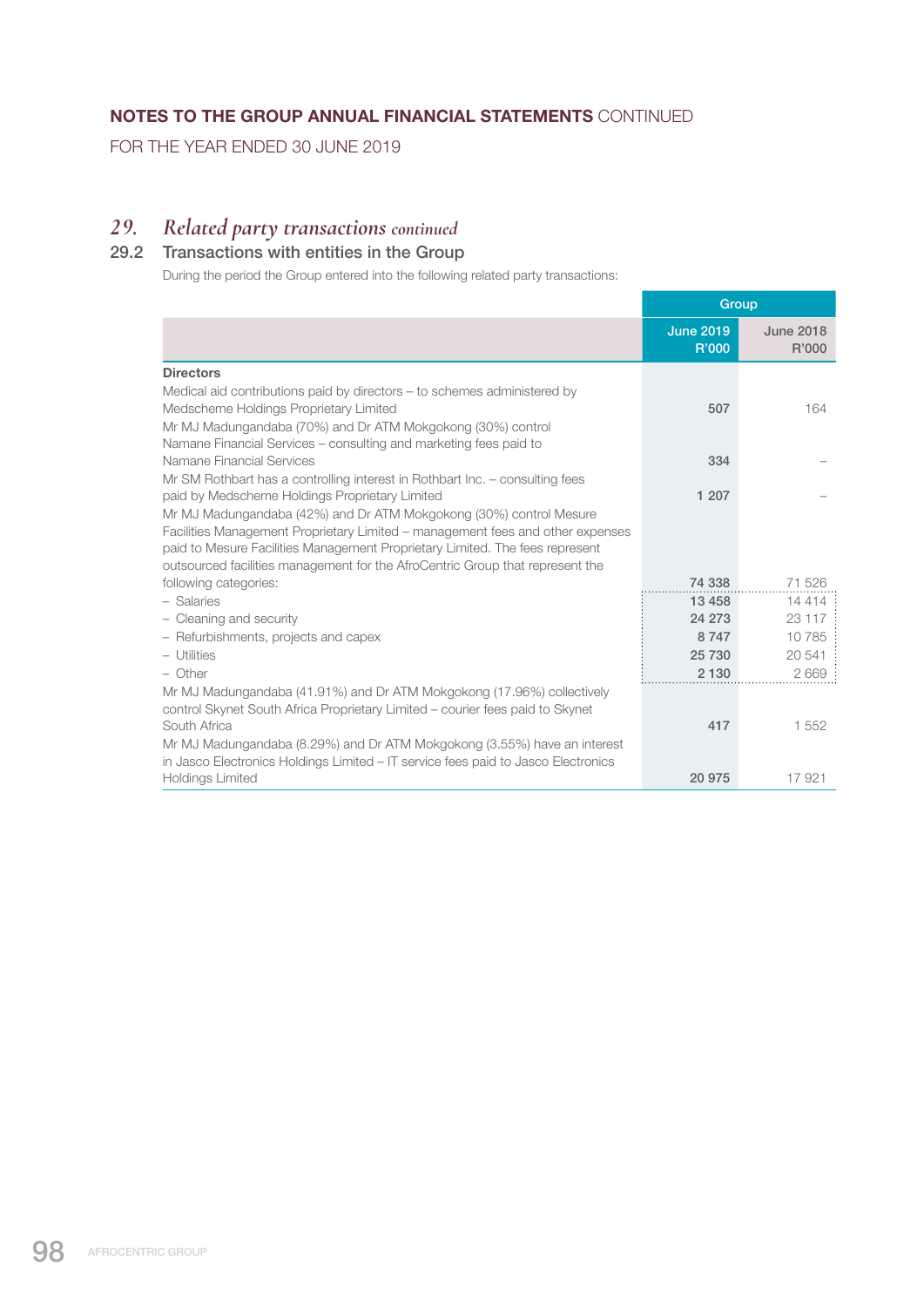## NOTES TO THE GROUP ANNUAL FINANCIAL STATEMENTS CONTINUED

FOR THE YEAR ENDED 30 JUNE 2019

# 29. *Related party transactions continued*

### 29.2 Transactions with entities in the Group

During the period the Group entered into the following related party transactions:

| | Group | |
|---|---|---|
| | June 2019 R'000 | June 2018 R'000 |
| **Directors** | | |
| Medical aid contributions paid by directors – to schemes administered by Medscheme Holdings Proprietary Limited | 507 | 164 |
| Mr MJ Madungandaba (70%) and Dr ATM Mokgokong (30%) control Namane Financial Services – consulting and marketing fees paid to Namane Financial Services | 334 | – |
| Mr SM Rothbart has a controlling interest in Rothbart Inc. – consulting fees paid by Medscheme Holdings Proprietary Limited | 1 207 | – |
| Mr MJ Madungandaba (42%) and Dr ATM Mokgokong (30%) control Mesure Facilities Management Proprietary Limited – management fees and other expenses paid to Mesure Facilities Management Proprietary Limited. The fees represent outsourced facilities management for the AfroCentric Group that represent the following categories: | 74 338 | 71 526 |
| – Salaries | 13 458 | 14 414 |
| – Cleaning and security | 24 273 | 23 117 |
| – Refurbishments, projects and capex | 8 747 | 10 785 |
| – Utilities | 25 730 | 20 541 |
| – Other | 2 130 | 2 669 |
| Mr MJ Madungandaba (41.91%) and Dr ATM Mokgokong (17.96%) collectively control Skynet South Africa Proprietary Limited – courier fees paid to Skynet South Africa | 417 | 1 552 |
| Mr MJ Madungandaba (8.29%) and Dr ATM Mokgokong (3.55%) have an interest in Jasco Electronics Holdings Limited – IT service fees paid to Jasco Electronics Holdings Limited | 20 975 | 17 921 |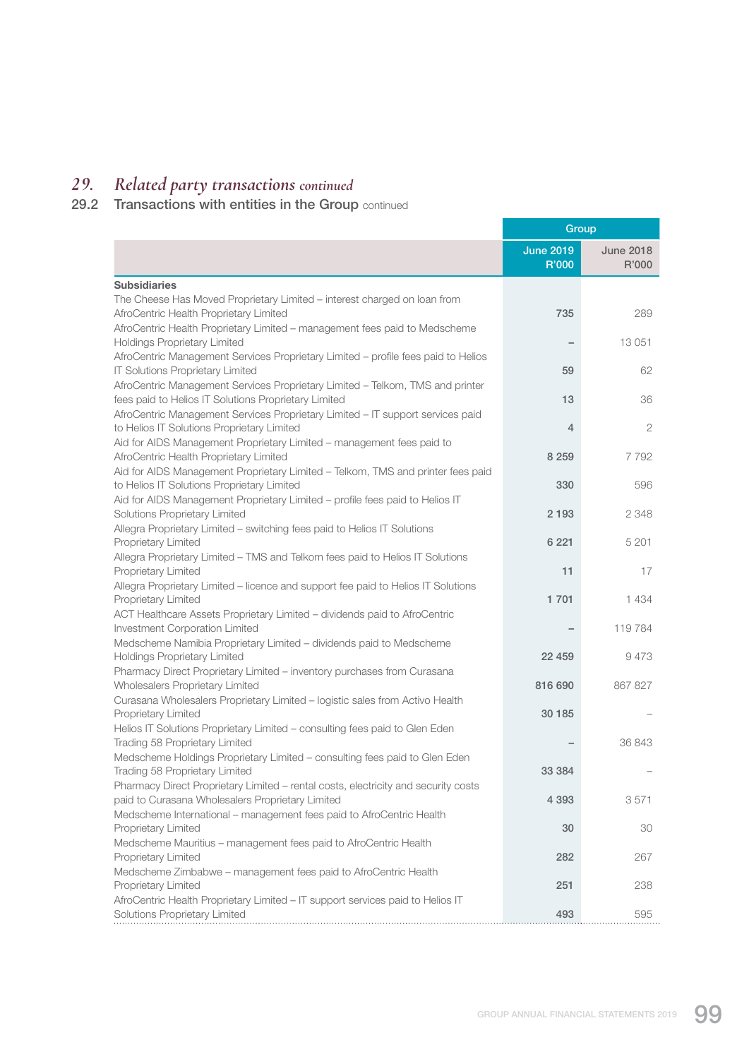## *29. Related party transactions continued*

### 29.2 Transactions with entities in the Group continued

| | Group | |
|---|---|---|
| | June 2019 R'000 | June 2018 R'000 |
| **Subsidiaries** | | |
| The Cheese Has Moved Proprietary Limited – interest charged on loan from AfroCentric Health Proprietary Limited | 735 | 289 |
| AfroCentric Health Proprietary Limited – management fees paid to Medscheme Holdings Proprietary Limited | – | 13 051 |
| AfroCentric Management Services Proprietary Limited – profile fees paid to Helios IT Solutions Proprietary Limited | 59 | 62 |
| AfroCentric Management Services Proprietary Limited – Telkom, TMS and printer fees paid to Helios IT Solutions Proprietary Limited | 13 | 36 |
| AfroCentric Management Services Proprietary Limited – IT support services paid to Helios IT Solutions Proprietary Limited | 4 | 2 |
| Aid for AIDS Management Proprietary Limited – management fees paid to AfroCentric Health Proprietary Limited | 8 259 | 7 792 |
| Aid for AIDS Management Proprietary Limited – Telkom, TMS and printer fees paid to Helios IT Solutions Proprietary Limited | 330 | 596 |
| Aid for AIDS Management Proprietary Limited – profile fees paid to Helios IT Solutions Proprietary Limited | 2 193 | 2 348 |
| Allegra Proprietary Limited – switching fees paid to Helios IT Solutions Proprietary Limited | 6 221 | 5 201 |
| Allegra Proprietary Limited – TMS and Telkom fees paid to Helios IT Solutions Proprietary Limited | 11 | 17 |
| Allegra Proprietary Limited – licence and support fee paid to Helios IT Solutions Proprietary Limited | 1 701 | 1 434 |
| ACT Healthcare Assets Proprietary Limited – dividends paid to AfroCentric Investment Corporation Limited | – | 119 784 |
| Medscheme Namibia Proprietary Limited – dividends paid to Medscheme Holdings Proprietary Limited | 22 459 | 9 473 |
| Pharmacy Direct Proprietary Limited – inventory purchases from Curasana Wholesalers Proprietary Limited | 816 690 | 867 827 |
| Curasana Wholesalers Proprietary Limited – logistic sales from Activo Health Proprietary Limited | 30 185 | – |
| Helios IT Solutions Proprietary Limited – consulting fees paid to Glen Eden Trading 58 Proprietary Limited | – | 36 843 |
| Medscheme Holdings Proprietary Limited – consulting fees paid to Glen Eden Trading 58 Proprietary Limited | 33 384 | – |
| Pharmacy Direct Proprietary Limited – rental costs, electricity and security costs paid to Curasana Wholesalers Proprietary Limited | 4 393 | 3 571 |
| Medscheme International – management fees paid to AfroCentric Health Proprietary Limited | 30 | 30 |
| Medscheme Mauritius – management fees paid to AfroCentric Health Proprietary Limited | 282 | 267 |
| Medscheme Zimbabwe – management fees paid to AfroCentric Health Proprietary Limited | 251 | 238 |
| AfroCentric Health Proprietary Limited – IT support services paid to Helios IT Solutions Proprietary Limited | 493 | 595 |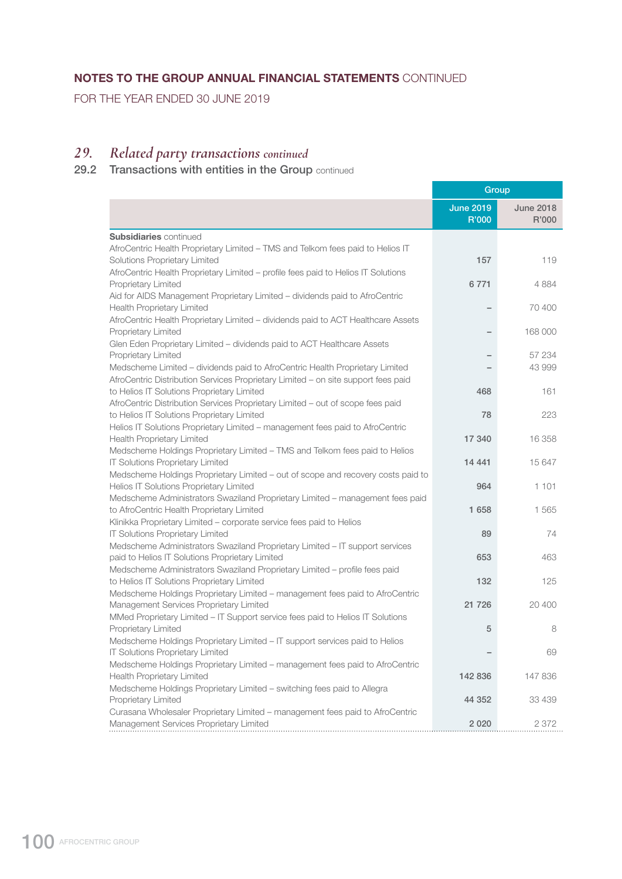## NOTES TO THE GROUP ANNUAL FINANCIAL STATEMENTS CONTINUED

FOR THE YEAR ENDED 30 JUNE 2019

# 29. *Related party transactions continued*

## 29.2 Transactions with entities in the Group continued

| | Group | |
|---|---|---|
| | June 2019 R'000 | June 2018 R'000 |
| **Subsidiaries** continued | | |
| AfroCentric Health Proprietary Limited – TMS and Telkom fees paid to Helios IT Solutions Proprietary Limited | 157 | 119 |
| AfroCentric Health Proprietary Limited – profile fees paid to Helios IT Solutions Proprietary Limited | 6 771 | 4 884 |
| Aid for AIDS Management Proprietary Limited – dividends paid to AfroCentric Health Proprietary Limited | – | 70 400 |
| AfroCentric Health Proprietary Limited – dividends paid to ACT Healthcare Assets Proprietary Limited | – | 168 000 |
| Glen Eden Proprietary Limited – dividends paid to ACT Healthcare Assets Proprietary Limited | – | 57 234 |
| Medscheme Limited – dividends paid to AfroCentric Health Proprietary Limited | – | 43 999 |
| AfroCentric Distribution Services Proprietary Limited – on site support fees paid to Helios IT Solutions Proprietary Limited | 468 | 161 |
| AfroCentric Distribution Services Proprietary Limited – out of scope fees paid to Helios IT Solutions Proprietary Limited | 78 | 223 |
| Helios IT Solutions Proprietary Limited – management fees paid to AfroCentric Health Proprietary Limited | 17 340 | 16 358 |
| Medscheme Holdings Proprietary Limited – TMS and Telkom fees paid to Helios IT Solutions Proprietary Limited | 14 441 | 15 647 |
| Medscheme Holdings Proprietary Limited – out of scope and recovery costs paid to Helios IT Solutions Proprietary Limited | 964 | 1 101 |
| Medscheme Administrators Swaziland Proprietary Limited – management fees paid to AfroCentric Health Proprietary Limited | 1 658 | 1 565 |
| Klinikka Proprietary Limited – corporate service fees paid to Helios IT Solutions Proprietary Limited | 89 | 74 |
| Medscheme Administrators Swaziland Proprietary Limited – IT support services paid to Helios IT Solutions Proprietary Limited | 653 | 463 |
| Medscheme Administrators Swaziland Proprietary Limited – profile fees paid to Helios IT Solutions Proprietary Limited | 132 | 125 |
| Medscheme Holdings Proprietary Limited – management fees paid to AfroCentric Management Services Proprietary Limited | 21 726 | 20 400 |
| MMed Proprietary Limited – IT Support service fees paid to Helios IT Solutions Proprietary Limited | 5 | 8 |
| Medscheme Holdings Proprietary Limited – IT support services paid to Helios IT Solutions Proprietary Limited | – | 69 |
| Medscheme Holdings Proprietary Limited – management fees paid to AfroCentric Health Proprietary Limited | 142 836 | 147 836 |
| Medscheme Holdings Proprietary Limited – switching fees paid to Allegra Proprietary Limited | 44 352 | 33 439 |
| Curasana Wholesaler Proprietary Limited – management fees paid to AfroCentric Management Services Proprietary Limited | 2 020 | 2 372 |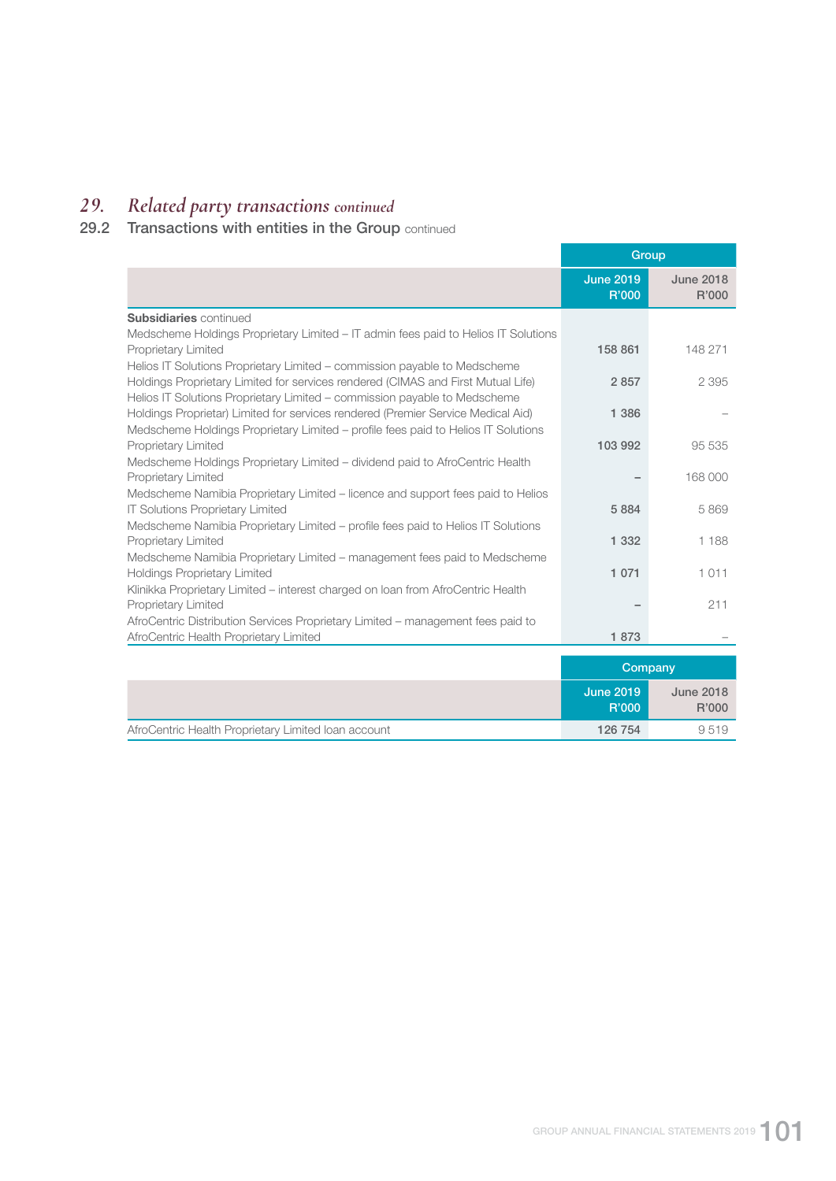## 29. *Related party transactions continued*

### 29.2 Transactions with entities in the Group continued

| | Group | |
|---|---|---|
| | June 2019 R'000 | June 2018 R'000 |
| **Subsidiaries** continued | | |
| Medscheme Holdings Proprietary Limited – IT admin fees paid to Helios IT Solutions Proprietary Limited | 158 861 | 148 271 |
| Helios IT Solutions Proprietary Limited – commission payable to Medscheme Holdings Proprietary Limited for services rendered (CIMAS and First Mutual Life) | 2 857 | 2 395 |
| Helios IT Solutions Proprietary Limited – commission payable to Medscheme Holdings Proprietar) Limited for services rendered (Premier Service Medical Aid) | 1 386 | – |
| Medscheme Holdings Proprietary Limited – profile fees paid to Helios IT Solutions Proprietary Limited | 103 992 | 95 535 |
| Medscheme Holdings Proprietary Limited – dividend paid to AfroCentric Health Proprietary Limited | – | 168 000 |
| Medscheme Namibia Proprietary Limited – licence and support fees paid to Helios IT Solutions Proprietary Limited | 5 884 | 5 869 |
| Medscheme Namibia Proprietary Limited – profile fees paid to Helios IT Solutions Proprietary Limited | 1 332 | 1 188 |
| Medscheme Namibia Proprietary Limited – management fees paid to Medscheme Holdings Proprietary Limited | 1 071 | 1 011 |
| Klinikka Proprietary Limited – interest charged on loan from AfroCentric Health Proprietary Limited | – | 211 |
| AfroCentric Distribution Services Proprietary Limited – management fees paid to AfroCentric Health Proprietary Limited | 1 873 | – |

| | Company | |
|---|---|---|
| | June 2019 R'000 | June 2018 R'000 |
| AfroCentric Health Proprietary Limited loan account | 126 754 | 9 519 |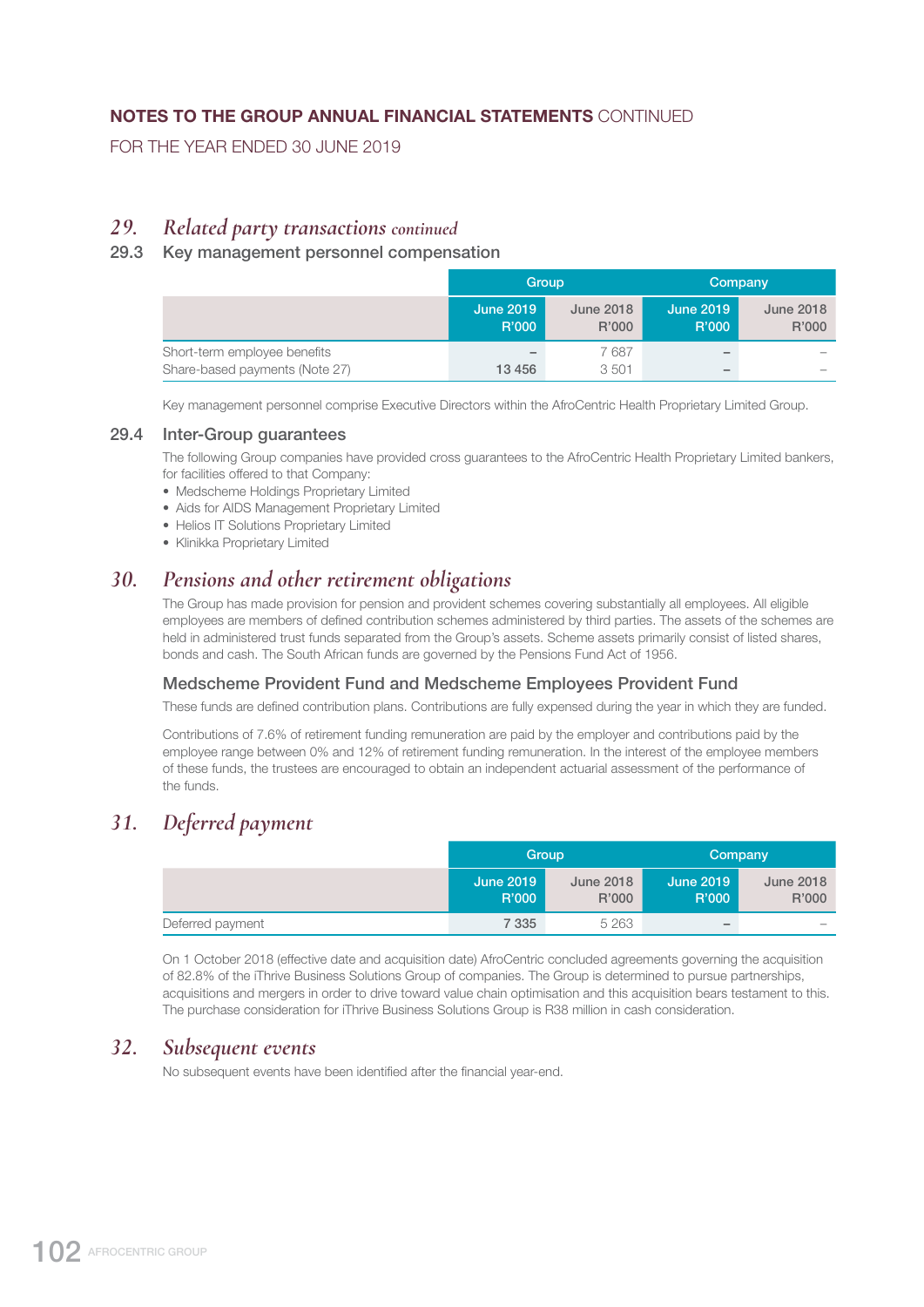## NOTES TO THE GROUP ANNUAL FINANCIAL STATEMENTS CONTINUED

FOR THE YEAR ENDED 30 JUNE 2019

## 29. *Related party transactions continued*

### 29.3 Key management personnel compensation

| | Group | | Company | |
|---|---|---|---|---|
| | June 2019 R'000 | June 2018 R'000 | June 2019 R'000 | June 2018 R'000 |
| Short-term employee benefits | – | 7 687 | – | – |
| Share-based payments (Note 27) | 13 456 | 3 501 | – | – |

Key management personnel comprise Executive Directors within the AfroCentric Health Proprietary Limited Group.

### 29.4 Inter-Group guarantees

The following Group companies have provided cross guarantees to the AfroCentric Health Proprietary Limited bankers, for facilities offered to that Company:

- Medscheme Holdings Proprietary Limited
- Aids for AIDS Management Proprietary Limited
- Helios IT Solutions Proprietary Limited
- Klinikka Proprietary Limited

## 30. *Pensions and other retirement obligations*

The Group has made provision for pension and provident schemes covering substantially all employees. All eligible employees are members of defined contribution schemes administered by third parties. The assets of the schemes are held in administered trust funds separated from the Group's assets. Scheme assets primarily consist of listed shares, bonds and cash. The South African funds are governed by the Pensions Fund Act of 1956.

### Medscheme Provident Fund and Medscheme Employees Provident Fund

These funds are defined contribution plans. Contributions are fully expensed during the year in which they are funded.

Contributions of 7.6% of retirement funding remuneration are paid by the employer and contributions paid by the employee range between 0% and 12% of retirement funding remuneration. In the interest of the employee members of these funds, the trustees are encouraged to obtain an independent actuarial assessment of the performance of the funds.

## 31. *Deferred payment*

| | Group | | Company | |
|---|---|---|---|---|
| | June 2019 R'000 | June 2018 R'000 | June 2019 R'000 | June 2018 R'000 |
| Deferred payment | 7 335 | 5 263 | – | – |

On 1 October 2018 (effective date and acquisition date) AfroCentric concluded agreements governing the acquisition of 82.8% of the iThrive Business Solutions Group of companies. The Group is determined to pursue partnerships, acquisitions and mergers in order to drive toward value chain optimisation and this acquisition bears testament to this. The purchase consideration for iThrive Business Solutions Group is R38 million in cash consideration.

## 32. *Subsequent events*

No subsequent events have been identified after the financial year-end.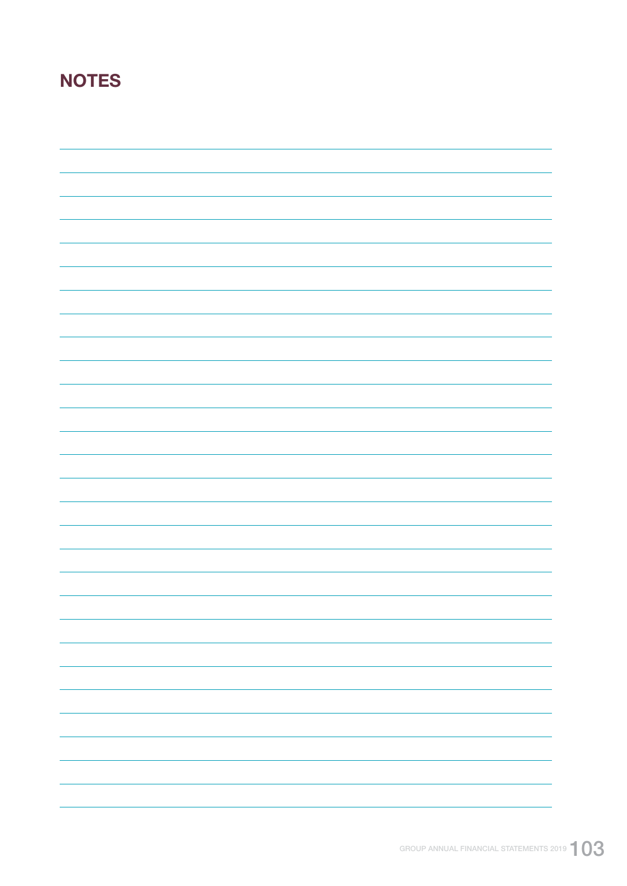# NOTES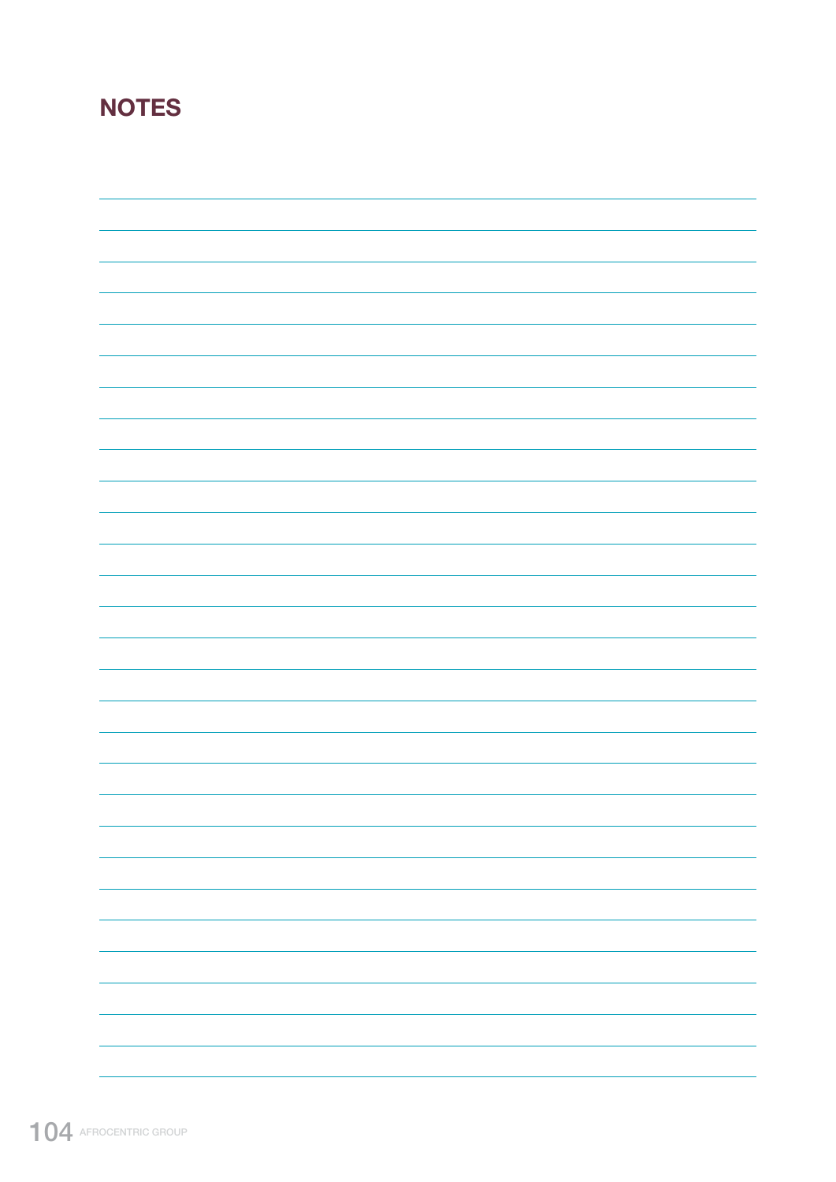## NOTES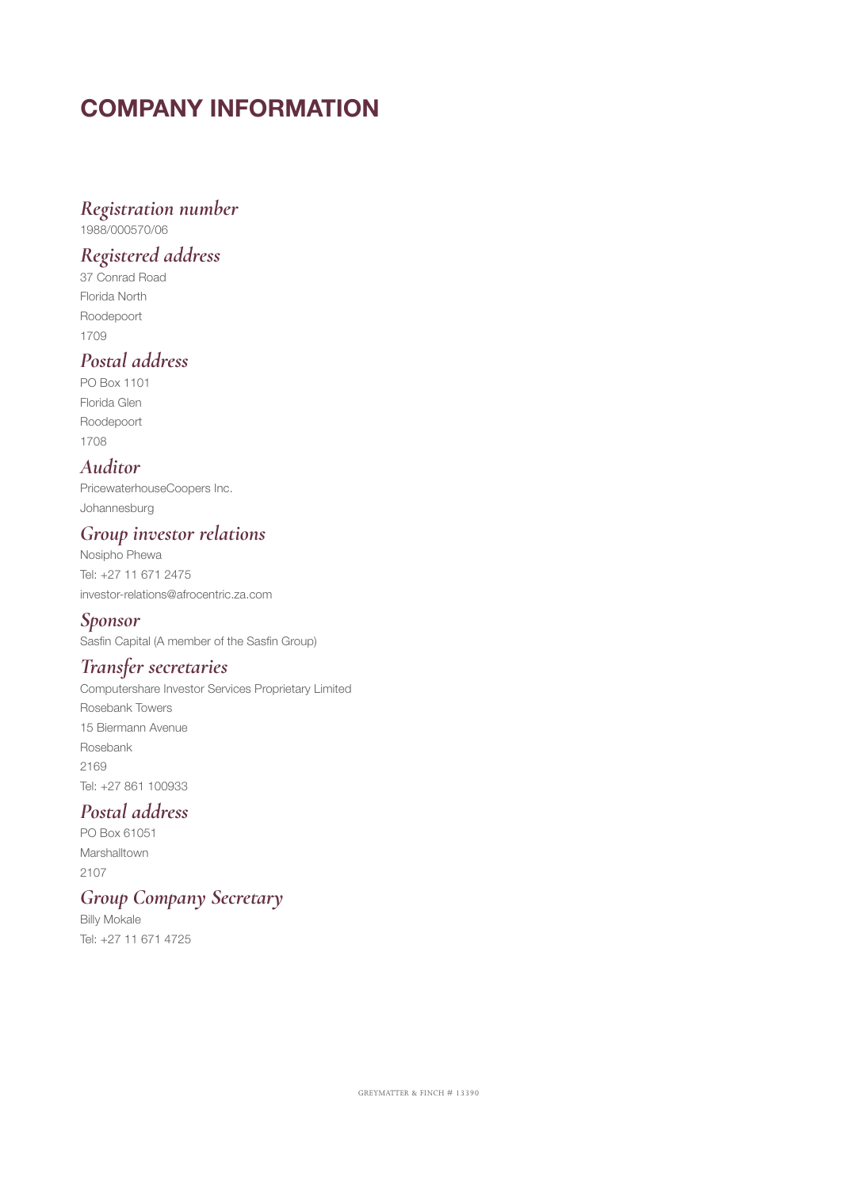# COMPANY INFORMATION

### *Registration number*
1988/000570/06

### *Registered address*
37 Conrad Road
Florida North
Roodepoort
1709

### *Postal address*
PO Box 1101
Florida Glen
Roodepoort
1708

### *Auditor*
PricewaterhouseCoopers Inc.
Johannesburg

### *Group investor relations*
Nosipho Phewa
Tel: +27 11 671 2475
investor-relations@afrocentric.za.com

### *Sponsor*
Sasfin Capital (A member of the Sasfin Group)

### *Transfer secretaries*
Computershare Investor Services Proprietary Limited
Rosebank Towers
15 Biermann Avenue
Rosebank
2169
Tel: +27 861 100933

### *Postal address*
PO Box 61051
Marshalltown
2107

### *Group Company Secretary*
Billy Mokale
Tel: +27 11 671 4725

GREYMATTER & FINCH # 13390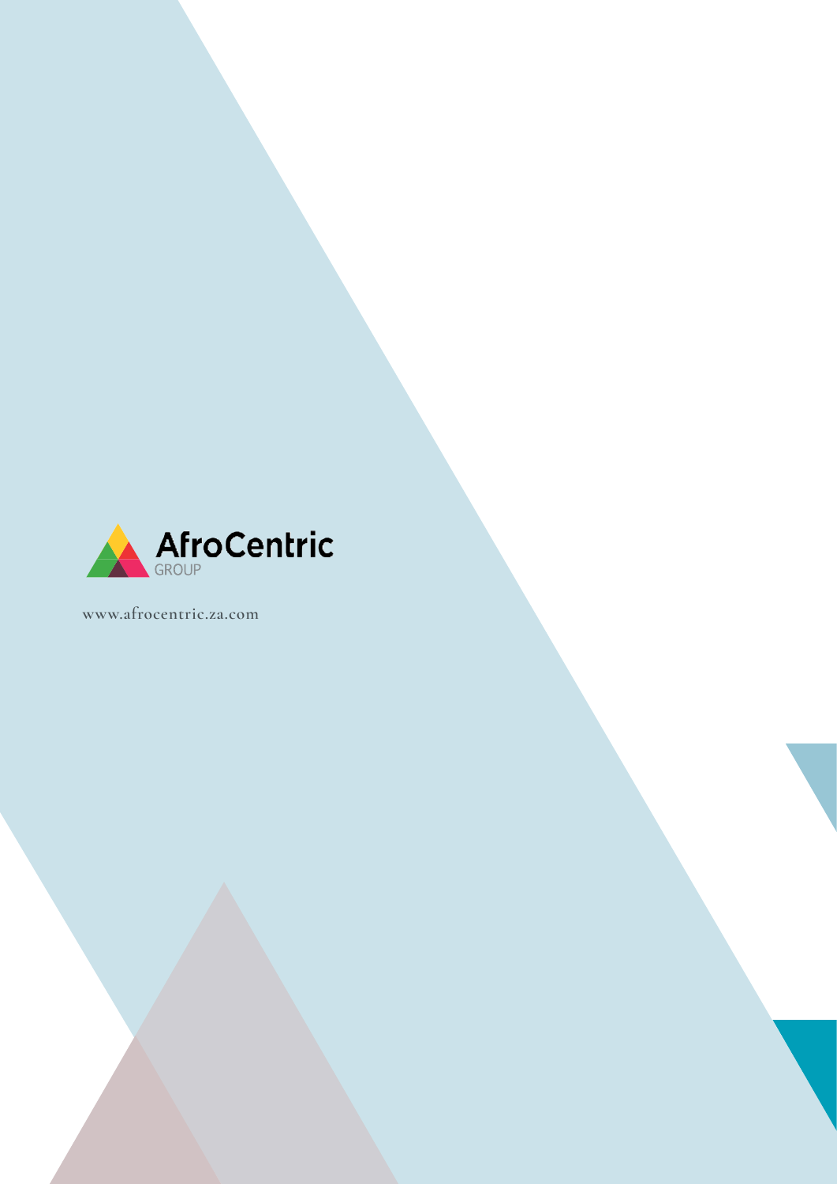AfroCentric
GROUP

www.afrocentric.za.com